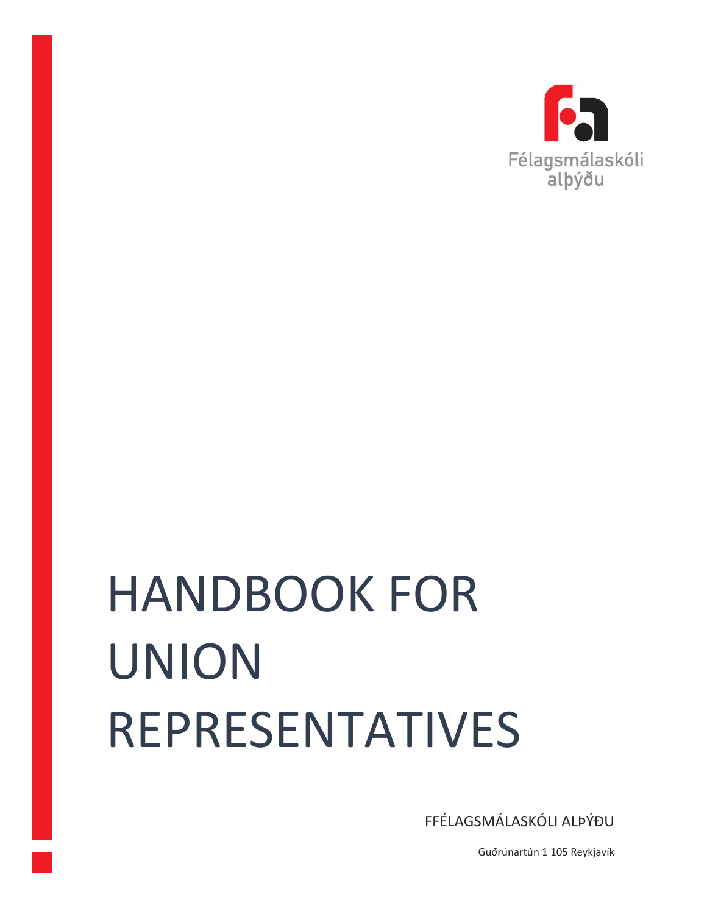Félagsmálaskóli alþýðu

# HANDBOOK FOR UNION REPRESENTATIVES

FFÉLAGSMÁLASKÓLI ALÞÝÐU

Guðrúnartún 1 105 Reykjavík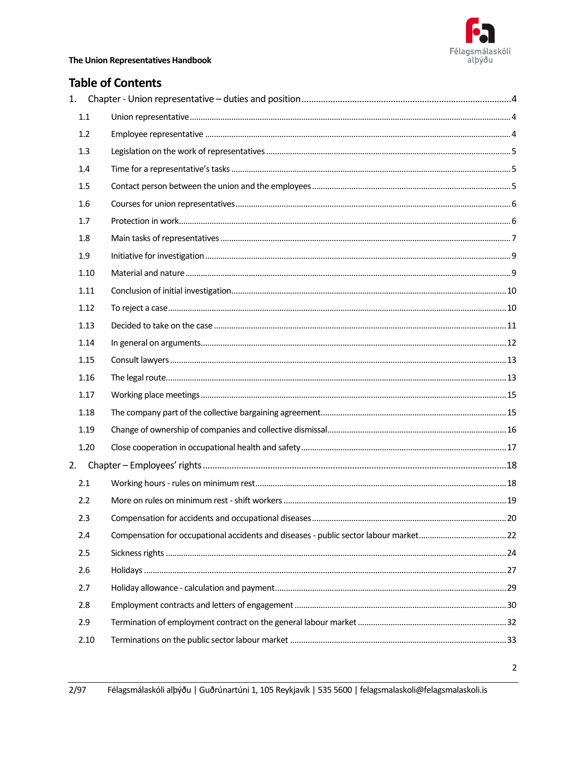## Table of Contents

1. Chapter - Union representative – duties and position ..... 4
   - 1.1 Union representative ..... 4
   - 1.2 Employee representative ..... 4
   - 1.3 Legislation on the work of representatives ..... 5
   - 1.4 Time for a representative's tasks ..... 5
   - 1.5 Contact person between the union and the employees ..... 5
   - 1.6 Courses for union representatives ..... 6
   - 1.7 Protection in work ..... 6
   - 1.8 Main tasks of representatives ..... 7
   - 1.9 Initiative for investigation ..... 9
   - 1.10 Material and nature ..... 9
   - 1.11 Conclusion of initial investigation ..... 10
   - 1.12 To reject a case ..... 10
   - 1.13 Decided to take on the case ..... 11
   - 1.14 In general on arguments ..... 12
   - 1.15 Consult lawyers ..... 13
   - 1.16 The legal route ..... 13
   - 1.17 Working place meetings ..... 15
   - 1.18 The company part of the collective bargaining agreement ..... 15
   - 1.19 Change of ownership of companies and collective dismissal ..... 16
   - 1.20 Close cooperation in occupational health and safety ..... 17
2. Chapter – Employees' rights ..... 18
   - 2.1 Working hours - rules on minimum rest ..... 18
   - 2.2 More on rules on minimum rest - shift workers ..... 19
   - 2.3 Compensation for accidents and occupational diseases ..... 20
   - 2.4 Compensation for occupational accidents and diseases - public sector labour market ..... 22
   - 2.5 Sickness rights ..... 24
   - 2.6 Holidays ..... 27
   - 2.7 Holiday allowance - calculation and payment ..... 29
   - 2.8 Employment contracts and letters of engagement ..... 30
   - 2.9 Termination of employment contract on the general labour market ..... 32
   - 2.10 Terminations on the public sector labour market ..... 33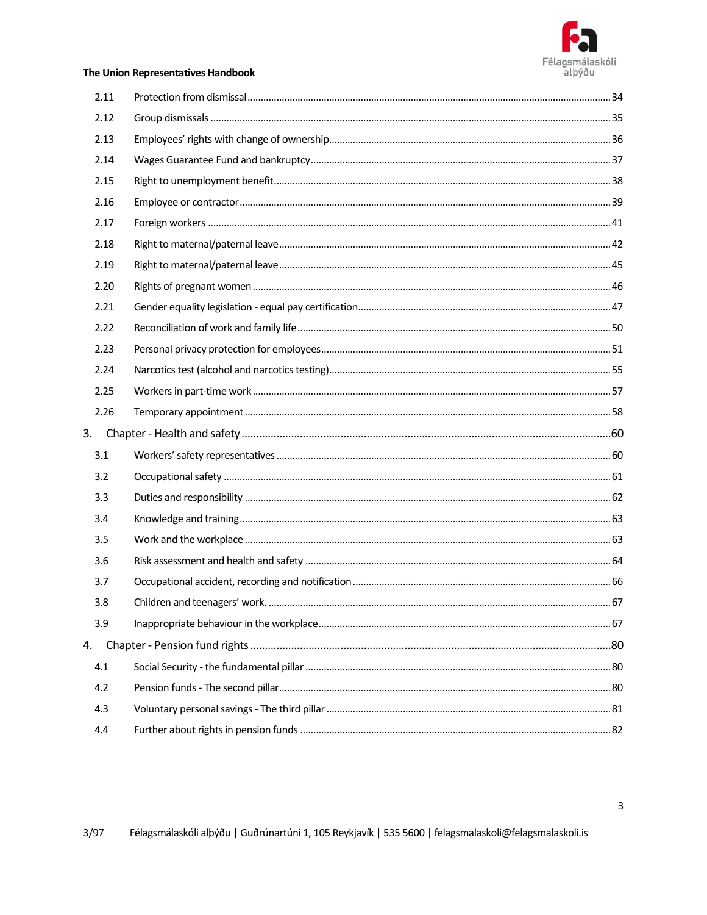| | | |
|---|---|---|
| 2.11 | Protection from dismissal | 34 |
| 2.12 | Group dismissals | 35 |
| 2.13 | Employees' rights with change of ownership | 36 |
| 2.14 | Wages Guarantee Fund and bankruptcy | 37 |
| 2.15 | Right to unemployment benefit | 38 |
| 2.16 | Employee or contractor | 39 |
| 2.17 | Foreign workers | 41 |
| 2.18 | Right to maternal/paternal leave | 42 |
| 2.19 | Right to maternal/paternal leave | 45 |
| 2.20 | Rights of pregnant women | 46 |
| 2.21 | Gender equality legislation - equal pay certification | 47 |
| 2.22 | Reconciliation of work and family life | 50 |
| 2.23 | Personal privacy protection for employees | 51 |
| 2.24 | Narcotics test (alcohol and narcotics testing) | 55 |
| 2.25 | Workers in part-time work | 57 |
| 2.26 | Temporary appointment | 58 |
| 3. | Chapter - Health and safety | 60 |
| 3.1 | Workers' safety representatives | 60 |
| 3.2 | Occupational safety | 61 |
| 3.3 | Duties and responsibility | 62 |
| 3.4 | Knowledge and training | 63 |
| 3.5 | Work and the workplace | 63 |
| 3.6 | Risk assessment and health and safety | 64 |
| 3.7 | Occupational accident, recording and notification | 66 |
| 3.8 | Children and teenagers' work. | 67 |
| 3.9 | Inappropriate behaviour in the workplace | 67 |
| 4. | Chapter - Pension fund rights | 80 |
| 4.1 | Social Security - the fundamental pillar | 80 |
| 4.2 | Pension funds - The second pillar | 80 |
| 4.3 | Voluntary personal savings - The third pillar | 81 |
| 4.4 | Further about rights in pension funds | 82 |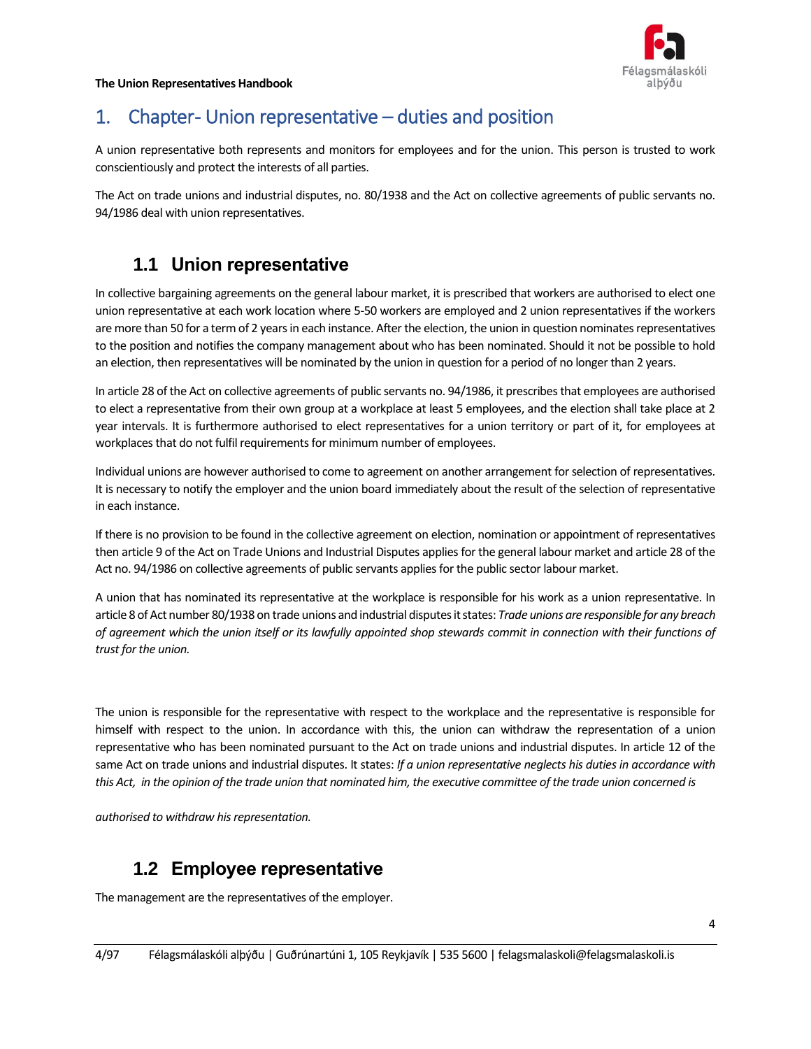# 1. Chapter- Union representative – duties and position

A union representative both represents and monitors for employees and for the union. This person is trusted to work conscientiously and protect the interests of all parties.

The Act on trade unions and industrial disputes, no. 80/1938 and the Act on collective agreements of public servants no. 94/1986 deal with union representatives.

## 1.1 Union representative

In collective bargaining agreements on the general labour market, it is prescribed that workers are authorised to elect one union representative at each work location where 5-50 workers are employed and 2 union representatives if the workers are more than 50 for a term of 2 years in each instance. After the election, the union in question nominates representatives to the position and notifies the company management about who has been nominated. Should it not be possible to hold an election, then representatives will be nominated by the union in question for a period of no longer than 2 years.

In article 28 of the Act on collective agreements of public servants no. 94/1986, it prescribes that employees are authorised to elect a representative from their own group at a workplace at least 5 employees, and the election shall take place at 2 year intervals. It is furthermore authorised to elect representatives for a union territory or part of it, for employees at workplaces that do not fulfil requirements for minimum number of employees.

Individual unions are however authorised to come to agreement on another arrangement for selection of representatives. It is necessary to notify the employer and the union board immediately about the result of the selection of representative in each instance.

If there is no provision to be found in the collective agreement on election, nomination or appointment of representatives then article 9 of the Act on Trade Unions and Industrial Disputes applies for the general labour market and article 28 of the Act no. 94/1986 on collective agreements of public servants applies for the public sector labour market.

A union that has nominated its representative at the workplace is responsible for his work as a union representative. In article 8 of Act number 80/1938 on trade unions and industrial disputes it states: *Trade unions are responsible for any breach of agreement which the union itself or its lawfully appointed shop stewards commit in connection with their functions of trust for the union.*

The union is responsible for the representative with respect to the workplace and the representative is responsible for himself with respect to the union. In accordance with this, the union can withdraw the representation of a union representative who has been nominated pursuant to the Act on trade unions and industrial disputes. In article 12 of the same Act on trade unions and industrial disputes. It states: *If a union representative neglects his duties in accordance with this Act, in the opinion of the trade union that nominated him, the executive committee of the trade union concerned is authorised to withdraw his representation.*

## 1.2 Employee representative

The management are the representatives of the employer.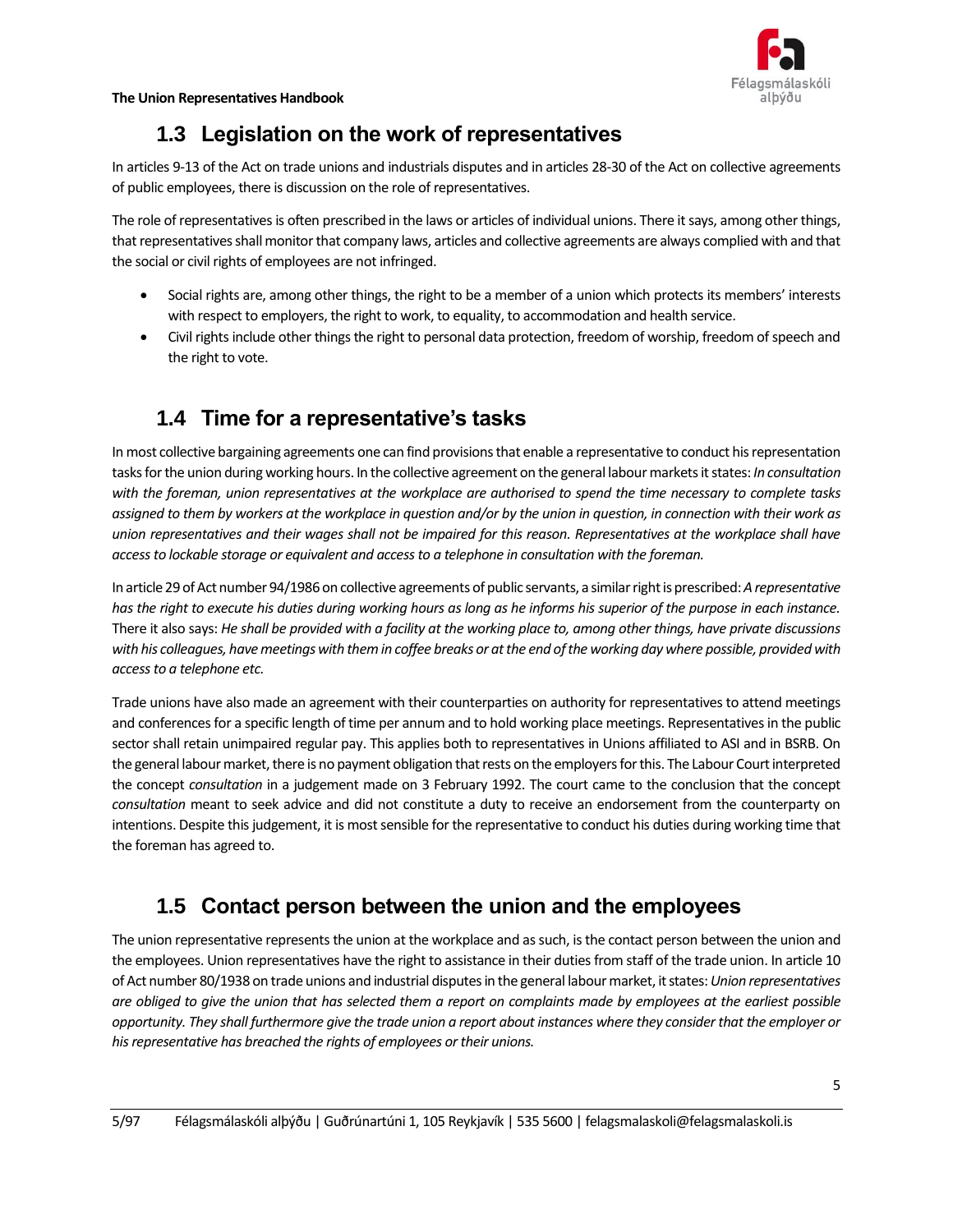## 1.3 Legislation on the work of representatives

In articles 9-13 of the Act on trade unions and industrials disputes and in articles 28-30 of the Act on collective agreements of public employees, there is discussion on the role of representatives.

The role of representatives is often prescribed in the laws or articles of individual unions. There it says, among other things, that representatives shall monitor that company laws, articles and collective agreements are always complied with and that the social or civil rights of employees are not infringed.

- Social rights are, among other things, the right to be a member of a union which protects its members' interests with respect to employers, the right to work, to equality, to accommodation and health service.
- Civil rights include other things the right to personal data protection, freedom of worship, freedom of speech and the right to vote.

## 1.4 Time for a representative's tasks

In most collective bargaining agreements one can find provisions that enable a representative to conduct his representation tasks for the union during working hours. In the collective agreement on the general labour markets it states: *In consultation with the foreman, union representatives at the workplace are authorised to spend the time necessary to complete tasks assigned to them by workers at the workplace in question and/or by the union in question, in connection with their work as union representatives and their wages shall not be impaired for this reason. Representatives at the workplace shall have access to lockable storage or equivalent and access to a telephone in consultation with the foreman.*

In article 29 of Act number 94/1986 on collective agreements of public servants, a similar right is prescribed: *A representative has the right to execute his duties during working hours as long as he informs his superior of the purpose in each instance.* There it also says: *He shall be provided with a facility at the working place to, among other things, have private discussions with his colleagues, have meetings with them in coffee breaks or at the end of the working day where possible, provided with access to a telephone etc.*

Trade unions have also made an agreement with their counterparties on authority for representatives to attend meetings and conferences for a specific length of time per annum and to hold working place meetings. Representatives in the public sector shall retain unimpaired regular pay. This applies both to representatives in Unions affiliated to ASI and in BSRB. On the general labour market, there is no payment obligation that rests on the employers for this. The Labour Court interpreted the concept *consultation* in a judgement made on 3 February 1992. The court came to the conclusion that the concept *consultation* meant to seek advice and did not constitute a duty to receive an endorsement from the counterparty on intentions. Despite this judgement, it is most sensible for the representative to conduct his duties during working time that the foreman has agreed to.

## 1.5 Contact person between the union and the employees

The union representative represents the union at the workplace and as such, is the contact person between the union and the employees. Union representatives have the right to assistance in their duties from staff of the trade union. In article 10 of Act number 80/1938 on trade unions and industrial disputes in the general labour market, it states: *Union representatives are obliged to give the union that has selected them a report on complaints made by employees at the earliest possible opportunity. They shall furthermore give the trade union a report about instances where they consider that the employer or his representative has breached the rights of employees or their unions.*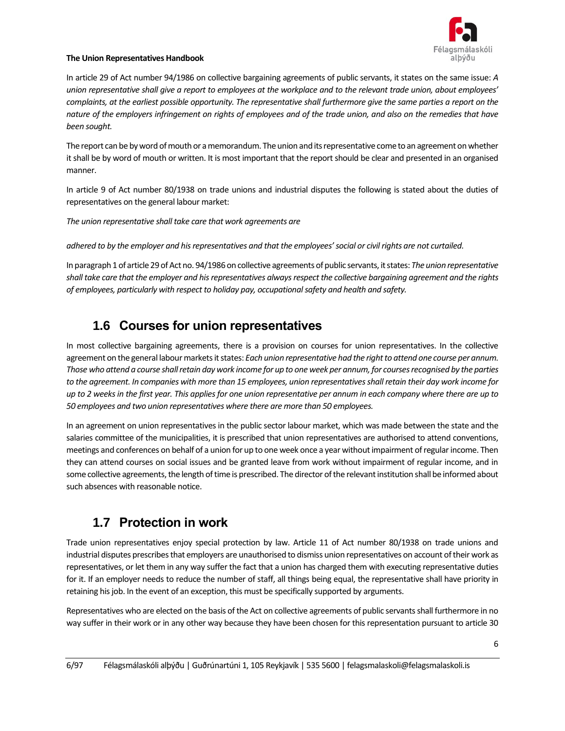In article 29 of Act number 94/1986 on collective bargaining agreements of public servants, it states on the same issue: *A union representative shall give a report to employees at the workplace and to the relevant trade union, about employees' complaints, at the earliest possible opportunity. The representative shall furthermore give the same parties a report on the nature of the employers infringement on rights of employees and of the trade union, and also on the remedies that have been sought.*

The report can be by word of mouth or a memorandum. The union and its representative come to an agreement on whether it shall be by word of mouth or written. It is most important that the report should be clear and presented in an organised manner.

In article 9 of Act number 80/1938 on trade unions and industrial disputes the following is stated about the duties of representatives on the general labour market:

*The union representative shall take care that work agreements are*

*adhered to by the employer and his representatives and that the employees' social or civil rights are not curtailed.*

In paragraph 1 of article 29 of Act no. 94/1986 on collective agreements of public servants, it states: *The union representative shall take care that the employer and his representatives always respect the collective bargaining agreement and the rights of employees, particularly with respect to holiday pay, occupational safety and health and safety.*

## 1.6 Courses for union representatives

In most collective bargaining agreements, there is a provision on courses for union representatives. In the collective agreement on the general labour markets it states: *Each union representative had the right to attend one course per annum. Those who attend a course shall retain day work income for up to one week per annum, for courses recognised by the parties to the agreement. In companies with more than 15 employees, union representatives shall retain their day work income for up to 2 weeks in the first year. This applies for one union representative per annum in each company where there are up to 50 employees and two union representatives where there are more than 50 employees.*

In an agreement on union representatives in the public sector labour market, which was made between the state and the salaries committee of the municipalities, it is prescribed that union representatives are authorised to attend conventions, meetings and conferences on behalf of a union for up to one week once a year without impairment of regular income. Then they can attend courses on social issues and be granted leave from work without impairment of regular income, and in some collective agreements, the length of time is prescribed. The director of the relevant institution shall be informed about such absences with reasonable notice.

## 1.7 Protection in work

Trade union representatives enjoy special protection by law. Article 11 of Act number 80/1938 on trade unions and industrial disputes prescribes that employers are unauthorised to dismiss union representatives on account of their work as representatives, or let them in any way suffer the fact that a union has charged them with executing representative duties for it. If an employer needs to reduce the number of staff, all things being equal, the representative shall have priority in retaining his job. In the event of an exception, this must be specifically supported by arguments.

Representatives who are elected on the basis of the Act on collective agreements of public servants shall furthermore in no way suffer in their work or in any other way because they have been chosen for this representation pursuant to article 30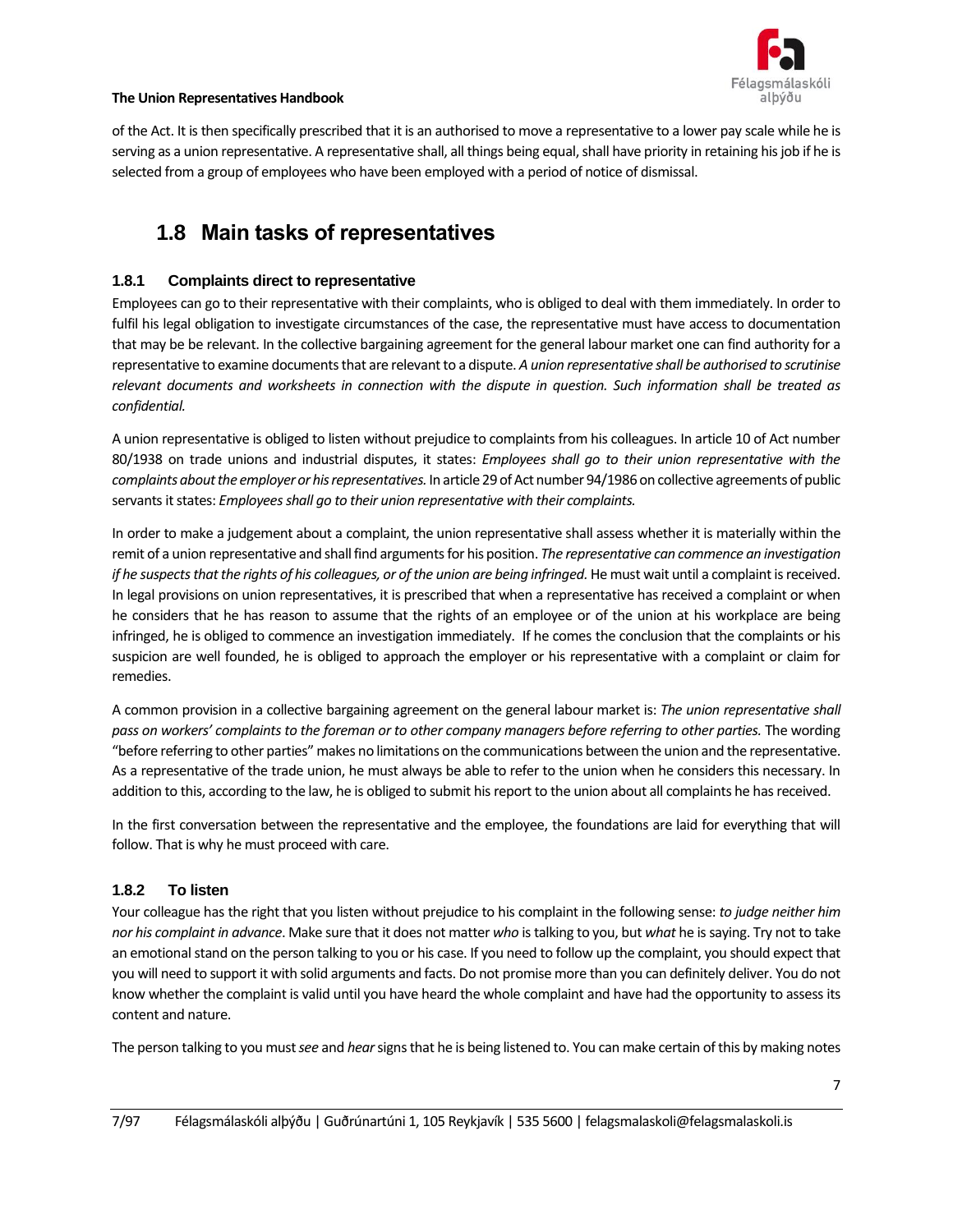of the Act. It is then specifically prescribed that it is an authorised to move a representative to a lower pay scale while he is serving as a union representative. A representative shall, all things being equal, shall have priority in retaining his job if he is selected from a group of employees who have been employed with a period of notice of dismissal.

## 1.8 Main tasks of representatives

### 1.8.1 Complaints direct to representative

Employees can go to their representative with their complaints, who is obliged to deal with them immediately. In order to fulfil his legal obligation to investigate circumstances of the case, the representative must have access to documentation that may be be relevant. In the collective bargaining agreement for the general labour market one can find authority for a representative to examine documents that are relevant to a dispute. *A union representative shall be authorised to scrutinise relevant documents and worksheets in connection with the dispute in question. Such information shall be treated as confidential.*

A union representative is obliged to listen without prejudice to complaints from his colleagues. In article 10 of Act number 80/1938 on trade unions and industrial disputes, it states: *Employees shall go to their union representative with the complaints about the employer or his representatives.* In article 29 of Act number 94/1986 on collective agreements of public servants it states: *Employees shall go to their union representative with their complaints.*

In order to make a judgement about a complaint, the union representative shall assess whether it is materially within the remit of a union representative and shall find arguments for his position. *The representative can commence an investigation if he suspects that the rights of his colleagues, or of the union are being infringed.* He must wait until a complaint is received. In legal provisions on union representatives, it is prescribed that when a representative has received a complaint or when he considers that he has reason to assume that the rights of an employee or of the union at his workplace are being infringed, he is obliged to commence an investigation immediately. If he comes the conclusion that the complaints or his suspicion are well founded, he is obliged to approach the employer or his representative with a complaint or claim for remedies.

A common provision in a collective bargaining agreement on the general labour market is: *The union representative shall pass on workers' complaints to the foreman or to other company managers before referring to other parties.* The wording "before referring to other parties" makes no limitations on the communications between the union and the representative. As a representative of the trade union, he must always be able to refer to the union when he considers this necessary. In addition to this, according to the law, he is obliged to submit his report to the union about all complaints he has received.

In the first conversation between the representative and the employee, the foundations are laid for everything that will follow. That is why he must proceed with care.

### 1.8.2 To listen

Your colleague has the right that you listen without prejudice to his complaint in the following sense: *to judge neither him nor his complaint in advance*. Make sure that it does not matter *who* is talking to you, but *what* he is saying. Try not to take an emotional stand on the person talking to you or his case. If you need to follow up the complaint, you should expect that you will need to support it with solid arguments and facts. Do not promise more than you can definitely deliver. You do not know whether the complaint is valid until you have heard the whole complaint and have had the opportunity to assess its content and nature.

The person talking to you must *see* and *hear* signs that he is being listened to. You can make certain of this by making notes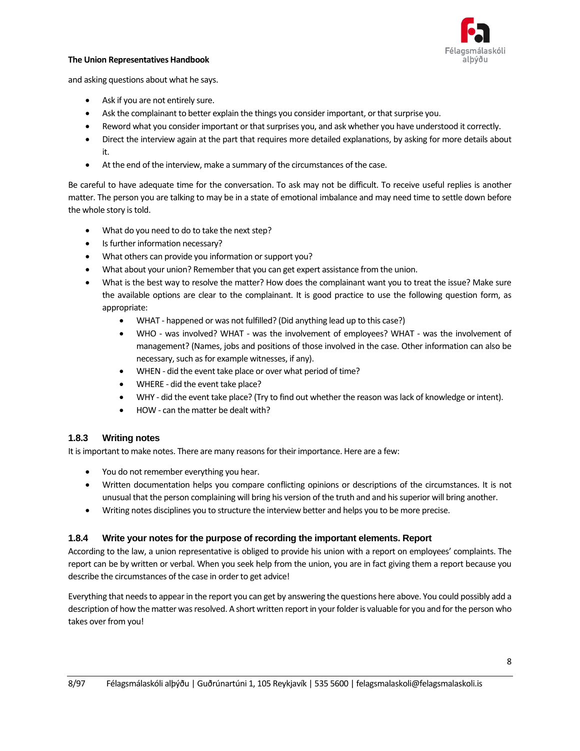and asking questions about what he says.

- Ask if you are not entirely sure.
- Ask the complainant to better explain the things you consider important, or that surprise you.
- Reword what you consider important or that surprises you, and ask whether you have understood it correctly.
- Direct the interview again at the part that requires more detailed explanations, by asking for more details about it.
- At the end of the interview, make a summary of the circumstances of the case.

Be careful to have adequate time for the conversation. To ask may not be difficult. To receive useful replies is another matter. The person you are talking to may be in a state of emotional imbalance and may need time to settle down before the whole story is told.

- What do you need to do to take the next step?
- Is further information necessary?
- What others can provide you information or support you?
- What about your union? Remember that you can get expert assistance from the union.
- What is the best way to resolve the matter? How does the complainant want you to treat the issue? Make sure the available options are clear to the complainant. It is good practice to use the following question form, as appropriate:
  - WHAT - happened or was not fulfilled? (Did anything lead up to this case?)
  - WHO - was involved? WHAT - was the involvement of employees? WHAT - was the involvement of management? (Names, jobs and positions of those involved in the case. Other information can also be necessary, such as for example witnesses, if any).
  - WHEN - did the event take place or over what period of time?
  - WHERE - did the event take place?
  - WHY - did the event take place? (Try to find out whether the reason was lack of knowledge or intent).
  - HOW - can the matter be dealt with?

### 1.8.3 Writing notes

It is important to make notes. There are many reasons for their importance. Here are a few:

- You do not remember everything you hear.
- Written documentation helps you compare conflicting opinions or descriptions of the circumstances. It is not unusual that the person complaining will bring his version of the truth and and his superior will bring another.
- Writing notes disciplines you to structure the interview better and helps you to be more precise.

### 1.8.4 Write your notes for the purpose of recording the important elements. Report

According to the law, a union representative is obliged to provide his union with a report on employees' complaints. The report can be by written or verbal. When you seek help from the union, you are in fact giving them a report because you describe the circumstances of the case in order to get advice!

Everything that needs to appear in the report you can get by answering the questions here above. You could possibly add a description of how the matter was resolved. A short written report in your folder is valuable for you and for the person who takes over from you!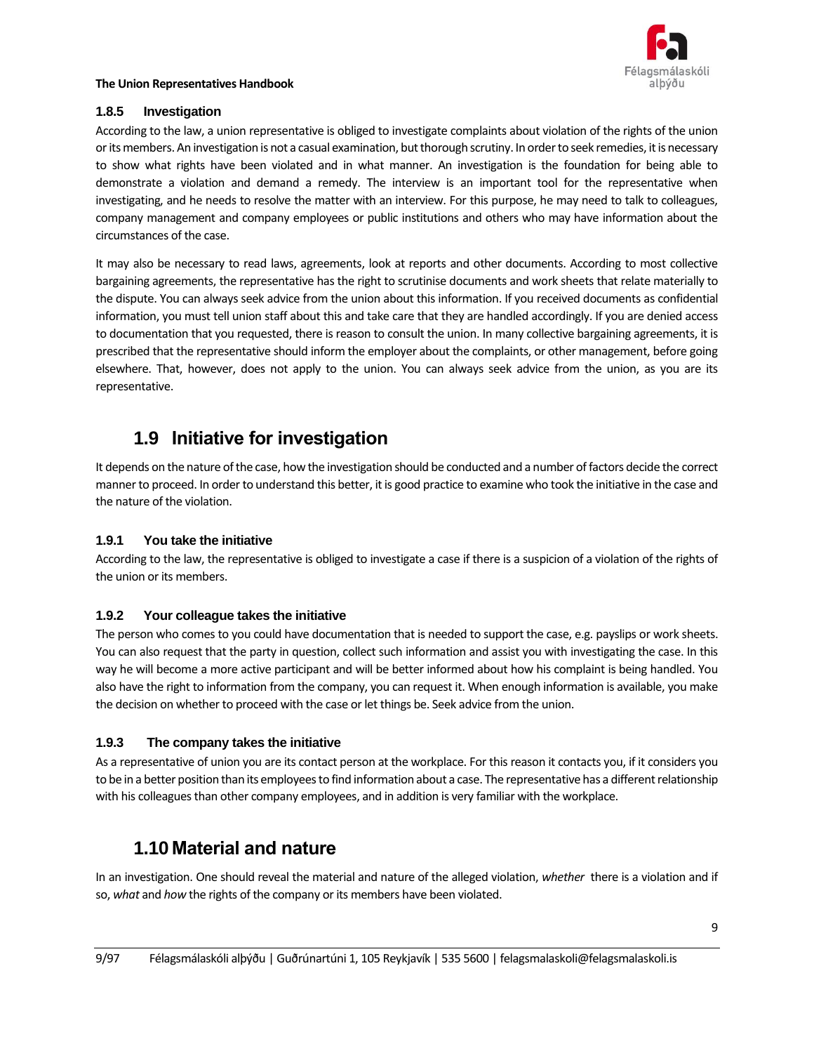### 1.8.5 Investigation

According to the law, a union representative is obliged to investigate complaints about violation of the rights of the union or its members. An investigation is not a casual examination, but thorough scrutiny. In order to seek remedies, it is necessary to show what rights have been violated and in what manner. An investigation is the foundation for being able to demonstrate a violation and demand a remedy. The interview is an important tool for the representative when investigating, and he needs to resolve the matter with an interview. For this purpose, he may need to talk to colleagues, company management and company employees or public institutions and others who may have information about the circumstances of the case.

It may also be necessary to read laws, agreements, look at reports and other documents. According to most collective bargaining agreements, the representative has the right to scrutinise documents and work sheets that relate materially to the dispute. You can always seek advice from the union about this information. If you received documents as confidential information, you must tell union staff about this and take care that they are handled accordingly. If you are denied access to documentation that you requested, there is reason to consult the union. In many collective bargaining agreements, it is prescribed that the representative should inform the employer about the complaints, or other management, before going elsewhere. That, however, does not apply to the union. You can always seek advice from the union, as you are its representative.

## 1.9 Initiative for investigation

It depends on the nature of the case, how the investigation should be conducted and a number of factors decide the correct manner to proceed. In order to understand this better, it is good practice to examine who took the initiative in the case and the nature of the violation.

### 1.9.1 You take the initiative

According to the law, the representative is obliged to investigate a case if there is a suspicion of a violation of the rights of the union or its members.

### 1.9.2 Your colleague takes the initiative

The person who comes to you could have documentation that is needed to support the case, e.g. payslips or work sheets. You can also request that the party in question, collect such information and assist you with investigating the case. In this way he will become a more active participant and will be better informed about how his complaint is being handled. You also have the right to information from the company, you can request it. When enough information is available, you make the decision on whether to proceed with the case or let things be. Seek advice from the union.

### 1.9.3 The company takes the initiative

As a representative of union you are its contact person at the workplace. For this reason it contacts you, if it considers you to be in a better position than its employees to find information about a case. The representative has a different relationship with his colleagues than other company employees, and in addition is very familiar with the workplace.

## 1.10 Material and nature

In an investigation. One should reveal the material and nature of the alleged violation, *whether* there is a violation and if so, *what* and *how* the rights of the company or its members have been violated.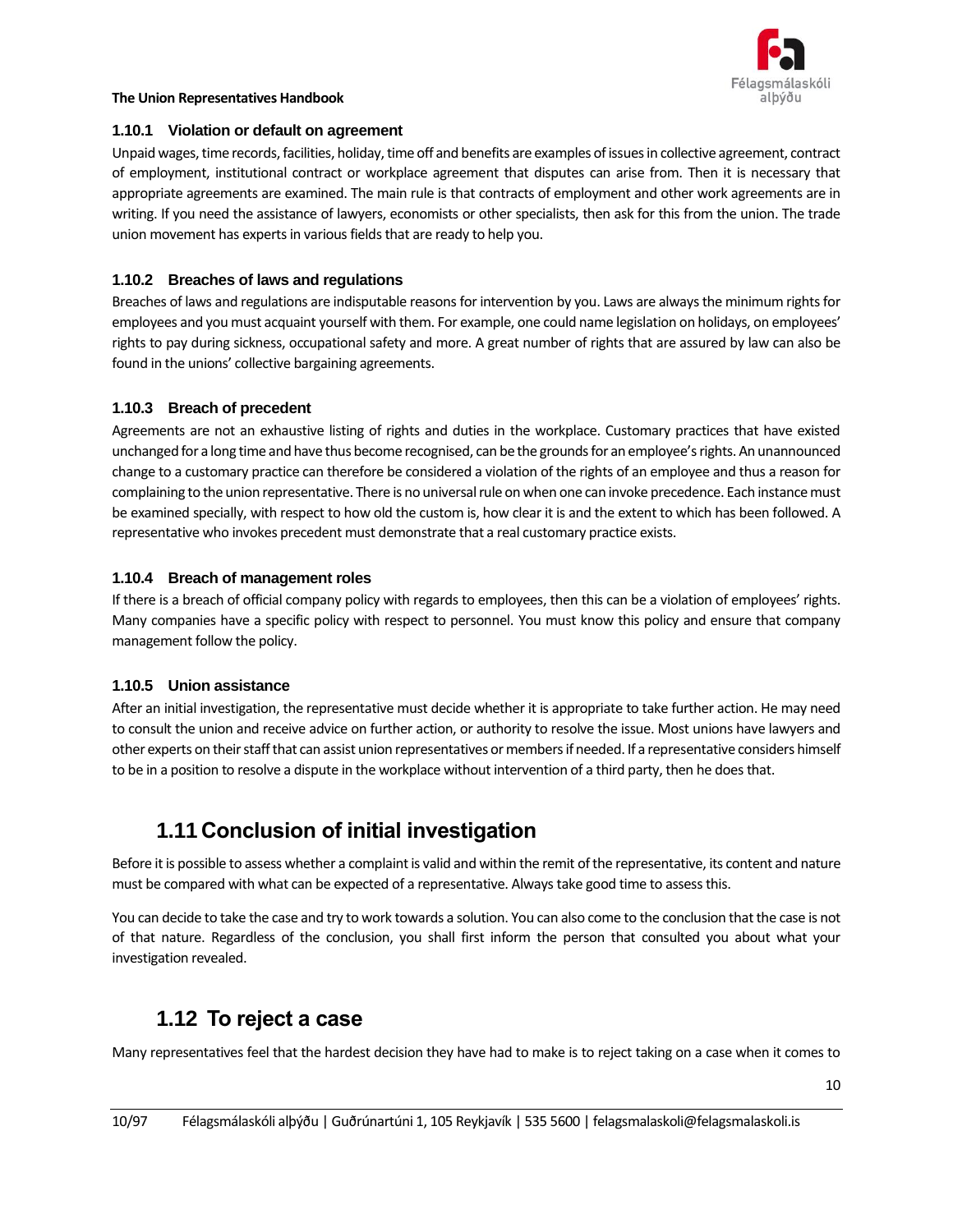### 1.10.1 Violation or default on agreement

Unpaid wages, time records, facilities, holiday, time off and benefits are examples of issues in collective agreement, contract of employment, institutional contract or workplace agreement that disputes can arise from. Then it is necessary that appropriate agreements are examined. The main rule is that contracts of employment and other work agreements are in writing. If you need the assistance of lawyers, economists or other specialists, then ask for this from the union. The trade union movement has experts in various fields that are ready to help you.

### 1.10.2 Breaches of laws and regulations

Breaches of laws and regulations are indisputable reasons for intervention by you. Laws are always the minimum rights for employees and you must acquaint yourself with them. For example, one could name legislation on holidays, on employees' rights to pay during sickness, occupational safety and more. A great number of rights that are assured by law can also be found in the unions' collective bargaining agreements.

### 1.10.3 Breach of precedent

Agreements are not an exhaustive listing of rights and duties in the workplace. Customary practices that have existed unchanged for a long time and have thus become recognised, can be the grounds for an employee's rights. An unannounced change to a customary practice can therefore be considered a violation of the rights of an employee and thus a reason for complaining to the union representative. There is no universal rule on when one can invoke precedence. Each instance must be examined specially, with respect to how old the custom is, how clear it is and the extent to which has been followed. A representative who invokes precedent must demonstrate that a real customary practice exists.

### 1.10.4 Breach of management roles

If there is a breach of official company policy with regards to employees, then this can be a violation of employees' rights. Many companies have a specific policy with respect to personnel. You must know this policy and ensure that company management follow the policy.

### 1.10.5 Union assistance

After an initial investigation, the representative must decide whether it is appropriate to take further action. He may need to consult the union and receive advice on further action, or authority to resolve the issue. Most unions have lawyers and other experts on their staff that can assist union representatives or members if needed. If a representative considers himself to be in a position to resolve a dispute in the workplace without intervention of a third party, then he does that.

## 1.11 Conclusion of initial investigation

Before it is possible to assess whether a complaint is valid and within the remit of the representative, its content and nature must be compared with what can be expected of a representative. Always take good time to assess this.

You can decide to take the case and try to work towards a solution. You can also come to the conclusion that the case is not of that nature. Regardless of the conclusion, you shall first inform the person that consulted you about what your investigation revealed.

## 1.12 To reject a case

Many representatives feel that the hardest decision they have had to make is to reject taking on a case when it comes to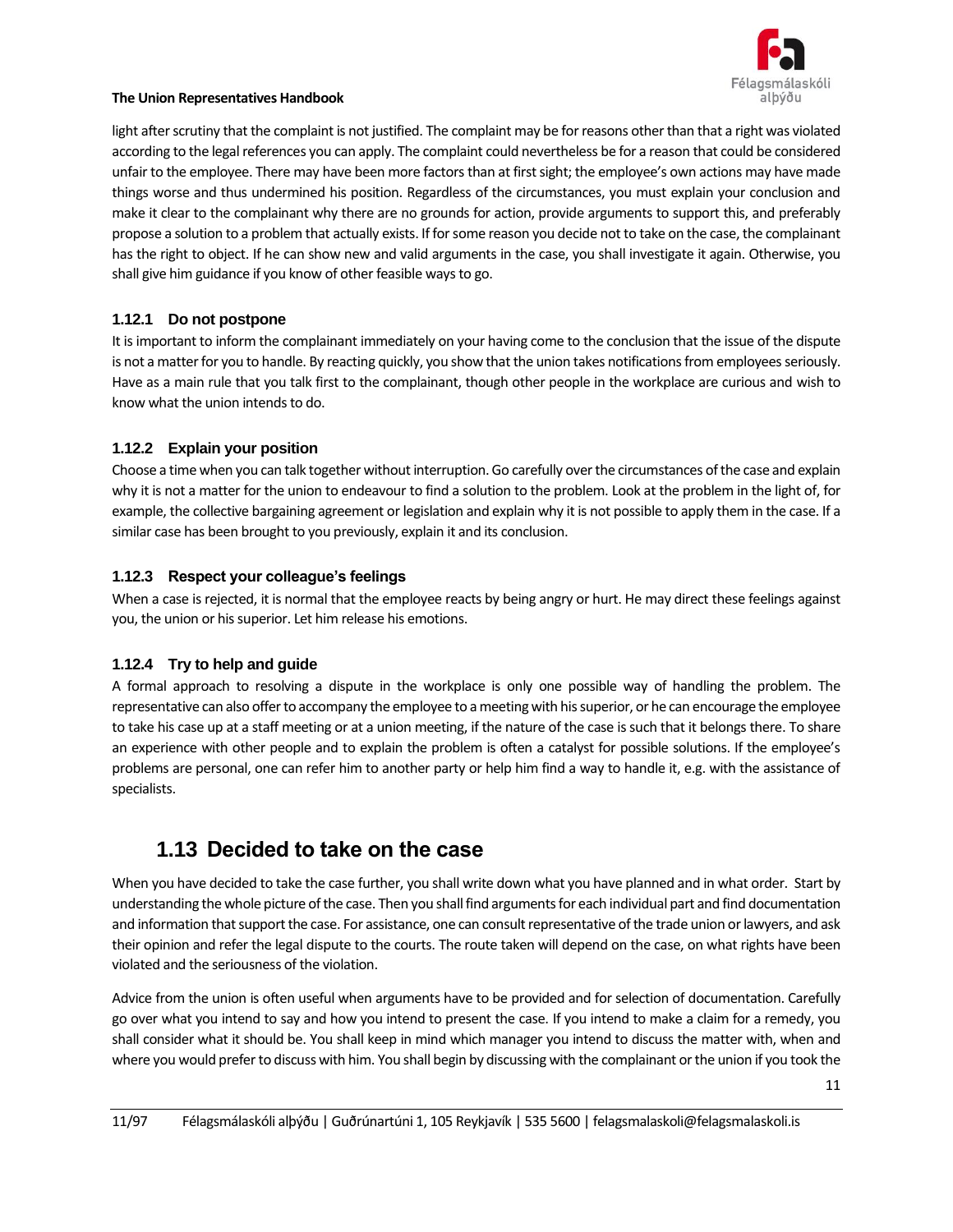light after scrutiny that the complaint is not justified. The complaint may be for reasons other than that a right was violated according to the legal references you can apply. The complaint could nevertheless be for a reason that could be considered unfair to the employee. There may have been more factors than at first sight; the employee's own actions may have made things worse and thus undermined his position. Regardless of the circumstances, you must explain your conclusion and make it clear to the complainant why there are no grounds for action, provide arguments to support this, and preferably propose a solution to a problem that actually exists. If for some reason you decide not to take on the case, the complainant has the right to object. If he can show new and valid arguments in the case, you shall investigate it again. Otherwise, you shall give him guidance if you know of other feasible ways to go.

### 1.12.1 Do not postpone

It is important to inform the complainant immediately on your having come to the conclusion that the issue of the dispute is not a matter for you to handle. By reacting quickly, you show that the union takes notifications from employees seriously. Have as a main rule that you talk first to the complainant, though other people in the workplace are curious and wish to know what the union intends to do.

### 1.12.2 Explain your position

Choose a time when you can talk together without interruption. Go carefully over the circumstances of the case and explain why it is not a matter for the union to endeavour to find a solution to the problem. Look at the problem in the light of, for example, the collective bargaining agreement or legislation and explain why it is not possible to apply them in the case. If a similar case has been brought to you previously, explain it and its conclusion.

### 1.12.3 Respect your colleague's feelings

When a case is rejected, it is normal that the employee reacts by being angry or hurt. He may direct these feelings against you, the union or his superior. Let him release his emotions.

### 1.12.4 Try to help and guide

A formal approach to resolving a dispute in the workplace is only one possible way of handling the problem. The representative can also offer to accompany the employee to a meeting with his superior, or he can encourage the employee to take his case up at a staff meeting or at a union meeting, if the nature of the case is such that it belongs there. To share an experience with other people and to explain the problem is often a catalyst for possible solutions. If the employee's problems are personal, one can refer him to another party or help him find a way to handle it, e.g. with the assistance of specialists.

## 1.13 Decided to take on the case

When you have decided to take the case further, you shall write down what you have planned and in what order. Start by understanding the whole picture of the case. Then you shall find arguments for each individual part and find documentation and information that support the case. For assistance, one can consult representative of the trade union or lawyers, and ask their opinion and refer the legal dispute to the courts. The route taken will depend on the case, on what rights have been violated and the seriousness of the violation.

Advice from the union is often useful when arguments have to be provided and for selection of documentation. Carefully go over what you intend to say and how you intend to present the case. If you intend to make a claim for a remedy, you shall consider what it should be. You shall keep in mind which manager you intend to discuss the matter with, when and where you would prefer to discuss with him. You shall begin by discussing with the complainant or the union if you took the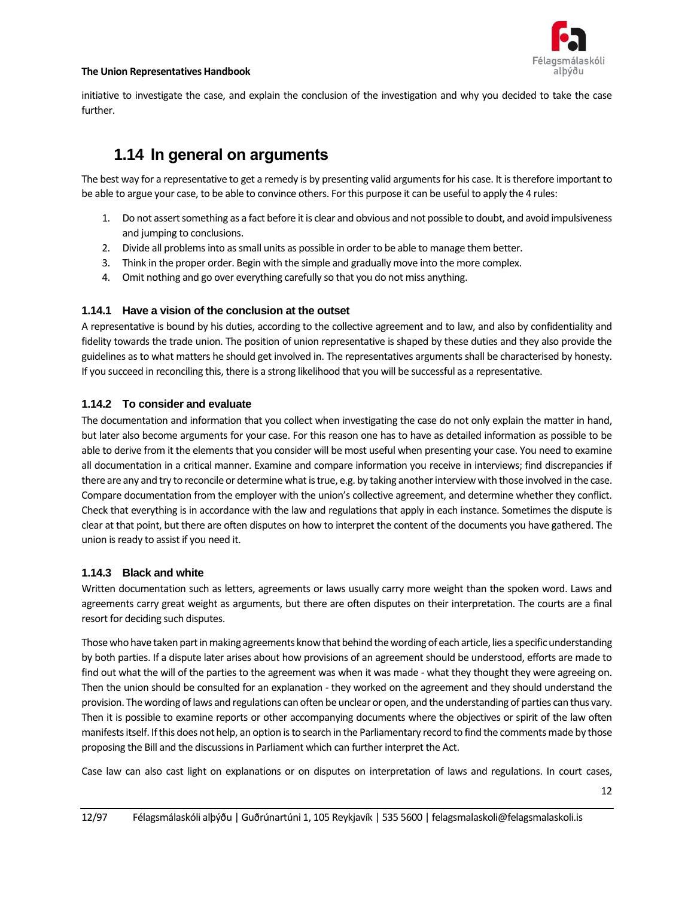initiative to investigate the case, and explain the conclusion of the investigation and why you decided to take the case further.

## 1.14 In general on arguments

The best way for a representative to get a remedy is by presenting valid arguments for his case. It is therefore important to be able to argue your case, to be able to convince others. For this purpose it can be useful to apply the 4 rules:

1. Do not assert something as a fact before it is clear and obvious and not possible to doubt, and avoid impulsiveness and jumping to conclusions.
2. Divide all problems into as small units as possible in order to be able to manage them better.
3. Think in the proper order. Begin with the simple and gradually move into the more complex.
4. Omit nothing and go over everything carefully so that you do not miss anything.

### 1.14.1 Have a vision of the conclusion at the outset

A representative is bound by his duties, according to the collective agreement and to law, and also by confidentiality and fidelity towards the trade union. The position of union representative is shaped by these duties and they also provide the guidelines as to what matters he should get involved in. The representatives arguments shall be characterised by honesty. If you succeed in reconciling this, there is a strong likelihood that you will be successful as a representative.

### 1.14.2 To consider and evaluate

The documentation and information that you collect when investigating the case do not only explain the matter in hand, but later also become arguments for your case. For this reason one has to have as detailed information as possible to be able to derive from it the elements that you consider will be most useful when presenting your case. You need to examine all documentation in a critical manner. Examine and compare information you receive in interviews; find discrepancies if there are any and try to reconcile or determine what is true, e.g. by taking another interview with those involved in the case. Compare documentation from the employer with the union's collective agreement, and determine whether they conflict. Check that everything is in accordance with the law and regulations that apply in each instance. Sometimes the dispute is clear at that point, but there are often disputes on how to interpret the content of the documents you have gathered. The union is ready to assist if you need it.

### 1.14.3 Black and white

Written documentation such as letters, agreements or laws usually carry more weight than the spoken word. Laws and agreements carry great weight as arguments, but there are often disputes on their interpretation. The courts are a final resort for deciding such disputes.

Those who have taken part in making agreements know that behind the wording of each article, lies a specific understanding by both parties. If a dispute later arises about how provisions of an agreement should be understood, efforts are made to find out what the will of the parties to the agreement was when it was made - what they thought they were agreeing on. Then the union should be consulted for an explanation - they worked on the agreement and they should understand the provision. The wording of laws and regulations can often be unclear or open, and the understanding of parties can thus vary. Then it is possible to examine reports or other accompanying documents where the objectives or spirit of the law often manifests itself. If this does not help, an option is to search in the Parliamentary record to find the comments made by those proposing the Bill and the discussions in Parliament which can further interpret the Act.

Case law can also cast light on explanations or on disputes on interpretation of laws and regulations. In court cases,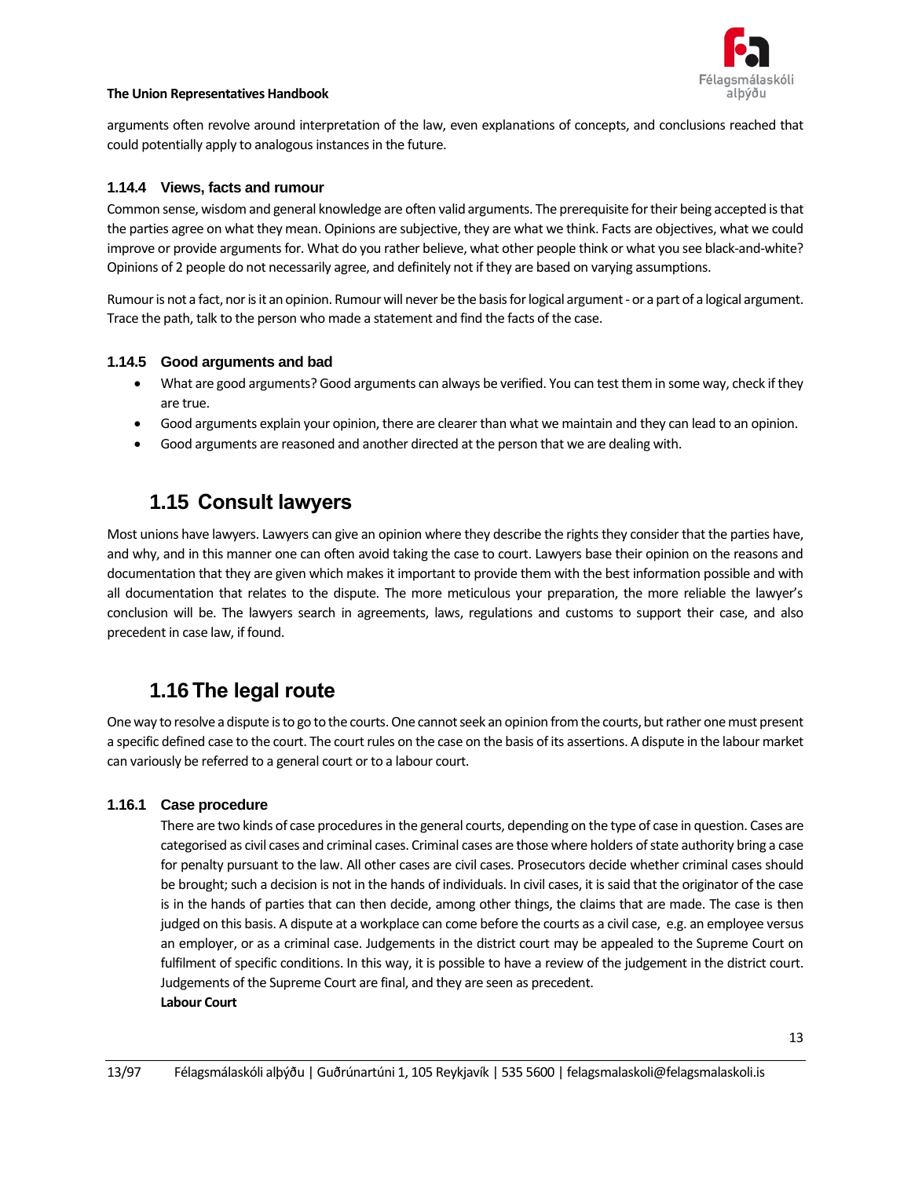arguments often revolve around interpretation of the law, even explanations of concepts, and conclusions reached that could potentially apply to analogous instances in the future.

### 1.14.4 Views, facts and rumour

Common sense, wisdom and general knowledge are often valid arguments. The prerequisite for their being accepted is that the parties agree on what they mean. Opinions are subjective, they are what we think. Facts are objectives, what we could improve or provide arguments for. What do you rather believe, what other people think or what you see black-and-white? Opinions of 2 people do not necessarily agree, and definitely not if they are based on varying assumptions.

Rumour is not a fact, nor is it an opinion. Rumour will never be the basis for logical argument - or a part of a logical argument. Trace the path, talk to the person who made a statement and find the facts of the case.

### 1.14.5 Good arguments and bad

- What are good arguments? Good arguments can always be verified. You can test them in some way, check if they are true.
- Good arguments explain your opinion, there are clearer than what we maintain and they can lead to an opinion.
- Good arguments are reasoned and another directed at the person that we are dealing with.

## 1.15 Consult lawyers

Most unions have lawyers. Lawyers can give an opinion where they describe the rights they consider that the parties have, and why, and in this manner one can often avoid taking the case to court. Lawyers base their opinion on the reasons and documentation that they are given which makes it important to provide them with the best information possible and with all documentation that relates to the dispute. The more meticulous your preparation, the more reliable the lawyer's conclusion will be. The lawyers search in agreements, laws, regulations and customs to support their case, and also precedent in case law, if found.

## 1.16 The legal route

One way to resolve a dispute is to go to the courts. One cannot seek an opinion from the courts, but rather one must present a specific defined case to the court. The court rules on the case on the basis of its assertions. A dispute in the labour market can variously be referred to a general court or to a labour court.

### 1.16.1 Case procedure

There are two kinds of case procedures in the general courts, depending on the type of case in question. Cases are categorised as civil cases and criminal cases. Criminal cases are those where holders of state authority bring a case for penalty pursuant to the law. All other cases are civil cases. Prosecutors decide whether criminal cases should be brought; such a decision is not in the hands of individuals. In civil cases, it is said that the originator of the case is in the hands of parties that can then decide, among other things, the claims that are made. The case is then judged on this basis. A dispute at a workplace can come before the courts as a civil case, e.g. an employee versus an employer, or as a criminal case. Judgements in the district court may be appealed to the Supreme Court on fulfilment of specific conditions. In this way, it is possible to have a review of the judgement in the district court. Judgements of the Supreme Court are final, and they are seen as precedent.

**Labour Court**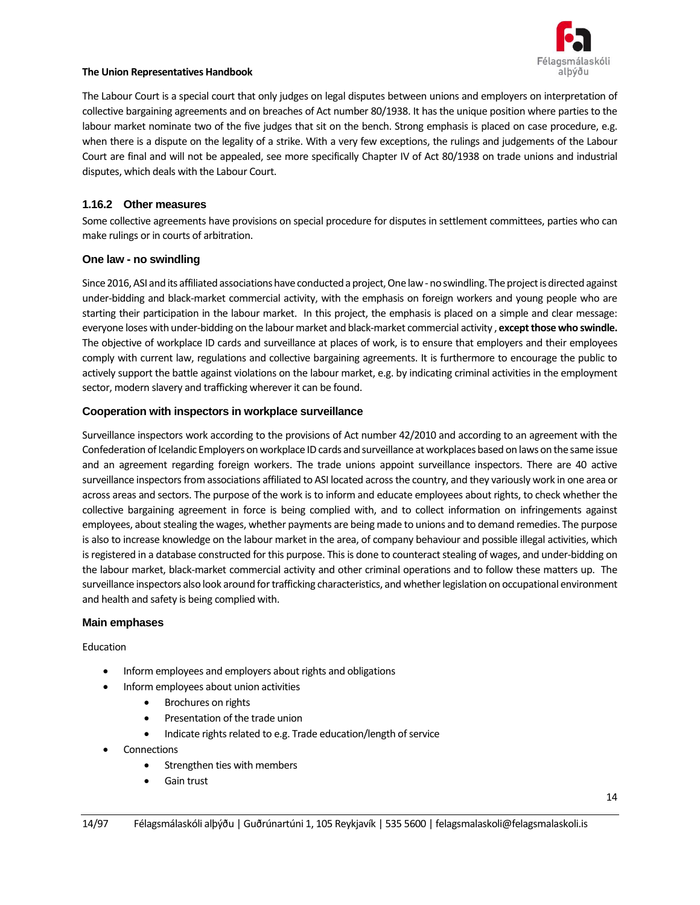The Labour Court is a special court that only judges on legal disputes between unions and employers on interpretation of collective bargaining agreements and on breaches of Act number 80/1938. It has the unique position where parties to the labour market nominate two of the five judges that sit on the bench. Strong emphasis is placed on case procedure, e.g. when there is a dispute on the legality of a strike. With a very few exceptions, the rulings and judgements of the Labour Court are final and will not be appealed, see more specifically Chapter IV of Act 80/1938 on trade unions and industrial disputes, which deals with the Labour Court.

### 1.16.2 Other measures

Some collective agreements have provisions on special procedure for disputes in settlement committees, parties who can make rulings or in courts of arbitration.

### One law - no swindling

Since 2016, ASI and its affiliated associations have conducted a project, One law - no swindling. The project is directed against under-bidding and black-market commercial activity, with the emphasis on foreign workers and young people who are starting their participation in the labour market. In this project, the emphasis is placed on a simple and clear message: everyone loses with under-bidding on the labour market and black-market commercial activity , **except those who swindle.** The objective of workplace ID cards and surveillance at places of work, is to ensure that employers and their employees comply with current law, regulations and collective bargaining agreements. It is furthermore to encourage the public to actively support the battle against violations on the labour market, e.g. by indicating criminal activities in the employment sector, modern slavery and trafficking wherever it can be found.

### Cooperation with inspectors in workplace surveillance

Surveillance inspectors work according to the provisions of Act number 42/2010 and according to an agreement with the Confederation of Icelandic Employers on workplace ID cards and surveillance at workplaces based on laws on the same issue and an agreement regarding foreign workers. The trade unions appoint surveillance inspectors. There are 40 active surveillance inspectors from associations affiliated to ASI located across the country, and they variously work in one area or across areas and sectors. The purpose of the work is to inform and educate employees about rights, to check whether the collective bargaining agreement in force is being complied with, and to collect information on infringements against employees, about stealing the wages, whether payments are being made to unions and to demand remedies. The purpose is also to increase knowledge on the labour market in the area, of company behaviour and possible illegal activities, which is registered in a database constructed for this purpose. This is done to counteract stealing of wages, and under-bidding on the labour market, black-market commercial activity and other criminal operations and to follow these matters up. The surveillance inspectors also look around for trafficking characteristics, and whether legislation on occupational environment and health and safety is being complied with.

### Main emphases

Education

- Inform employees and employers about rights and obligations
- Inform employees about union activities
    - Brochures on rights
    - Presentation of the trade union
    - Indicate rights related to e.g. Trade education/length of service
- Connections
    - Strengthen ties with members
    - Gain trust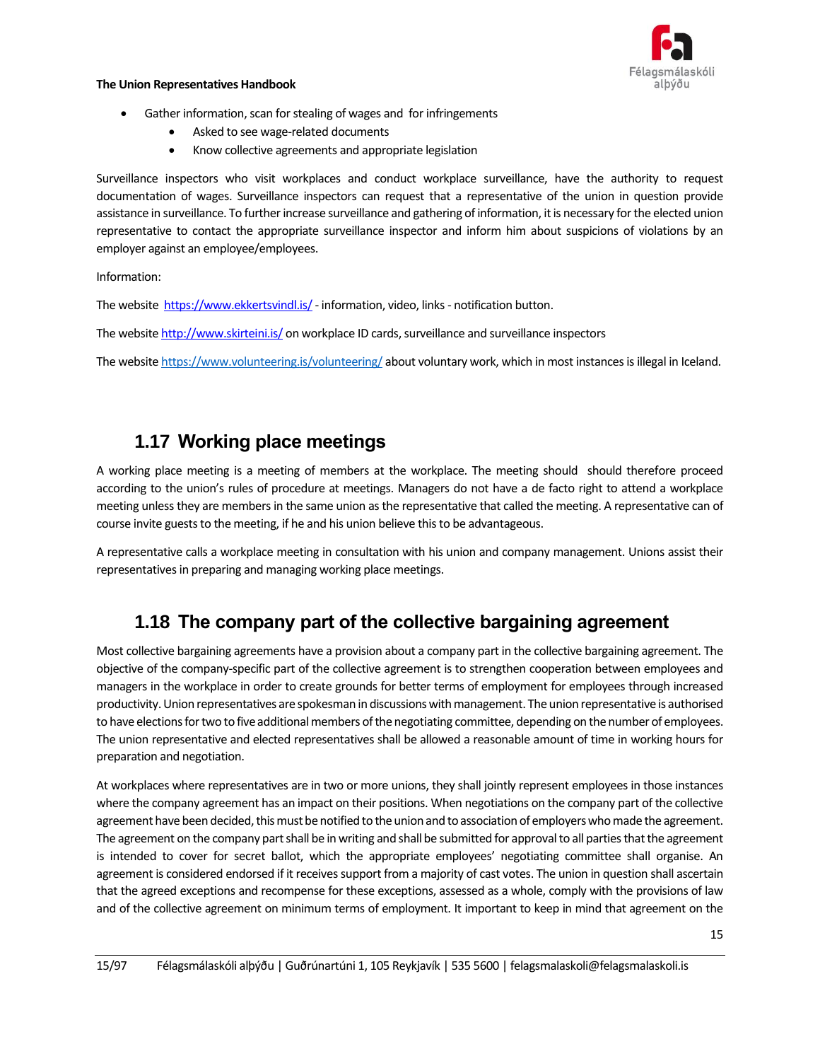- Gather information, scan for stealing of wages and for infringements
  - Asked to see wage-related documents
  - Know collective agreements and appropriate legislation

Surveillance inspectors who visit workplaces and conduct workplace surveillance, have the authority to request documentation of wages. Surveillance inspectors can request that a representative of the union in question provide assistance in surveillance. To further increase surveillance and gathering of information, it is necessary for the elected union representative to contact the appropriate surveillance inspector and inform him about suspicions of violations by an employer against an employee/employees.

Information:

The website [https://www.ekkertsvindl.is/](https://www.ekkertsvindl.is/) - information, video, links - notification button.

The website [http://www.skirteini.is/](http://www.skirteini.is/) on workplace ID cards, surveillance and surveillance inspectors

The website [https://www.volunteering.is/volunteering/](https://www.volunteering.is/volunteering/) about voluntary work, which in most instances is illegal in Iceland.

## 1.17 Working place meetings

A working place meeting is a meeting of members at the workplace. The meeting should should therefore proceed according to the union's rules of procedure at meetings. Managers do not have a de facto right to attend a workplace meeting unless they are members in the same union as the representative that called the meeting. A representative can of course invite guests to the meeting, if he and his union believe this to be advantageous.

A representative calls a workplace meeting in consultation with his union and company management. Unions assist their representatives in preparing and managing working place meetings.

## 1.18 The company part of the collective bargaining agreement

Most collective bargaining agreements have a provision about a company part in the collective bargaining agreement. The objective of the company-specific part of the collective agreement is to strengthen cooperation between employees and managers in the workplace in order to create grounds for better terms of employment for employees through increased productivity. Union representatives are spokesman in discussions with management. The union representative is authorised to have elections for two to five additional members of the negotiating committee, depending on the number of employees. The union representative and elected representatives shall be allowed a reasonable amount of time in working hours for preparation and negotiation.

At workplaces where representatives are in two or more unions, they shall jointly represent employees in those instances where the company agreement has an impact on their positions. When negotiations on the company part of the collective agreement have been decided, this must be notified to the union and to association of employers who made the agreement. The agreement on the company part shall be in writing and shall be submitted for approval to all parties that the agreement is intended to cover for secret ballot, which the appropriate employees' negotiating committee shall organise. An agreement is considered endorsed if it receives support from a majority of cast votes. The union in question shall ascertain that the agreed exceptions and recompense for these exceptions, assessed as a whole, comply with the provisions of law and of the collective agreement on minimum terms of employment. It important to keep in mind that agreement on the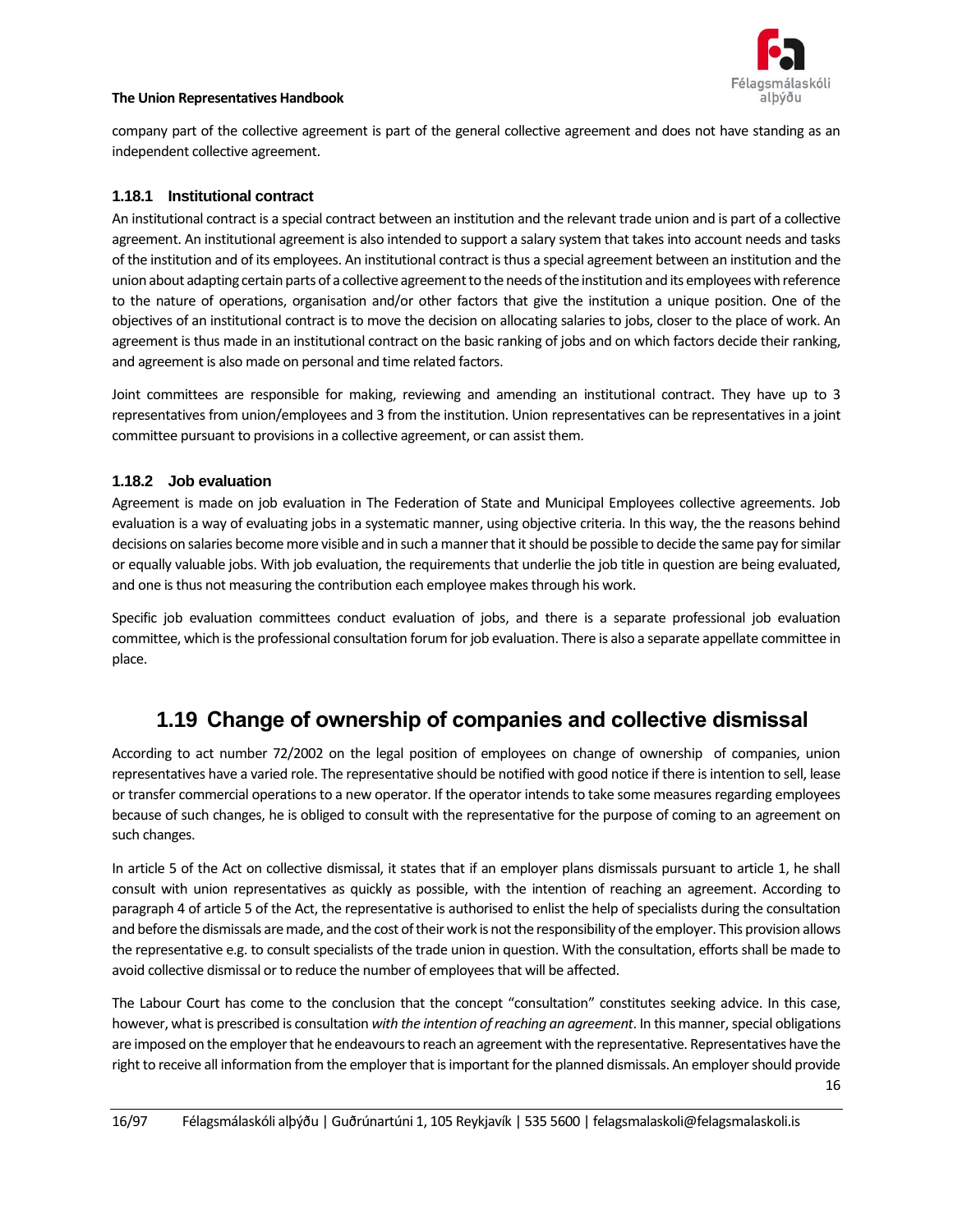company part of the collective agreement is part of the general collective agreement and does not have standing as an independent collective agreement.

### 1.18.1 Institutional contract

An institutional contract is a special contract between an institution and the relevant trade union and is part of a collective agreement. An institutional agreement is also intended to support a salary system that takes into account needs and tasks of the institution and of its employees. An institutional contract is thus a special agreement between an institution and the union about adapting certain parts of a collective agreement to the needs of the institution and its employees with reference to the nature of operations, organisation and/or other factors that give the institution a unique position. One of the objectives of an institutional contract is to move the decision on allocating salaries to jobs, closer to the place of work. An agreement is thus made in an institutional contract on the basic ranking of jobs and on which factors decide their ranking, and agreement is also made on personal and time related factors.

Joint committees are responsible for making, reviewing and amending an institutional contract. They have up to 3 representatives from union/employees and 3 from the institution. Union representatives can be representatives in a joint committee pursuant to provisions in a collective agreement, or can assist them.

### 1.18.2 Job evaluation

Agreement is made on job evaluation in The Federation of State and Municipal Employees collective agreements. Job evaluation is a way of evaluating jobs in a systematic manner, using objective criteria. In this way, the the reasons behind decisions on salaries become more visible and in such a manner that it should be possible to decide the same pay for similar or equally valuable jobs. With job evaluation, the requirements that underlie the job title in question are being evaluated, and one is thus not measuring the contribution each employee makes through his work.

Specific job evaluation committees conduct evaluation of jobs, and there is a separate professional job evaluation committee, which is the professional consultation forum for job evaluation. There is also a separate appellate committee in place.

## 1.19 Change of ownership of companies and collective dismissal

According to act number 72/2002 on the legal position of employees on change of ownership of companies, union representatives have a varied role. The representative should be notified with good notice if there is intention to sell, lease or transfer commercial operations to a new operator. If the operator intends to take some measures regarding employees because of such changes, he is obliged to consult with the representative for the purpose of coming to an agreement on such changes.

In article 5 of the Act on collective dismissal, it states that if an employer plans dismissals pursuant to article 1, he shall consult with union representatives as quickly as possible, with the intention of reaching an agreement. According to paragraph 4 of article 5 of the Act, the representative is authorised to enlist the help of specialists during the consultation and before the dismissals are made, and the cost of their work is not the responsibility of the employer. This provision allows the representative e.g. to consult specialists of the trade union in question. With the consultation, efforts shall be made to avoid collective dismissal or to reduce the number of employees that will be affected.

The Labour Court has come to the conclusion that the concept "consultation" constitutes seeking advice. In this case, however, what is prescribed is consultation *with the intention of reaching an agreement*. In this manner, special obligations are imposed on the employer that he endeavours to reach an agreement with the representative. Representatives have the right to receive all information from the employer that is important for the planned dismissals. An employer should provide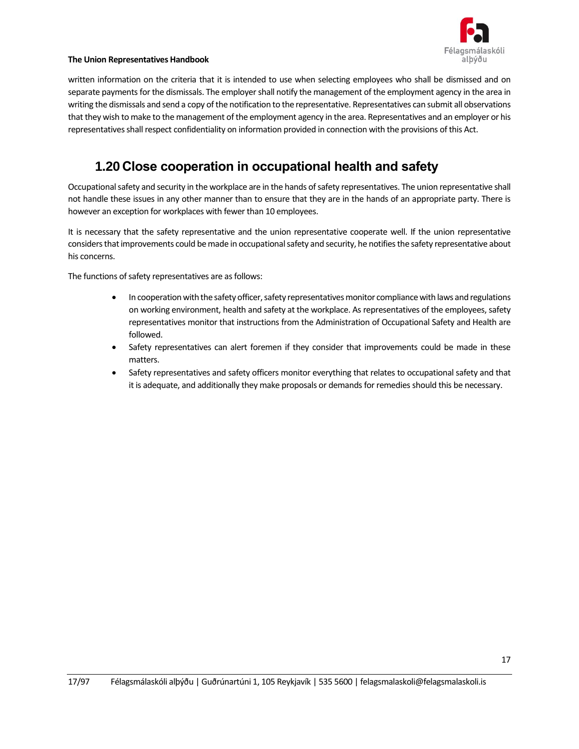written information on the criteria that it is intended to use when selecting employees who shall be dismissed and on separate payments for the dismissals. The employer shall notify the management of the employment agency in the area in writing the dismissals and send a copy of the notification to the representative. Representatives can submit all observations that they wish to make to the management of the employment agency in the area. Representatives and an employer or his representatives shall respect confidentiality on information provided in connection with the provisions of this Act.

## 1.20 Close cooperation in occupational health and safety

Occupational safety and security in the workplace are in the hands of safety representatives. The union representative shall not handle these issues in any other manner than to ensure that they are in the hands of an appropriate party. There is however an exception for workplaces with fewer than 10 employees.

It is necessary that the safety representative and the union representative cooperate well. If the union representative considers that improvements could be made in occupational safety and security, he notifies the safety representative about his concerns.

The functions of safety representatives are as follows:

- In cooperation with the safety officer, safety representatives monitor compliance with laws and regulations on working environment, health and safety at the workplace. As representatives of the employees, safety representatives monitor that instructions from the Administration of Occupational Safety and Health are followed.
- Safety representatives can alert foremen if they consider that improvements could be made in these matters.
- Safety representatives and safety officers monitor everything that relates to occupational safety and that it is adequate, and additionally they make proposals or demands for remedies should this be necessary.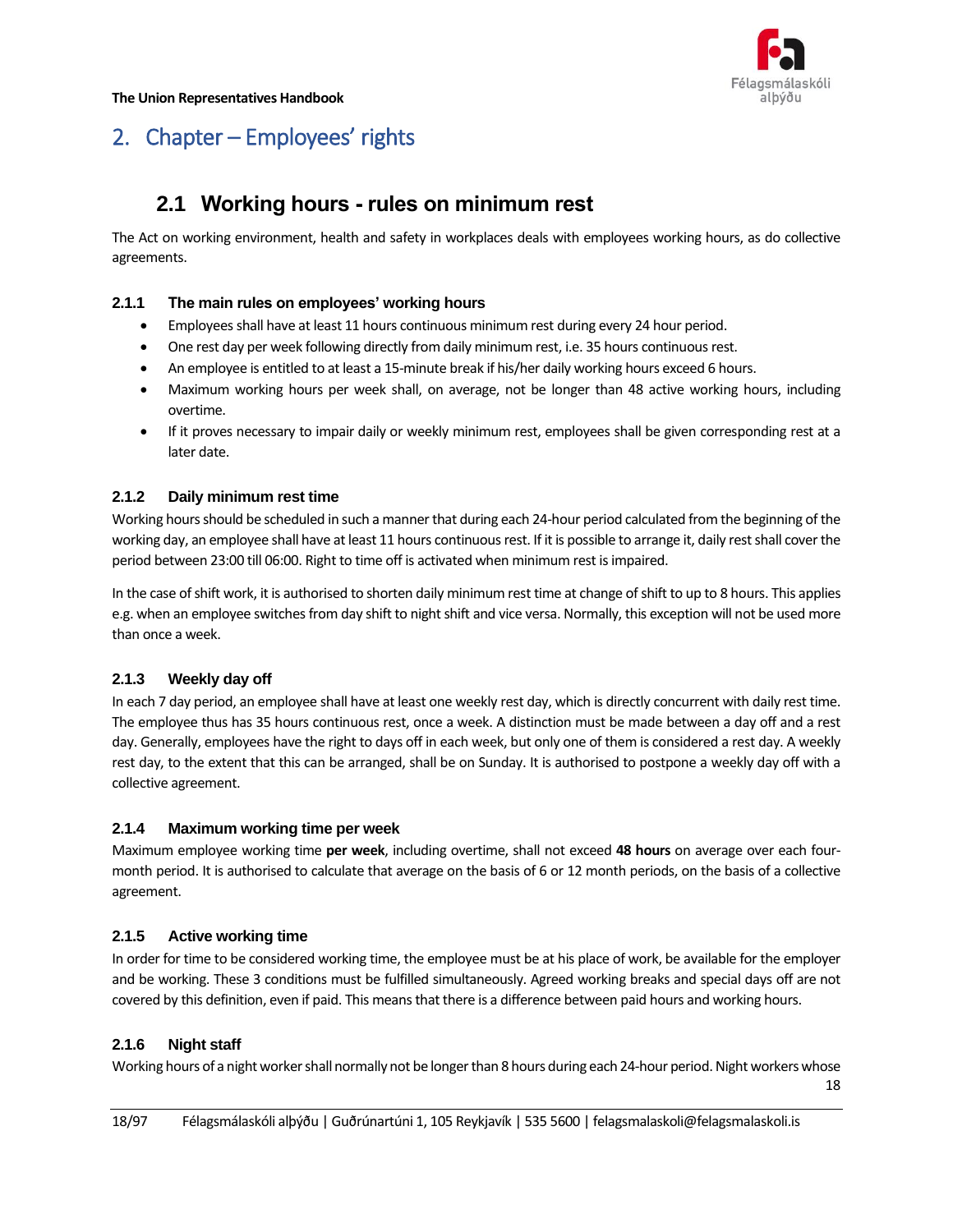# 2. Chapter – Employees' rights

## 2.1 Working hours - rules on minimum rest

The Act on working environment, health and safety in workplaces deals with employees working hours, as do collective agreements.

### 2.1.1 The main rules on employees' working hours

- Employees shall have at least 11 hours continuous minimum rest during every 24 hour period.
- One rest day per week following directly from daily minimum rest, i.e. 35 hours continuous rest.
- An employee is entitled to at least a 15-minute break if his/her daily working hours exceed 6 hours.
- Maximum working hours per week shall, on average, not be longer than 48 active working hours, including overtime.
- If it proves necessary to impair daily or weekly minimum rest, employees shall be given corresponding rest at a later date.

### 2.1.2 Daily minimum rest time

Working hours should be scheduled in such a manner that during each 24-hour period calculated from the beginning of the working day, an employee shall have at least 11 hours continuous rest. If it is possible to arrange it, daily rest shall cover the period between 23:00 till 06:00. Right to time off is activated when minimum rest is impaired.

In the case of shift work, it is authorised to shorten daily minimum rest time at change of shift to up to 8 hours. This applies e.g. when an employee switches from day shift to night shift and vice versa. Normally, this exception will not be used more than once a week.

### 2.1.3 Weekly day off

In each 7 day period, an employee shall have at least one weekly rest day, which is directly concurrent with daily rest time. The employee thus has 35 hours continuous rest, once a week. A distinction must be made between a day off and a rest day. Generally, employees have the right to days off in each week, but only one of them is considered a rest day. A weekly rest day, to the extent that this can be arranged, shall be on Sunday. It is authorised to postpone a weekly day off with a collective agreement.

### 2.1.4 Maximum working time per week

Maximum employee working time **per week**, including overtime, shall not exceed **48 hours** on average over each four-month period. It is authorised to calculate that average on the basis of 6 or 12 month periods, on the basis of a collective agreement.

### 2.1.5 Active working time

In order for time to be considered working time, the employee must be at his place of work, be available for the employer and be working. These 3 conditions must be fulfilled simultaneously. Agreed working breaks and special days off are not covered by this definition, even if paid. This means that there is a difference between paid hours and working hours.

### 2.1.6 Night staff

Working hours of a night worker shall normally not be longer than 8 hours during each 24-hour period. Night workers whose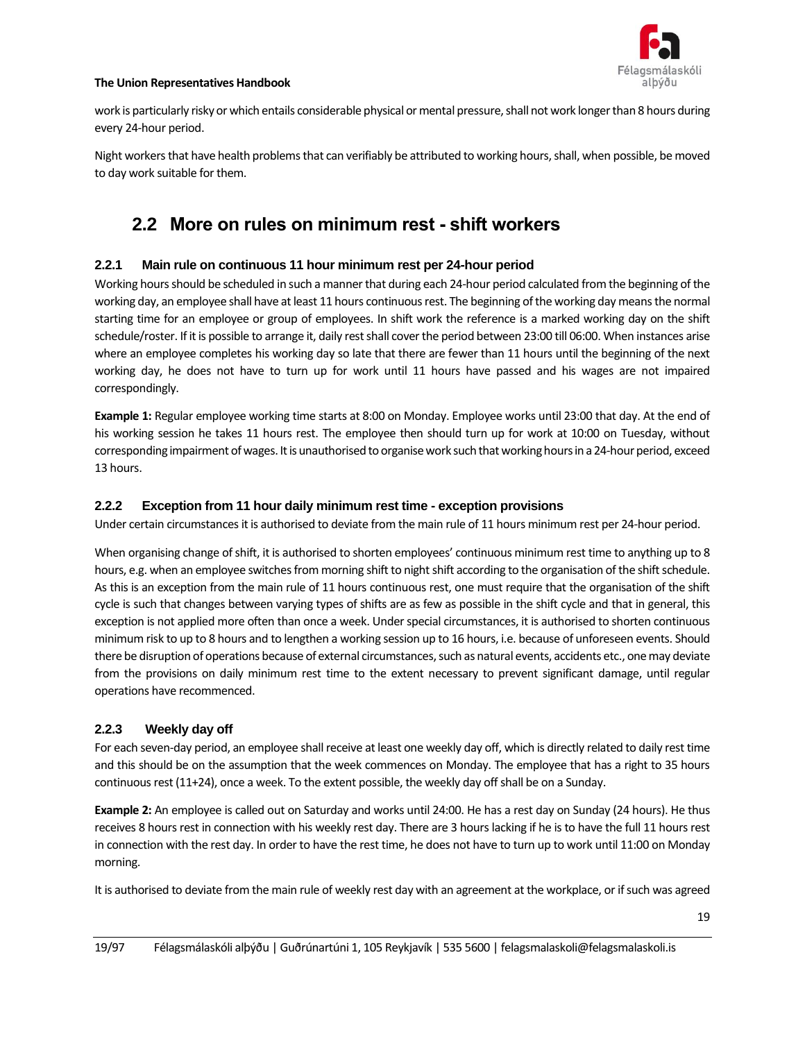work is particularly risky or which entails considerable physical or mental pressure, shall not work longer than 8 hours during every 24-hour period.

Night workers that have health problems that can verifiably be attributed to working hours, shall, when possible, be moved to day work suitable for them.

## 2.2 More on rules on minimum rest - shift workers

### 2.2.1 Main rule on continuous 11 hour minimum rest per 24-hour period

Working hours should be scheduled in such a manner that during each 24-hour period calculated from the beginning of the working day, an employee shall have at least 11 hours continuous rest. The beginning of the working day means the normal starting time for an employee or group of employees. In shift work the reference is a marked working day on the shift schedule/roster. If it is possible to arrange it, daily rest shall cover the period between 23:00 till 06:00. When instances arise where an employee completes his working day so late that there are fewer than 11 hours until the beginning of the next working day, he does not have to turn up for work until 11 hours have passed and his wages are not impaired correspondingly.

**Example 1:** Regular employee working time starts at 8:00 on Monday. Employee works until 23:00 that day. At the end of his working session he takes 11 hours rest. The employee then should turn up for work at 10:00 on Tuesday, without corresponding impairment of wages. It is unauthorised to organise work such that working hours in a 24-hour period, exceed 13 hours.

### 2.2.2 Exception from 11 hour daily minimum rest time - exception provisions

Under certain circumstances it is authorised to deviate from the main rule of 11 hours minimum rest per 24-hour period.

When organising change of shift, it is authorised to shorten employees' continuous minimum rest time to anything up to 8 hours, e.g. when an employee switches from morning shift to night shift according to the organisation of the shift schedule. As this is an exception from the main rule of 11 hours continuous rest, one must require that the organisation of the shift cycle is such that changes between varying types of shifts are as few as possible in the shift cycle and that in general, this exception is not applied more often than once a week. Under special circumstances, it is authorised to shorten continuous minimum risk to up to 8 hours and to lengthen a working session up to 16 hours, i.e. because of unforeseen events. Should there be disruption of operations because of external circumstances, such as natural events, accidents etc., one may deviate from the provisions on daily minimum rest time to the extent necessary to prevent significant damage, until regular operations have recommenced.

### 2.2.3 Weekly day off

For each seven-day period, an employee shall receive at least one weekly day off, which is directly related to daily rest time and this should be on the assumption that the week commences on Monday. The employee that has a right to 35 hours continuous rest (11+24), once a week. To the extent possible, the weekly day off shall be on a Sunday.

**Example 2:** An employee is called out on Saturday and works until 24:00. He has a rest day on Sunday (24 hours). He thus receives 8 hours rest in connection with his weekly rest day. There are 3 hours lacking if he is to have the full 11 hours rest in connection with the rest day. In order to have the rest time, he does not have to turn up to work until 11:00 on Monday morning.

It is authorised to deviate from the main rule of weekly rest day with an agreement at the workplace, or if such was agreed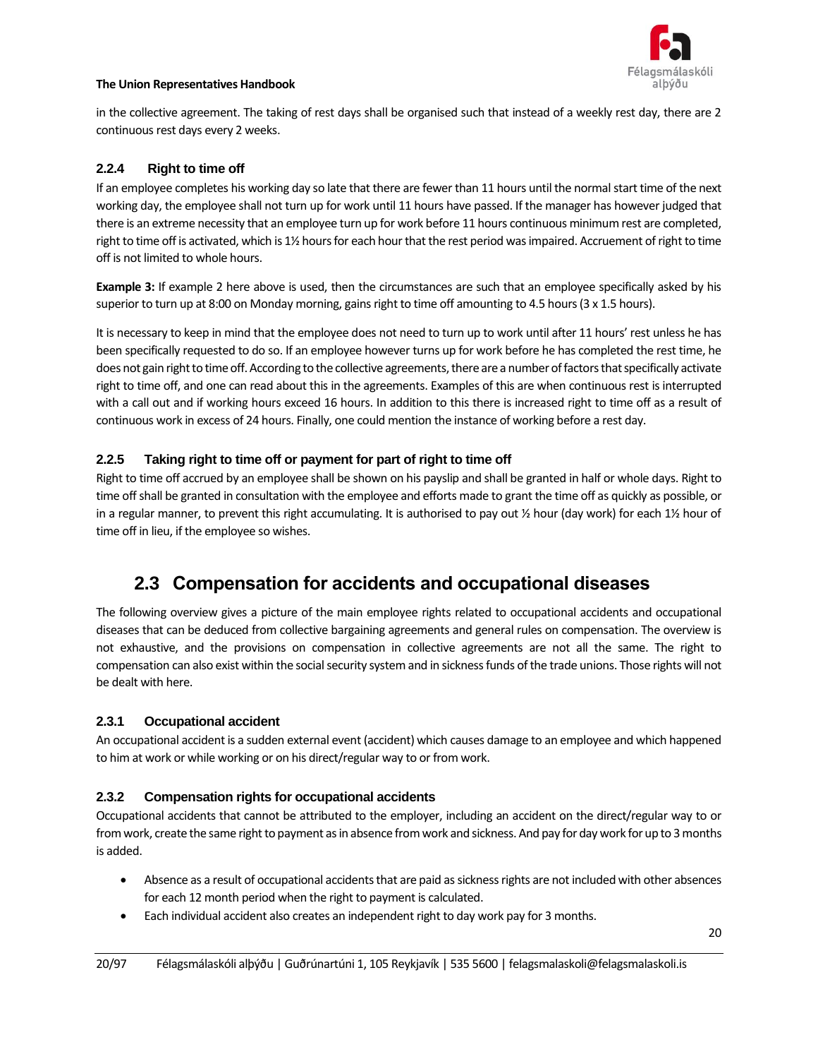in the collective agreement. The taking of rest days shall be organised such that instead of a weekly rest day, there are 2 continuous rest days every 2 weeks.

### 2.2.4 Right to time off

If an employee completes his working day so late that there are fewer than 11 hours until the normal start time of the next working day, the employee shall not turn up for work until 11 hours have passed. If the manager has however judged that there is an extreme necessity that an employee turn up for work before 11 hours continuous minimum rest are completed, right to time off is activated, which is 1½ hours for each hour that the rest period was impaired. Accruement of right to time off is not limited to whole hours.

**Example 3:** If example 2 here above is used, then the circumstances are such that an employee specifically asked by his superior to turn up at 8:00 on Monday morning, gains right to time off amounting to 4.5 hours (3 x 1.5 hours).

It is necessary to keep in mind that the employee does not need to turn up to work until after 11 hours' rest unless he has been specifically requested to do so. If an employee however turns up for work before he has completed the rest time, he does not gain right to time off. According to the collective agreements, there are a number of factors that specifically activate right to time off, and one can read about this in the agreements. Examples of this are when continuous rest is interrupted with a call out and if working hours exceed 16 hours. In addition to this there is increased right to time off as a result of continuous work in excess of 24 hours. Finally, one could mention the instance of working before a rest day.

### 2.2.5 Taking right to time off or payment for part of right to time off

Right to time off accrued by an employee shall be shown on his payslip and shall be granted in half or whole days. Right to time off shall be granted in consultation with the employee and efforts made to grant the time off as quickly as possible, or in a regular manner, to prevent this right accumulating. It is authorised to pay out ½ hour (day work) for each 1½ hour of time off in lieu, if the employee so wishes.

## 2.3 Compensation for accidents and occupational diseases

The following overview gives a picture of the main employee rights related to occupational accidents and occupational diseases that can be deduced from collective bargaining agreements and general rules on compensation. The overview is not exhaustive, and the provisions on compensation in collective agreements are not all the same. The right to compensation can also exist within the social security system and in sickness funds of the trade unions. Those rights will not be dealt with here.

### 2.3.1 Occupational accident

An occupational accident is a sudden external event (accident) which causes damage to an employee and which happened to him at work or while working or on his direct/regular way to or from work.

### 2.3.2 Compensation rights for occupational accidents

Occupational accidents that cannot be attributed to the employer, including an accident on the direct/regular way to or from work, create the same right to payment as in absence from work and sickness. And pay for day work for up to 3 months is added.

- Absence as a result of occupational accidents that are paid as sickness rights are not included with other absences for each 12 month period when the right to payment is calculated.
- Each individual accident also creates an independent right to day work pay for 3 months.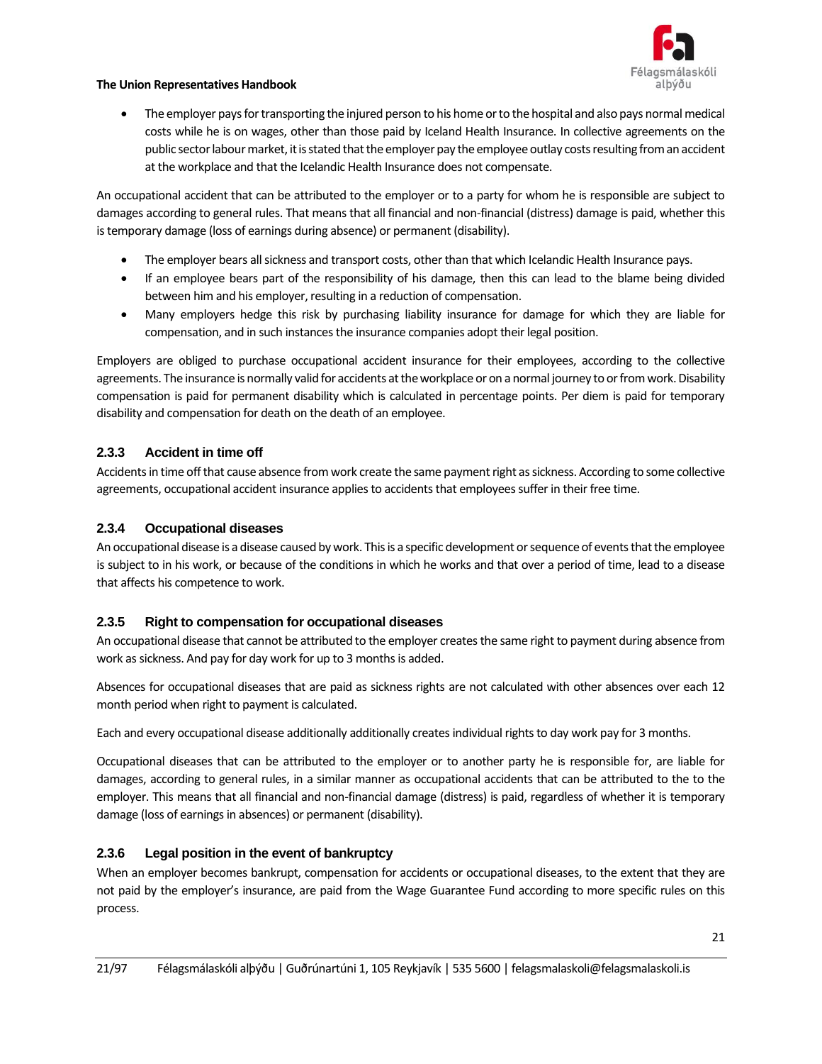- The employer pays for transporting the injured person to his home or to the hospital and also pays normal medical costs while he is on wages, other than those paid by Iceland Health Insurance. In collective agreements on the public sector labour market, it is stated that the employer pay the employee outlay costs resulting from an accident at the workplace and that the Icelandic Health Insurance does not compensate.

An occupational accident that can be attributed to the employer or to a party for whom he is responsible are subject to damages according to general rules. That means that all financial and non-financial (distress) damage is paid, whether this is temporary damage (loss of earnings during absence) or permanent (disability).

- The employer bears all sickness and transport costs, other than that which Icelandic Health Insurance pays.
- If an employee bears part of the responsibility of his damage, then this can lead to the blame being divided between him and his employer, resulting in a reduction of compensation.
- Many employers hedge this risk by purchasing liability insurance for damage for which they are liable for compensation, and in such instances the insurance companies adopt their legal position.

Employers are obliged to purchase occupational accident insurance for their employees, according to the collective agreements. The insurance is normally valid for accidents at the workplace or on a normal journey to or from work. Disability compensation is paid for permanent disability which is calculated in percentage points. Per diem is paid for temporary disability and compensation for death on the death of an employee.

### 2.3.3 Accident in time off

Accidents in time off that cause absence from work create the same payment right as sickness. According to some collective agreements, occupational accident insurance applies to accidents that employees suffer in their free time.

### 2.3.4 Occupational diseases

An occupational disease is a disease caused by work. This is a specific development or sequence of events that the employee is subject to in his work, or because of the conditions in which he works and that over a period of time, lead to a disease that affects his competence to work.

### 2.3.5 Right to compensation for occupational diseases

An occupational disease that cannot be attributed to the employer creates the same right to payment during absence from work as sickness. And pay for day work for up to 3 months is added.

Absences for occupational diseases that are paid as sickness rights are not calculated with other absences over each 12 month period when right to payment is calculated.

Each and every occupational disease additionally additionally creates individual rights to day work pay for 3 months.

Occupational diseases that can be attributed to the employer or to another party he is responsible for, are liable for damages, according to general rules, in a similar manner as occupational accidents that can be attributed to the to the employer. This means that all financial and non-financial damage (distress) is paid, regardless of whether it is temporary damage (loss of earnings in absences) or permanent (disability).

### 2.3.6 Legal position in the event of bankruptcy

When an employer becomes bankrupt, compensation for accidents or occupational diseases, to the extent that they are not paid by the employer's insurance, are paid from the Wage Guarantee Fund according to more specific rules on this process.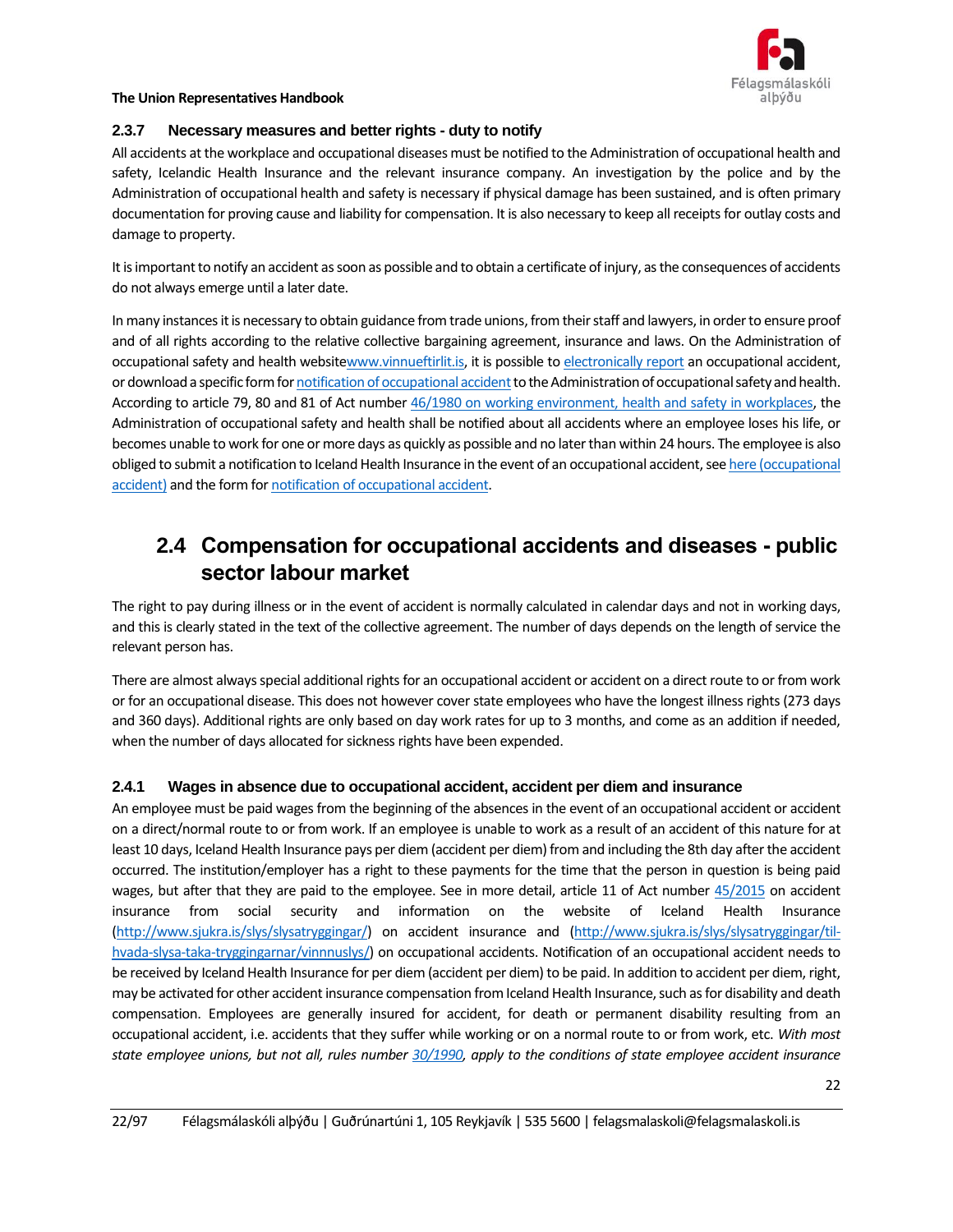### 2.3.7 Necessary measures and better rights - duty to notify

All accidents at the workplace and occupational diseases must be notified to the Administration of occupational health and safety, Icelandic Health Insurance and the relevant insurance company. An investigation by the police and by the Administration of occupational health and safety is necessary if physical damage has been sustained, and is often primary documentation for proving cause and liability for compensation. It is also necessary to keep all receipts for outlay costs and damage to property.

It is important to notify an accident as soon as possible and to obtain a certificate of injury, as the consequences of accidents do not always emerge until a later date.

In many instances it is necessary to obtain guidance from trade unions, from their staff and lawyers, in order to ensure proof and of all rights according to the relative collective bargaining agreement, insurance and laws. On the Administration of occupational safety and health websitewww.vinnueftirlit.is, it is possible to electronically report an occupational accident, or download a specific form for notification of occupational accident to the Administration of occupational safety and health. According to article 79, 80 and 81 of Act number 46/1980 on working environment, health and safety in workplaces, the Administration of occupational safety and health shall be notified about all accidents where an employee loses his life, or becomes unable to work for one or more days as quickly as possible and no later than within 24 hours. The employee is also obliged to submit a notification to Iceland Health Insurance in the event of an occupational accident, see here (occupational accident) and the form for notification of occupational accident.

## 2.4 Compensation for occupational accidents and diseases - public sector labour market

The right to pay during illness or in the event of accident is normally calculated in calendar days and not in working days, and this is clearly stated in the text of the collective agreement. The number of days depends on the length of service the relevant person has.

There are almost always special additional rights for an occupational accident or accident on a direct route to or from work or for an occupational disease. This does not however cover state employees who have the longest illness rights (273 days and 360 days). Additional rights are only based on day work rates for up to 3 months, and come as an addition if needed, when the number of days allocated for sickness rights have been expended.

### 2.4.1 Wages in absence due to occupational accident, accident per diem and insurance

An employee must be paid wages from the beginning of the absences in the event of an occupational accident or accident on a direct/normal route to or from work. If an employee is unable to work as a result of an accident of this nature for at least 10 days, Iceland Health Insurance pays per diem (accident per diem) from and including the 8th day after the accident occurred. The institution/employer has a right to these payments for the time that the person in question is being paid wages, but after that they are paid to the employee. See in more detail, article 11 of Act number 45/2015 on accident insurance from social security and information on the website of Iceland Health Insurance (http://www.sjukra.is/slys/slysatryggingar/) on accident insurance and (http://www.sjukra.is/slys/slysatryggingar/til-hvada-slysa-taka-tryggingarnar/vinnnuslys/) on occupational accidents. Notification of an occupational accident needs to be received by Iceland Health Insurance for per diem (accident per diem) to be paid. In addition to accident per diem, right, may be activated for other accident insurance compensation from Iceland Health Insurance, such as for disability and death compensation. Employees are generally insured for accident, for death or permanent disability resulting from an occupational accident, i.e. accidents that they suffer while working or on a normal route to or from work, etc. *With most state employee unions, but not all, rules number 30/1990, apply to the conditions of state employee accident insurance*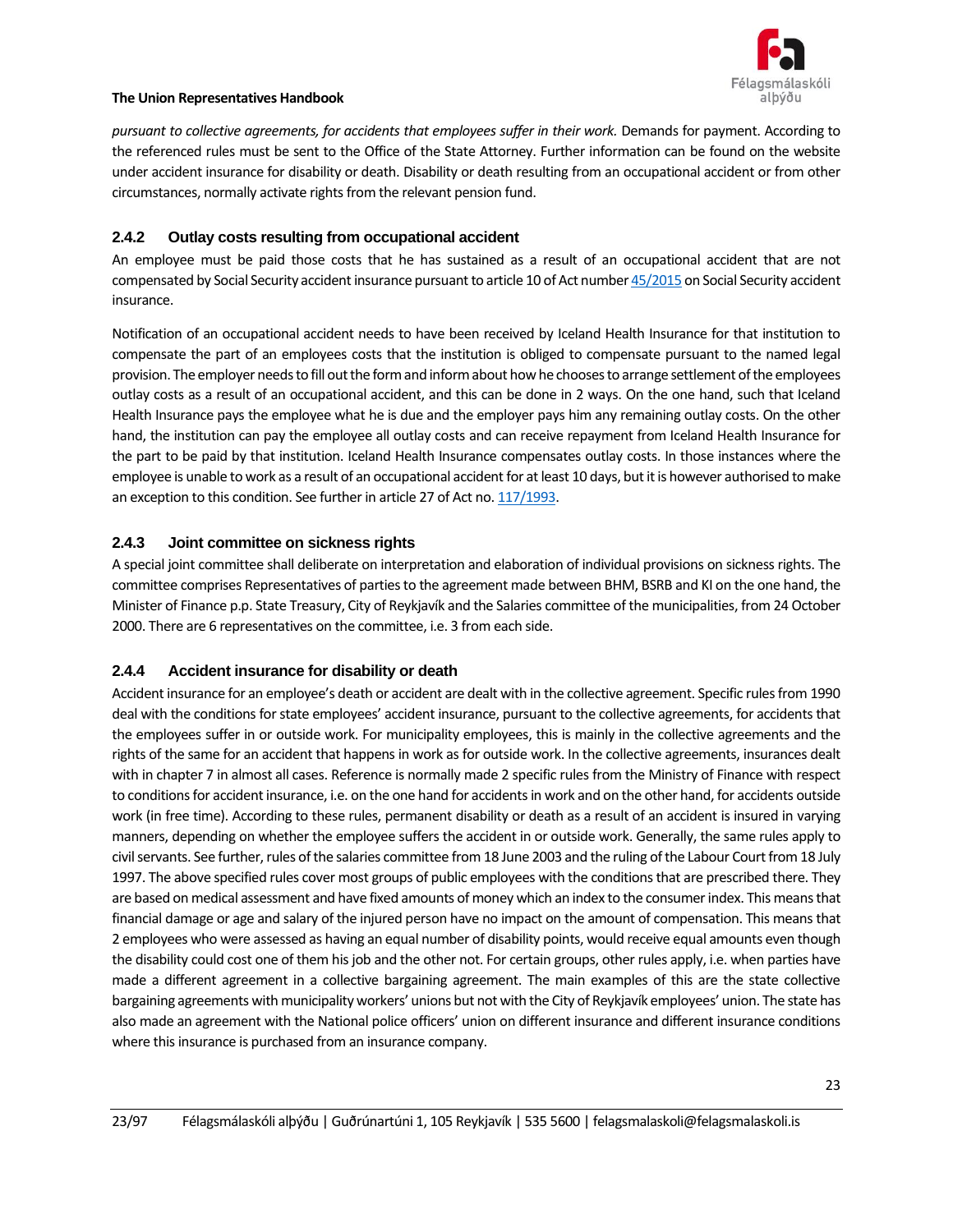*pursuant to collective agreements, for accidents that employees suffer in their work.* Demands for payment. According to the referenced rules must be sent to the Office of the State Attorney. Further information can be found on the website under accident insurance for disability or death. Disability or death resulting from an occupational accident or from other circumstances, normally activate rights from the relevant pension fund.

### 2.4.2 Outlay costs resulting from occupational accident

An employee must be paid those costs that he has sustained as a result of an occupational accident that are not compensated by Social Security accident insurance pursuant to article 10 of Act number 45/2015 on Social Security accident insurance.

Notification of an occupational accident needs to have been received by Iceland Health Insurance for that institution to compensate the part of an employees costs that the institution is obliged to compensate pursuant to the named legal provision. The employer needs to fill out the form and inform about how he chooses to arrange settlement of the employees outlay costs as a result of an occupational accident, and this can be done in 2 ways. On the one hand, such that Iceland Health Insurance pays the employee what he is due and the employer pays him any remaining outlay costs. On the other hand, the institution can pay the employee all outlay costs and can receive repayment from Iceland Health Insurance for the part to be paid by that institution. Iceland Health Insurance compensates outlay costs. In those instances where the employee is unable to work as a result of an occupational accident for at least 10 days, but it is however authorised to make an exception to this condition. See further in article 27 of Act no. 117/1993.

### 2.4.3 Joint committee on sickness rights

A special joint committee shall deliberate on interpretation and elaboration of individual provisions on sickness rights. The committee comprises Representatives of parties to the agreement made between BHM, BSRB and KI on the one hand, the Minister of Finance p.p. State Treasury, City of Reykjavík and the Salaries committee of the municipalities, from 24 October 2000. There are 6 representatives on the committee, i.e. 3 from each side.

### 2.4.4 Accident insurance for disability or death

Accident insurance for an employee's death or accident are dealt with in the collective agreement. Specific rules from 1990 deal with the conditions for state employees' accident insurance, pursuant to the collective agreements, for accidents that the employees suffer in or outside work. For municipality employees, this is mainly in the collective agreements and the rights of the same for an accident that happens in work as for outside work. In the collective agreements, insurances dealt with in chapter 7 in almost all cases. Reference is normally made 2 specific rules from the Ministry of Finance with respect to conditions for accident insurance, i.e. on the one hand for accidents in work and on the other hand, for accidents outside work (in free time). According to these rules, permanent disability or death as a result of an accident is insured in varying manners, depending on whether the employee suffers the accident in or outside work. Generally, the same rules apply to civil servants. See further, rules of the salaries committee from 18 June 2003 and the ruling of the Labour Court from 18 July 1997. The above specified rules cover most groups of public employees with the conditions that are prescribed there. They are based on medical assessment and have fixed amounts of money which an index to the consumer index. This means that financial damage or age and salary of the injured person have no impact on the amount of compensation. This means that 2 employees who were assessed as having an equal number of disability points, would receive equal amounts even though the disability could cost one of them his job and the other not. For certain groups, other rules apply, i.e. when parties have made a different agreement in a collective bargaining agreement. The main examples of this are the state collective bargaining agreements with municipality workers' unions but not with the City of Reykjavík employees' union. The state has also made an agreement with the National police officers' union on different insurance and different insurance conditions where this insurance is purchased from an insurance company.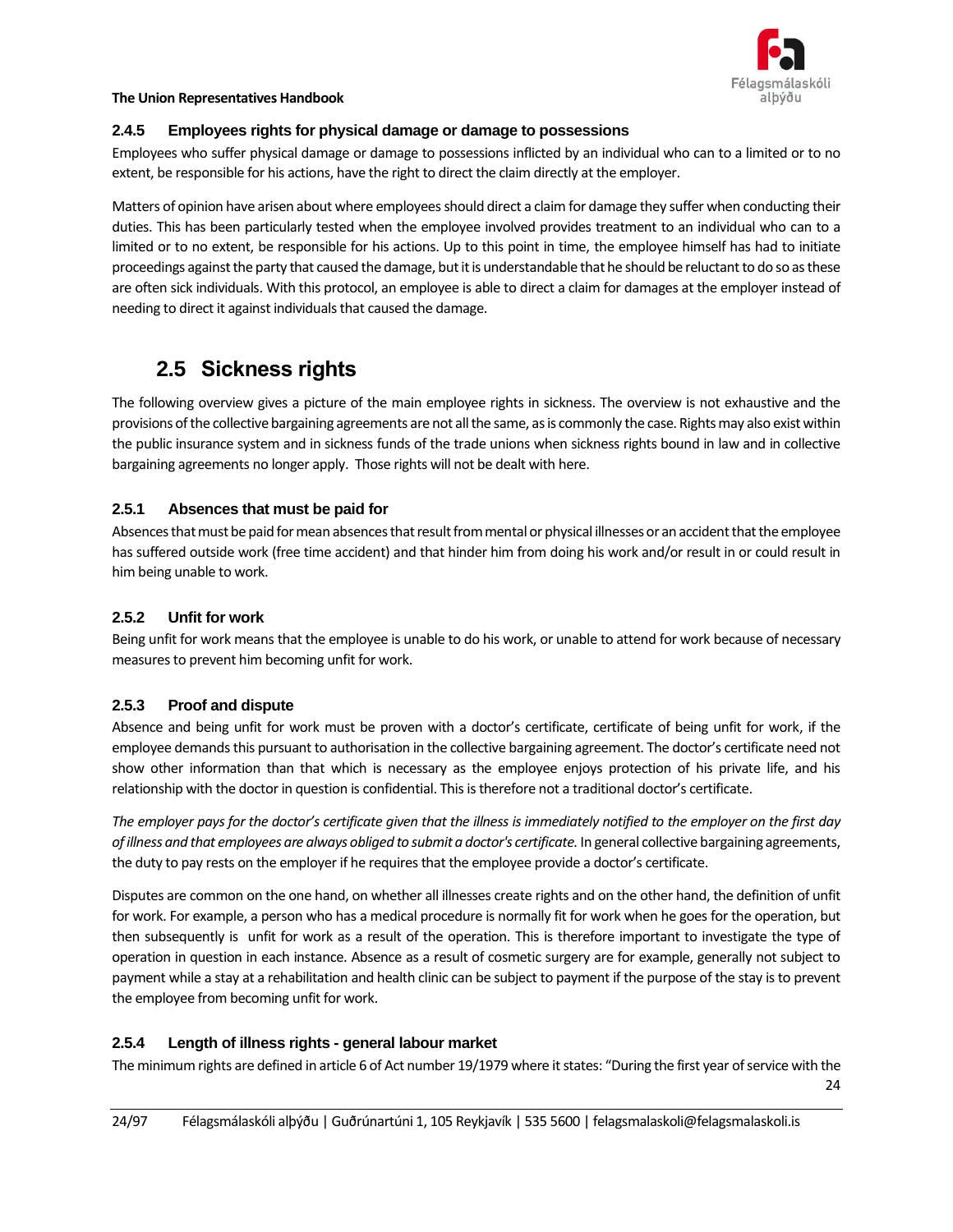### 2.4.5 Employees rights for physical damage or damage to possessions

Employees who suffer physical damage or damage to possessions inflicted by an individual who can to a limited or to no extent, be responsible for his actions, have the right to direct the claim directly at the employer.

Matters of opinion have arisen about where employees should direct a claim for damage they suffer when conducting their duties. This has been particularly tested when the employee involved provides treatment to an individual who can to a limited or to no extent, be responsible for his actions. Up to this point in time, the employee himself has had to initiate proceedings against the party that caused the damage, but it is understandable that he should be reluctant to do so as these are often sick individuals. With this protocol, an employee is able to direct a claim for damages at the employer instead of needing to direct it against individuals that caused the damage.

## 2.5 Sickness rights

The following overview gives a picture of the main employee rights in sickness. The overview is not exhaustive and the provisions of the collective bargaining agreements are not all the same, as is commonly the case. Rights may also exist within the public insurance system and in sickness funds of the trade unions when sickness rights bound in law and in collective bargaining agreements no longer apply. Those rights will not be dealt with here.

### 2.5.1 Absences that must be paid for

Absences that must be paid for mean absences that result from mental or physical illnesses or an accident that the employee has suffered outside work (free time accident) and that hinder him from doing his work and/or result in or could result in him being unable to work.

### 2.5.2 Unfit for work

Being unfit for work means that the employee is unable to do his work, or unable to attend for work because of necessary measures to prevent him becoming unfit for work.

### 2.5.3 Proof and dispute

Absence and being unfit for work must be proven with a doctor's certificate, certificate of being unfit for work, if the employee demands this pursuant to authorisation in the collective bargaining agreement. The doctor's certificate need not show other information than that which is necessary as the employee enjoys protection of his private life, and his relationship with the doctor in question is confidential. This is therefore not a traditional doctor's certificate.

*The employer pays for the doctor's certificate given that the illness is immediately notified to the employer on the first day of illness and that employees are always obliged to submit a doctor's certificate.* In general collective bargaining agreements, the duty to pay rests on the employer if he requires that the employee provide a doctor's certificate.

Disputes are common on the one hand, on whether all illnesses create rights and on the other hand, the definition of unfit for work. For example, a person who has a medical procedure is normally fit for work when he goes for the operation, but then subsequently is unfit for work as a result of the operation. This is therefore important to investigate the type of operation in question in each instance. Absence as a result of cosmetic surgery are for example, generally not subject to payment while a stay at a rehabilitation and health clinic can be subject to payment if the purpose of the stay is to prevent the employee from becoming unfit for work.

### 2.5.4 Length of illness rights - general labour market

The minimum rights are defined in article 6 of Act number 19/1979 where it states: "During the first year of service with the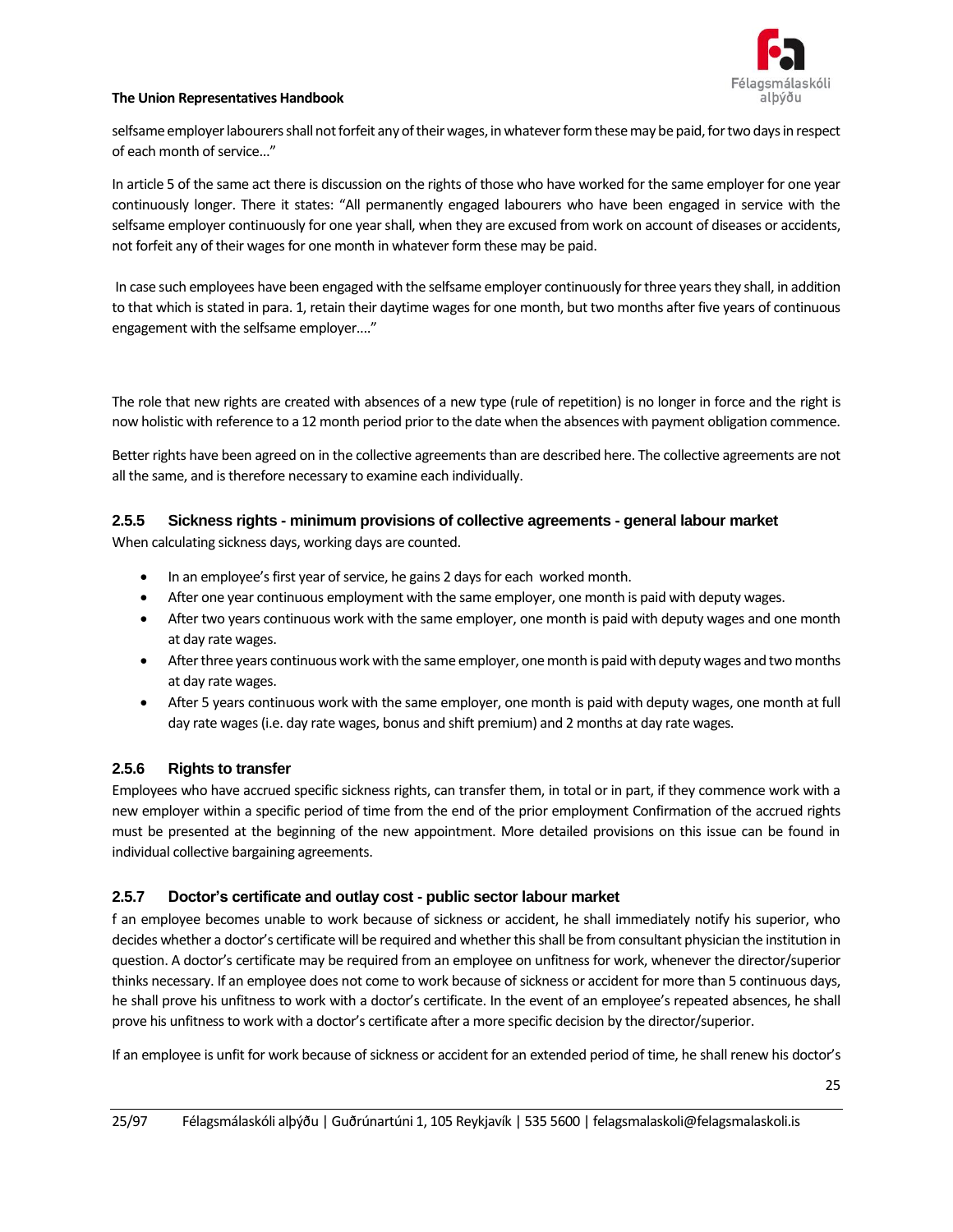selfsame employer labourers shall not forfeit any of their wages, in whatever form these may be paid, for two days in respect of each month of service…"

In article 5 of the same act there is discussion on the rights of those who have worked for the same employer for one year continuously longer. There it states: "All permanently engaged labourers who have been engaged in service with the selfsame employer continuously for one year shall, when they are excused from work on account of diseases or accidents, not forfeit any of their wages for one month in whatever form these may be paid.

In case such employees have been engaged with the selfsame employer continuously for three years they shall, in addition to that which is stated in para. 1, retain their daytime wages for one month, but two months after five years of continuous engagement with the selfsame employer…."

The role that new rights are created with absences of a new type (rule of repetition) is no longer in force and the right is now holistic with reference to a 12 month period prior to the date when the absences with payment obligation commence.

Better rights have been agreed on in the collective agreements than are described here. The collective agreements are not all the same, and is therefore necessary to examine each individually.

### 2.5.5 Sickness rights - minimum provisions of collective agreements - general labour market

When calculating sickness days, working days are counted.

- In an employee's first year of service, he gains 2 days for each worked month.
- After one year continuous employment with the same employer, one month is paid with deputy wages.
- After two years continuous work with the same employer, one month is paid with deputy wages and one month at day rate wages.
- After three years continuous work with the same employer, one month is paid with deputy wages and two months at day rate wages.
- After 5 years continuous work with the same employer, one month is paid with deputy wages, one month at full day rate wages (i.e. day rate wages, bonus and shift premium) and 2 months at day rate wages.

### 2.5.6 Rights to transfer

Employees who have accrued specific sickness rights, can transfer them, in total or in part, if they commence work with a new employer within a specific period of time from the end of the prior employment Confirmation of the accrued rights must be presented at the beginning of the new appointment. More detailed provisions on this issue can be found in individual collective bargaining agreements.

### 2.5.7 Doctor's certificate and outlay cost - public sector labour market

f an employee becomes unable to work because of sickness or accident, he shall immediately notify his superior, who decides whether a doctor's certificate will be required and whether this shall be from consultant physician the institution in question. A doctor's certificate may be required from an employee on unfitness for work, whenever the director/superior thinks necessary. If an employee does not come to work because of sickness or accident for more than 5 continuous days, he shall prove his unfitness to work with a doctor's certificate. In the event of an employee's repeated absences, he shall prove his unfitness to work with a doctor's certificate after a more specific decision by the director/superior.

If an employee is unfit for work because of sickness or accident for an extended period of time, he shall renew his doctor's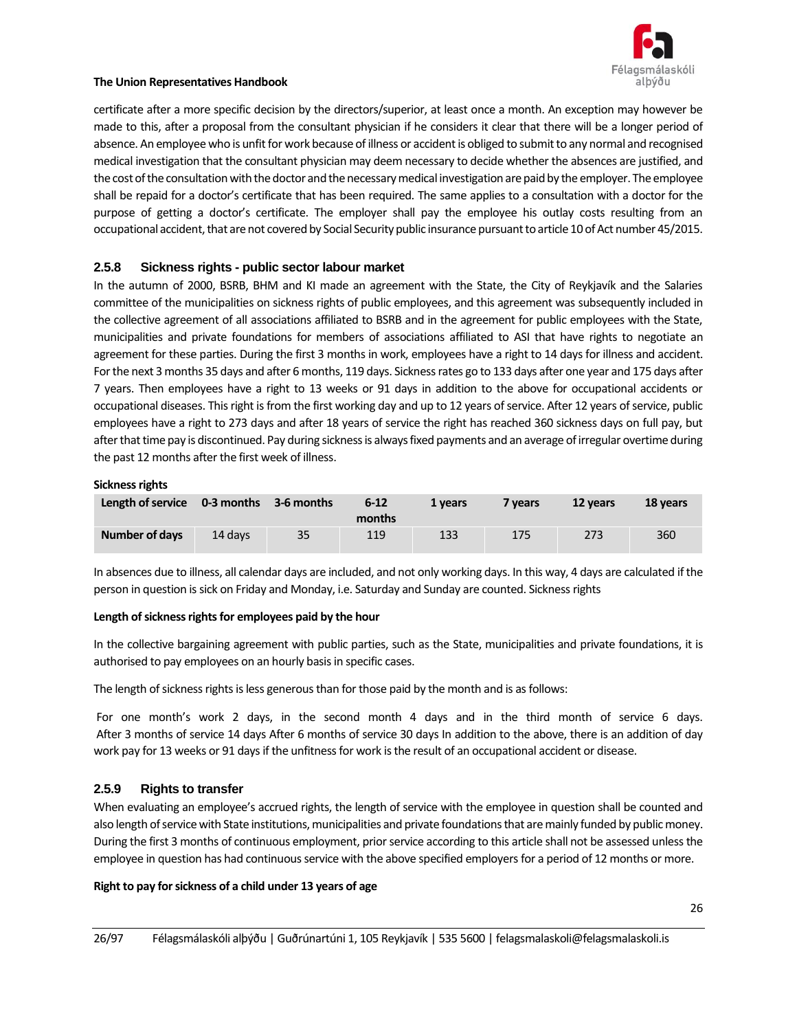certificate after a more specific decision by the directors/superior, at least once a month. An exception may however be made to this, after a proposal from the consultant physician if he considers it clear that there will be a longer period of absence. An employee who is unfit for work because of illness or accident is obliged to submit to any normal and recognised medical investigation that the consultant physician may deem necessary to decide whether the absences are justified, and the cost of the consultation with the doctor and the necessary medical investigation are paid by the employer. The employee shall be repaid for a doctor's certificate that has been required. The same applies to a consultation with a doctor for the purpose of getting a doctor's certificate. The employer shall pay the employee his outlay costs resulting from an occupational accident, that are not covered by Social Security public insurance pursuant to article 10 of Act number 45/2015.

### 2.5.8 Sickness rights - public sector labour market

In the autumn of 2000, BSRB, BHM and KI made an agreement with the State, the City of Reykjavík and the Salaries committee of the municipalities on sickness rights of public employees, and this agreement was subsequently included in the collective agreement of all associations affiliated to BSRB and in the agreement for public employees with the State, municipalities and private foundations for members of associations affiliated to ASI that have rights to negotiate an agreement for these parties. During the first 3 months in work, employees have a right to 14 days for illness and accident. For the next 3 months 35 days and after 6 months, 119 days. Sickness rates go to 133 days after one year and 175 days after 7 years. Then employees have a right to 13 weeks or 91 days in addition to the above for occupational accidents or occupational diseases. This right is from the first working day and up to 12 years of service. After 12 years of service, public employees have a right to 273 days and after 18 years of service the right has reached 360 sickness days on full pay, but after that time pay is discontinued. Pay during sickness is always fixed payments and an average of irregular overtime during the past 12 months after the first week of illness.

**Sickness rights**

| Length of service | 0-3 months | 3-6 months | 6-12 months | 1 years | 7 years | 12 years | 18 years |
|---|---|---|---|---|---|---|---|
| Number of days | 14 days | 35 | 119 | 133 | 175 | 273 | 360 |

In absences due to illness, all calendar days are included, and not only working days. In this way, 4 days are calculated if the person in question is sick on Friday and Monday, i.e. Saturday and Sunday are counted. Sickness rights

**Length of sickness rights for employees paid by the hour**

In the collective bargaining agreement with public parties, such as the State, municipalities and private foundations, it is authorised to pay employees on an hourly basis in specific cases.

The length of sickness rights is less generous than for those paid by the month and is as follows:

For one month's work 2 days, in the second month 4 days and in the third month of service 6 days. After 3 months of service 14 days After 6 months of service 30 days In addition to the above, there is an addition of day work pay for 13 weeks or 91 days if the unfitness for work is the result of an occupational accident or disease.

### 2.5.9 Rights to transfer

When evaluating an employee's accrued rights, the length of service with the employee in question shall be counted and also length of service with State institutions, municipalities and private foundations that are mainly funded by public money. During the first 3 months of continuous employment, prior service according to this article shall not be assessed unless the employee in question has had continuous service with the above specified employers for a period of 12 months or more.

**Right to pay for sickness of a child under 13 years of age**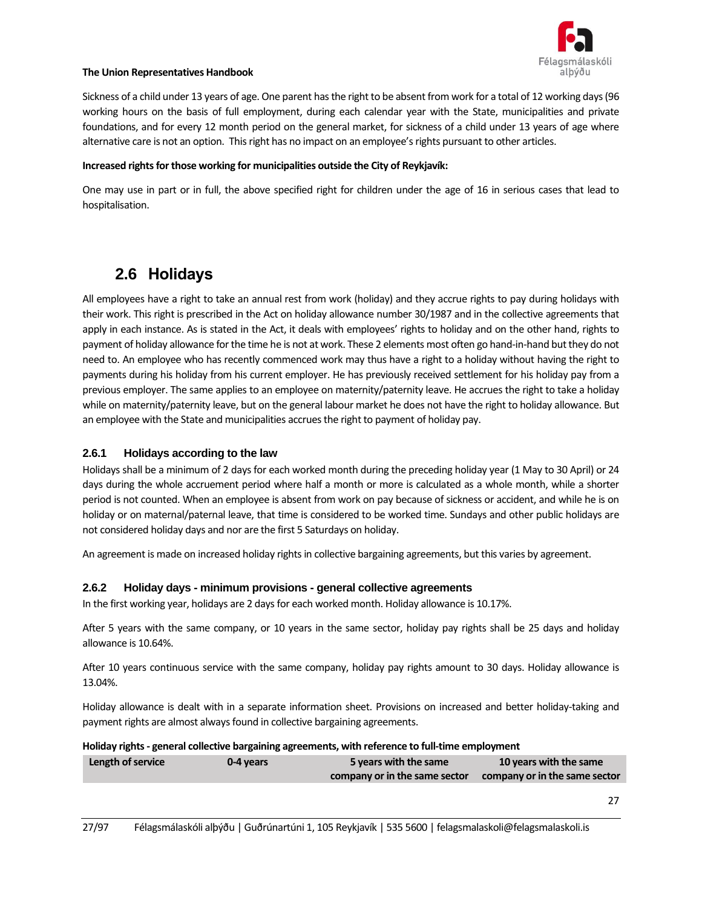Sickness of a child under 13 years of age. One parent has the right to be absent from work for a total of 12 working days (96 working hours on the basis of full employment, during each calendar year with the State, municipalities and private foundations, and for every 12 month period on the general market, for sickness of a child under 13 years of age where alternative care is not an option. This right has no impact on an employee's rights pursuant to other articles.

**Increased rights for those working for municipalities outside the City of Reykjavík:**

One may use in part or in full, the above specified right for children under the age of 16 in serious cases that lead to hospitalisation.

## 2.6 Holidays

All employees have a right to take an annual rest from work (holiday) and they accrue rights to pay during holidays with their work. This right is prescribed in the Act on holiday allowance number 30/1987 and in the collective agreements that apply in each instance. As is stated in the Act, it deals with employees' rights to holiday and on the other hand, rights to payment of holiday allowance for the time he is not at work. These 2 elements most often go hand-in-hand but they do not need to. An employee who has recently commenced work may thus have a right to a holiday without having the right to payments during his holiday from his current employer. He has previously received settlement for his holiday pay from a previous employer. The same applies to an employee on maternity/paternity leave. He accrues the right to take a holiday while on maternity/paternity leave, but on the general labour market he does not have the right to holiday allowance. But an employee with the State and municipalities accrues the right to payment of holiday pay.

### 2.6.1 Holidays according to the law

Holidays shall be a minimum of 2 days for each worked month during the preceding holiday year (1 May to 30 April) or 24 days during the whole accruement period where half a month or more is calculated as a whole month, while a shorter period is not counted. When an employee is absent from work on pay because of sickness or accident, and while he is on holiday or on maternal/paternal leave, that time is considered to be worked time. Sundays and other public holidays are not considered holiday days and nor are the first 5 Saturdays on holiday.

An agreement is made on increased holiday rights in collective bargaining agreements, but this varies by agreement.

### 2.6.2 Holiday days - minimum provisions - general collective agreements

In the first working year, holidays are 2 days for each worked month. Holiday allowance is 10.17%.

After 5 years with the same company, or 10 years in the same sector, holiday pay rights shall be 25 days and holiday allowance is 10.64%.

After 10 years continuous service with the same company, holiday pay rights amount to 30 days. Holiday allowance is 13.04%.

Holiday allowance is dealt with in a separate information sheet. Provisions on increased and better holiday-taking and payment rights are almost always found in collective bargaining agreements.

**Holiday rights - general collective bargaining agreements, with reference to full-time employment**

| Length of service | 0-4 years | 5 years with the same company or in the same sector | 10 years with the same company or in the same sector |
|---|---|---|---|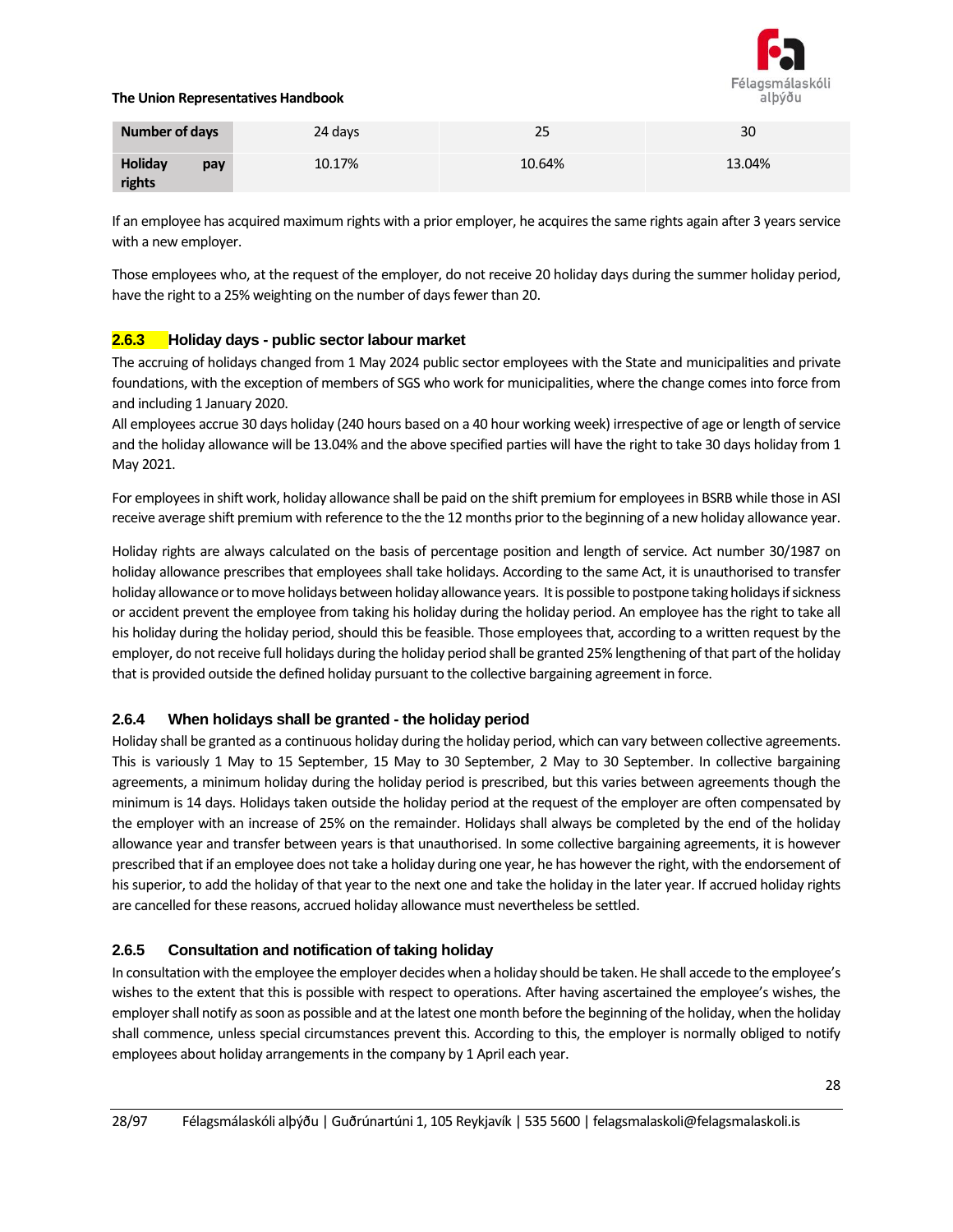| Number of days | 24 days | 25 | 30 |
|---|---|---|---|
| Holiday pay rights | 10.17% | 10.64% | 13.04% |

If an employee has acquired maximum rights with a prior employer, he acquires the same rights again after 3 years service with a new employer.

Those employees who, at the request of the employer, do not receive 20 holiday days during the summer holiday period, have the right to a 25% weighting on the number of days fewer than 20.

### 2.6.3 Holiday days - public sector labour market

The accruing of holidays changed from 1 May 2024 public sector employees with the State and municipalities and private foundations, with the exception of members of SGS who work for municipalities, where the change comes into force from and including 1 January 2020.
All employees accrue 30 days holiday (240 hours based on a 40 hour working week) irrespective of age or length of service and the holiday allowance will be 13.04% and the above specified parties will have the right to take 30 days holiday from 1 May 2021.

For employees in shift work, holiday allowance shall be paid on the shift premium for employees in BSRB while those in ASI receive average shift premium with reference to the the 12 months prior to the beginning of a new holiday allowance year.

Holiday rights are always calculated on the basis of percentage position and length of service. Act number 30/1987 on holiday allowance prescribes that employees shall take holidays. According to the same Act, it is unauthorised to transfer holiday allowance or to move holidays between holiday allowance years. It is possible to postpone taking holidays if sickness or accident prevent the employee from taking his holiday during the holiday period. An employee has the right to take all his holiday during the holiday period, should this be feasible. Those employees that, according to a written request by the employer, do not receive full holidays during the holiday period shall be granted 25% lengthening of that part of the holiday that is provided outside the defined holiday pursuant to the collective bargaining agreement in force.

### 2.6.4 When holidays shall be granted - the holiday period

Holiday shall be granted as a continuous holiday during the holiday period, which can vary between collective agreements. This is variously 1 May to 15 September, 15 May to 30 September, 2 May to 30 September. In collective bargaining agreements, a minimum holiday during the holiday period is prescribed, but this varies between agreements though the minimum is 14 days. Holidays taken outside the holiday period at the request of the employer are often compensated by the employer with an increase of 25% on the remainder. Holidays shall always be completed by the end of the holiday allowance year and transfer between years is that unauthorised. In some collective bargaining agreements, it is however prescribed that if an employee does not take a holiday during one year, he has however the right, with the endorsement of his superior, to add the holiday of that year to the next one and take the holiday in the later year. If accrued holiday rights are cancelled for these reasons, accrued holiday allowance must nevertheless be settled.

### 2.6.5 Consultation and notification of taking holiday

In consultation with the employee the employer decides when a holiday should be taken. He shall accede to the employee's wishes to the extent that this is possible with respect to operations. After having ascertained the employee's wishes, the employer shall notify as soon as possible and at the latest one month before the beginning of the holiday, when the holiday shall commence, unless special circumstances prevent this. According to this, the employer is normally obliged to notify employees about holiday arrangements in the company by 1 April each year.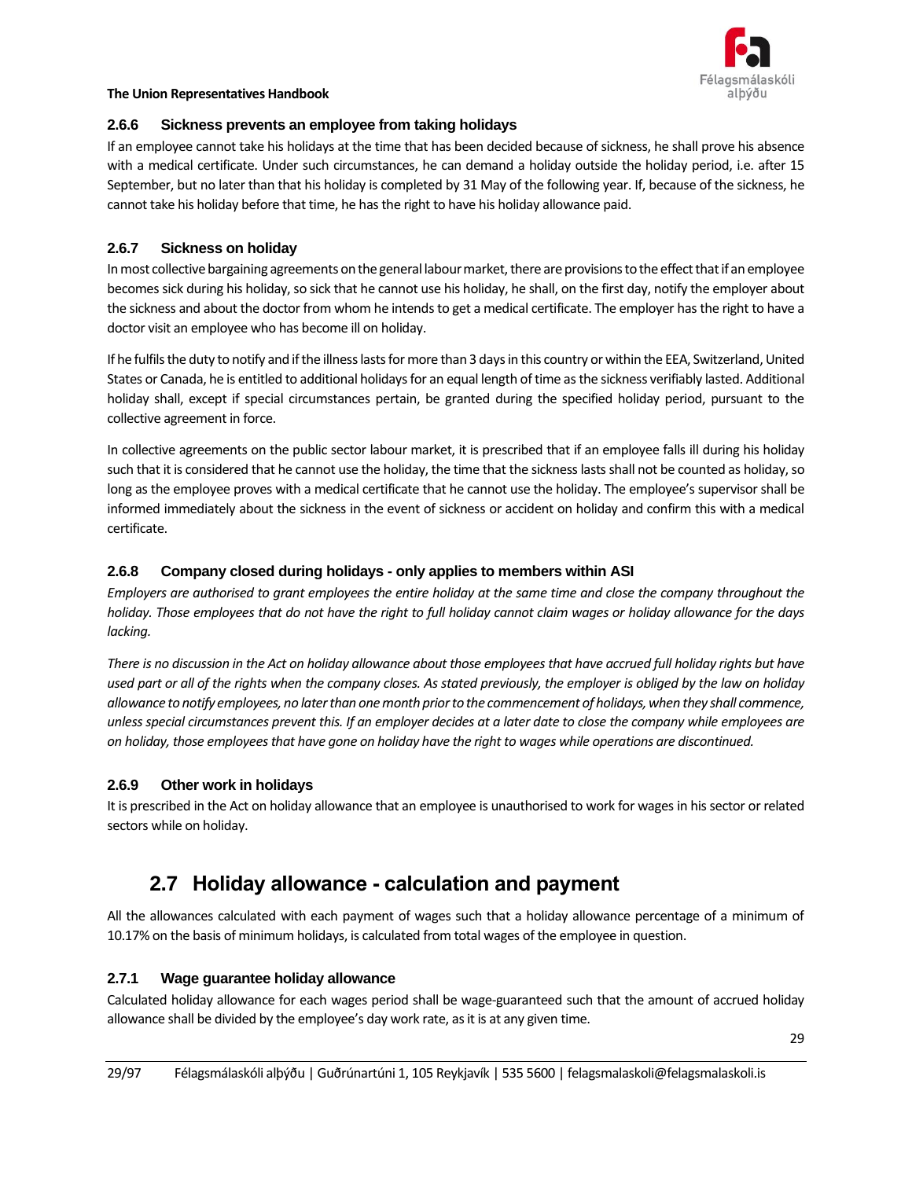### 2.6.6 Sickness prevents an employee from taking holidays

If an employee cannot take his holidays at the time that has been decided because of sickness, he shall prove his absence with a medical certificate. Under such circumstances, he can demand a holiday outside the holiday period, i.e. after 15 September, but no later than that his holiday is completed by 31 May of the following year. If, because of the sickness, he cannot take his holiday before that time, he has the right to have his holiday allowance paid.

### 2.6.7 Sickness on holiday

In most collective bargaining agreements on the general labour market, there are provisions to the effect that if an employee becomes sick during his holiday, so sick that he cannot use his holiday, he shall, on the first day, notify the employer about the sickness and about the doctor from whom he intends to get a medical certificate. The employer has the right to have a doctor visit an employee who has become ill on holiday.

If he fulfils the duty to notify and if the illness lasts for more than 3 days in this country or within the EEA, Switzerland, United States or Canada, he is entitled to additional holidays for an equal length of time as the sickness verifiably lasted. Additional holiday shall, except if special circumstances pertain, be granted during the specified holiday period, pursuant to the collective agreement in force.

In collective agreements on the public sector labour market, it is prescribed that if an employee falls ill during his holiday such that it is considered that he cannot use the holiday, the time that the sickness lasts shall not be counted as holiday, so long as the employee proves with a medical certificate that he cannot use the holiday. The employee's supervisor shall be informed immediately about the sickness in the event of sickness or accident on holiday and confirm this with a medical certificate.

### 2.6.8 Company closed during holidays - only applies to members within ASI

*Employers are authorised to grant employees the entire holiday at the same time and close the company throughout the holiday. Those employees that do not have the right to full holiday cannot claim wages or holiday allowance for the days lacking.*

*There is no discussion in the Act on holiday allowance about those employees that have accrued full holiday rights but have used part or all of the rights when the company closes. As stated previously, the employer is obliged by the law on holiday allowance to notify employees, no later than one month prior to the commencement of holidays, when they shall commence, unless special circumstances prevent this. If an employer decides at a later date to close the company while employees are on holiday, those employees that have gone on holiday have the right to wages while operations are discontinued.*

### 2.6.9 Other work in holidays

It is prescribed in the Act on holiday allowance that an employee is unauthorised to work for wages in his sector or related sectors while on holiday.

## 2.7 Holiday allowance - calculation and payment

All the allowances calculated with each payment of wages such that a holiday allowance percentage of a minimum of 10.17% on the basis of minimum holidays, is calculated from total wages of the employee in question.

### 2.7.1 Wage guarantee holiday allowance

Calculated holiday allowance for each wages period shall be wage-guaranteed such that the amount of accrued holiday allowance shall be divided by the employee's day work rate, as it is at any given time.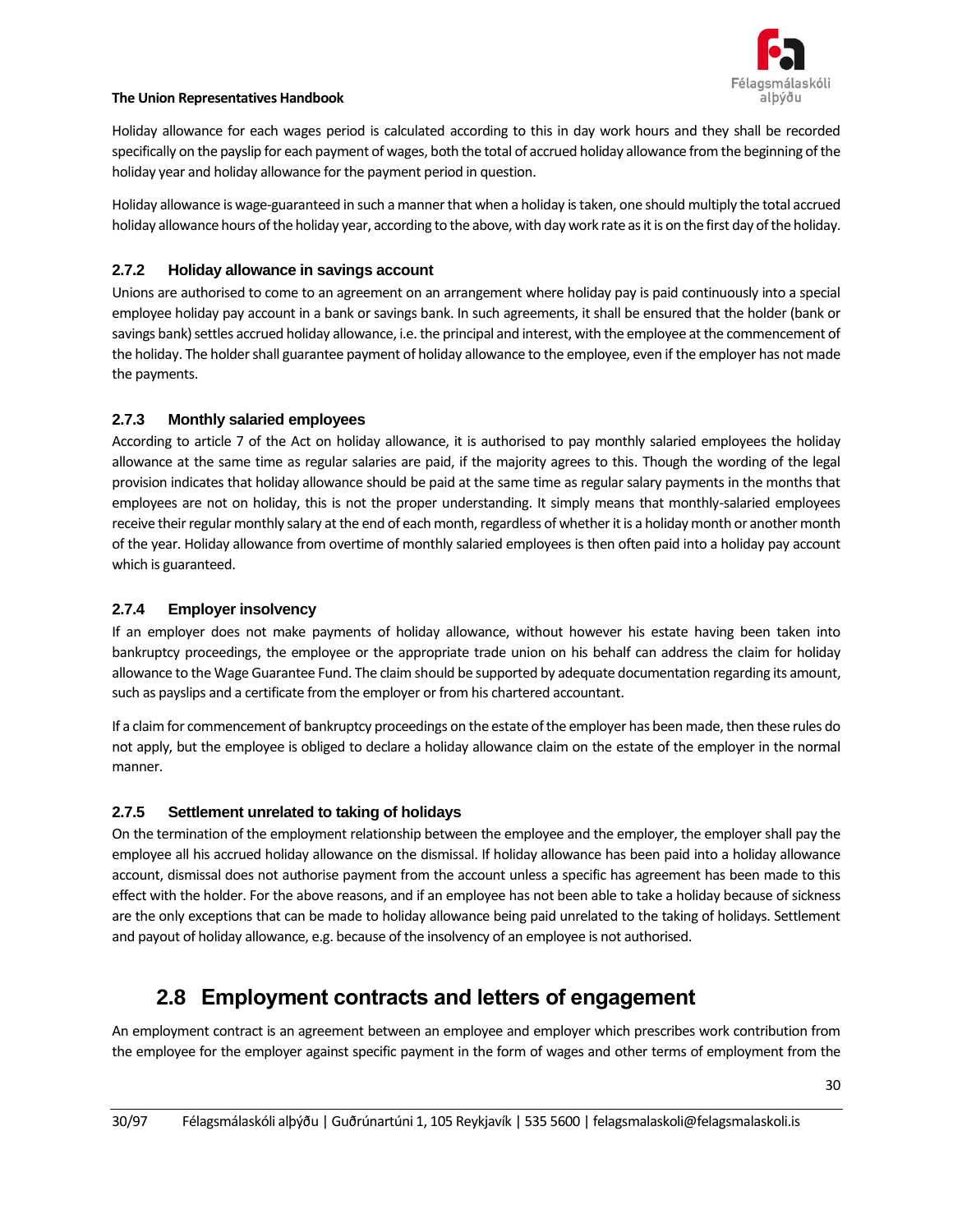Holiday allowance for each wages period is calculated according to this in day work hours and they shall be recorded specifically on the payslip for each payment of wages, both the total of accrued holiday allowance from the beginning of the holiday year and holiday allowance for the payment period in question.

Holiday allowance is wage-guaranteed in such a manner that when a holiday is taken, one should multiply the total accrued holiday allowance hours of the holiday year, according to the above, with day work rate as it is on the first day of the holiday.

### 2.7.2 Holiday allowance in savings account

Unions are authorised to come to an agreement on an arrangement where holiday pay is paid continuously into a special employee holiday pay account in a bank or savings bank. In such agreements, it shall be ensured that the holder (bank or savings bank) settles accrued holiday allowance, i.e. the principal and interest, with the employee at the commencement of the holiday. The holder shall guarantee payment of holiday allowance to the employee, even if the employer has not made the payments.

### 2.7.3 Monthly salaried employees

According to article 7 of the Act on holiday allowance, it is authorised to pay monthly salaried employees the holiday allowance at the same time as regular salaries are paid, if the majority agrees to this. Though the wording of the legal provision indicates that holiday allowance should be paid at the same time as regular salary payments in the months that employees are not on holiday, this is not the proper understanding. It simply means that monthly-salaried employees receive their regular monthly salary at the end of each month, regardless of whether it is a holiday month or another month of the year. Holiday allowance from overtime of monthly salaried employees is then often paid into a holiday pay account which is guaranteed.

### 2.7.4 Employer insolvency

If an employer does not make payments of holiday allowance, without however his estate having been taken into bankruptcy proceedings, the employee or the appropriate trade union on his behalf can address the claim for holiday allowance to the Wage Guarantee Fund. The claim should be supported by adequate documentation regarding its amount, such as payslips and a certificate from the employer or from his chartered accountant.

If a claim for commencement of bankruptcy proceedings on the estate of the employer has been made, then these rules do not apply, but the employee is obliged to declare a holiday allowance claim on the estate of the employer in the normal manner.

### 2.7.5 Settlement unrelated to taking of holidays

On the termination of the employment relationship between the employee and the employer, the employer shall pay the employee all his accrued holiday allowance on the dismissal. If holiday allowance has been paid into a holiday allowance account, dismissal does not authorise payment from the account unless a specific has agreement has been made to this effect with the holder. For the above reasons, and if an employee has not been able to take a holiday because of sickness are the only exceptions that can be made to holiday allowance being paid unrelated to the taking of holidays. Settlement and payout of holiday allowance, e.g. because of the insolvency of an employee is not authorised.

## 2.8 Employment contracts and letters of engagement

An employment contract is an agreement between an employee and employer which prescribes work contribution from the employee for the employer against specific payment in the form of wages and other terms of employment from the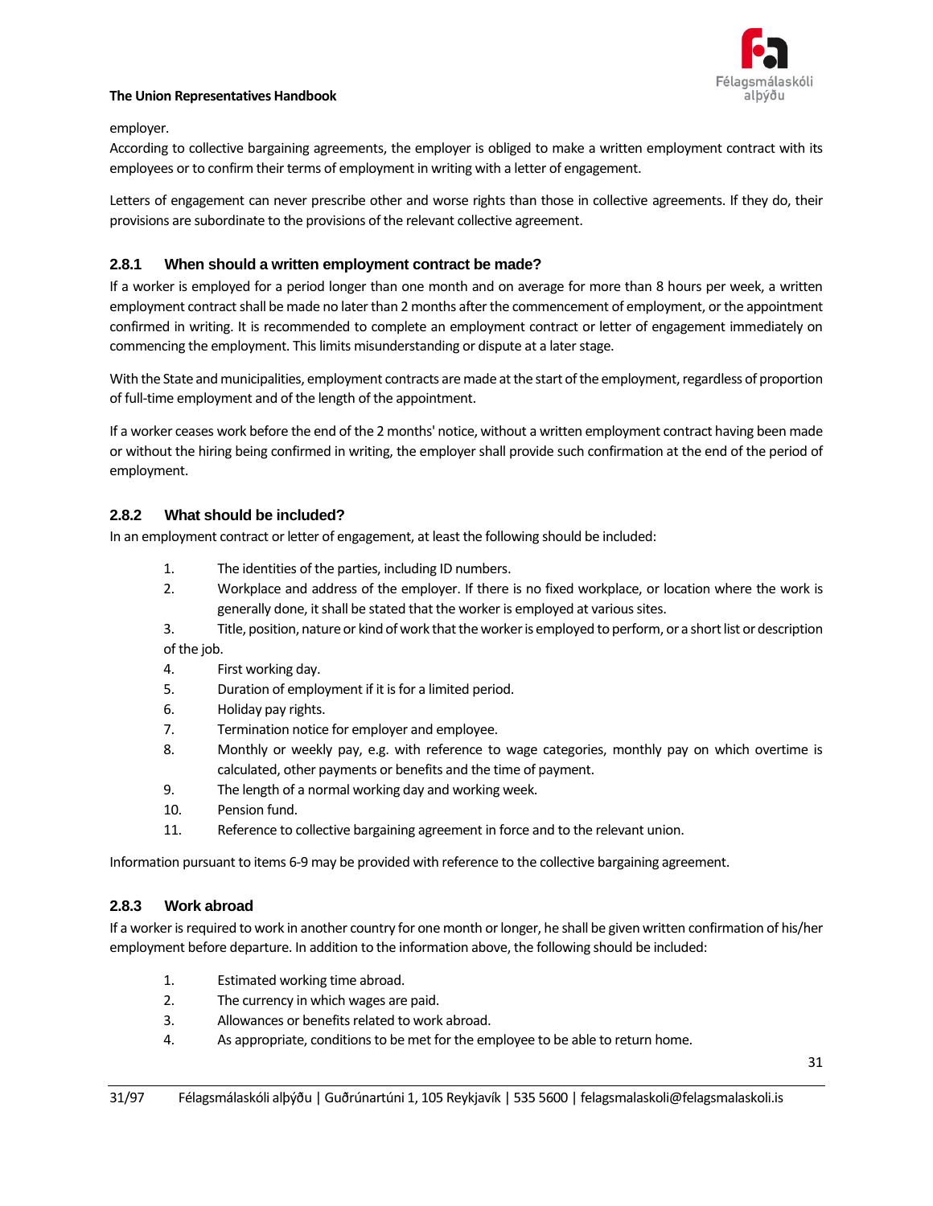employer.

According to collective bargaining agreements, the employer is obliged to make a written employment contract with its employees or to confirm their terms of employment in writing with a letter of engagement.

Letters of engagement can never prescribe other and worse rights than those in collective agreements. If they do, their provisions are subordinate to the provisions of the relevant collective agreement.

### 2.8.1 When should a written employment contract be made?

If a worker is employed for a period longer than one month and on average for more than 8 hours per week, a written employment contract shall be made no later than 2 months after the commencement of employment, or the appointment confirmed in writing. It is recommended to complete an employment contract or letter of engagement immediately on commencing the employment. This limits misunderstanding or dispute at a later stage.

With the State and municipalities, employment contracts are made at the start of the employment, regardless of proportion of full-time employment and of the length of the appointment.

If a worker ceases work before the end of the 2 months' notice, without a written employment contract having been made or without the hiring being confirmed in writing, the employer shall provide such confirmation at the end of the period of employment.

### 2.8.2 What should be included?

In an employment contract or letter of engagement, at least the following should be included:

1. The identities of the parties, including ID numbers.
2. Workplace and address of the employer. If there is no fixed workplace, or location where the work is generally done, it shall be stated that the worker is employed at various sites.
3. Title, position, nature or kind of work that the worker is employed to perform, or a short list or description of the job.
4. First working day.
5. Duration of employment if it is for a limited period.
6. Holiday pay rights.
7. Termination notice for employer and employee.
8. Monthly or weekly pay, e.g. with reference to wage categories, monthly pay on which overtime is calculated, other payments or benefits and the time of payment.
9. The length of a normal working day and working week.
10. Pension fund.
11. Reference to collective bargaining agreement in force and to the relevant union.

Information pursuant to items 6-9 may be provided with reference to the collective bargaining agreement.

### 2.8.3 Work abroad

If a worker is required to work in another country for one month or longer, he shall be given written confirmation of his/her employment before departure. In addition to the information above, the following should be included:

1. Estimated working time abroad.
2. The currency in which wages are paid.
3. Allowances or benefits related to work abroad.
4. As appropriate, conditions to be met for the employee to be able to return home.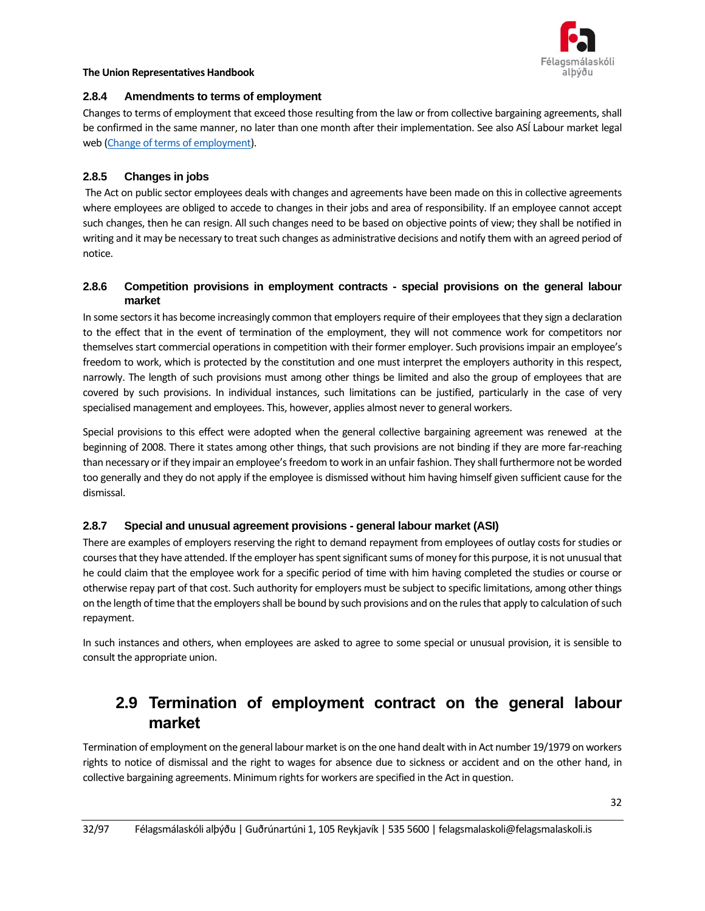### 2.8.4 Amendments to terms of employment

Changes to terms of employment that exceed those resulting from the law or from collective bargaining agreements, shall be confirmed in the same manner, no later than one month after their implementation. See also ASÍ Labour market legal web ([Change of terms of employment]()).

### 2.8.5 Changes in jobs

The Act on public sector employees deals with changes and agreements have been made on this in collective agreements where employees are obliged to accede to changes in their jobs and area of responsibility. If an employee cannot accept such changes, then he can resign. All such changes need to be based on objective points of view; they shall be notified in writing and it may be necessary to treat such changes as administrative decisions and notify them with an agreed period of notice.

### 2.8.6 Competition provisions in employment contracts - special provisions on the general labour market

In some sectors it has become increasingly common that employers require of their employees that they sign a declaration to the effect that in the event of termination of the employment, they will not commence work for competitors nor themselves start commercial operations in competition with their former employer. Such provisions impair an employee's freedom to work, which is protected by the constitution and one must interpret the employers authority in this respect, narrowly. The length of such provisions must among other things be limited and also the group of employees that are covered by such provisions. In individual instances, such limitations can be justified, particularly in the case of very specialised management and employees. This, however, applies almost never to general workers.

Special provisions to this effect were adopted when the general collective bargaining agreement was renewed at the beginning of 2008. There it states among other things, that such provisions are not binding if they are more far-reaching than necessary or if they impair an employee's freedom to work in an unfair fashion. They shall furthermore not be worded too generally and they do not apply if the employee is dismissed without him having himself given sufficient cause for the dismissal.

### 2.8.7 Special and unusual agreement provisions - general labour market (ASI)

There are examples of employers reserving the right to demand repayment from employees of outlay costs for studies or courses that they have attended. If the employer has spent significant sums of money for this purpose, it is not unusual that he could claim that the employee work for a specific period of time with him having completed the studies or course or otherwise repay part of that cost. Such authority for employers must be subject to specific limitations, among other things on the length of time that the employers shall be bound by such provisions and on the rules that apply to calculation of such repayment.

In such instances and others, when employees are asked to agree to some special or unusual provision, it is sensible to consult the appropriate union.

## 2.9 Termination of employment contract on the general labour market

Termination of employment on the general labour market is on the one hand dealt with in Act number 19/1979 on workers rights to notice of dismissal and the right to wages for absence due to sickness or accident and on the other hand, in collective bargaining agreements. Minimum rights for workers are specified in the Act in question.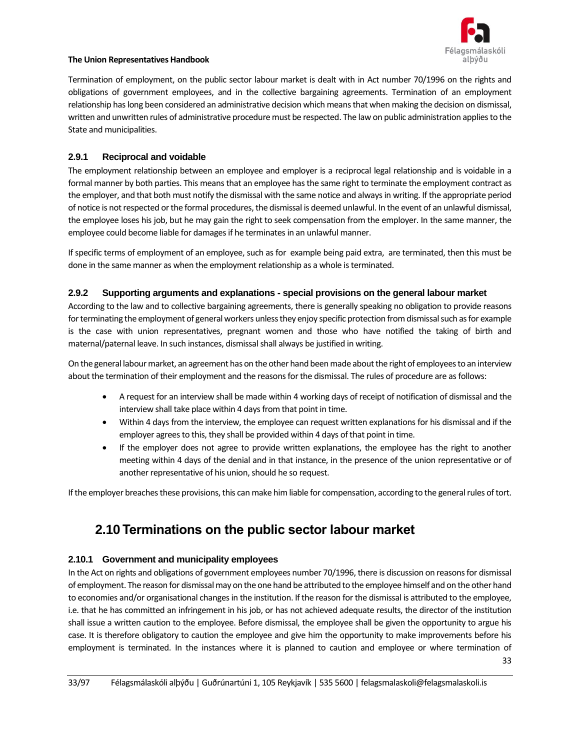Termination of employment, on the public sector labour market is dealt with in Act number 70/1996 on the rights and obligations of government employees, and in the collective bargaining agreements. Termination of an employment relationship has long been considered an administrative decision which means that when making the decision on dismissal, written and unwritten rules of administrative procedure must be respected. The law on public administration applies to the State and municipalities.

### 2.9.1 Reciprocal and voidable

The employment relationship between an employee and employer is a reciprocal legal relationship and is voidable in a formal manner by both parties. This means that an employee has the same right to terminate the employment contract as the employer, and that both must notify the dismissal with the same notice and always in writing. If the appropriate period of notice is not respected or the formal procedures, the dismissal is deemed unlawful. In the event of an unlawful dismissal, the employee loses his job, but he may gain the right to seek compensation from the employer. In the same manner, the employee could become liable for damages if he terminates in an unlawful manner.

If specific terms of employment of an employee, such as for example being paid extra, are terminated, then this must be done in the same manner as when the employment relationship as a whole is terminated.

### 2.9.2 Supporting arguments and explanations - special provisions on the general labour market

According to the law and to collective bargaining agreements, there is generally speaking no obligation to provide reasons for terminating the employment of general workers unless they enjoy specific protection from dismissal such as for example is the case with union representatives, pregnant women and those who have notified the taking of birth and maternal/paternal leave. In such instances, dismissal shall always be justified in writing.

On the general labour market, an agreement has on the other hand been made about the right of employees to an interview about the termination of their employment and the reasons for the dismissal. The rules of procedure are as follows:

- A request for an interview shall be made within 4 working days of receipt of notification of dismissal and the interview shall take place within 4 days from that point in time.
- Within 4 days from the interview, the employee can request written explanations for his dismissal and if the employer agrees to this, they shall be provided within 4 days of that point in time.
- If the employer does not agree to provide written explanations, the employee has the right to another meeting within 4 days of the denial and in that instance, in the presence of the union representative or of another representative of his union, should he so request.

If the employer breaches these provisions, this can make him liable for compensation, according to the general rules of tort.

## 2.10 Terminations on the public sector labour market

### 2.10.1 Government and municipality employees

In the Act on rights and obligations of government employees number 70/1996, there is discussion on reasons for dismissal of employment. The reason for dismissal may on the one hand be attributed to the employee himself and on the other hand to economies and/or organisational changes in the institution. If the reason for the dismissal is attributed to the employee, i.e. that he has committed an infringement in his job, or has not achieved adequate results, the director of the institution shall issue a written caution to the employee. Before dismissal, the employee shall be given the opportunity to argue his case. It is therefore obligatory to caution the employee and give him the opportunity to make improvements before his employment is terminated. In the instances where it is planned to caution and employee or where termination of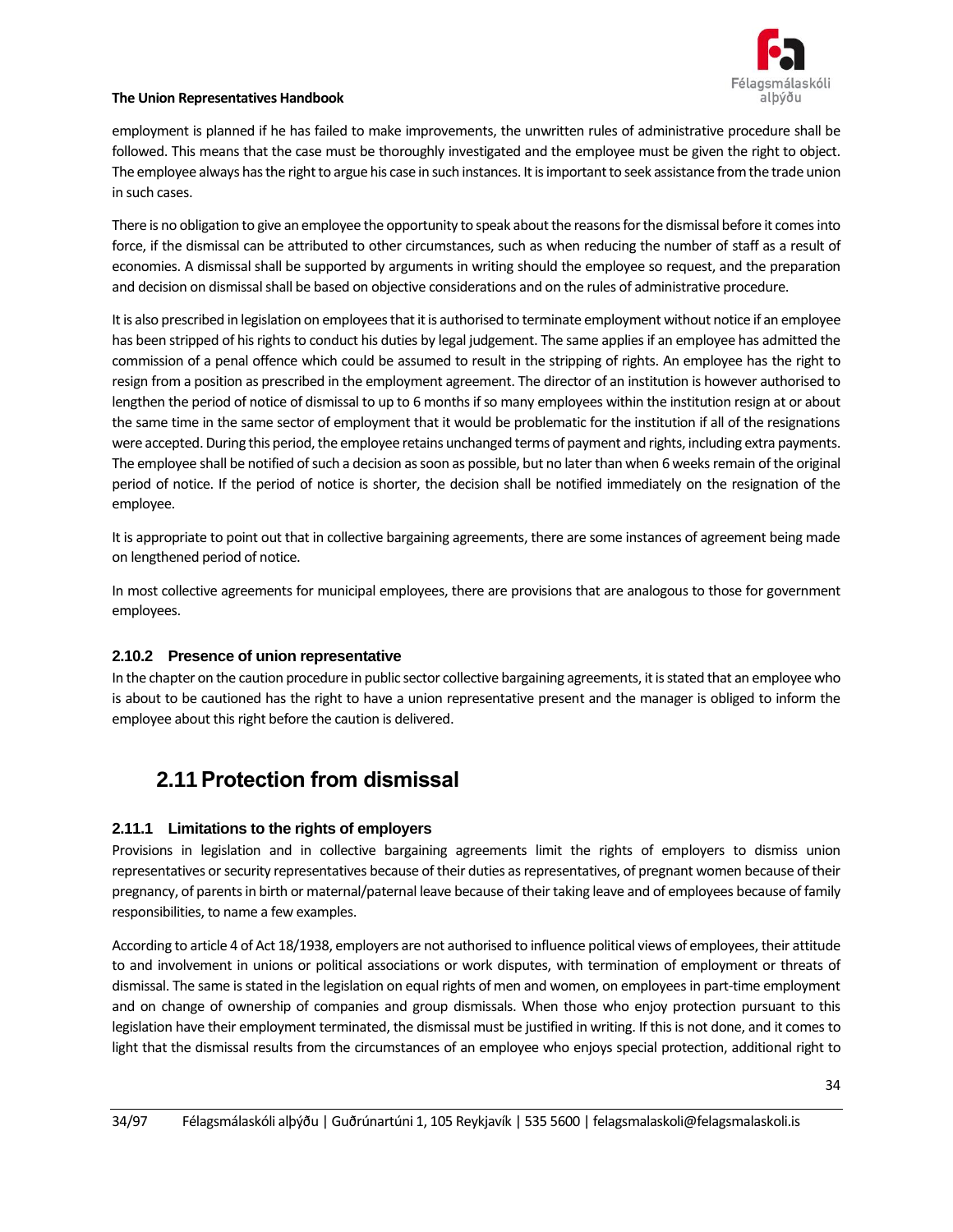employment is planned if he has failed to make improvements, the unwritten rules of administrative procedure shall be followed. This means that the case must be thoroughly investigated and the employee must be given the right to object. The employee always has the right to argue his case in such instances. It is important to seek assistance from the trade union in such cases.

There is no obligation to give an employee the opportunity to speak about the reasons for the dismissal before it comes into force, if the dismissal can be attributed to other circumstances, such as when reducing the number of staff as a result of economies. A dismissal shall be supported by arguments in writing should the employee so request, and the preparation and decision on dismissal shall be based on objective considerations and on the rules of administrative procedure.

It is also prescribed in legislation on employees that it is authorised to terminate employment without notice if an employee has been stripped of his rights to conduct his duties by legal judgement. The same applies if an employee has admitted the commission of a penal offence which could be assumed to result in the stripping of rights. An employee has the right to resign from a position as prescribed in the employment agreement. The director of an institution is however authorised to lengthen the period of notice of dismissal to up to 6 months if so many employees within the institution resign at or about the same time in the same sector of employment that it would be problematic for the institution if all of the resignations were accepted. During this period, the employee retains unchanged terms of payment and rights, including extra payments. The employee shall be notified of such a decision as soon as possible, but no later than when 6 weeks remain of the original period of notice. If the period of notice is shorter, the decision shall be notified immediately on the resignation of the employee.

It is appropriate to point out that in collective bargaining agreements, there are some instances of agreement being made on lengthened period of notice.

In most collective agreements for municipal employees, there are provisions that are analogous to those for government employees.

### 2.10.2 Presence of union representative

In the chapter on the caution procedure in public sector collective bargaining agreements, it is stated that an employee who is about to be cautioned has the right to have a union representative present and the manager is obliged to inform the employee about this right before the caution is delivered.

## 2.11 Protection from dismissal

### 2.11.1 Limitations to the rights of employers

Provisions in legislation and in collective bargaining agreements limit the rights of employers to dismiss union representatives or security representatives because of their duties as representatives, of pregnant women because of their pregnancy, of parents in birth or maternal/paternal leave because of their taking leave and of employees because of family responsibilities, to name a few examples.

According to article 4 of Act 18/1938, employers are not authorised to influence political views of employees, their attitude to and involvement in unions or political associations or work disputes, with termination of employment or threats of dismissal. The same is stated in the legislation on equal rights of men and women, on employees in part-time employment and on change of ownership of companies and group dismissals. When those who enjoy protection pursuant to this legislation have their employment terminated, the dismissal must be justified in writing. If this is not done, and it comes to light that the dismissal results from the circumstances of an employee who enjoys special protection, additional right to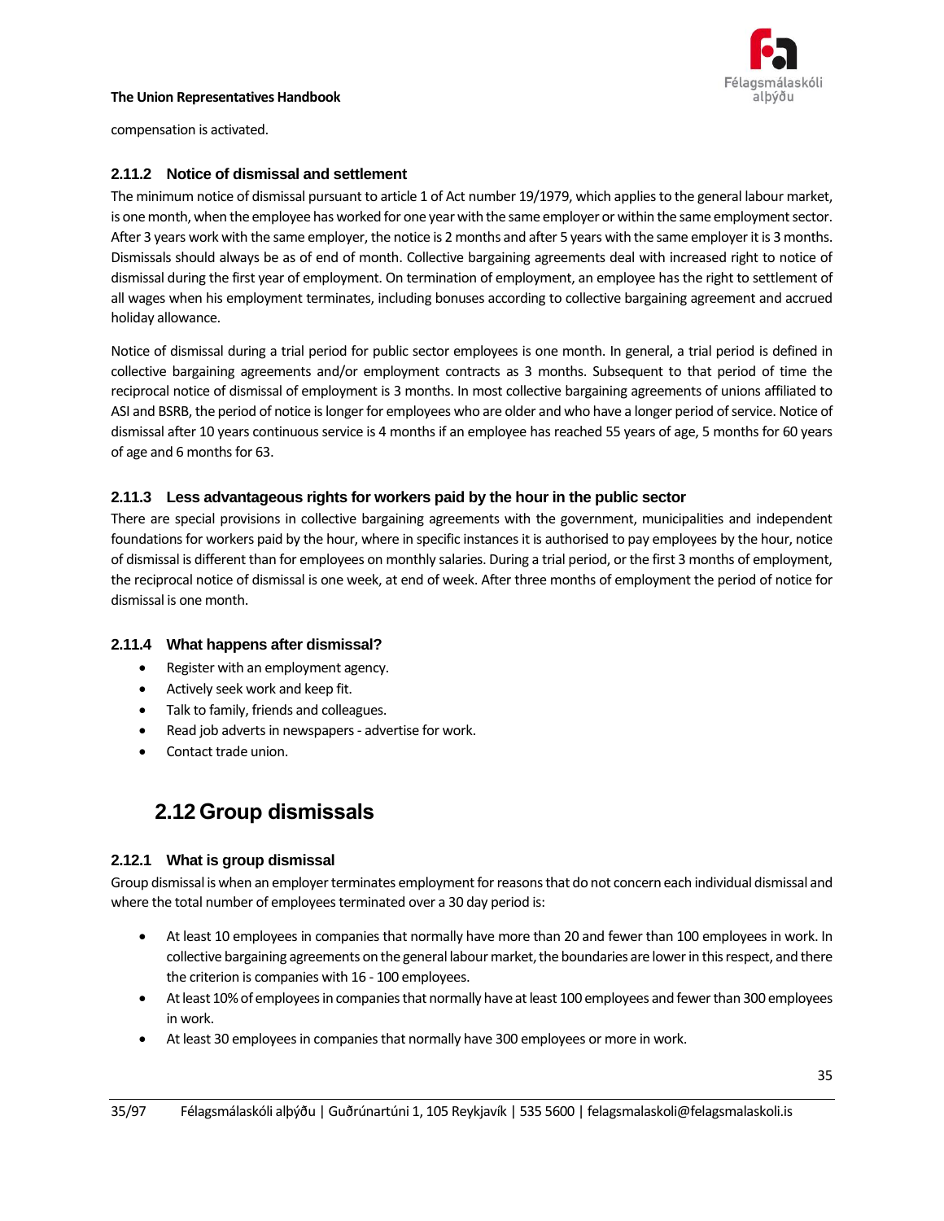compensation is activated.

### 2.11.2 Notice of dismissal and settlement

The minimum notice of dismissal pursuant to article 1 of Act number 19/1979, which applies to the general labour market, is one month, when the employee has worked for one year with the same employer or within the same employment sector. After 3 years work with the same employer, the notice is 2 months and after 5 years with the same employer it is 3 months. Dismissals should always be as of end of month. Collective bargaining agreements deal with increased right to notice of dismissal during the first year of employment. On termination of employment, an employee has the right to settlement of all wages when his employment terminates, including bonuses according to collective bargaining agreement and accrued holiday allowance.

Notice of dismissal during a trial period for public sector employees is one month. In general, a trial period is defined in collective bargaining agreements and/or employment contracts as 3 months. Subsequent to that period of time the reciprocal notice of dismissal of employment is 3 months. In most collective bargaining agreements of unions affiliated to ASI and BSRB, the period of notice is longer for employees who are older and who have a longer period of service. Notice of dismissal after 10 years continuous service is 4 months if an employee has reached 55 years of age, 5 months for 60 years of age and 6 months for 63.

### 2.11.3 Less advantageous rights for workers paid by the hour in the public sector

There are special provisions in collective bargaining agreements with the government, municipalities and independent foundations for workers paid by the hour, where in specific instances it is authorised to pay employees by the hour, notice of dismissal is different than for employees on monthly salaries. During a trial period, or the first 3 months of employment, the reciprocal notice of dismissal is one week, at end of week. After three months of employment the period of notice for dismissal is one month.

### 2.11.4 What happens after dismissal?

- Register with an employment agency.
- Actively seek work and keep fit.
- Talk to family, friends and colleagues.
- Read job adverts in newspapers - advertise for work.
- Contact trade union.

## 2.12 Group dismissals

### 2.12.1 What is group dismissal

Group dismissal is when an employer terminates employment for reasons that do not concern each individual dismissal and where the total number of employees terminated over a 30 day period is:

- At least 10 employees in companies that normally have more than 20 and fewer than 100 employees in work. In collective bargaining agreements on the general labour market, the boundaries are lower in this respect, and there the criterion is companies with 16 - 100 employees.
- At least 10% of employees in companies that normally have at least 100 employees and fewer than 300 employees in work.
- At least 30 employees in companies that normally have 300 employees or more in work.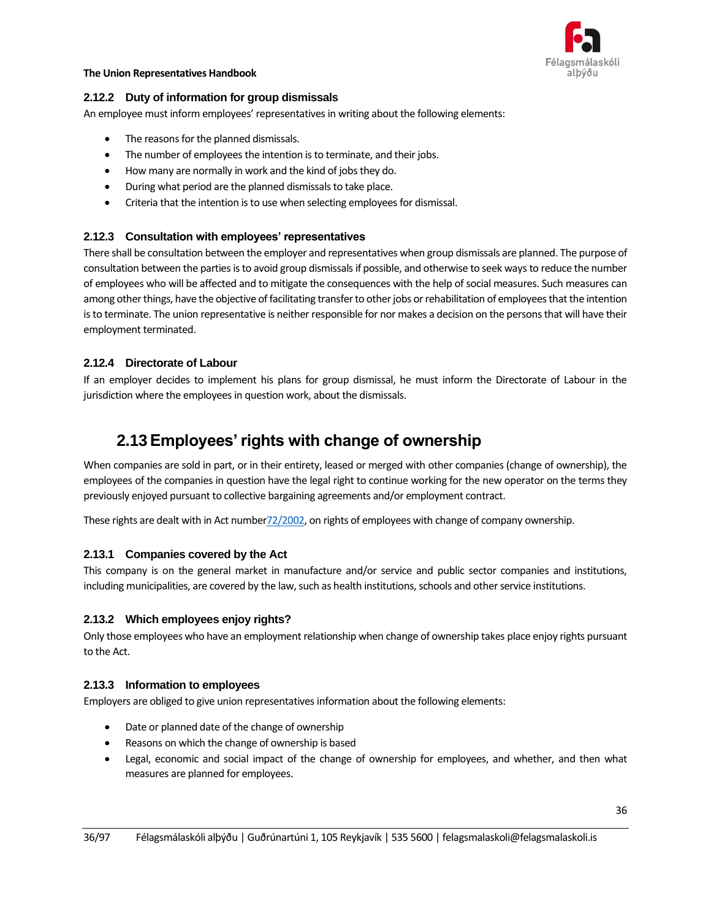### 2.12.2 Duty of information for group dismissals

An employee must inform employees' representatives in writing about the following elements:

- The reasons for the planned dismissals.
- The number of employees the intention is to terminate, and their jobs.
- How many are normally in work and the kind of jobs they do.
- During what period are the planned dismissals to take place.
- Criteria that the intention is to use when selecting employees for dismissal.

### 2.12.3 Consultation with employees' representatives

There shall be consultation between the employer and representatives when group dismissals are planned. The purpose of consultation between the parties is to avoid group dismissals if possible, and otherwise to seek ways to reduce the number of employees who will be affected and to mitigate the consequences with the help of social measures. Such measures can among other things, have the objective of facilitating transfer to other jobs or rehabilitation of employees that the intention is to terminate. The union representative is neither responsible for nor makes a decision on the persons that will have their employment terminated.

### 2.12.4 Directorate of Labour

If an employer decides to implement his plans for group dismissal, he must inform the Directorate of Labour in the jurisdiction where the employees in question work, about the dismissals.

## 2.13 Employees' rights with change of ownership

When companies are sold in part, or in their entirety, leased or merged with other companies (change of ownership), the employees of the companies in question have the legal right to continue working for the new operator on the terms they previously enjoyed pursuant to collective bargaining agreements and/or employment contract.

These rights are dealt with in Act number72/2002, on rights of employees with change of company ownership.

### 2.13.1 Companies covered by the Act

This company is on the general market in manufacture and/or service and public sector companies and institutions, including municipalities, are covered by the law, such as health institutions, schools and other service institutions.

### 2.13.2 Which employees enjoy rights?

Only those employees who have an employment relationship when change of ownership takes place enjoy rights pursuant to the Act.

### 2.13.3 Information to employees

Employers are obliged to give union representatives information about the following elements:

- Date or planned date of the change of ownership
- Reasons on which the change of ownership is based
- Legal, economic and social impact of the change of ownership for employees, and whether, and then what measures are planned for employees.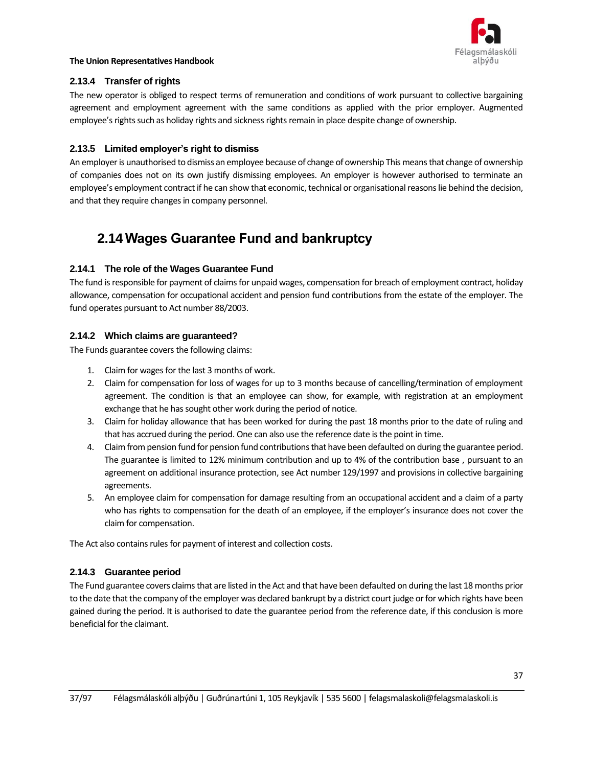### 2.13.4 Transfer of rights

The new operator is obliged to respect terms of remuneration and conditions of work pursuant to collective bargaining agreement and employment agreement with the same conditions as applied with the prior employer. Augmented employee's rights such as holiday rights and sickness rights remain in place despite change of ownership.

### 2.13.5 Limited employer's right to dismiss

An employer is unauthorised to dismiss an employee because of change of ownership This means that change of ownership of companies does not on its own justify dismissing employees. An employer is however authorised to terminate an employee's employment contract if he can show that economic, technical or organisational reasons lie behind the decision, and that they require changes in company personnel.

## 2.14 Wages Guarantee Fund and bankruptcy

### 2.14.1 The role of the Wages Guarantee Fund

The fund is responsible for payment of claims for unpaid wages, compensation for breach of employment contract, holiday allowance, compensation for occupational accident and pension fund contributions from the estate of the employer. The fund operates pursuant to Act number 88/2003.

### 2.14.2 Which claims are guaranteed?

The Funds guarantee covers the following claims:

1. Claim for wages for the last 3 months of work.
2. Claim for compensation for loss of wages for up to 3 months because of cancelling/termination of employment agreement. The condition is that an employee can show, for example, with registration at an employment exchange that he has sought other work during the period of notice.
3. Claim for holiday allowance that has been worked for during the past 18 months prior to the date of ruling and that has accrued during the period. One can also use the reference date is the point in time.
4. Claim from pension fund for pension fund contributions that have been defaulted on during the guarantee period. The guarantee is limited to 12% minimum contribution and up to 4% of the contribution base , pursuant to an agreement on additional insurance protection, see Act number 129/1997 and provisions in collective bargaining agreements.
5. An employee claim for compensation for damage resulting from an occupational accident and a claim of a party who has rights to compensation for the death of an employee, if the employer's insurance does not cover the claim for compensation.

The Act also contains rules for payment of interest and collection costs.

### 2.14.3 Guarantee period

The Fund guarantee covers claims that are listed in the Act and that have been defaulted on during the last 18 months prior to the date that the company of the employer was declared bankrupt by a district court judge or for which rights have been gained during the period. It is authorised to date the guarantee period from the reference date, if this conclusion is more beneficial for the claimant.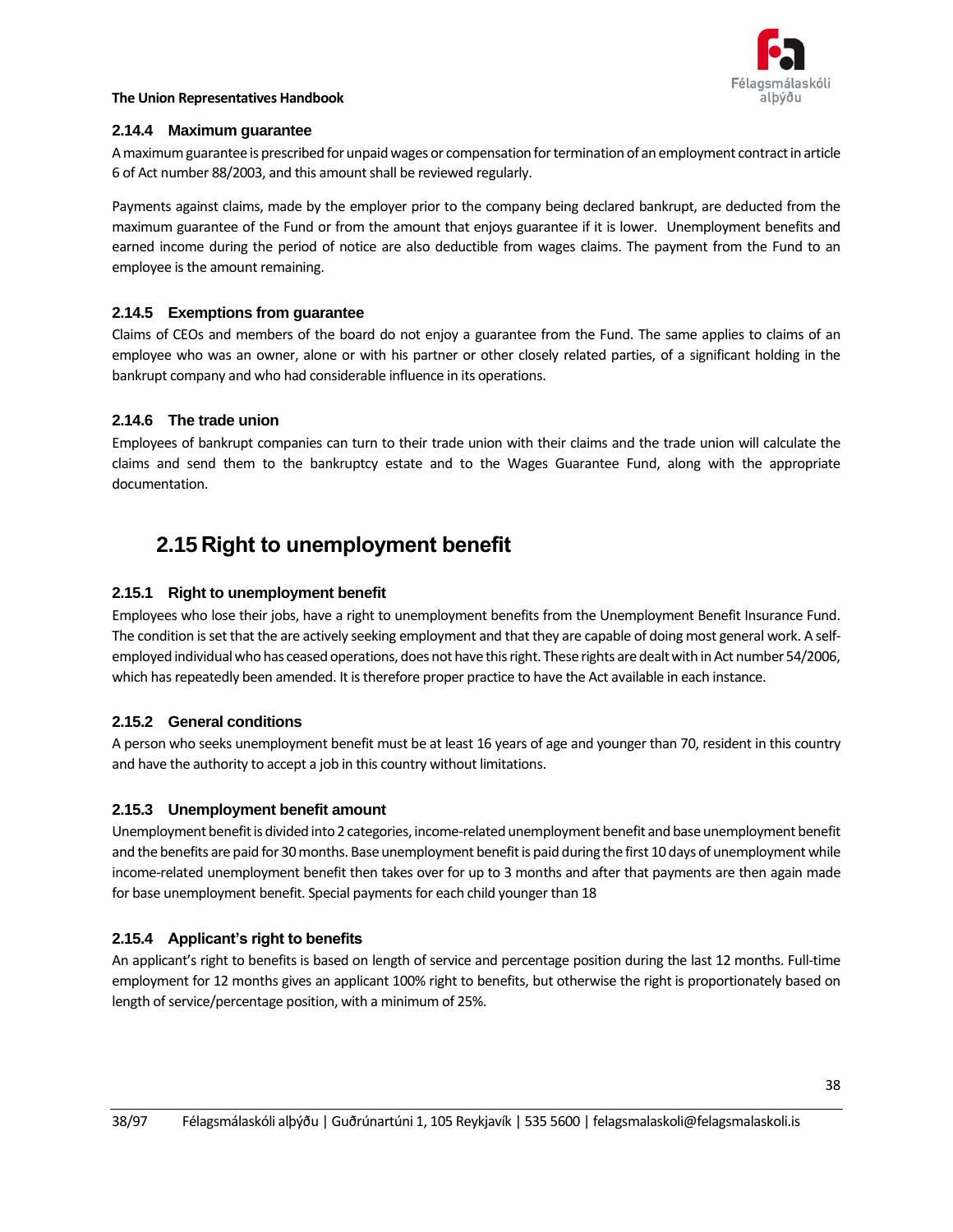### 2.14.4 Maximum guarantee

A maximum guarantee is prescribed for unpaid wages or compensation for termination of an employment contract in article 6 of Act number 88/2003, and this amount shall be reviewed regularly.

Payments against claims, made by the employer prior to the company being declared bankrupt, are deducted from the maximum guarantee of the Fund or from the amount that enjoys guarantee if it is lower. Unemployment benefits and earned income during the period of notice are also deductible from wages claims. The payment from the Fund to an employee is the amount remaining.

### 2.14.5 Exemptions from guarantee

Claims of CEOs and members of the board do not enjoy a guarantee from the Fund. The same applies to claims of an employee who was an owner, alone or with his partner or other closely related parties, of a significant holding in the bankrupt company and who had considerable influence in its operations.

### 2.14.6 The trade union

Employees of bankrupt companies can turn to their trade union with their claims and the trade union will calculate the claims and send them to the bankruptcy estate and to the Wages Guarantee Fund, along with the appropriate documentation.

## 2.15 Right to unemployment benefit

### 2.15.1 Right to unemployment benefit

Employees who lose their jobs, have a right to unemployment benefits from the Unemployment Benefit Insurance Fund. The condition is set that the are actively seeking employment and that they are capable of doing most general work. A self-employed individual who has ceased operations, does not have this right. These rights are dealt with in Act number 54/2006, which has repeatedly been amended. It is therefore proper practice to have the Act available in each instance.

### 2.15.2 General conditions

A person who seeks unemployment benefit must be at least 16 years of age and younger than 70, resident in this country and have the authority to accept a job in this country without limitations.

### 2.15.3 Unemployment benefit amount

Unemployment benefit is divided into 2 categories, income-related unemployment benefit and base unemployment benefit and the benefits are paid for 30 months. Base unemployment benefit is paid during the first 10 days of unemployment while income-related unemployment benefit then takes over for up to 3 months and after that payments are then again made for base unemployment benefit. Special payments for each child younger than 18

### 2.15.4 Applicant's right to benefits

An applicant's right to benefits is based on length of service and percentage position during the last 12 months. Full-time employment for 12 months gives an applicant 100% right to benefits, but otherwise the right is proportionately based on length of service/percentage position, with a minimum of 25%.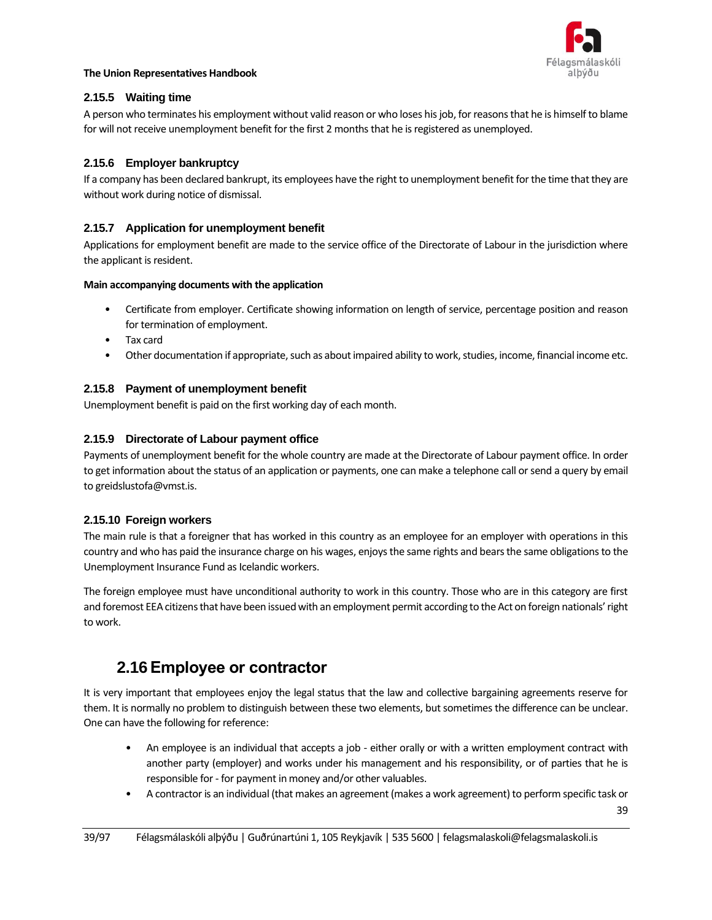### 2.15.5 Waiting time

A person who terminates his employment without valid reason or who loses his job, for reasons that he is himself to blame for will not receive unemployment benefit for the first 2 months that he is registered as unemployed.

### 2.15.6 Employer bankruptcy

If a company has been declared bankrupt, its employees have the right to unemployment benefit for the time that they are without work during notice of dismissal.

### 2.15.7 Application for unemployment benefit

Applications for employment benefit are made to the service office of the Directorate of Labour in the jurisdiction where the applicant is resident.

**Main accompanying documents with the application**

- Certificate from employer. Certificate showing information on length of service, percentage position and reason for termination of employment.
- Tax card
- Other documentation if appropriate, such as about impaired ability to work, studies, income, financial income etc.

### 2.15.8 Payment of unemployment benefit

Unemployment benefit is paid on the first working day of each month.

### 2.15.9 Directorate of Labour payment office

Payments of unemployment benefit for the whole country are made at the Directorate of Labour payment office. In order to get information about the status of an application or payments, one can make a telephone call or send a query by email to greidslustofa@vmst.is.

### 2.15.10 Foreign workers

The main rule is that a foreigner that has worked in this country as an employee for an employer with operations in this country and who has paid the insurance charge on his wages, enjoys the same rights and bears the same obligations to the Unemployment Insurance Fund as Icelandic workers.

The foreign employee must have unconditional authority to work in this country. Those who are in this category are first and foremost EEA citizens that have been issued with an employment permit according to the Act on foreign nationals' right to work.

## 2.16 Employee or contractor

It is very important that employees enjoy the legal status that the law and collective bargaining agreements reserve for them. It is normally no problem to distinguish between these two elements, but sometimes the difference can be unclear. One can have the following for reference:

- An employee is an individual that accepts a job - either orally or with a written employment contract with another party (employer) and works under his management and his responsibility, or of parties that he is responsible for - for payment in money and/or other valuables.
- A contractor is an individual (that makes an agreement (makes a work agreement) to perform specific task or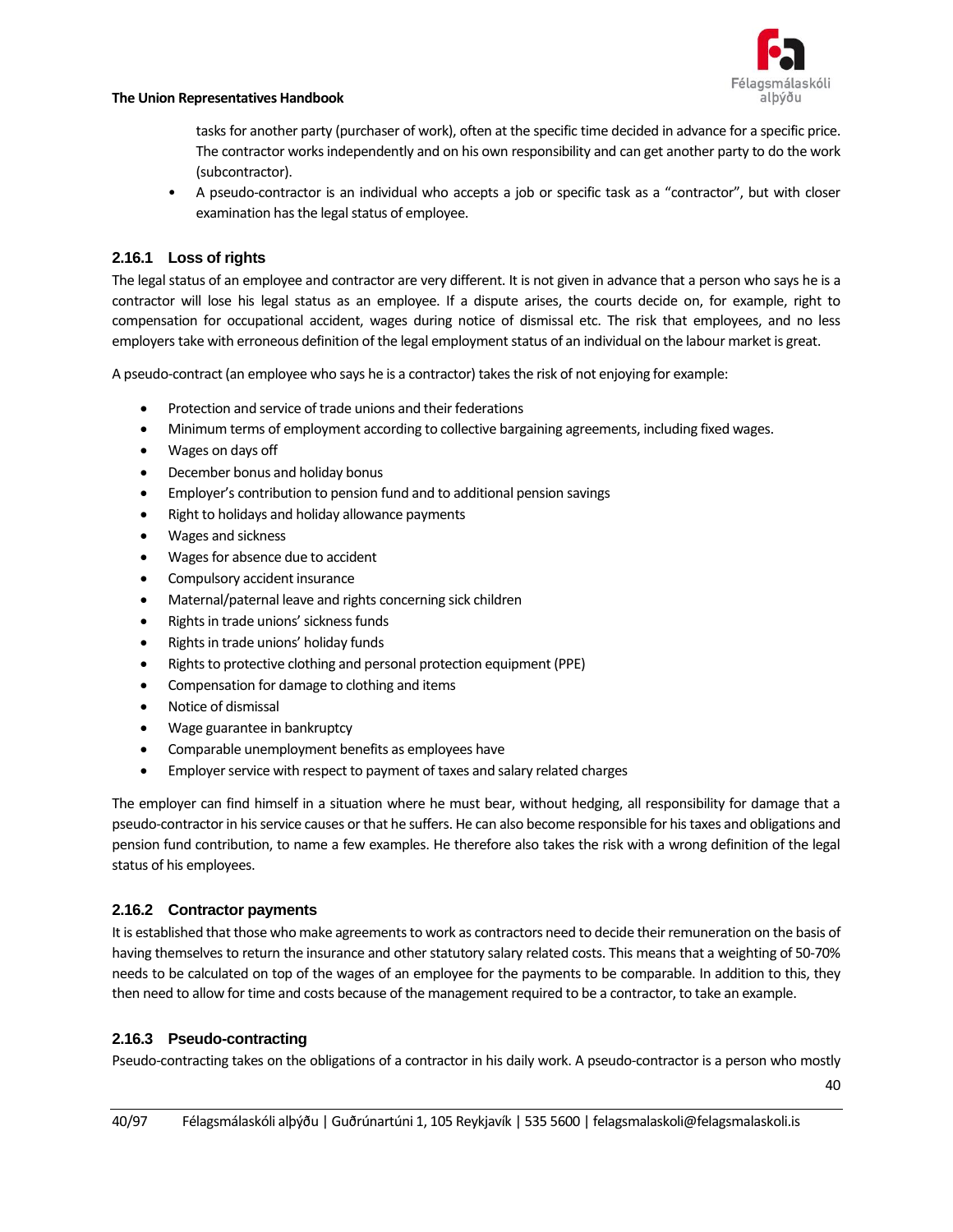tasks for another party (purchaser of work), often at the specific time decided in advance for a specific price. The contractor works independently and on his own responsibility and can get another party to do the work (subcontractor).

- A pseudo-contractor is an individual who accepts a job or specific task as a "contractor", but with closer examination has the legal status of employee.

### 2.16.1 Loss of rights

The legal status of an employee and contractor are very different. It is not given in advance that a person who says he is a contractor will lose his legal status as an employee. If a dispute arises, the courts decide on, for example, right to compensation for occupational accident, wages during notice of dismissal etc. The risk that employees, and no less employers take with erroneous definition of the legal employment status of an individual on the labour market is great.

A pseudo-contract (an employee who says he is a contractor) takes the risk of not enjoying for example:

- Protection and service of trade unions and their federations
- Minimum terms of employment according to collective bargaining agreements, including fixed wages.
- Wages on days off
- December bonus and holiday bonus
- Employer's contribution to pension fund and to additional pension savings
- Right to holidays and holiday allowance payments
- Wages and sickness
- Wages for absence due to accident
- Compulsory accident insurance
- Maternal/paternal leave and rights concerning sick children
- Rights in trade unions' sickness funds
- Rights in trade unions' holiday funds
- Rights to protective clothing and personal protection equipment (PPE)
- Compensation for damage to clothing and items
- Notice of dismissal
- Wage guarantee in bankruptcy
- Comparable unemployment benefits as employees have
- Employer service with respect to payment of taxes and salary related charges

The employer can find himself in a situation where he must bear, without hedging, all responsibility for damage that a pseudo-contractor in his service causes or that he suffers. He can also become responsible for his taxes and obligations and pension fund contribution, to name a few examples. He therefore also takes the risk with a wrong definition of the legal status of his employees.

### 2.16.2 Contractor payments

It is established that those who make agreements to work as contractors need to decide their remuneration on the basis of having themselves to return the insurance and other statutory salary related costs. This means that a weighting of 50-70% needs to be calculated on top of the wages of an employee for the payments to be comparable. In addition to this, they then need to allow for time and costs because of the management required to be a contractor, to take an example.

### 2.16.3 Pseudo-contracting

Pseudo-contracting takes on the obligations of a contractor in his daily work. A pseudo-contractor is a person who mostly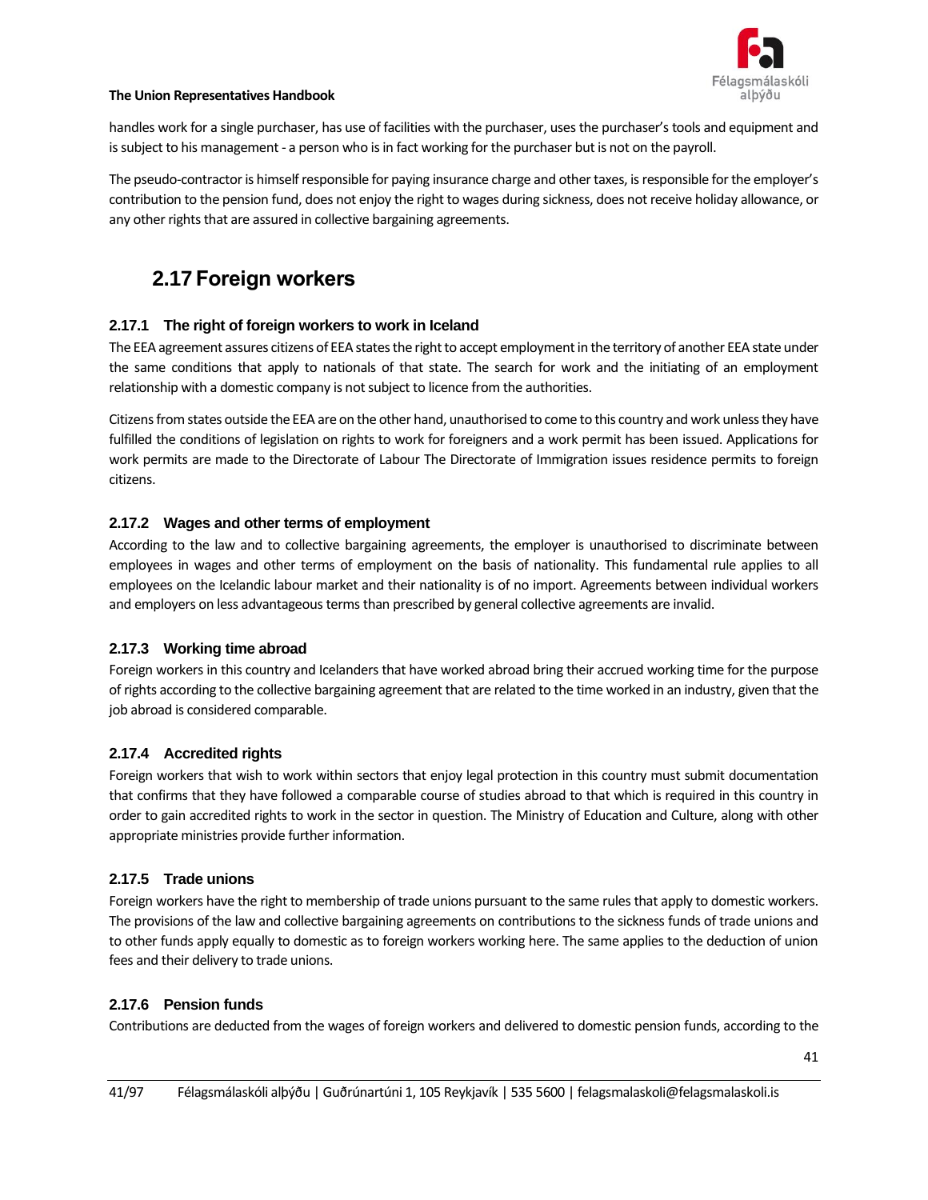handles work for a single purchaser, has use of facilities with the purchaser, uses the purchaser's tools and equipment and is subject to his management - a person who is in fact working for the purchaser but is not on the payroll.

The pseudo-contractor is himself responsible for paying insurance charge and other taxes, is responsible for the employer's contribution to the pension fund, does not enjoy the right to wages during sickness, does not receive holiday allowance, or any other rights that are assured in collective bargaining agreements.

## 2.17 Foreign workers

### 2.17.1 The right of foreign workers to work in Iceland

The EEA agreement assures citizens of EEA states the right to accept employment in the territory of another EEA state under the same conditions that apply to nationals of that state. The search for work and the initiating of an employment relationship with a domestic company is not subject to licence from the authorities.

Citizens from states outside the EEA are on the other hand, unauthorised to come to this country and work unless they have fulfilled the conditions of legislation on rights to work for foreigners and a work permit has been issued. Applications for work permits are made to the Directorate of Labour The Directorate of Immigration issues residence permits to foreign citizens.

### 2.17.2 Wages and other terms of employment

According to the law and to collective bargaining agreements, the employer is unauthorised to discriminate between employees in wages and other terms of employment on the basis of nationality. This fundamental rule applies to all employees on the Icelandic labour market and their nationality is of no import. Agreements between individual workers and employers on less advantageous terms than prescribed by general collective agreements are invalid.

### 2.17.3 Working time abroad

Foreign workers in this country and Icelanders that have worked abroad bring their accrued working time for the purpose of rights according to the collective bargaining agreement that are related to the time worked in an industry, given that the job abroad is considered comparable.

### 2.17.4 Accredited rights

Foreign workers that wish to work within sectors that enjoy legal protection in this country must submit documentation that confirms that they have followed a comparable course of studies abroad to that which is required in this country in order to gain accredited rights to work in the sector in question. The Ministry of Education and Culture, along with other appropriate ministries provide further information.

### 2.17.5 Trade unions

Foreign workers have the right to membership of trade unions pursuant to the same rules that apply to domestic workers. The provisions of the law and collective bargaining agreements on contributions to the sickness funds of trade unions and to other funds apply equally to domestic as to foreign workers working here. The same applies to the deduction of union fees and their delivery to trade unions.

### 2.17.6 Pension funds

Contributions are deducted from the wages of foreign workers and delivered to domestic pension funds, according to the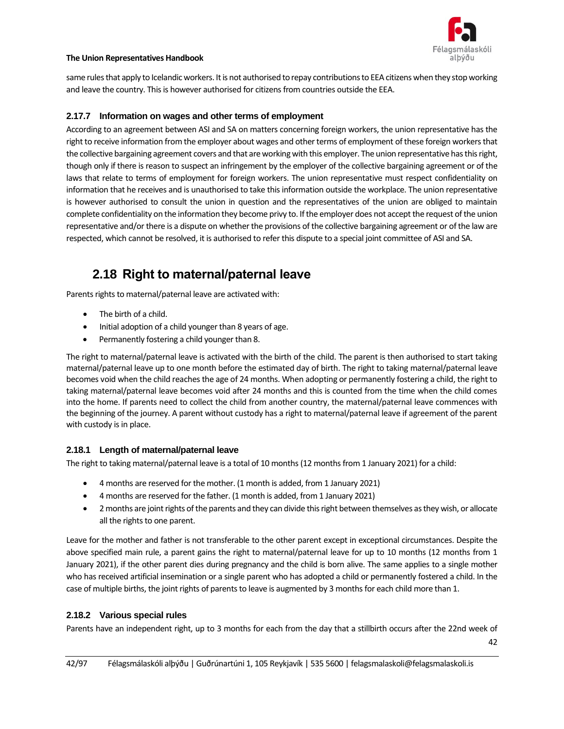same rules that apply to Icelandic workers. It is not authorised to repay contributions to EEA citizens when they stop working and leave the country. This is however authorised for citizens from countries outside the EEA.

### 2.17.7 Information on wages and other terms of employment

According to an agreement between ASI and SA on matters concerning foreign workers, the union representative has the right to receive information from the employer about wages and other terms of employment of these foreign workers that the collective bargaining agreement covers and that are working with this employer. The union representative has this right, though only if there is reason to suspect an infringement by the employer of the collective bargaining agreement or of the laws that relate to terms of employment for foreign workers. The union representative must respect confidentiality on information that he receives and is unauthorised to take this information outside the workplace. The union representative is however authorised to consult the union in question and the representatives of the union are obliged to maintain complete confidentiality on the information they become privy to. If the employer does not accept the request of the union representative and/or there is a dispute on whether the provisions of the collective bargaining agreement or of the law are respected, which cannot be resolved, it is authorised to refer this dispute to a special joint committee of ASI and SA.

## 2.18 Right to maternal/paternal leave

Parents rights to maternal/paternal leave are activated with:

- The birth of a child.
- Initial adoption of a child younger than 8 years of age.
- Permanently fostering a child younger than 8.

The right to maternal/paternal leave is activated with the birth of the child. The parent is then authorised to start taking maternal/paternal leave up to one month before the estimated day of birth. The right to taking maternal/paternal leave becomes void when the child reaches the age of 24 months. When adopting or permanently fostering a child, the right to taking maternal/paternal leave becomes void after 24 months and this is counted from the time when the child comes into the home. If parents need to collect the child from another country, the maternal/paternal leave commences with the beginning of the journey. A parent without custody has a right to maternal/paternal leave if agreement of the parent with custody is in place.

### 2.18.1 Length of maternal/paternal leave

The right to taking maternal/paternal leave is a total of 10 months (12 months from 1 January 2021) for a child:

- 4 months are reserved for the mother. (1 month is added, from 1 January 2021)
- 4 months are reserved for the father. (1 month is added, from 1 January 2021)
- 2 months are joint rights of the parents and they can divide this right between themselves as they wish, or allocate all the rights to one parent.

Leave for the mother and father is not transferable to the other parent except in exceptional circumstances. Despite the above specified main rule, a parent gains the right to maternal/paternal leave for up to 10 months (12 months from 1 January 2021), if the other parent dies during pregnancy and the child is born alive. The same applies to a single mother who has received artificial insemination or a single parent who has adopted a child or permanently fostered a child. In the case of multiple births, the joint rights of parents to leave is augmented by 3 months for each child more than 1.

### 2.18.2 Various special rules

Parents have an independent right, up to 3 months for each from the day that a stillbirth occurs after the 22nd week of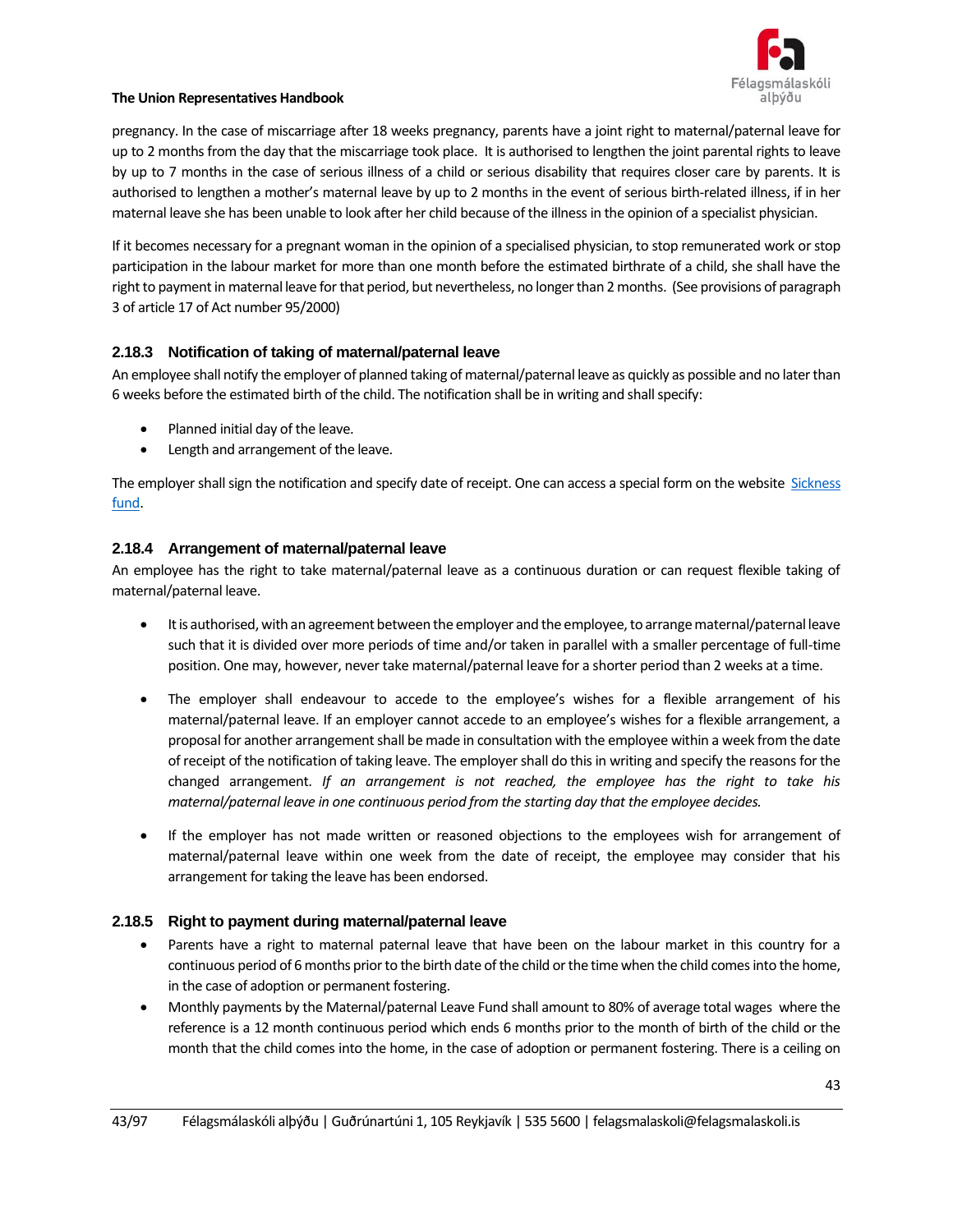pregnancy. In the case of miscarriage after 18 weeks pregnancy, parents have a joint right to maternal/paternal leave for up to 2 months from the day that the miscarriage took place. It is authorised to lengthen the joint parental rights to leave by up to 7 months in the case of serious illness of a child or serious disability that requires closer care by parents. It is authorised to lengthen a mother's maternal leave by up to 2 months in the event of serious birth-related illness, if in her maternal leave she has been unable to look after her child because of the illness in the opinion of a specialist physician.

If it becomes necessary for a pregnant woman in the opinion of a specialised physician, to stop remunerated work or stop participation in the labour market for more than one month before the estimated birthrate of a child, she shall have the right to payment in maternal leave for that period, but nevertheless, no longer than 2 months. (See provisions of paragraph 3 of article 17 of Act number 95/2000)

### 2.18.3 Notification of taking of maternal/paternal leave

An employee shall notify the employer of planned taking of maternal/paternal leave as quickly as possible and no later than 6 weeks before the estimated birth of the child. The notification shall be in writing and shall specify:

- Planned initial day of the leave.
- Length and arrangement of the leave.

The employer shall sign the notification and specify date of receipt. One can access a special form on the website [Sickness fund](#).

### 2.18.4 Arrangement of maternal/paternal leave

An employee has the right to take maternal/paternal leave as a continuous duration or can request flexible taking of maternal/paternal leave.

- It is authorised, with an agreement between the employer and the employee, to arrange maternal/paternal leave such that it is divided over more periods of time and/or taken in parallel with a smaller percentage of full-time position. One may, however, never take maternal/paternal leave for a shorter period than 2 weeks at a time.

- The employer shall endeavour to accede to the employee's wishes for a flexible arrangement of his maternal/paternal leave. If an employer cannot accede to an employee's wishes for a flexible arrangement, a proposal for another arrangement shall be made in consultation with the employee within a week from the date of receipt of the notification of taking leave. The employer shall do this in writing and specify the reasons for the changed arrangement. *If an arrangement is not reached, the employee has the right to take his maternal/paternal leave in one continuous period from the starting day that the employee decides.*

- If the employer has not made written or reasoned objections to the employees wish for arrangement of maternal/paternal leave within one week from the date of receipt, the employee may consider that his arrangement for taking the leave has been endorsed.

### 2.18.5 Right to payment during maternal/paternal leave

- Parents have a right to maternal paternal leave that have been on the labour market in this country for a continuous period of 6 months prior to the birth date of the child or the time when the child comes into the home, in the case of adoption or permanent fostering.
- Monthly payments by the Maternal/paternal Leave Fund shall amount to 80% of average total wages where the reference is a 12 month continuous period which ends 6 months prior to the month of birth of the child or the month that the child comes into the home, in the case of adoption or permanent fostering. There is a ceiling on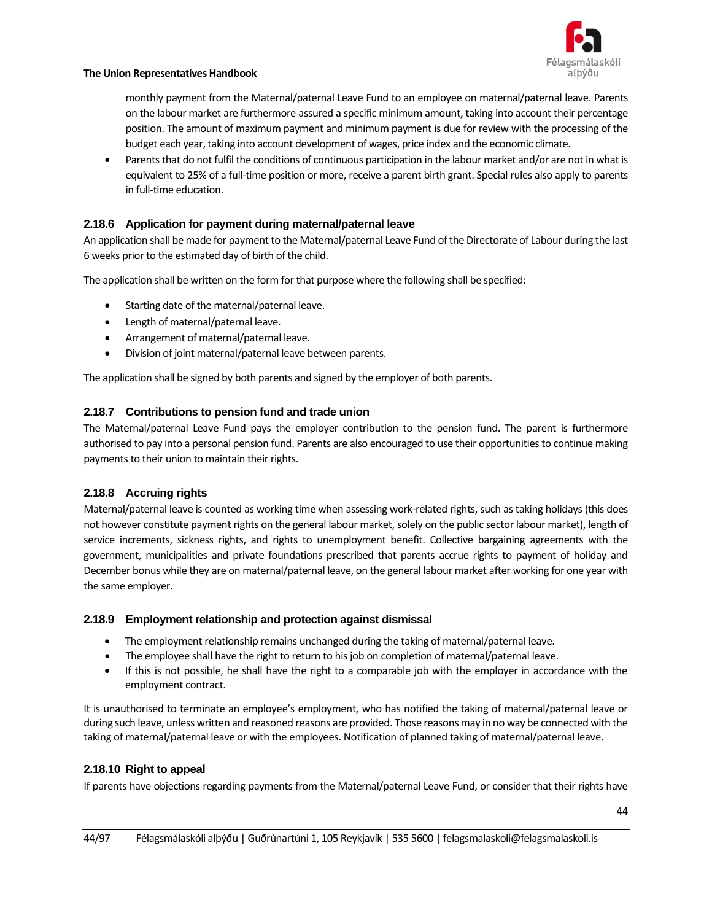monthly payment from the Maternal/paternal Leave Fund to an employee on maternal/paternal leave. Parents on the labour market are furthermore assured a specific minimum amount, taking into account their percentage position. The amount of maximum payment and minimum payment is due for review with the processing of the budget each year, taking into account development of wages, price index and the economic climate.

- Parents that do not fulfil the conditions of continuous participation in the labour market and/or are not in what is equivalent to 25% of a full-time position or more, receive a parent birth grant. Special rules also apply to parents in full-time education.

### 2.18.6 Application for payment during maternal/paternal leave

An application shall be made for payment to the Maternal/paternal Leave Fund of the Directorate of Labour during the last 6 weeks prior to the estimated day of birth of the child.

The application shall be written on the form for that purpose where the following shall be specified:

- Starting date of the maternal/paternal leave.
- Length of maternal/paternal leave.
- Arrangement of maternal/paternal leave.
- Division of joint maternal/paternal leave between parents.

The application shall be signed by both parents and signed by the employer of both parents.

### 2.18.7 Contributions to pension fund and trade union

The Maternal/paternal Leave Fund pays the employer contribution to the pension fund. The parent is furthermore authorised to pay into a personal pension fund. Parents are also encouraged to use their opportunities to continue making payments to their union to maintain their rights.

### 2.18.8 Accruing rights

Maternal/paternal leave is counted as working time when assessing work-related rights, such as taking holidays (this does not however constitute payment rights on the general labour market, solely on the public sector labour market), length of service increments, sickness rights, and rights to unemployment benefit. Collective bargaining agreements with the government, municipalities and private foundations prescribed that parents accrue rights to payment of holiday and December bonus while they are on maternal/paternal leave, on the general labour market after working for one year with the same employer.

### 2.18.9 Employment relationship and protection against dismissal

- The employment relationship remains unchanged during the taking of maternal/paternal leave.
- The employee shall have the right to return to his job on completion of maternal/paternal leave.
- If this is not possible, he shall have the right to a comparable job with the employer in accordance with the employment contract.

It is unauthorised to terminate an employee's employment, who has notified the taking of maternal/paternal leave or during such leave, unless written and reasoned reasons are provided. Those reasons may in no way be connected with the taking of maternal/paternal leave or with the employees. Notification of planned taking of maternal/paternal leave.

### 2.18.10 Right to appeal

If parents have objections regarding payments from the Maternal/paternal Leave Fund, or consider that their rights have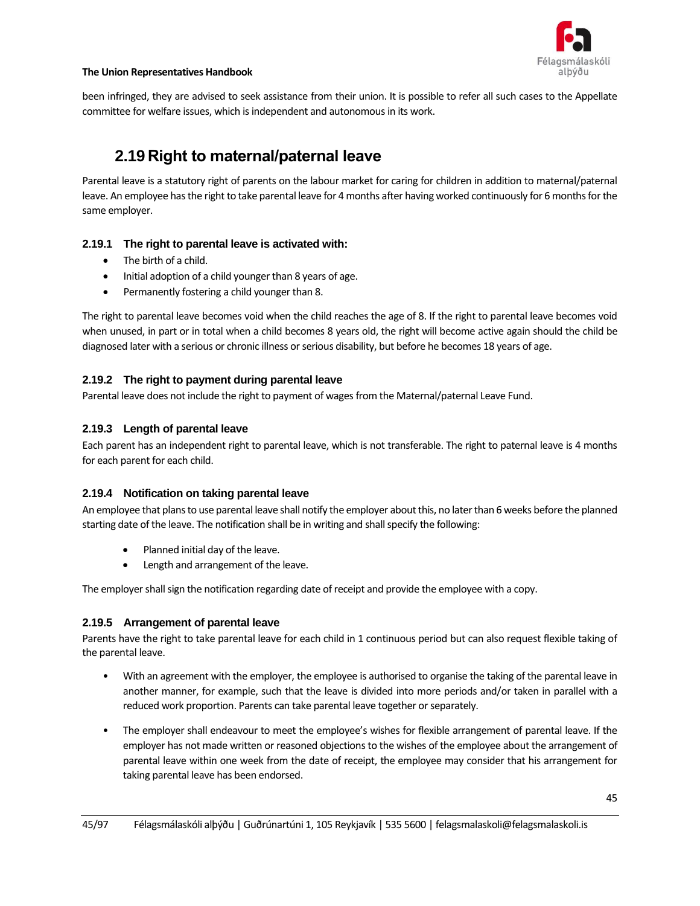been infringed, they are advised to seek assistance from their union. It is possible to refer all such cases to the Appellate committee for welfare issues, which is independent and autonomous in its work.

## 2.19 Right to maternal/paternal leave

Parental leave is a statutory right of parents on the labour market for caring for children in addition to maternal/paternal leave. An employee has the right to take parental leave for 4 months after having worked continuously for 6 months for the same employer.

### 2.19.1 The right to parental leave is activated with:

- The birth of a child.
- Initial adoption of a child younger than 8 years of age.
- Permanently fostering a child younger than 8.

The right to parental leave becomes void when the child reaches the age of 8. If the right to parental leave becomes void when unused, in part or in total when a child becomes 8 years old, the right will become active again should the child be diagnosed later with a serious or chronic illness or serious disability, but before he becomes 18 years of age.

### 2.19.2 The right to payment during parental leave

Parental leave does not include the right to payment of wages from the Maternal/paternal Leave Fund.

### 2.19.3 Length of parental leave

Each parent has an independent right to parental leave, which is not transferable. The right to paternal leave is 4 months for each parent for each child.

### 2.19.4 Notification on taking parental leave

An employee that plans to use parental leave shall notify the employer about this, no later than 6 weeks before the planned starting date of the leave. The notification shall be in writing and shall specify the following:

- Planned initial day of the leave.
- Length and arrangement of the leave.

The employer shall sign the notification regarding date of receipt and provide the employee with a copy.

### 2.19.5 Arrangement of parental leave

Parents have the right to take parental leave for each child in 1 continuous period but can also request flexible taking of the parental leave.

- With an agreement with the employer, the employee is authorised to organise the taking of the parental leave in another manner, for example, such that the leave is divided into more periods and/or taken in parallel with a reduced work proportion. Parents can take parental leave together or separately.

- The employer shall endeavour to meet the employee's wishes for flexible arrangement of parental leave. If the employer has not made written or reasoned objections to the wishes of the employee about the arrangement of parental leave within one week from the date of receipt, the employee may consider that his arrangement for taking parental leave has been endorsed.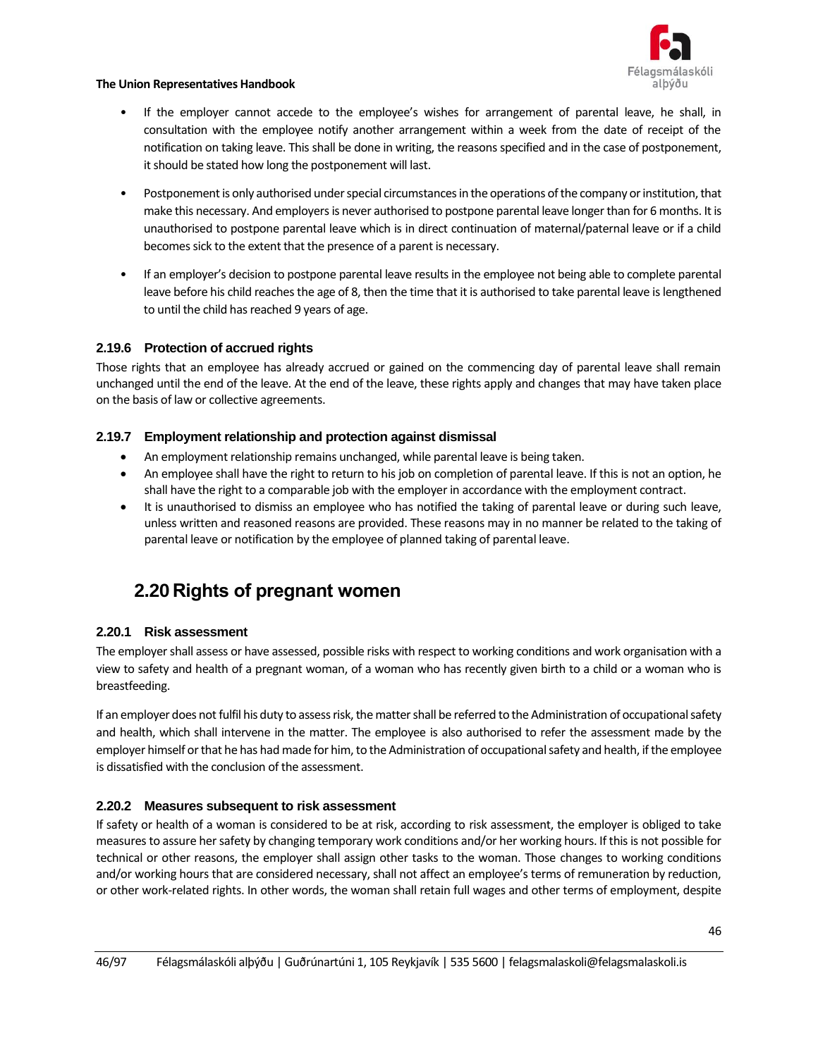- If the employer cannot accede to the employee's wishes for arrangement of parental leave, he shall, in consultation with the employee notify another arrangement within a week from the date of receipt of the notification on taking leave. This shall be done in writing, the reasons specified and in the case of postponement, it should be stated how long the postponement will last.

- Postponement is only authorised under special circumstances in the operations of the company or institution, that make this necessary. And employers is never authorised to postpone parental leave longer than for 6 months. It is unauthorised to postpone parental leave which is in direct continuation of maternal/paternal leave or if a child becomes sick to the extent that the presence of a parent is necessary.

- If an employer's decision to postpone parental leave results in the employee not being able to complete parental leave before his child reaches the age of 8, then the time that it is authorised to take parental leave is lengthened to until the child has reached 9 years of age.

### 2.19.6 Protection of accrued rights

Those rights that an employee has already accrued or gained on the commencing day of parental leave shall remain unchanged until the end of the leave. At the end of the leave, these rights apply and changes that may have taken place on the basis of law or collective agreements.

### 2.19.7 Employment relationship and protection against dismissal

- An employment relationship remains unchanged, while parental leave is being taken.
- An employee shall have the right to return to his job on completion of parental leave. If this is not an option, he shall have the right to a comparable job with the employer in accordance with the employment contract.
- It is unauthorised to dismiss an employee who has notified the taking of parental leave or during such leave, unless written and reasoned reasons are provided. These reasons may in no manner be related to the taking of parental leave or notification by the employee of planned taking of parental leave.

## 2.20 Rights of pregnant women

### 2.20.1 Risk assessment

The employer shall assess or have assessed, possible risks with respect to working conditions and work organisation with a view to safety and health of a pregnant woman, of a woman who has recently given birth to a child or a woman who is breastfeeding.

If an employer does not fulfil his duty to assess risk, the matter shall be referred to the Administration of occupational safety and health, which shall intervene in the matter. The employee is also authorised to refer the assessment made by the employer himself or that he has had made for him, to the Administration of occupational safety and health, if the employee is dissatisfied with the conclusion of the assessment.

### 2.20.2 Measures subsequent to risk assessment

If safety or health of a woman is considered to be at risk, according to risk assessment, the employer is obliged to take measures to assure her safety by changing temporary work conditions and/or her working hours. If this is not possible for technical or other reasons, the employer shall assign other tasks to the woman. Those changes to working conditions and/or working hours that are considered necessary, shall not affect an employee's terms of remuneration by reduction, or other work-related rights. In other words, the woman shall retain full wages and other terms of employment, despite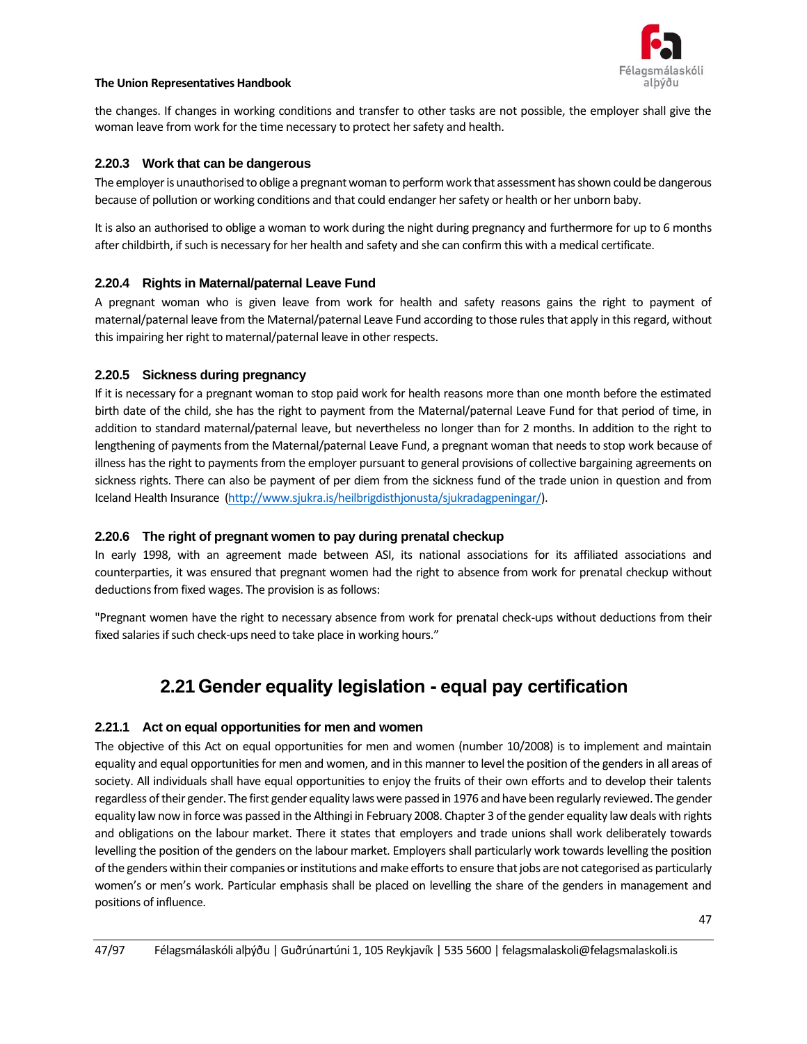the changes. If changes in working conditions and transfer to other tasks are not possible, the employer shall give the woman leave from work for the time necessary to protect her safety and health.

### 2.20.3 Work that can be dangerous

The employer is unauthorised to oblige a pregnant woman to perform work that assessment has shown could be dangerous because of pollution or working conditions and that could endanger her safety or health or her unborn baby.

It is also an authorised to oblige a woman to work during the night during pregnancy and furthermore for up to 6 months after childbirth, if such is necessary for her health and safety and she can confirm this with a medical certificate.

### 2.20.4 Rights in Maternal/paternal Leave Fund

A pregnant woman who is given leave from work for health and safety reasons gains the right to payment of maternal/paternal leave from the Maternal/paternal Leave Fund according to those rules that apply in this regard, without this impairing her right to maternal/paternal leave in other respects.

### 2.20.5 Sickness during pregnancy

If it is necessary for a pregnant woman to stop paid work for health reasons more than one month before the estimated birth date of the child, she has the right to payment from the Maternal/paternal Leave Fund for that period of time, in addition to standard maternal/paternal leave, but nevertheless no longer than for 2 months. In addition to the right to lengthening of payments from the Maternal/paternal Leave Fund, a pregnant woman that needs to stop work because of illness has the right to payments from the employer pursuant to general provisions of collective bargaining agreements on sickness rights. There can also be payment of per diem from the sickness fund of the trade union in question and from Iceland Health Insurance (http://www.sjukra.is/heilbrigdisthjonusta/sjukradagpeningar/).

### 2.20.6 The right of pregnant women to pay during prenatal checkup

In early 1998, with an agreement made between ASI, its national associations for its affiliated associations and counterparties, it was ensured that pregnant women had the right to absence from work for prenatal checkup without deductions from fixed wages. The provision is as follows:

"Pregnant women have the right to necessary absence from work for prenatal check-ups without deductions from their fixed salaries if such check-ups need to take place in working hours."

## 2.21 Gender equality legislation - equal pay certification

### 2.21.1 Act on equal opportunities for men and women

The objective of this Act on equal opportunities for men and women (number 10/2008) is to implement and maintain equality and equal opportunities for men and women, and in this manner to level the position of the genders in all areas of society. All individuals shall have equal opportunities to enjoy the fruits of their own efforts and to develop their talents regardless of their gender. The first gender equality laws were passed in 1976 and have been regularly reviewed. The gender equality law now in force was passed in the Althingi in February 2008. Chapter 3 of the gender equality law deals with rights and obligations on the labour market. There it states that employers and trade unions shall work deliberately towards levelling the position of the genders on the labour market. Employers shall particularly work towards levelling the position of the genders within their companies or institutions and make efforts to ensure that jobs are not categorised as particularly women's or men's work. Particular emphasis shall be placed on levelling the share of the genders in management and positions of influence.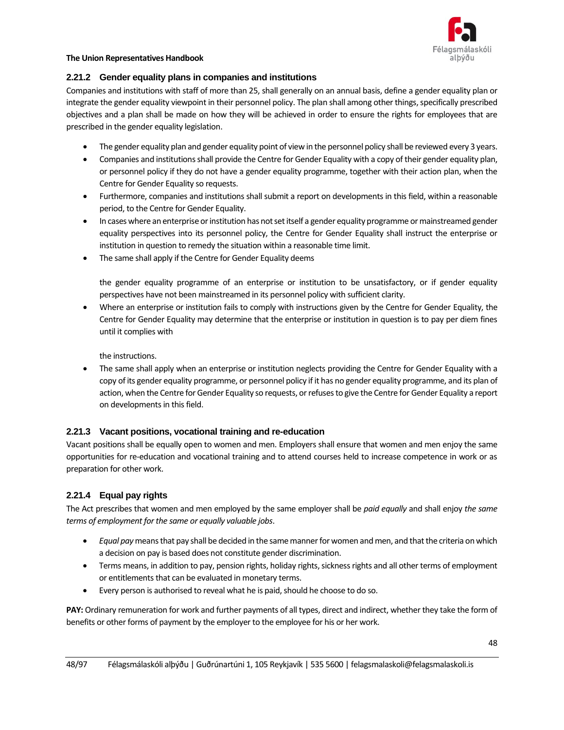### 2.21.2 Gender equality plans in companies and institutions

Companies and institutions with staff of more than 25, shall generally on an annual basis, define a gender equality plan or integrate the gender equality viewpoint in their personnel policy. The plan shall among other things, specifically prescribed objectives and a plan shall be made on how they will be achieved in order to ensure the rights for employees that are prescribed in the gender equality legislation.

- The gender equality plan and gender equality point of view in the personnel policy shall be reviewed every 3 years.
- Companies and institutions shall provide the Centre for Gender Equality with a copy of their gender equality plan, or personnel policy if they do not have a gender equality programme, together with their action plan, when the Centre for Gender Equality so requests.
- Furthermore, companies and institutions shall submit a report on developments in this field, within a reasonable period, to the Centre for Gender Equality.
- In cases where an enterprise or institution has not set itself a gender equality programme or mainstreamed gender equality perspectives into its personnel policy, the Centre for Gender Equality shall instruct the enterprise or institution in question to remedy the situation within a reasonable time limit.
- The same shall apply if the Centre for Gender Equality deems

  the gender equality programme of an enterprise or institution to be unsatisfactory, or if gender equality perspectives have not been mainstreamed in its personnel policy with sufficient clarity.
- Where an enterprise or institution fails to comply with instructions given by the Centre for Gender Equality, the Centre for Gender Equality may determine that the enterprise or institution in question is to pay per diem fines until it complies with

  the instructions.
- The same shall apply when an enterprise or institution neglects providing the Centre for Gender Equality with a copy of its gender equality programme, or personnel policy if it has no gender equality programme, and its plan of action, when the Centre for Gender Equality so requests, or refuses to give the Centre for Gender Equality a report on developments in this field.

### 2.21.3 Vacant positions, vocational training and re-education

Vacant positions shall be equally open to women and men. Employers shall ensure that women and men enjoy the same opportunities for re-education and vocational training and to attend courses held to increase competence in work or as preparation for other work.

### 2.21.4 Equal pay rights

The Act prescribes that women and men employed by the same employer shall be *paid equally* and shall enjoy *the same terms of employment for the same or equally valuable jobs*.

- *Equal pay* means that pay shall be decided in the same manner for women and men, and that the criteria on which a decision on pay is based does not constitute gender discrimination.
- Terms means, in addition to pay, pension rights, holiday rights, sickness rights and all other terms of employment or entitlements that can be evaluated in monetary terms.
- Every person is authorised to reveal what he is paid, should he choose to do so.

**PAY:** Ordinary remuneration for work and further payments of all types, direct and indirect, whether they take the form of benefits or other forms of payment by the employer to the employee for his or her work.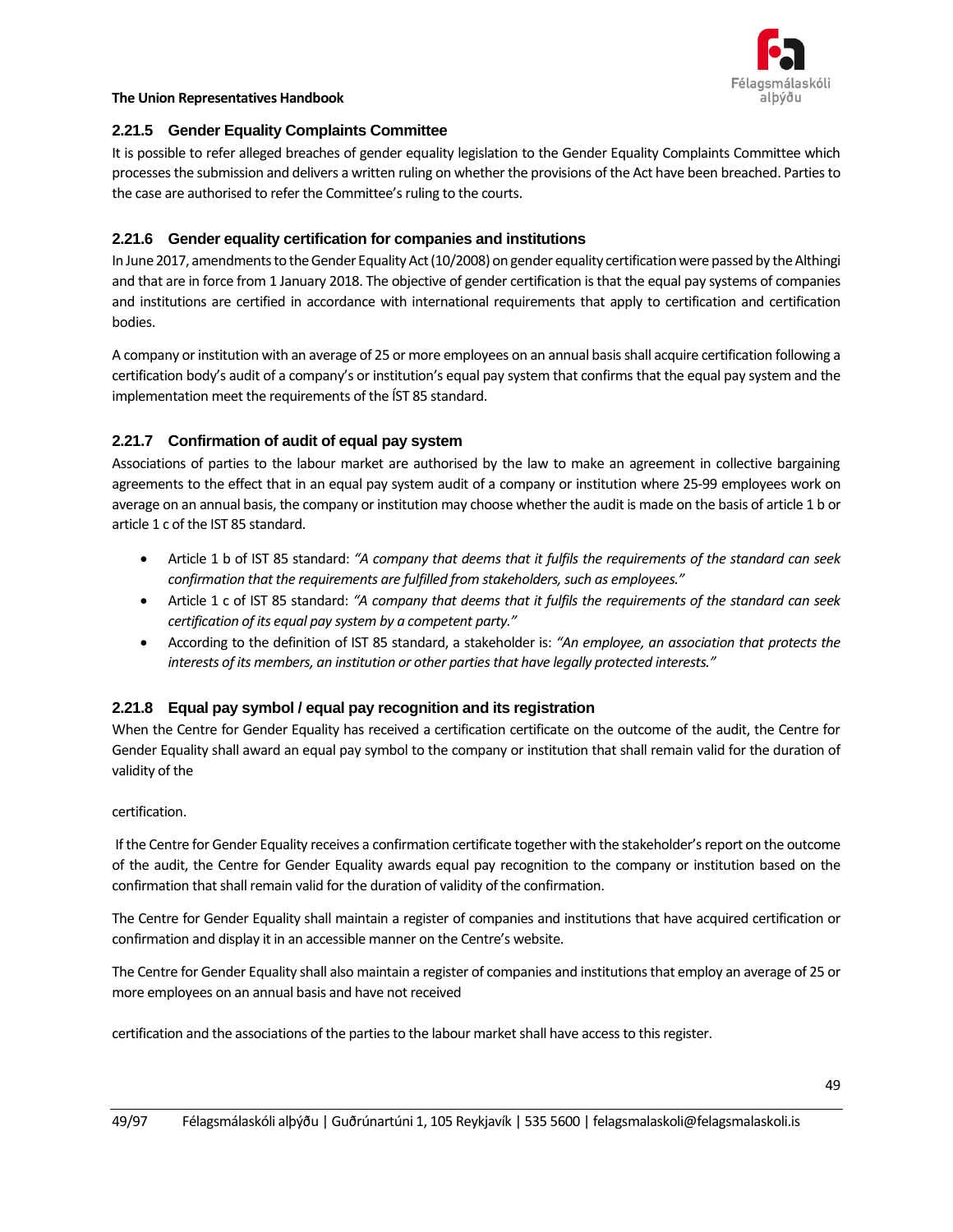### 2.21.5 Gender Equality Complaints Committee

It is possible to refer alleged breaches of gender equality legislation to the Gender Equality Complaints Committee which processes the submission and delivers a written ruling on whether the provisions of the Act have been breached. Parties to the case are authorised to refer the Committee's ruling to the courts.

### 2.21.6 Gender equality certification for companies and institutions

In June 2017, amendments to the Gender Equality Act (10/2008) on gender equality certification were passed by the Althingi and that are in force from 1 January 2018. The objective of gender certification is that the equal pay systems of companies and institutions are certified in accordance with international requirements that apply to certification and certification bodies.

A company or institution with an average of 25 or more employees on an annual basis shall acquire certification following a certification body's audit of a company's or institution's equal pay system that confirms that the equal pay system and the implementation meet the requirements of the ÍST 85 standard.

### 2.21.7 Confirmation of audit of equal pay system

Associations of parties to the labour market are authorised by the law to make an agreement in collective bargaining agreements to the effect that in an equal pay system audit of a company or institution where 25-99 employees work on average on an annual basis, the company or institution may choose whether the audit is made on the basis of article 1 b or article 1 c of the IST 85 standard.

- Article 1 b of IST 85 standard: *"A company that deems that it fulfils the requirements of the standard can seek confirmation that the requirements are fulfilled from stakeholders, such as employees."*
- Article 1 c of IST 85 standard: *"A company that deems that it fulfils the requirements of the standard can seek certification of its equal pay system by a competent party."*
- According to the definition of IST 85 standard, a stakeholder is: *"An employee, an association that protects the interests of its members, an institution or other parties that have legally protected interests."*

### 2.21.8 Equal pay symbol / equal pay recognition and its registration

When the Centre for Gender Equality has received a certification certificate on the outcome of the audit, the Centre for Gender Equality shall award an equal pay symbol to the company or institution that shall remain valid for the duration of validity of the certification.

If the Centre for Gender Equality receives a confirmation certificate together with the stakeholder's report on the outcome of the audit, the Centre for Gender Equality awards equal pay recognition to the company or institution based on the confirmation that shall remain valid for the duration of validity of the confirmation.

The Centre for Gender Equality shall maintain a register of companies and institutions that have acquired certification or confirmation and display it in an accessible manner on the Centre's website.

The Centre for Gender Equality shall also maintain a register of companies and institutions that employ an average of 25 or more employees on an annual basis and have not received certification and the associations of the parties to the labour market shall have access to this register.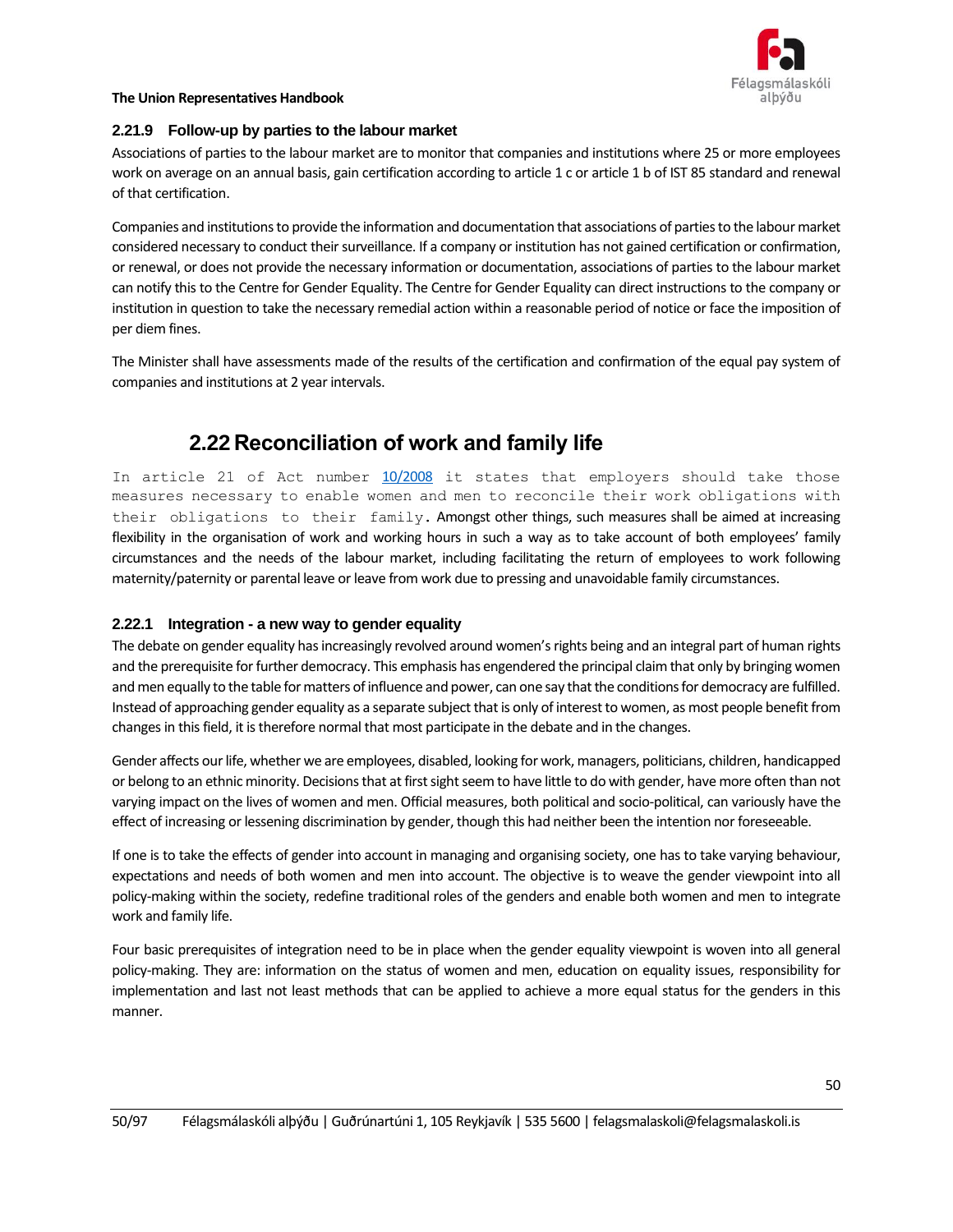### 2.21.9 Follow-up by parties to the labour market

Associations of parties to the labour market are to monitor that companies and institutions where 25 or more employees work on average on an annual basis, gain certification according to article 1 c or article 1 b of IST 85 standard and renewal of that certification.

Companies and institutions to provide the information and documentation that associations of parties to the labour market considered necessary to conduct their surveillance. If a company or institution has not gained certification or confirmation, or renewal, or does not provide the necessary information or documentation, associations of parties to the labour market can notify this to the Centre for Gender Equality. The Centre for Gender Equality can direct instructions to the company or institution in question to take the necessary remedial action within a reasonable period of notice or face the imposition of per diem fines.

The Minister shall have assessments made of the results of the certification and confirmation of the equal pay system of companies and institutions at 2 year intervals.

## 2.22 Reconciliation of work and family life

In article 21 of Act number [10/2008](10/2008) it states that employers should take those measures necessary to enable women and men to reconcile their work obligations with their obligations to their family. Amongst other things, such measures shall be aimed at increasing flexibility in the organisation of work and working hours in such a way as to take account of both employees' family circumstances and the needs of the labour market, including facilitating the return of employees to work following maternity/paternity or parental leave or leave from work due to pressing and unavoidable family circumstances.

### 2.22.1 Integration - a new way to gender equality

The debate on gender equality has increasingly revolved around women's rights being and an integral part of human rights and the prerequisite for further democracy. This emphasis has engendered the principal claim that only by bringing women and men equally to the table for matters of influence and power, can one say that the conditions for democracy are fulfilled. Instead of approaching gender equality as a separate subject that is only of interest to women, as most people benefit from changes in this field, it is therefore normal that most participate in the debate and in the changes.

Gender affects our life, whether we are employees, disabled, looking for work, managers, politicians, children, handicapped or belong to an ethnic minority. Decisions that at first sight seem to have little to do with gender, have more often than not varying impact on the lives of women and men. Official measures, both political and socio-political, can variously have the effect of increasing or lessening discrimination by gender, though this had neither been the intention nor foreseeable.

If one is to take the effects of gender into account in managing and organising society, one has to take varying behaviour, expectations and needs of both women and men into account. The objective is to weave the gender viewpoint into all policy-making within the society, redefine traditional roles of the genders and enable both women and men to integrate work and family life.

Four basic prerequisites of integration need to be in place when the gender equality viewpoint is woven into all general policy-making. They are: information on the status of women and men, education on equality issues, responsibility for implementation and last not least methods that can be applied to achieve a more equal status for the genders in this manner.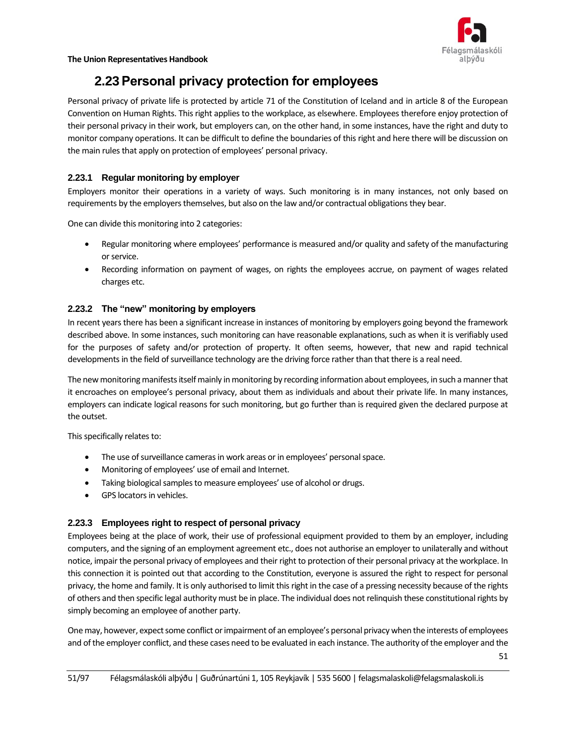## 2.23 Personal privacy protection for employees

Personal privacy of private life is protected by article 71 of the Constitution of Iceland and in article 8 of the European Convention on Human Rights. This right applies to the workplace, as elsewhere. Employees therefore enjoy protection of their personal privacy in their work, but employers can, on the other hand, in some instances, have the right and duty to monitor company operations. It can be difficult to define the boundaries of this right and here there will be discussion on the main rules that apply on protection of employees' personal privacy.

### 2.23.1 Regular monitoring by employer

Employers monitor their operations in a variety of ways. Such monitoring is in many instances, not only based on requirements by the employers themselves, but also on the law and/or contractual obligations they bear.

One can divide this monitoring into 2 categories:

- Regular monitoring where employees' performance is measured and/or quality and safety of the manufacturing or service.
- Recording information on payment of wages, on rights the employees accrue, on payment of wages related charges etc.

### 2.23.2 The "new" monitoring by employers

In recent years there has been a significant increase in instances of monitoring by employers going beyond the framework described above. In some instances, such monitoring can have reasonable explanations, such as when it is verifiably used for the purposes of safety and/or protection of property. It often seems, however, that new and rapid technical developments in the field of surveillance technology are the driving force rather than that there is a real need.

The new monitoring manifests itself mainly in monitoring by recording information about employees, in such a manner that it encroaches on employee's personal privacy, about them as individuals and about their private life. In many instances, employers can indicate logical reasons for such monitoring, but go further than is required given the declared purpose at the outset.

This specifically relates to:

- The use of surveillance cameras in work areas or in employees' personal space.
- Monitoring of employees' use of email and Internet.
- Taking biological samples to measure employees' use of alcohol or drugs.
- GPS locators in vehicles.

### 2.23.3 Employees right to respect of personal privacy

Employees being at the place of work, their use of professional equipment provided to them by an employer, including computers, and the signing of an employment agreement etc., does not authorise an employer to unilaterally and without notice, impair the personal privacy of employees and their right to protection of their personal privacy at the workplace. In this connection it is pointed out that according to the Constitution, everyone is assured the right to respect for personal privacy, the home and family. It is only authorised to limit this right in the case of a pressing necessity because of the rights of others and then specific legal authority must be in place. The individual does not relinquish these constitutional rights by simply becoming an employee of another party.

One may, however, expect some conflict or impairment of an employee's personal privacy when the interests of employees and of the employer conflict, and these cases need to be evaluated in each instance. The authority of the employer and the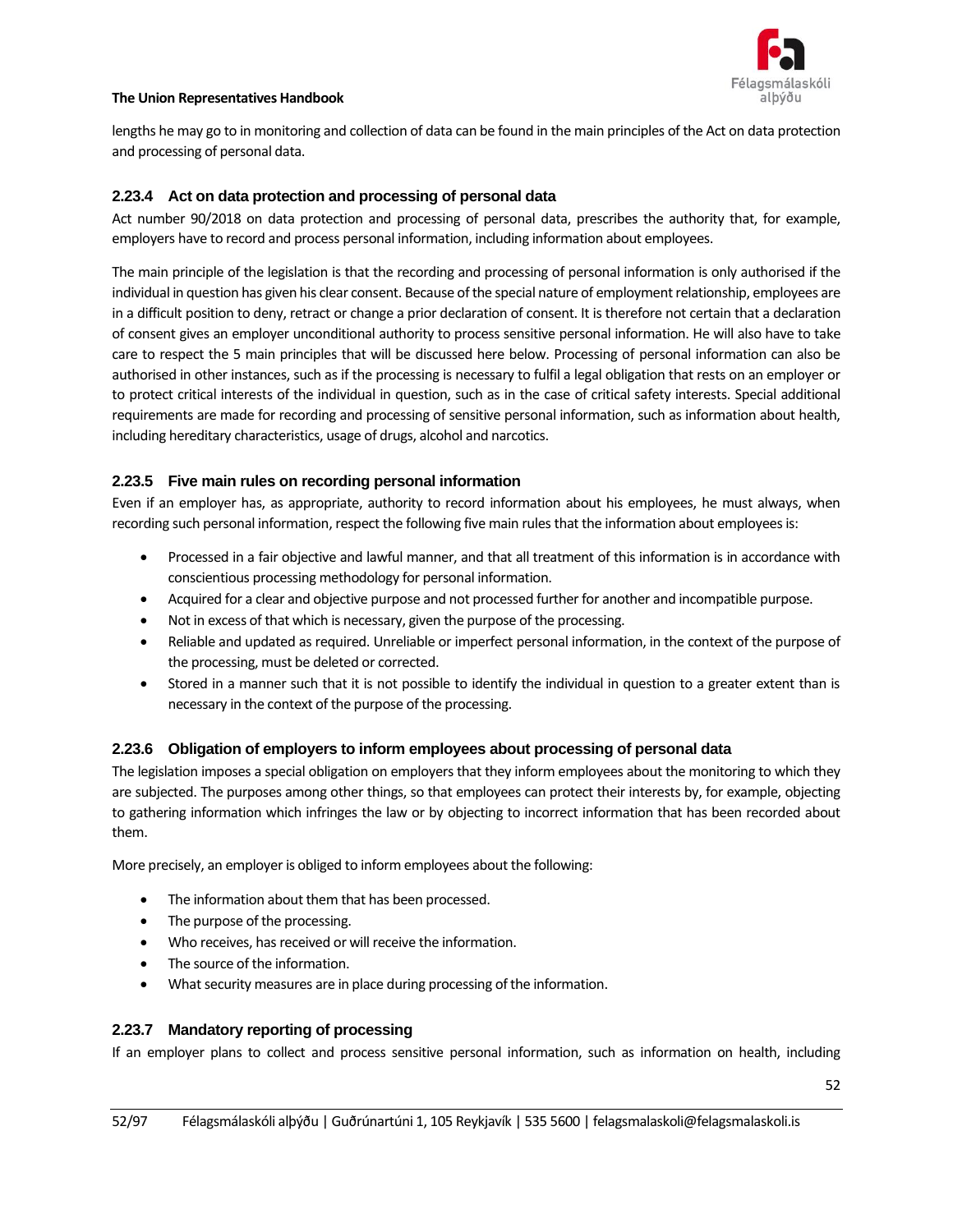lengths he may go to in monitoring and collection of data can be found in the main principles of the Act on data protection and processing of personal data.

### 2.23.4 Act on data protection and processing of personal data

Act number 90/2018 on data protection and processing of personal data, prescribes the authority that, for example, employers have to record and process personal information, including information about employees.

The main principle of the legislation is that the recording and processing of personal information is only authorised if the individual in question has given his clear consent. Because of the special nature of employment relationship, employees are in a difficult position to deny, retract or change a prior declaration of consent. It is therefore not certain that a declaration of consent gives an employer unconditional authority to process sensitive personal information. He will also have to take care to respect the 5 main principles that will be discussed here below. Processing of personal information can also be authorised in other instances, such as if the processing is necessary to fulfil a legal obligation that rests on an employer or to protect critical interests of the individual in question, such as in the case of critical safety interests. Special additional requirements are made for recording and processing of sensitive personal information, such as information about health, including hereditary characteristics, usage of drugs, alcohol and narcotics.

### 2.23.5 Five main rules on recording personal information

Even if an employer has, as appropriate, authority to record information about his employees, he must always, when recording such personal information, respect the following five main rules that the information about employees is:

- Processed in a fair objective and lawful manner, and that all treatment of this information is in accordance with conscientious processing methodology for personal information.
- Acquired for a clear and objective purpose and not processed further for another and incompatible purpose.
- Not in excess of that which is necessary, given the purpose of the processing.
- Reliable and updated as required. Unreliable or imperfect personal information, in the context of the purpose of the processing, must be deleted or corrected.
- Stored in a manner such that it is not possible to identify the individual in question to a greater extent than is necessary in the context of the purpose of the processing.

### 2.23.6 Obligation of employers to inform employees about processing of personal data

The legislation imposes a special obligation on employers that they inform employees about the monitoring to which they are subjected. The purposes among other things, so that employees can protect their interests by, for example, objecting to gathering information which infringes the law or by objecting to incorrect information that has been recorded about them.

More precisely, an employer is obliged to inform employees about the following:

- The information about them that has been processed.
- The purpose of the processing.
- Who receives, has received or will receive the information.
- The source of the information.
- What security measures are in place during processing of the information.

### 2.23.7 Mandatory reporting of processing

If an employer plans to collect and process sensitive personal information, such as information on health, including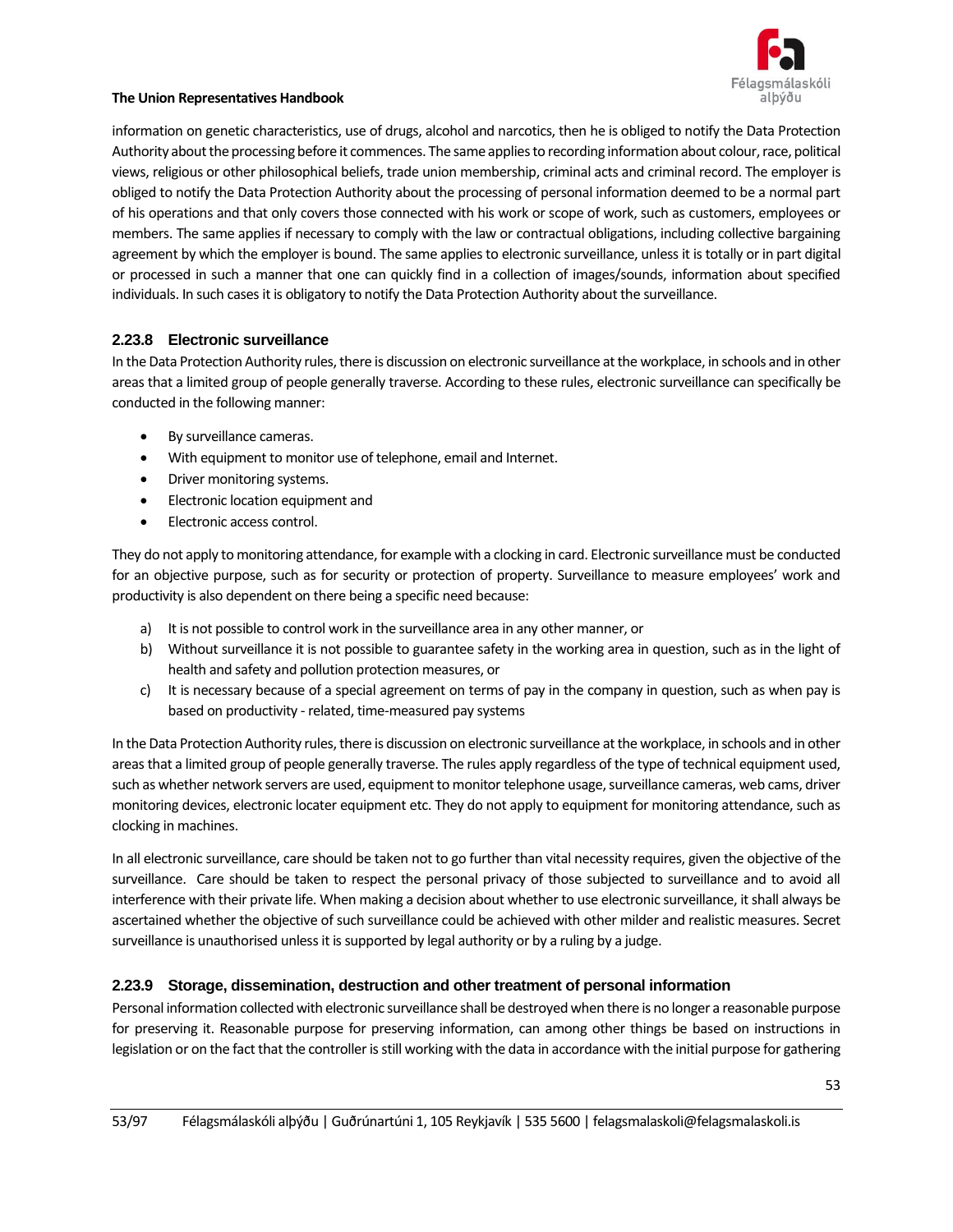information on genetic characteristics, use of drugs, alcohol and narcotics, then he is obliged to notify the Data Protection Authority about the processing before it commences. The same applies to recording information about colour, race, political views, religious or other philosophical beliefs, trade union membership, criminal acts and criminal record. The employer is obliged to notify the Data Protection Authority about the processing of personal information deemed to be a normal part of his operations and that only covers those connected with his work or scope of work, such as customers, employees or members. The same applies if necessary to comply with the law or contractual obligations, including collective bargaining agreement by which the employer is bound. The same applies to electronic surveillance, unless it is totally or in part digital or processed in such a manner that one can quickly find in a collection of images/sounds, information about specified individuals. In such cases it is obligatory to notify the Data Protection Authority about the surveillance.

### 2.23.8 Electronic surveillance

In the Data Protection Authority rules, there is discussion on electronic surveillance at the workplace, in schools and in other areas that a limited group of people generally traverse. According to these rules, electronic surveillance can specifically be conducted in the following manner:

- By surveillance cameras.
- With equipment to monitor use of telephone, email and Internet.
- Driver monitoring systems.
- Electronic location equipment and
- Electronic access control.

They do not apply to monitoring attendance, for example with a clocking in card. Electronic surveillance must be conducted for an objective purpose, such as for security or protection of property. Surveillance to measure employees' work and productivity is also dependent on there being a specific need because:

a) It is not possible to control work in the surveillance area in any other manner, or
b) Without surveillance it is not possible to guarantee safety in the working area in question, such as in the light of health and safety and pollution protection measures, or
c) It is necessary because of a special agreement on terms of pay in the company in question, such as when pay is based on productivity - related, time-measured pay systems

In the Data Protection Authority rules, there is discussion on electronic surveillance at the workplace, in schools and in other areas that a limited group of people generally traverse. The rules apply regardless of the type of technical equipment used, such as whether network servers are used, equipment to monitor telephone usage, surveillance cameras, web cams, driver monitoring devices, electronic locater equipment etc. They do not apply to equipment for monitoring attendance, such as clocking in machines.

In all electronic surveillance, care should be taken not to go further than vital necessity requires, given the objective of the surveillance. Care should be taken to respect the personal privacy of those subjected to surveillance and to avoid all interference with their private life. When making a decision about whether to use electronic surveillance, it shall always be ascertained whether the objective of such surveillance could be achieved with other milder and realistic measures. Secret surveillance is unauthorised unless it is supported by legal authority or by a ruling by a judge.

### 2.23.9 Storage, dissemination, destruction and other treatment of personal information

Personal information collected with electronic surveillance shall be destroyed when there is no longer a reasonable purpose for preserving it. Reasonable purpose for preserving information, can among other things be based on instructions in legislation or on the fact that the controller is still working with the data in accordance with the initial purpose for gathering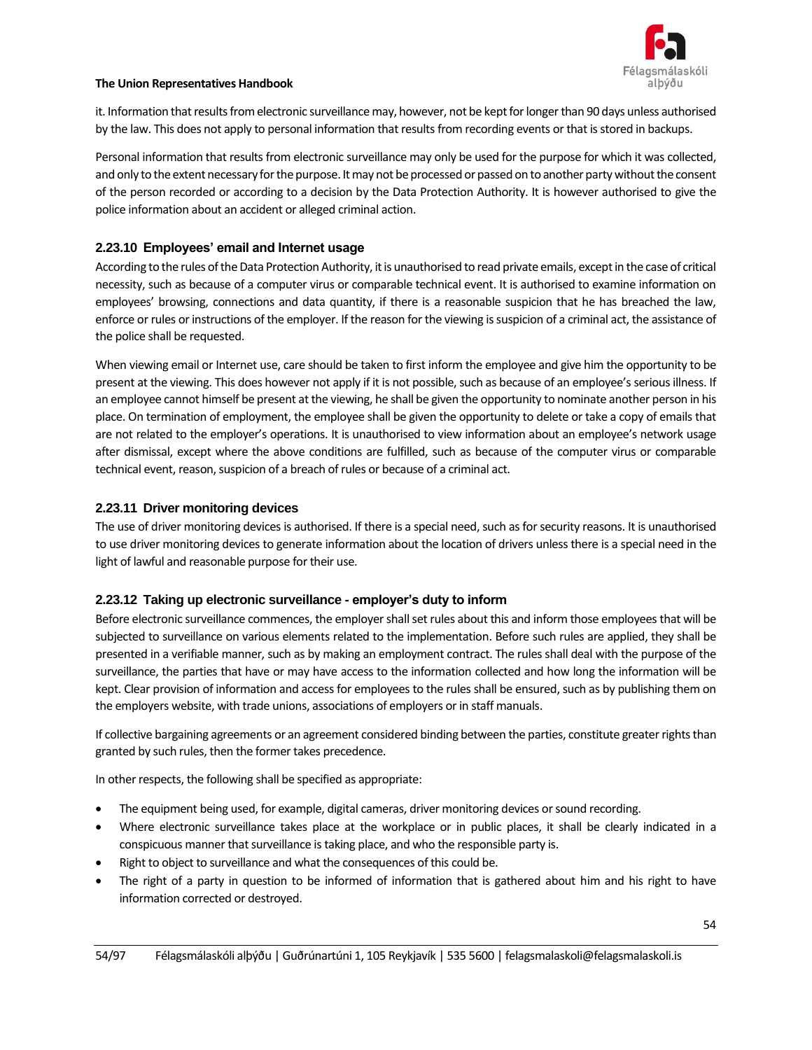it. Information that results from electronic surveillance may, however, not be kept for longer than 90 days unless authorised by the law. This does not apply to personal information that results from recording events or that is stored in backups.

Personal information that results from electronic surveillance may only be used for the purpose for which it was collected, and only to the extent necessary for the purpose. It may not be processed or passed on to another party without the consent of the person recorded or according to a decision by the Data Protection Authority. It is however authorised to give the police information about an accident or alleged criminal action.

### 2.23.10 Employees' email and Internet usage

According to the rules of the Data Protection Authority, it is unauthorised to read private emails, except in the case of critical necessity, such as because of a computer virus or comparable technical event. It is authorised to examine information on employees' browsing, connections and data quantity, if there is a reasonable suspicion that he has breached the law, enforce or rules or instructions of the employer. If the reason for the viewing is suspicion of a criminal act, the assistance of the police shall be requested.

When viewing email or Internet use, care should be taken to first inform the employee and give him the opportunity to be present at the viewing. This does however not apply if it is not possible, such as because of an employee's serious illness. If an employee cannot himself be present at the viewing, he shall be given the opportunity to nominate another person in his place. On termination of employment, the employee shall be given the opportunity to delete or take a copy of emails that are not related to the employer's operations. It is unauthorised to view information about an employee's network usage after dismissal, except where the above conditions are fulfilled, such as because of the computer virus or comparable technical event, reason, suspicion of a breach of rules or because of a criminal act.

### 2.23.11 Driver monitoring devices

The use of driver monitoring devices is authorised. If there is a special need, such as for security reasons. It is unauthorised to use driver monitoring devices to generate information about the location of drivers unless there is a special need in the light of lawful and reasonable purpose for their use.

### 2.23.12 Taking up electronic surveillance - employer's duty to inform

Before electronic surveillance commences, the employer shall set rules about this and inform those employees that will be subjected to surveillance on various elements related to the implementation. Before such rules are applied, they shall be presented in a verifiable manner, such as by making an employment contract. The rules shall deal with the purpose of the surveillance, the parties that have or may have access to the information collected and how long the information will be kept. Clear provision of information and access for employees to the rules shall be ensured, such as by publishing them on the employers website, with trade unions, associations of employers or in staff manuals.

If collective bargaining agreements or an agreement considered binding between the parties, constitute greater rights than granted by such rules, then the former takes precedence.

In other respects, the following shall be specified as appropriate:

- The equipment being used, for example, digital cameras, driver monitoring devices or sound recording.
- Where electronic surveillance takes place at the workplace or in public places, it shall be clearly indicated in a conspicuous manner that surveillance is taking place, and who the responsible party is.
- Right to object to surveillance and what the consequences of this could be.
- The right of a party in question to be informed of information that is gathered about him and his right to have information corrected or destroyed.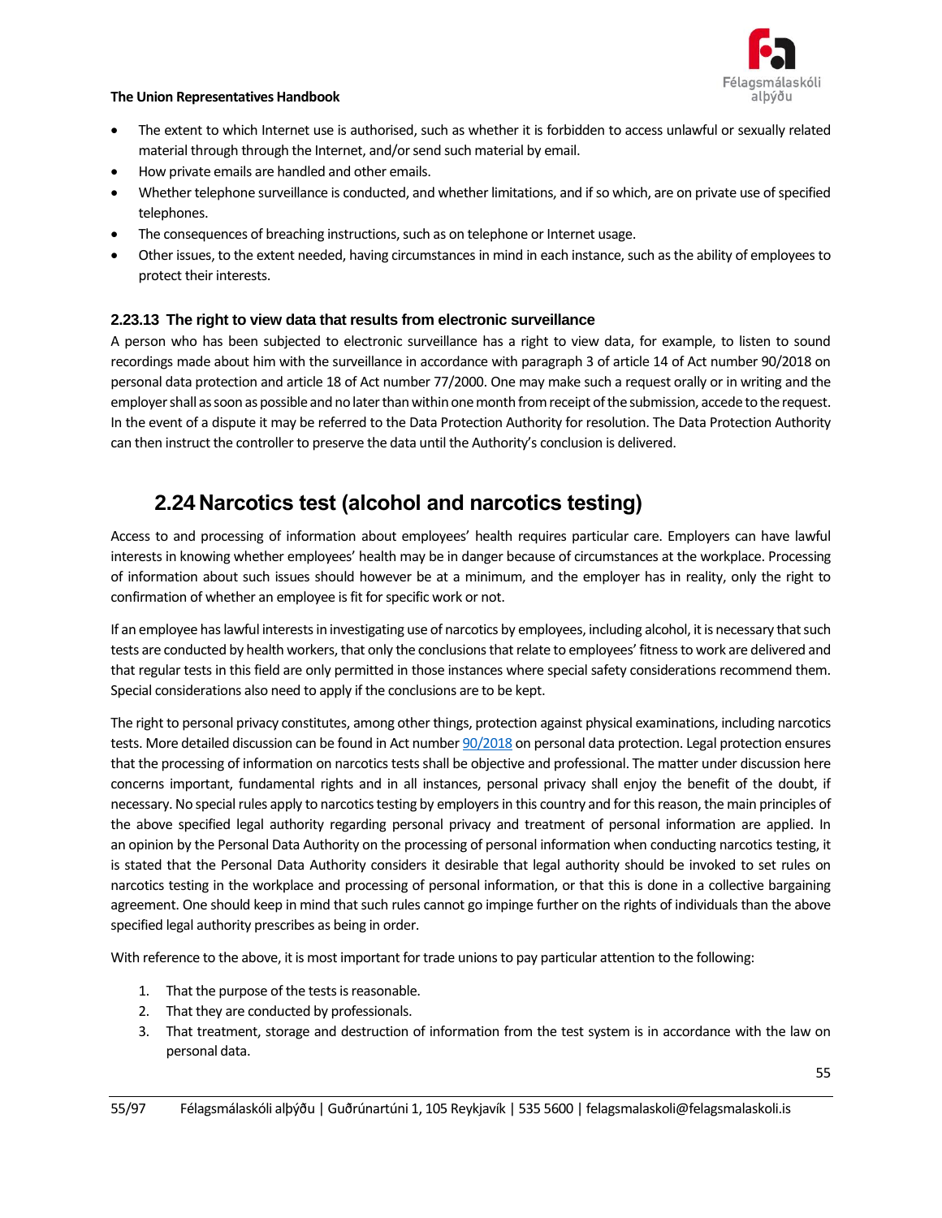- The extent to which Internet use is authorised, such as whether it is forbidden to access unlawful or sexually related material through through the Internet, and/or send such material by email.
- How private emails are handled and other emails.
- Whether telephone surveillance is conducted, and whether limitations, and if so which, are on private use of specified telephones.
- The consequences of breaching instructions, such as on telephone or Internet usage.
- Other issues, to the extent needed, having circumstances in mind in each instance, such as the ability of employees to protect their interests.

### 2.23.13 The right to view data that results from electronic surveillance

A person who has been subjected to electronic surveillance has a right to view data, for example, to listen to sound recordings made about him with the surveillance in accordance with paragraph 3 of article 14 of Act number 90/2018 on personal data protection and article 18 of Act number 77/2000. One may make such a request orally or in writing and the employer shall as soon as possible and no later than within one month from receipt of the submission, accede to the request. In the event of a dispute it may be referred to the Data Protection Authority for resolution. The Data Protection Authority can then instruct the controller to preserve the data until the Authority's conclusion is delivered.

## 2.24 Narcotics test (alcohol and narcotics testing)

Access to and processing of information about employees' health requires particular care. Employers can have lawful interests in knowing whether employees' health may be in danger because of circumstances at the workplace. Processing of information about such issues should however be at a minimum, and the employer has in reality, only the right to confirmation of whether an employee is fit for specific work or not.

If an employee has lawful interests in investigating use of narcotics by employees, including alcohol, it is necessary that such tests are conducted by health workers, that only the conclusions that relate to employees' fitness to work are delivered and that regular tests in this field are only permitted in those instances where special safety considerations recommend them. Special considerations also need to apply if the conclusions are to be kept.

The right to personal privacy constitutes, among other things, protection against physical examinations, including narcotics tests. More detailed discussion can be found in Act number 90/2018 on personal data protection. Legal protection ensures that the processing of information on narcotics tests shall be objective and professional. The matter under discussion here concerns important, fundamental rights and in all instances, personal privacy shall enjoy the benefit of the doubt, if necessary. No special rules apply to narcotics testing by employers in this country and for this reason, the main principles of the above specified legal authority regarding personal privacy and treatment of personal information are applied. In an opinion by the Personal Data Authority on the processing of personal information when conducting narcotics testing, it is stated that the Personal Data Authority considers it desirable that legal authority should be invoked to set rules on narcotics testing in the workplace and processing of personal information, or that this is done in a collective bargaining agreement. One should keep in mind that such rules cannot go impinge further on the rights of individuals than the above specified legal authority prescribes as being in order.

With reference to the above, it is most important for trade unions to pay particular attention to the following:

1. That the purpose of the tests is reasonable.
2. That they are conducted by professionals.
3. That treatment, storage and destruction of information from the test system is in accordance with the law on personal data.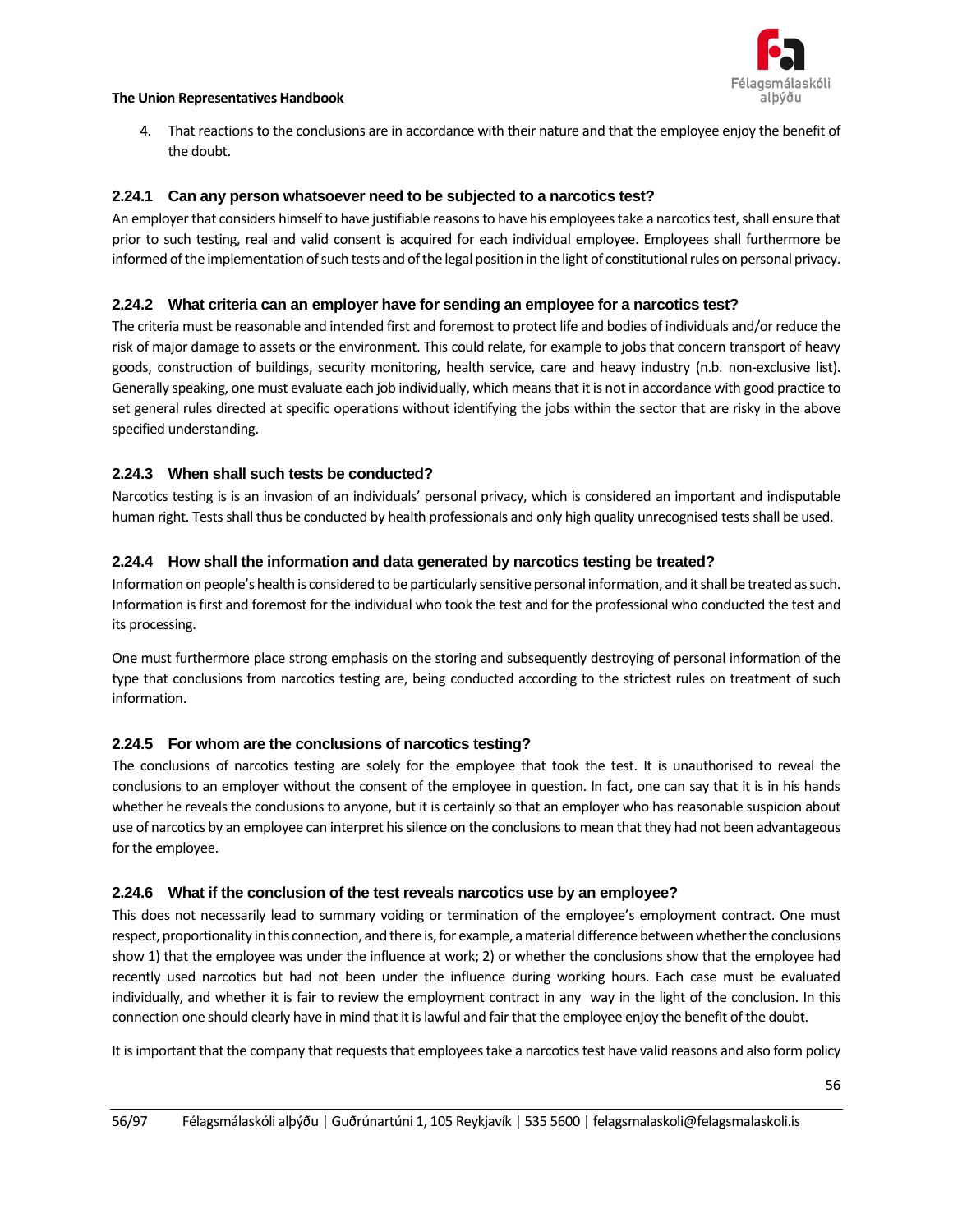4. That reactions to the conclusions are in accordance with their nature and that the employee enjoy the benefit of the doubt.

### 2.24.1 Can any person whatsoever need to be subjected to a narcotics test?

An employer that considers himself to have justifiable reasons to have his employees take a narcotics test, shall ensure that prior to such testing, real and valid consent is acquired for each individual employee. Employees shall furthermore be informed of the implementation of such tests and of the legal position in the light of constitutional rules on personal privacy.

### 2.24.2 What criteria can an employer have for sending an employee for a narcotics test?

The criteria must be reasonable and intended first and foremost to protect life and bodies of individuals and/or reduce the risk of major damage to assets or the environment. This could relate, for example to jobs that concern transport of heavy goods, construction of buildings, security monitoring, health service, care and heavy industry (n.b. non-exclusive list). Generally speaking, one must evaluate each job individually, which means that it is not in accordance with good practice to set general rules directed at specific operations without identifying the jobs within the sector that are risky in the above specified understanding.

### 2.24.3 When shall such tests be conducted?

Narcotics testing is is an invasion of an individuals' personal privacy, which is considered an important and indisputable human right. Tests shall thus be conducted by health professionals and only high quality unrecognised tests shall be used.

### 2.24.4 How shall the information and data generated by narcotics testing be treated?

Information on people's health is considered to be particularly sensitive personal information, and it shall be treated as such. Information is first and foremost for the individual who took the test and for the professional who conducted the test and its processing.

One must furthermore place strong emphasis on the storing and subsequently destroying of personal information of the type that conclusions from narcotics testing are, being conducted according to the strictest rules on treatment of such information.

### 2.24.5 For whom are the conclusions of narcotics testing?

The conclusions of narcotics testing are solely for the employee that took the test. It is unauthorised to reveal the conclusions to an employer without the consent of the employee in question. In fact, one can say that it is in his hands whether he reveals the conclusions to anyone, but it is certainly so that an employer who has reasonable suspicion about use of narcotics by an employee can interpret his silence on the conclusions to mean that they had not been advantageous for the employee.

### 2.24.6 What if the conclusion of the test reveals narcotics use by an employee?

This does not necessarily lead to summary voiding or termination of the employee's employment contract. One must respect, proportionality in this connection, and there is, for example, a material difference between whether the conclusions show 1) that the employee was under the influence at work; 2) or whether the conclusions show that the employee had recently used narcotics but had not been under the influence during working hours. Each case must be evaluated individually, and whether it is fair to review the employment contract in any way in the light of the conclusion. In this connection one should clearly have in mind that it is lawful and fair that the employee enjoy the benefit of the doubt.

It is important that the company that requests that employees take a narcotics test have valid reasons and also form policy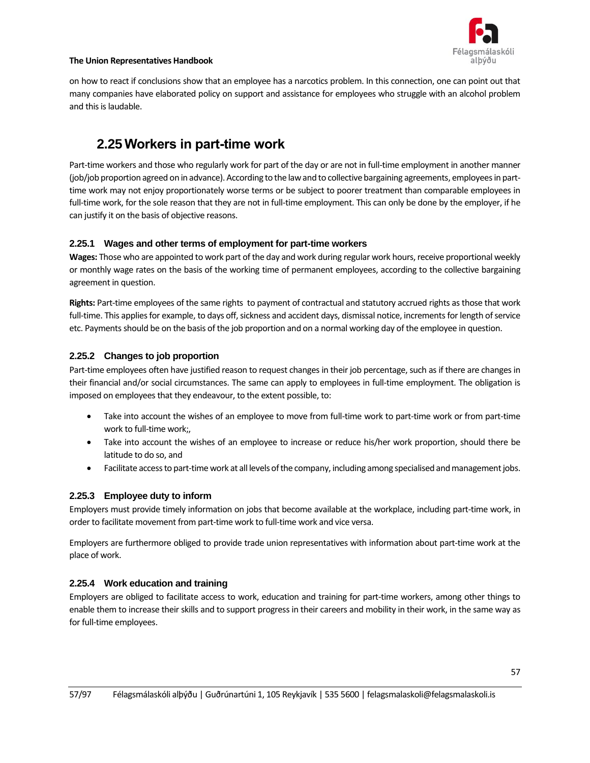on how to react if conclusions show that an employee has a narcotics problem. In this connection, one can point out that many companies have elaborated policy on support and assistance for employees who struggle with an alcohol problem and this is laudable.

## 2.25 Workers in part-time work

Part-time workers and those who regularly work for part of the day or are not in full-time employment in another manner (job/job proportion agreed on in advance). According to the law and to collective bargaining agreements, employees in part-time work may not enjoy proportionately worse terms or be subject to poorer treatment than comparable employees in full-time work, for the sole reason that they are not in full-time employment. This can only be done by the employer, if he can justify it on the basis of objective reasons.

### 2.25.1 Wages and other terms of employment for part-time workers

**Wages:** Those who are appointed to work part of the day and work during regular work hours, receive proportional weekly or monthly wage rates on the basis of the working time of permanent employees, according to the collective bargaining agreement in question.

**Rights:** Part-time employees of the same rights to payment of contractual and statutory accrued rights as those that work full-time. This applies for example, to days off, sickness and accident days, dismissal notice, increments for length of service etc. Payments should be on the basis of the job proportion and on a normal working day of the employee in question.

### 2.25.2 Changes to job proportion

Part-time employees often have justified reason to request changes in their job percentage, such as if there are changes in their financial and/or social circumstances. The same can apply to employees in full-time employment. The obligation is imposed on employees that they endeavour, to the extent possible, to:

- Take into account the wishes of an employee to move from full-time work to part-time work or from part-time work to full-time work;,
- Take into account the wishes of an employee to increase or reduce his/her work proportion, should there be latitude to do so, and
- Facilitate access to part-time work at all levels of the company, including among specialised and management jobs.

### 2.25.3 Employee duty to inform

Employers must provide timely information on jobs that become available at the workplace, including part-time work, in order to facilitate movement from part-time work to full-time work and vice versa.

Employers are furthermore obliged to provide trade union representatives with information about part-time work at the place of work.

### 2.25.4 Work education and training

Employers are obliged to facilitate access to work, education and training for part-time workers, among other things to enable them to increase their skills and to support progress in their careers and mobility in their work, in the same way as for full-time employees.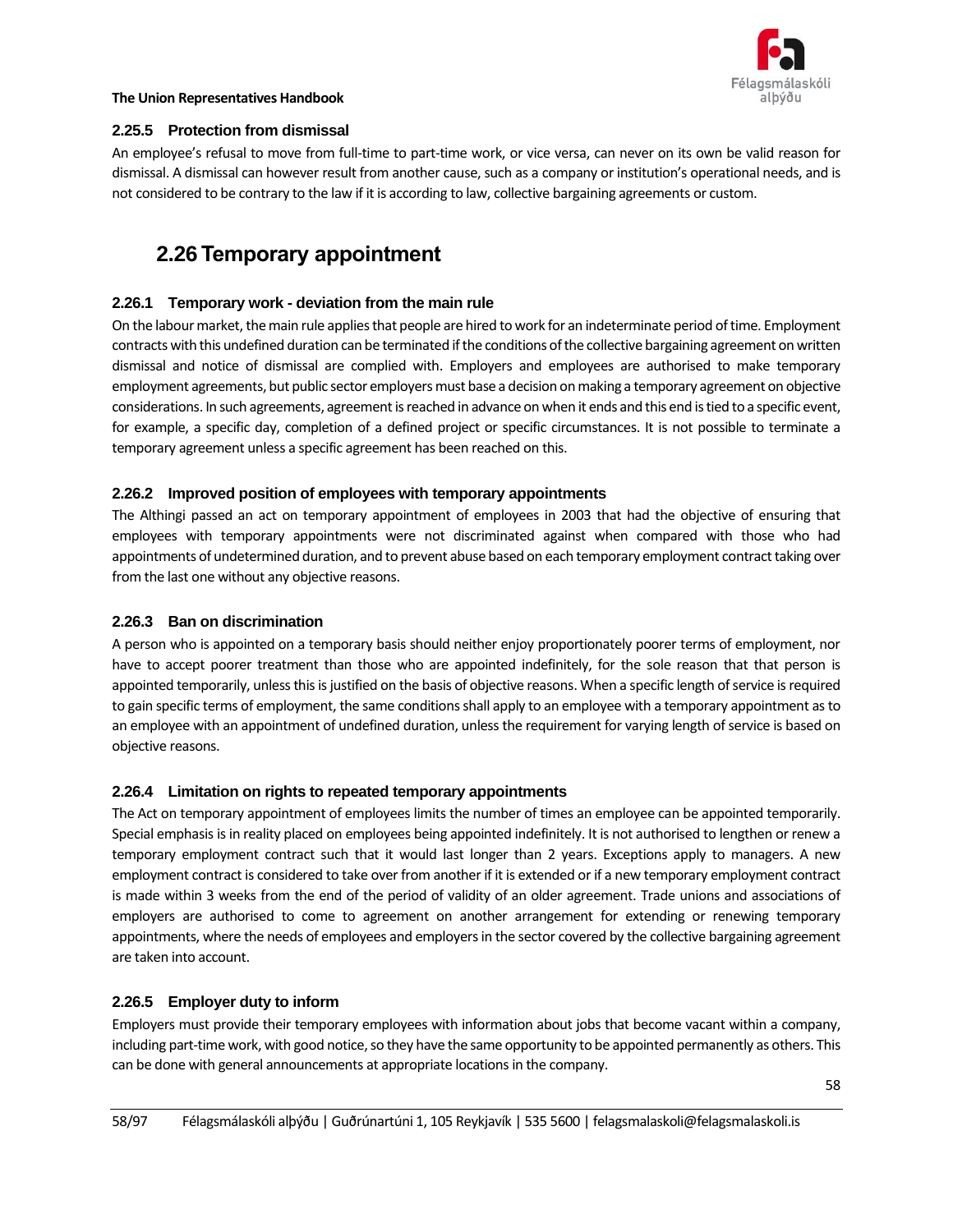### 2.25.5 Protection from dismissal

An employee's refusal to move from full-time to part-time work, or vice versa, can never on its own be valid reason for dismissal. A dismissal can however result from another cause, such as a company or institution's operational needs, and is not considered to be contrary to the law if it is according to law, collective bargaining agreements or custom.

## 2.26 Temporary appointment

### 2.26.1 Temporary work - deviation from the main rule

On the labour market, the main rule applies that people are hired to work for an indeterminate period of time. Employment contracts with this undefined duration can be terminated if the conditions of the collective bargaining agreement on written dismissal and notice of dismissal are complied with. Employers and employees are authorised to make temporary employment agreements, but public sector employers must base a decision on making a temporary agreement on objective considerations. In such agreements, agreement is reached in advance on when it ends and this end is tied to a specific event, for example, a specific day, completion of a defined project or specific circumstances. It is not possible to terminate a temporary agreement unless a specific agreement has been reached on this.

### 2.26.2 Improved position of employees with temporary appointments

The Althingi passed an act on temporary appointment of employees in 2003 that had the objective of ensuring that employees with temporary appointments were not discriminated against when compared with those who had appointments of undetermined duration, and to prevent abuse based on each temporary employment contract taking over from the last one without any objective reasons.

### 2.26.3 Ban on discrimination

A person who is appointed on a temporary basis should neither enjoy proportionately poorer terms of employment, nor have to accept poorer treatment than those who are appointed indefinitely, for the sole reason that that person is appointed temporarily, unless this is justified on the basis of objective reasons. When a specific length of service is required to gain specific terms of employment, the same conditions shall apply to an employee with a temporary appointment as to an employee with an appointment of undefined duration, unless the requirement for varying length of service is based on objective reasons.

### 2.26.4 Limitation on rights to repeated temporary appointments

The Act on temporary appointment of employees limits the number of times an employee can be appointed temporarily. Special emphasis is in reality placed on employees being appointed indefinitely. It is not authorised to lengthen or renew a temporary employment contract such that it would last longer than 2 years. Exceptions apply to managers. A new employment contract is considered to take over from another if it is extended or if a new temporary employment contract is made within 3 weeks from the end of the period of validity of an older agreement. Trade unions and associations of employers are authorised to come to agreement on another arrangement for extending or renewing temporary appointments, where the needs of employees and employers in the sector covered by the collective bargaining agreement are taken into account.

### 2.26.5 Employer duty to inform

Employers must provide their temporary employees with information about jobs that become vacant within a company, including part-time work, with good notice, so they have the same opportunity to be appointed permanently as others. This can be done with general announcements at appropriate locations in the company.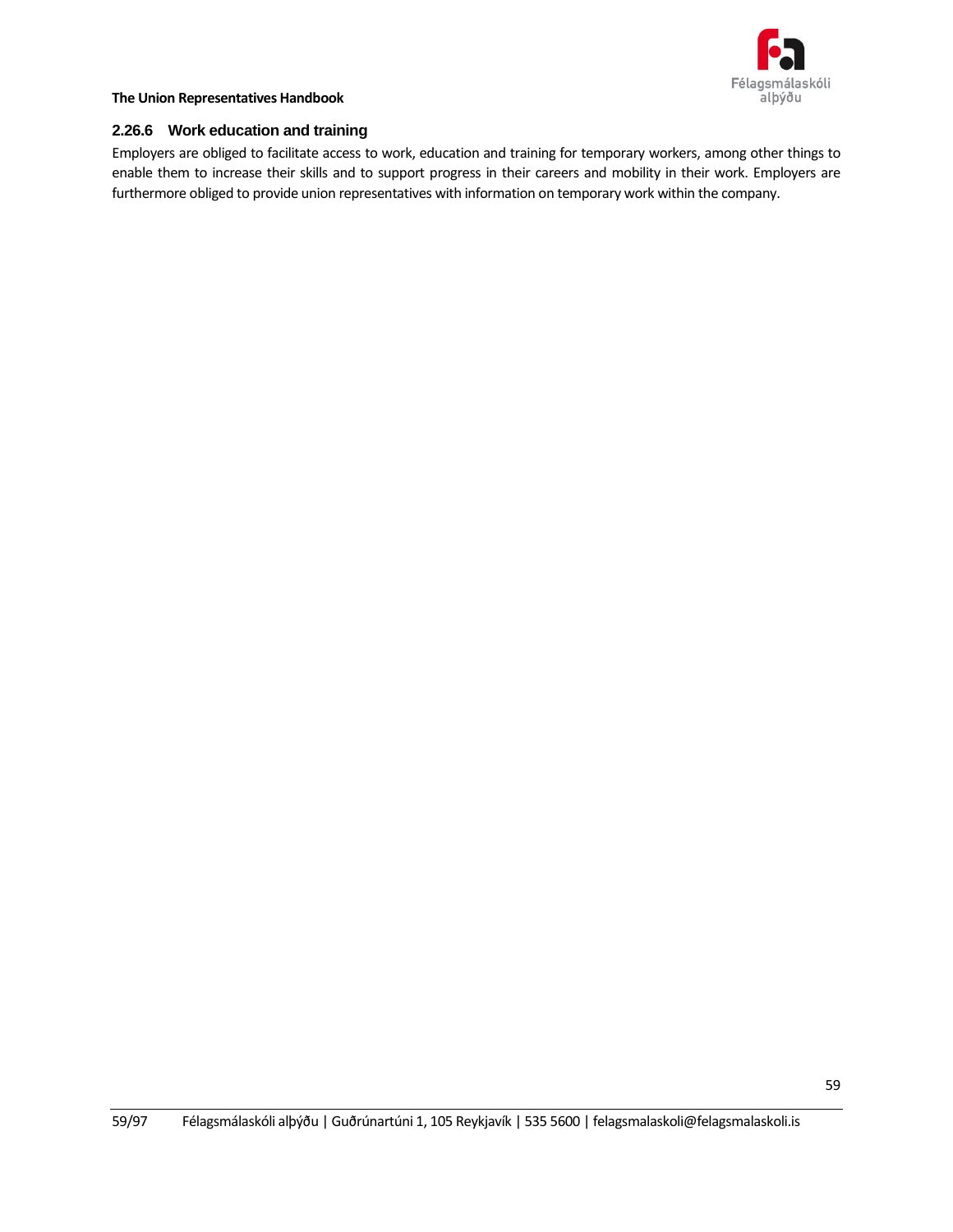### 2.26.6 Work education and training

Employers are obliged to facilitate access to work, education and training for temporary workers, among other things to enable them to increase their skills and to support progress in their careers and mobility in their work. Employers are furthermore obliged to provide union representatives with information on temporary work within the company.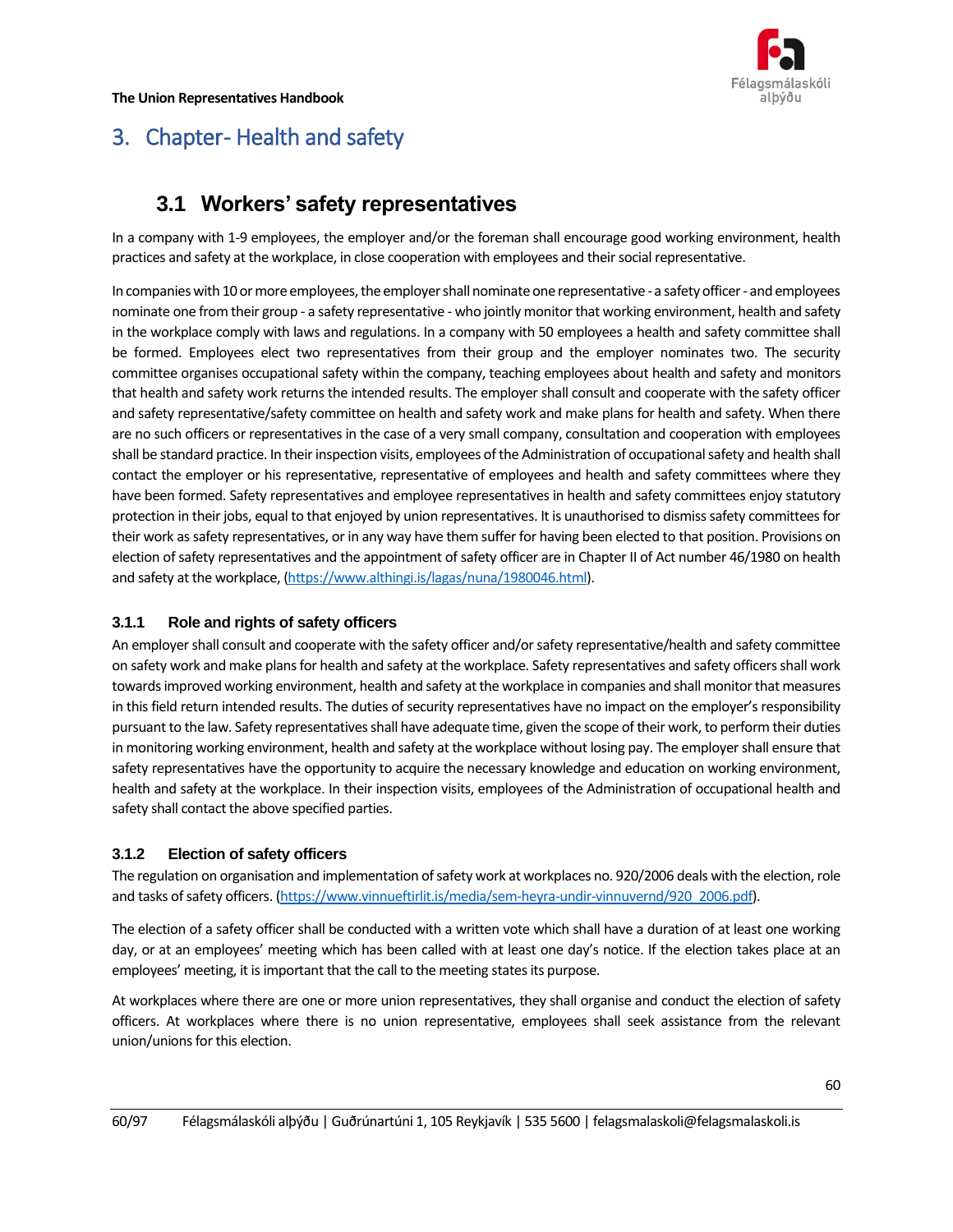# 3. Chapter- Health and safety

## 3.1 Workers' safety representatives

In a company with 1-9 employees, the employer and/or the foreman shall encourage good working environment, health practices and safety at the workplace, in close cooperation with employees and their social representative.

In companies with 10 or more employees, the employer shall nominate one representative - a safety officer - and employees nominate one from their group - a safety representative - who jointly monitor that working environment, health and safety in the workplace comply with laws and regulations. In a company with 50 employees a health and safety committee shall be formed. Employees elect two representatives from their group and the employer nominates two. The security committee organises occupational safety within the company, teaching employees about health and safety and monitors that health and safety work returns the intended results. The employer shall consult and cooperate with the safety officer and safety representative/safety committee on health and safety work and make plans for health and safety. When there are no such officers or representatives in the case of a very small company, consultation and cooperation with employees shall be standard practice. In their inspection visits, employees of the Administration of occupational safety and health shall contact the employer or his representative, representative of employees and health and safety committees where they have been formed. Safety representatives and employee representatives in health and safety committees enjoy statutory protection in their jobs, equal to that enjoyed by union representatives. It is unauthorised to dismiss safety committees for their work as safety representatives, or in any way have them suffer for having been elected to that position. Provisions on election of safety representatives and the appointment of safety officer are in Chapter II of Act number 46/1980 on health and safety at the workplace, (https://www.althingi.is/lagas/nuna/1980046.html).

### 3.1.1 Role and rights of safety officers

An employer shall consult and cooperate with the safety officer and/or safety representative/health and safety committee on safety work and make plans for health and safety at the workplace. Safety representatives and safety officers shall work towards improved working environment, health and safety at the workplace in companies and shall monitor that measures in this field return intended results. The duties of security representatives have no impact on the employer's responsibility pursuant to the law. Safety representatives shall have adequate time, given the scope of their work, to perform their duties in monitoring working environment, health and safety at the workplace without losing pay. The employer shall ensure that safety representatives have the opportunity to acquire the necessary knowledge and education on working environment, health and safety at the workplace. In their inspection visits, employees of the Administration of occupational health and safety shall contact the above specified parties.

### 3.1.2 Election of safety officers

The regulation on organisation and implementation of safety work at workplaces no. 920/2006 deals with the election, role and tasks of safety officers. (https://www.vinnueftirlit.is/media/sem-heyra-undir-vinnuvernd/920_2006.pdf).

The election of a safety officer shall be conducted with a written vote which shall have a duration of at least one working day, or at an employees' meeting which has been called with at least one day's notice. If the election takes place at an employees' meeting, it is important that the call to the meeting states its purpose.

At workplaces where there are one or more union representatives, they shall organise and conduct the election of safety officers. At workplaces where there is no union representative, employees shall seek assistance from the relevant union/unions for this election.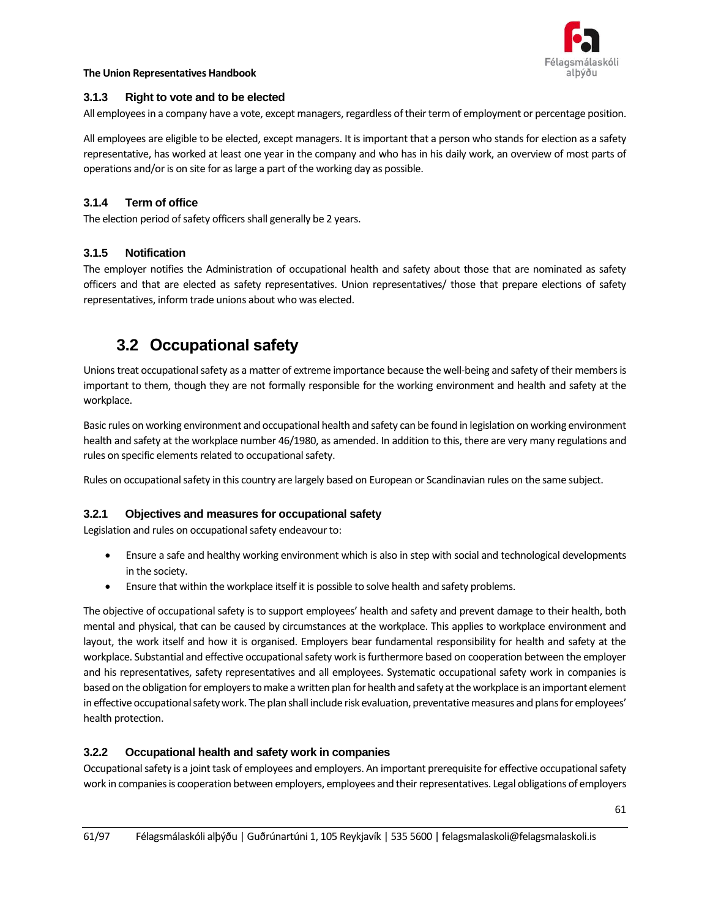### 3.1.3 Right to vote and to be elected

All employees in a company have a vote, except managers, regardless of their term of employment or percentage position.

All employees are eligible to be elected, except managers. It is important that a person who stands for election as a safety representative, has worked at least one year in the company and who has in his daily work, an overview of most parts of operations and/or is on site for as large a part of the working day as possible.

### 3.1.4 Term of office

The election period of safety officers shall generally be 2 years.

### 3.1.5 Notification

The employer notifies the Administration of occupational health and safety about those that are nominated as safety officers and that are elected as safety representatives. Union representatives/ those that prepare elections of safety representatives, inform trade unions about who was elected.

## 3.2 Occupational safety

Unions treat occupational safety as a matter of extreme importance because the well-being and safety of their members is important to them, though they are not formally responsible for the working environment and health and safety at the workplace.

Basic rules on working environment and occupational health and safety can be found in legislation on working environment health and safety at the workplace number 46/1980, as amended. In addition to this, there are very many regulations and rules on specific elements related to occupational safety.

Rules on occupational safety in this country are largely based on European or Scandinavian rules on the same subject.

### 3.2.1 Objectives and measures for occupational safety

Legislation and rules on occupational safety endeavour to:

- Ensure a safe and healthy working environment which is also in step with social and technological developments in the society.
- Ensure that within the workplace itself it is possible to solve health and safety problems.

The objective of occupational safety is to support employees' health and safety and prevent damage to their health, both mental and physical, that can be caused by circumstances at the workplace. This applies to workplace environment and layout, the work itself and how it is organised. Employers bear fundamental responsibility for health and safety at the workplace. Substantial and effective occupational safety work is furthermore based on cooperation between the employer and his representatives, safety representatives and all employees. Systematic occupational safety work in companies is based on the obligation for employers to make a written plan for health and safety at the workplace is an important element in effective occupational safety work. The plan shall include risk evaluation, preventative measures and plans for employees' health protection.

### 3.2.2 Occupational health and safety work in companies

Occupational safety is a joint task of employees and employers. An important prerequisite for effective occupational safety work in companies is cooperation between employers, employees and their representatives. Legal obligations of employers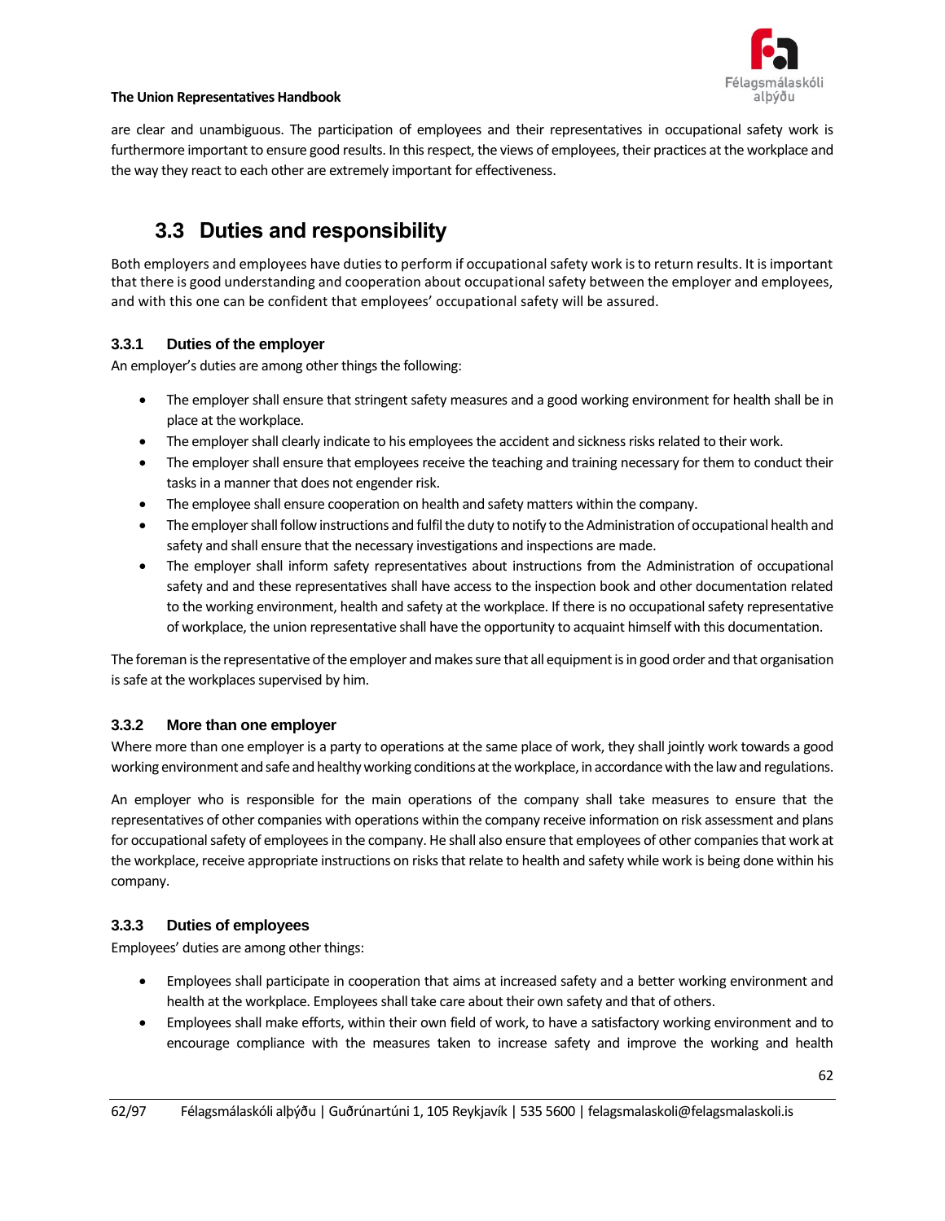are clear and unambiguous. The participation of employees and their representatives in occupational safety work is furthermore important to ensure good results. In this respect, the views of employees, their practices at the workplace and the way they react to each other are extremely important for effectiveness.

## 3.3 Duties and responsibility

Both employers and employees have duties to perform if occupational safety work is to return results. It is important that there is good understanding and cooperation about occupational safety between the employer and employees, and with this one can be confident that employees' occupational safety will be assured.

### 3.3.1 Duties of the employer

An employer's duties are among other things the following:

- The employer shall ensure that stringent safety measures and a good working environment for health shall be in place at the workplace.
- The employer shall clearly indicate to his employees the accident and sickness risks related to their work.
- The employer shall ensure that employees receive the teaching and training necessary for them to conduct their tasks in a manner that does not engender risk.
- The employee shall ensure cooperation on health and safety matters within the company.
- The employer shall follow instructions and fulfil the duty to notify to the Administration of occupational health and safety and shall ensure that the necessary investigations and inspections are made.
- The employer shall inform safety representatives about instructions from the Administration of occupational safety and and these representatives shall have access to the inspection book and other documentation related to the working environment, health and safety at the workplace. If there is no occupational safety representative of workplace, the union representative shall have the opportunity to acquaint himself with this documentation.

The foreman is the representative of the employer and makes sure that all equipment is in good order and that organisation is safe at the workplaces supervised by him.

### 3.3.2 More than one employer

Where more than one employer is a party to operations at the same place of work, they shall jointly work towards a good working environment and safe and healthy working conditions at the workplace, in accordance with the law and regulations.

An employer who is responsible for the main operations of the company shall take measures to ensure that the representatives of other companies with operations within the company receive information on risk assessment and plans for occupational safety of employees in the company. He shall also ensure that employees of other companies that work at the workplace, receive appropriate instructions on risks that relate to health and safety while work is being done within his company.

### 3.3.3 Duties of employees

Employees' duties are among other things:

- Employees shall participate in cooperation that aims at increased safety and a better working environment and health at the workplace. Employees shall take care about their own safety and that of others.
- Employees shall make efforts, within their own field of work, to have a satisfactory working environment and to encourage compliance with the measures taken to increase safety and improve the working and health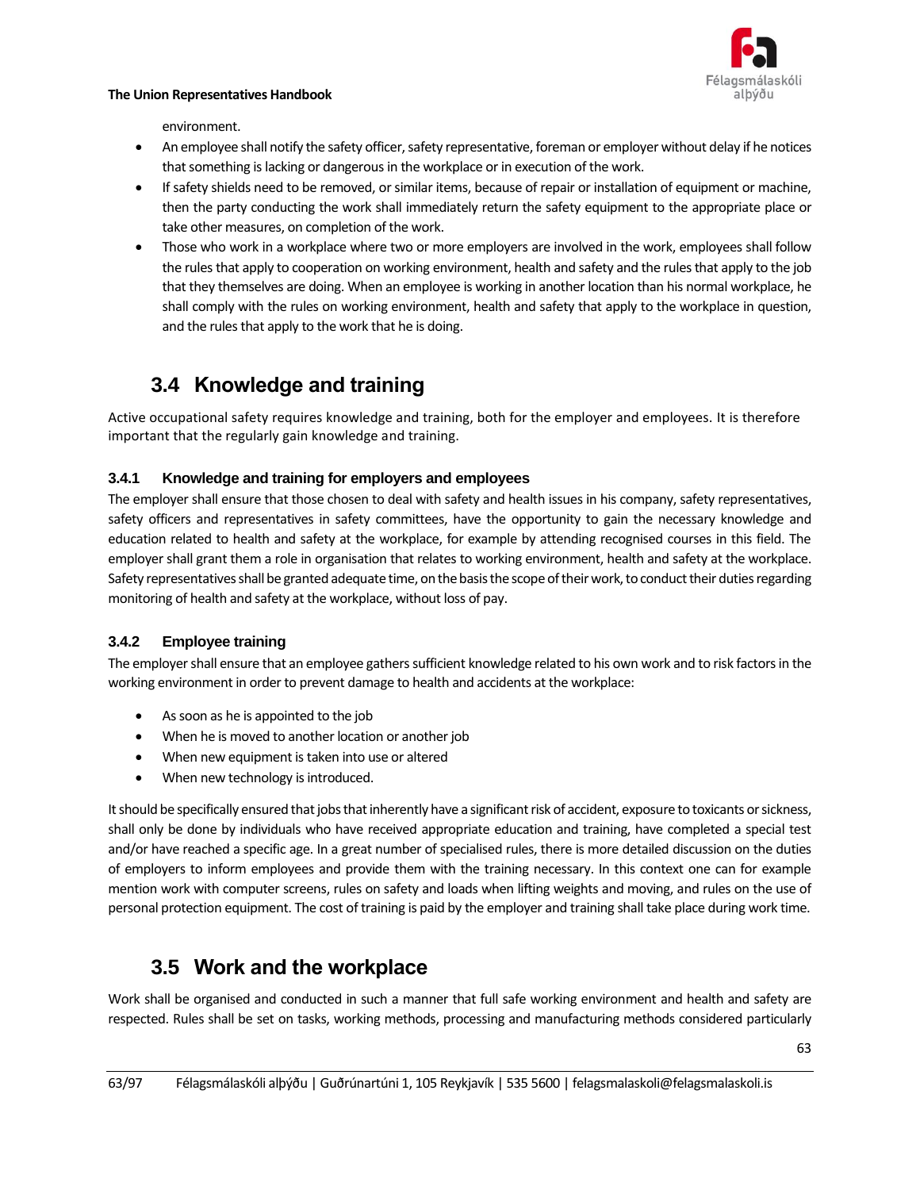environment.

- An employee shall notify the safety officer, safety representative, foreman or employer without delay if he notices that something is lacking or dangerous in the workplace or in execution of the work.
- If safety shields need to be removed, or similar items, because of repair or installation of equipment or machine, then the party conducting the work shall immediately return the safety equipment to the appropriate place or take other measures, on completion of the work.
- Those who work in a workplace where two or more employers are involved in the work, employees shall follow the rules that apply to cooperation on working environment, health and safety and the rules that apply to the job that they themselves are doing. When an employee is working in another location than his normal workplace, he shall comply with the rules on working environment, health and safety that apply to the workplace in question, and the rules that apply to the work that he is doing.

## 3.4 Knowledge and training

Active occupational safety requires knowledge and training, both for the employer and employees. It is therefore important that the regularly gain knowledge and training.

### 3.4.1 Knowledge and training for employers and employees

The employer shall ensure that those chosen to deal with safety and health issues in his company, safety representatives, safety officers and representatives in safety committees, have the opportunity to gain the necessary knowledge and education related to health and safety at the workplace, for example by attending recognised courses in this field. The employer shall grant them a role in organisation that relates to working environment, health and safety at the workplace. Safety representatives shall be granted adequate time, on the basis the scope of their work, to conduct their duties regarding monitoring of health and safety at the workplace, without loss of pay.

### 3.4.2 Employee training

The employer shall ensure that an employee gathers sufficient knowledge related to his own work and to risk factors in the working environment in order to prevent damage to health and accidents at the workplace:

- As soon as he is appointed to the job
- When he is moved to another location or another job
- When new equipment is taken into use or altered
- When new technology is introduced.

It should be specifically ensured that jobs that inherently have a significant risk of accident, exposure to toxicants or sickness, shall only be done by individuals who have received appropriate education and training, have completed a special test and/or have reached a specific age. In a great number of specialised rules, there is more detailed discussion on the duties of employers to inform employees and provide them with the training necessary. In this context one can for example mention work with computer screens, rules on safety and loads when lifting weights and moving, and rules on the use of personal protection equipment. The cost of training is paid by the employer and training shall take place during work time.

## 3.5 Work and the workplace

Work shall be organised and conducted in such a manner that full safe working environment and health and safety are respected. Rules shall be set on tasks, working methods, processing and manufacturing methods considered particularly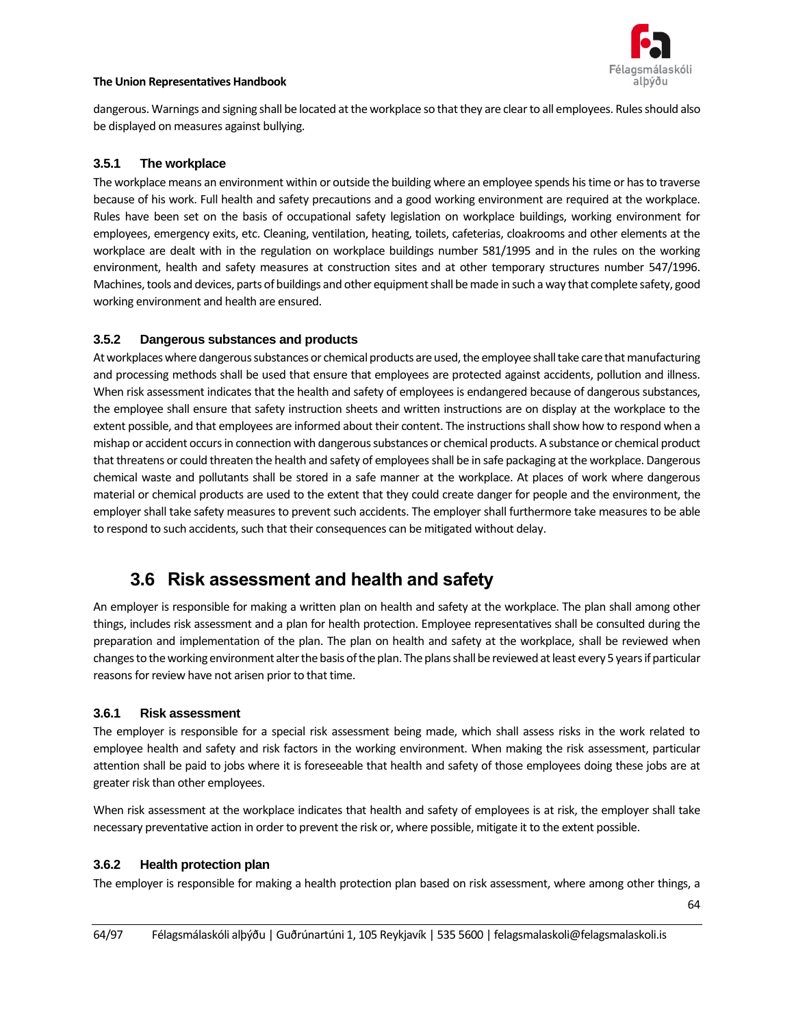dangerous. Warnings and signing shall be located at the workplace so that they are clear to all employees. Rules should also be displayed on measures against bullying.

### 3.5.1 The workplace

The workplace means an environment within or outside the building where an employee spends his time or has to traverse because of his work. Full health and safety precautions and a good working environment are required at the workplace. Rules have been set on the basis of occupational safety legislation on workplace buildings, working environment for employees, emergency exits, etc. Cleaning, ventilation, heating, toilets, cafeterias, cloakrooms and other elements at the workplace are dealt with in the regulation on workplace buildings number 581/1995 and in the rules on the working environment, health and safety measures at construction sites and at other temporary structures number 547/1996. Machines, tools and devices, parts of buildings and other equipment shall be made in such a way that complete safety, good working environment and health are ensured.

### 3.5.2 Dangerous substances and products

At workplaces where dangerous substances or chemical products are used, the employee shall take care that manufacturing and processing methods shall be used that ensure that employees are protected against accidents, pollution and illness. When risk assessment indicates that the health and safety of employees is endangered because of dangerous substances, the employee shall ensure that safety instruction sheets and written instructions are on display at the workplace to the extent possible, and that employees are informed about their content. The instructions shall show how to respond when a mishap or accident occurs in connection with dangerous substances or chemical products. A substance or chemical product that threatens or could threaten the health and safety of employees shall be in safe packaging at the workplace. Dangerous chemical waste and pollutants shall be stored in a safe manner at the workplace. At places of work where dangerous material or chemical products are used to the extent that they could create danger for people and the environment, the employer shall take safety measures to prevent such accidents. The employer shall furthermore take measures to be able to respond to such accidents, such that their consequences can be mitigated without delay.

## 3.6 Risk assessment and health and safety

An employer is responsible for making a written plan on health and safety at the workplace. The plan shall among other things, includes risk assessment and a plan for health protection. Employee representatives shall be consulted during the preparation and implementation of the plan. The plan on health and safety at the workplace, shall be reviewed when changes to the working environment alter the basis of the plan. The plans shall be reviewed at least every 5 years if particular reasons for review have not arisen prior to that time.

### 3.6.1 Risk assessment

The employer is responsible for a special risk assessment being made, which shall assess risks in the work related to employee health and safety and risk factors in the working environment. When making the risk assessment, particular attention shall be paid to jobs where it is foreseeable that health and safety of those employees doing these jobs are at greater risk than other employees.

When risk assessment at the workplace indicates that health and safety of employees is at risk, the employer shall take necessary preventative action in order to prevent the risk or, where possible, mitigate it to the extent possible.

### 3.6.2 Health protection plan

The employer is responsible for making a health protection plan based on risk assessment, where among other things, a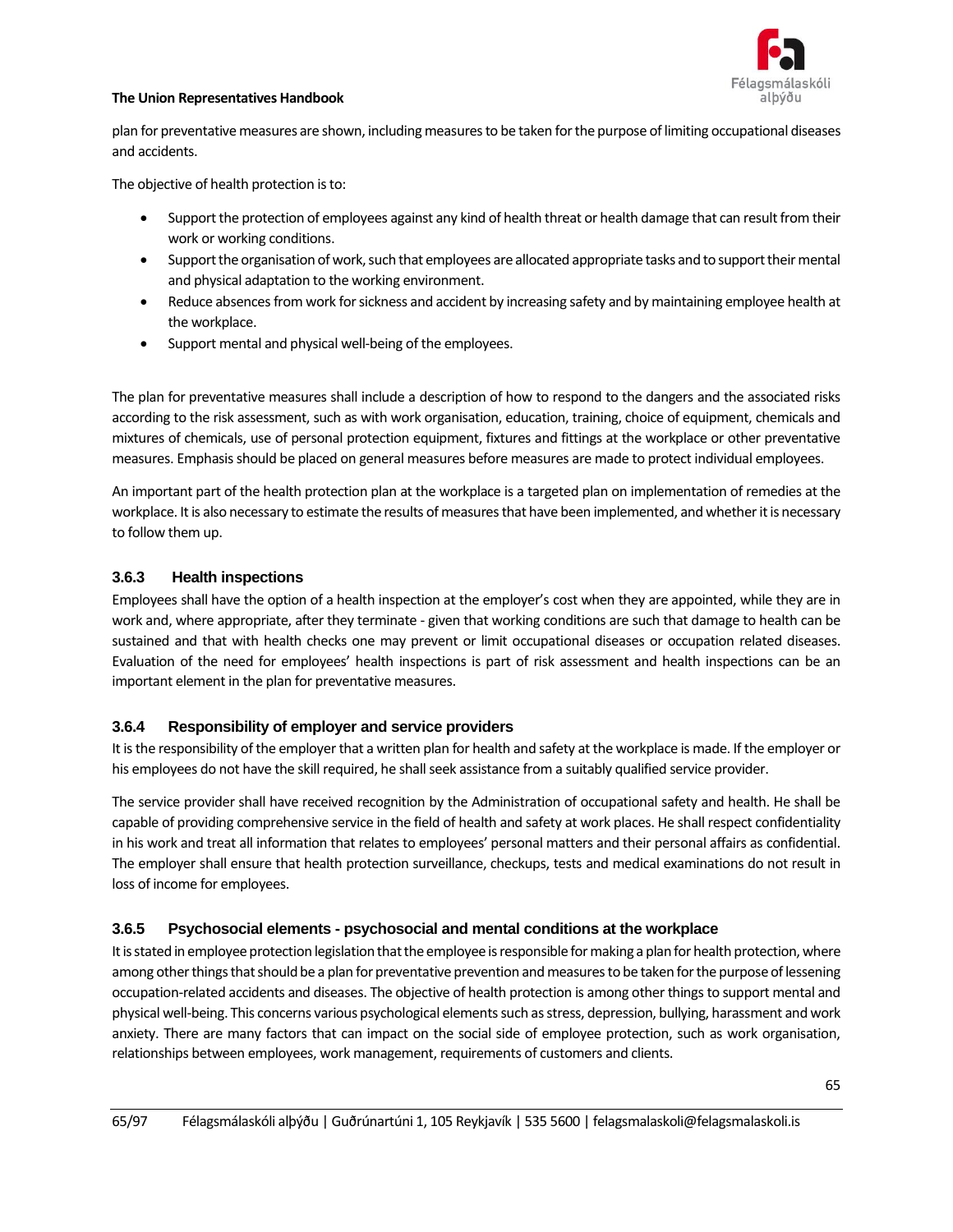plan for preventative measures are shown, including measures to be taken for the purpose of limiting occupational diseases and accidents.

The objective of health protection is to:

- Support the protection of employees against any kind of health threat or health damage that can result from their work or working conditions.
- Support the organisation of work, such that employees are allocated appropriate tasks and to support their mental and physical adaptation to the working environment.
- Reduce absences from work for sickness and accident by increasing safety and by maintaining employee health at the workplace.
- Support mental and physical well-being of the employees.

The plan for preventative measures shall include a description of how to respond to the dangers and the associated risks according to the risk assessment, such as with work organisation, education, training, choice of equipment, chemicals and mixtures of chemicals, use of personal protection equipment, fixtures and fittings at the workplace or other preventative measures. Emphasis should be placed on general measures before measures are made to protect individual employees.

An important part of the health protection plan at the workplace is a targeted plan on implementation of remedies at the workplace. It is also necessary to estimate the results of measures that have been implemented, and whether it is necessary to follow them up.

### 3.6.3 Health inspections

Employees shall have the option of a health inspection at the employer's cost when they are appointed, while they are in work and, where appropriate, after they terminate - given that working conditions are such that damage to health can be sustained and that with health checks one may prevent or limit occupational diseases or occupation related diseases. Evaluation of the need for employees' health inspections is part of risk assessment and health inspections can be an important element in the plan for preventative measures.

### 3.6.4 Responsibility of employer and service providers

It is the responsibility of the employer that a written plan for health and safety at the workplace is made. If the employer or his employees do not have the skill required, he shall seek assistance from a suitably qualified service provider.

The service provider shall have received recognition by the Administration of occupational safety and health. He shall be capable of providing comprehensive service in the field of health and safety at work places. He shall respect confidentiality in his work and treat all information that relates to employees' personal matters and their personal affairs as confidential. The employer shall ensure that health protection surveillance, checkups, tests and medical examinations do not result in loss of income for employees.

### 3.6.5 Psychosocial elements - psychosocial and mental conditions at the workplace

It is stated in employee protection legislation that the employee is responsible for making a plan for health protection, where among other things that should be a plan for preventative prevention and measures to be taken for the purpose of lessening occupation-related accidents and diseases. The objective of health protection is among other things to support mental and physical well-being. This concerns various psychological elements such as stress, depression, bullying, harassment and work anxiety. There are many factors that can impact on the social side of employee protection, such as work organisation, relationships between employees, work management, requirements of customers and clients.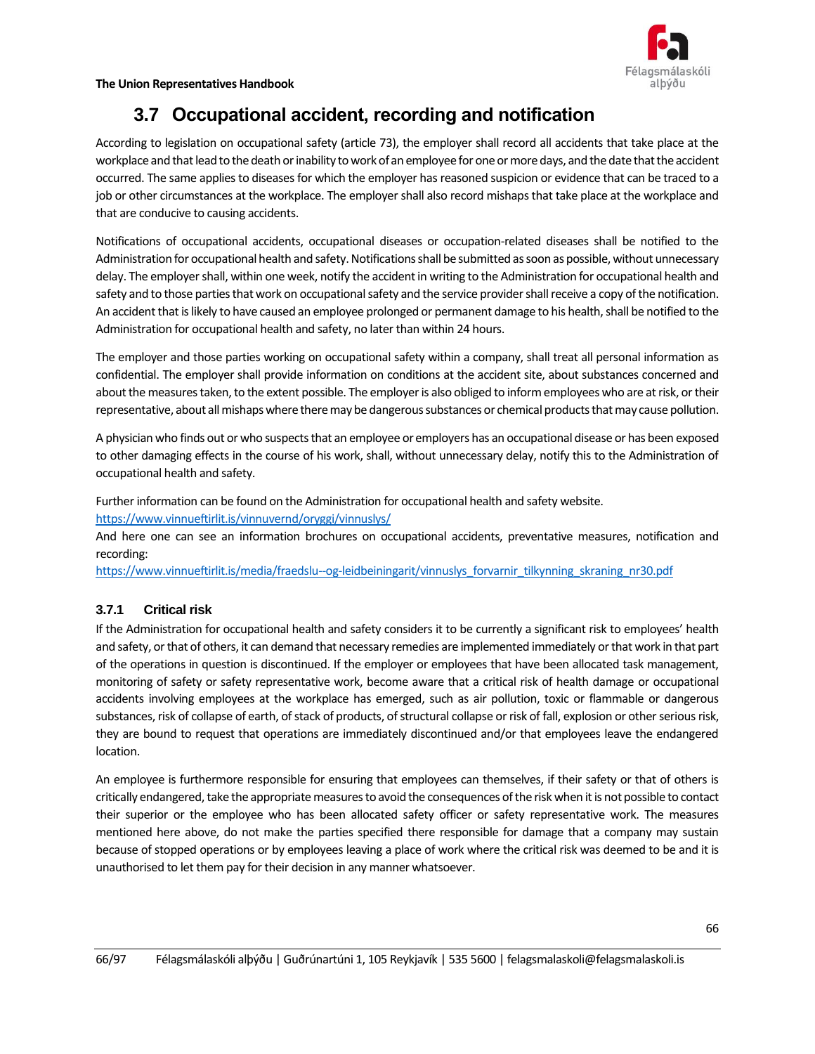## 3.7 Occupational accident, recording and notification

According to legislation on occupational safety (article 73), the employer shall record all accidents that take place at the workplace and that lead to the death or inability to work of an employee for one or more days, and the date that the accident occurred. The same applies to diseases for which the employer has reasoned suspicion or evidence that can be traced to a job or other circumstances at the workplace. The employer shall also record mishaps that take place at the workplace and that are conducive to causing accidents.

Notifications of occupational accidents, occupational diseases or occupation-related diseases shall be notified to the Administration for occupational health and safety. Notifications shall be submitted as soon as possible, without unnecessary delay. The employer shall, within one week, notify the accident in writing to the Administration for occupational health and safety and to those parties that work on occupational safety and the service provider shall receive a copy of the notification. An accident that is likely to have caused an employee prolonged or permanent damage to his health, shall be notified to the Administration for occupational health and safety, no later than within 24 hours.

The employer and those parties working on occupational safety within a company, shall treat all personal information as confidential. The employer shall provide information on conditions at the accident site, about substances concerned and about the measures taken, to the extent possible. The employer is also obliged to inform employees who are at risk, or their representative, about all mishaps where there may be dangerous substances or chemical products that may cause pollution.

A physician who finds out or who suspects that an employee or employers has an occupational disease or has been exposed to other damaging effects in the course of his work, shall, without unnecessary delay, notify this to the Administration of occupational health and safety.

Further information can be found on the Administration for occupational health and safety website.
https://www.vinnueftirlit.is/vinnuvernd/oryggi/vinnuslys/
And here one can see an information brochures on occupational accidents, preventative measures, notification and recording:
https://www.vinnueftirlit.is/media/fraedslu--og-leidbeiningarit/vinnuslys_forvarnir_tilkynning_skraning_nr30.pdf

### 3.7.1 Critical risk

If the Administration for occupational health and safety considers it to be currently a significant risk to employees' health and safety, or that of others, it can demand that necessary remedies are implemented immediately or that work in that part of the operations in question is discontinued. If the employer or employees that have been allocated task management, monitoring of safety or safety representative work, become aware that a critical risk of health damage or occupational accidents involving employees at the workplace has emerged, such as air pollution, toxic or flammable or dangerous substances, risk of collapse of earth, of stack of products, of structural collapse or risk of fall, explosion or other serious risk, they are bound to request that operations are immediately discontinued and/or that employees leave the endangered location.

An employee is furthermore responsible for ensuring that employees can themselves, if their safety or that of others is critically endangered, take the appropriate measures to avoid the consequences of the risk when it is not possible to contact their superior or the employee who has been allocated safety officer or safety representative work. The measures mentioned here above, do not make the parties specified there responsible for damage that a company may sustain because of stopped operations or by employees leaving a place of work where the critical risk was deemed to be and it is unauthorised to let them pay for their decision in any manner whatsoever.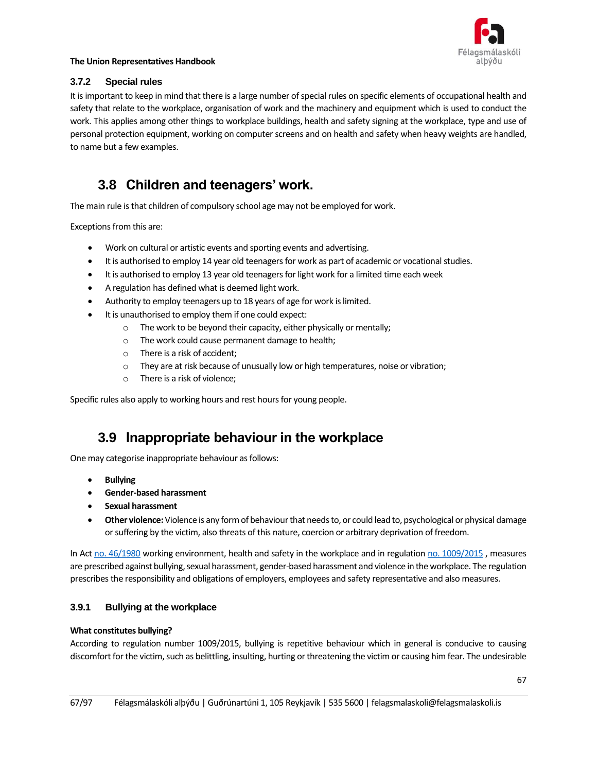### 3.7.2 Special rules

It is important to keep in mind that there is a large number of special rules on specific elements of occupational health and safety that relate to the workplace, organisation of work and the machinery and equipment which is used to conduct the work. This applies among other things to workplace buildings, health and safety signing at the workplace, type and use of personal protection equipment, working on computer screens and on health and safety when heavy weights are handled, to name but a few examples.

## 3.8 Children and teenagers' work.

The main rule is that children of compulsory school age may not be employed for work.

Exceptions from this are:

- Work on cultural or artistic events and sporting events and advertising.
- It is authorised to employ 14 year old teenagers for work as part of academic or vocational studies.
- It is authorised to employ 13 year old teenagers for light work for a limited time each week
- A regulation has defined what is deemed light work.
- Authority to employ teenagers up to 18 years of age for work is limited.
- It is unauthorised to employ them if one could expect:
    - The work to be beyond their capacity, either physically or mentally;
    - The work could cause permanent damage to health;
    - There is a risk of accident;
    - They are at risk because of unusually low or high temperatures, noise or vibration;
    - There is a risk of violence;

Specific rules also apply to working hours and rest hours for young people.

## 3.9 Inappropriate behaviour in the workplace

One may categorise inappropriate behaviour as follows:

- **Bullying**
- **Gender-based harassment**
- **Sexual harassment**
- **Other violence:** Violence is any form of behaviour that needs to, or could lead to, psychological or physical damage or suffering by the victim, also threats of this nature, coercion or arbitrary deprivation of freedom.

In Act no. 46/1980 working environment, health and safety in the workplace and in regulation no. 1009/2015 , measures are prescribed against bullying, sexual harassment, gender-based harassment and violence in the workplace. The regulation prescribes the responsibility and obligations of employers, employees and safety representative and also measures.

### 3.9.1 Bullying at the workplace

**What constitutes bullying?**

According to regulation number 1009/2015, bullying is repetitive behaviour which in general is conducive to causing discomfort for the victim, such as belittling, insulting, hurting or threatening the victim or causing him fear. The undesirable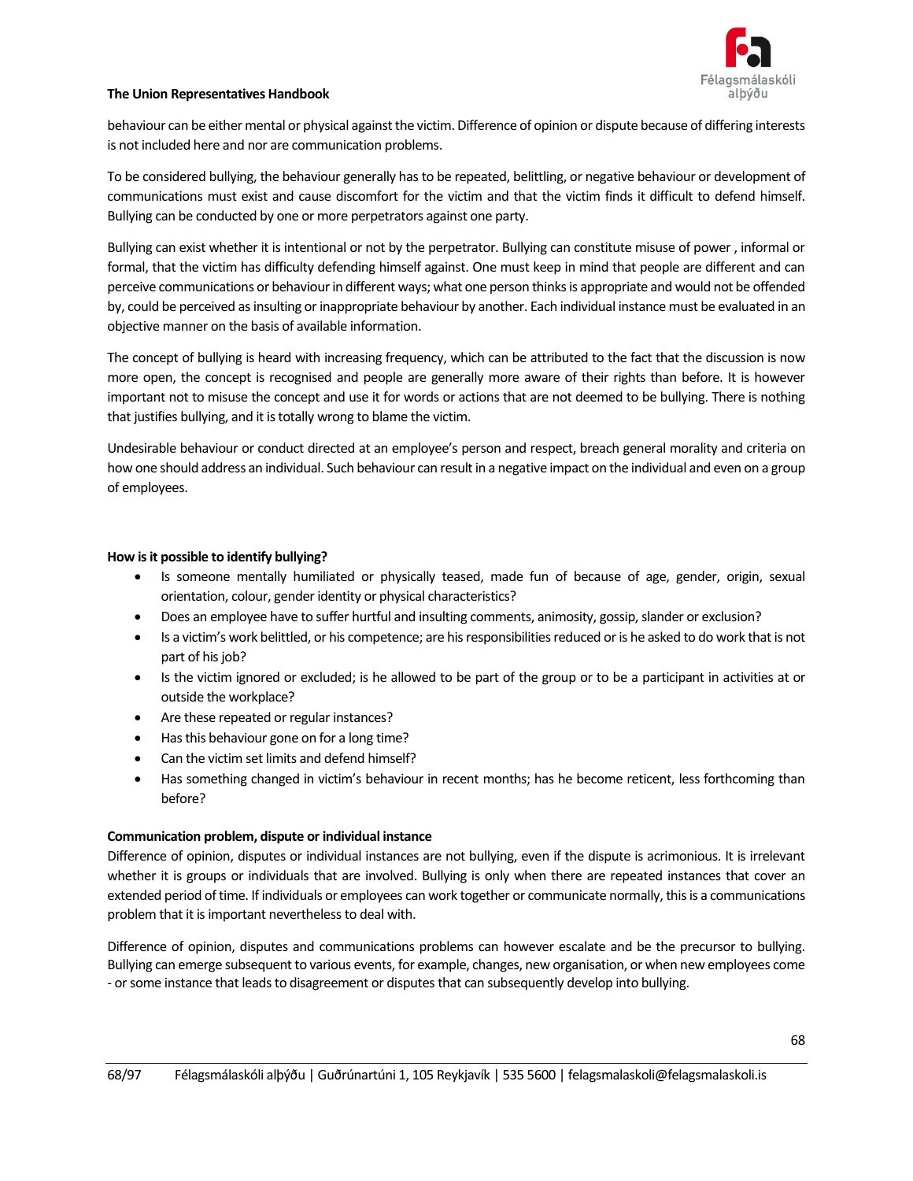behaviour can be either mental or physical against the victim. Difference of opinion or dispute because of differing interests is not included here and nor are communication problems.

To be considered bullying, the behaviour generally has to be repeated, belittling, or negative behaviour or development of communications must exist and cause discomfort for the victim and that the victim finds it difficult to defend himself. Bullying can be conducted by one or more perpetrators against one party.

Bullying can exist whether it is intentional or not by the perpetrator. Bullying can constitute misuse of power , informal or formal, that the victim has difficulty defending himself against. One must keep in mind that people are different and can perceive communications or behaviour in different ways; what one person thinks is appropriate and would not be offended by, could be perceived as insulting or inappropriate behaviour by another. Each individual instance must be evaluated in an objective manner on the basis of available information.

The concept of bullying is heard with increasing frequency, which can be attributed to the fact that the discussion is now more open, the concept is recognised and people are generally more aware of their rights than before. It is however important not to misuse the concept and use it for words or actions that are not deemed to be bullying. There is nothing that justifies bullying, and it is totally wrong to blame the victim.

Undesirable behaviour or conduct directed at an employee's person and respect, breach general morality and criteria on how one should address an individual. Such behaviour can result in a negative impact on the individual and even on a group of employees.

**How is it possible to identify bullying?**

- Is someone mentally humiliated or physically teased, made fun of because of age, gender, origin, sexual orientation, colour, gender identity or physical characteristics?
- Does an employee have to suffer hurtful and insulting comments, animosity, gossip, slander or exclusion?
- Is a victim's work belittled, or his competence; are his responsibilities reduced or is he asked to do work that is not part of his job?
- Is the victim ignored or excluded; is he allowed to be part of the group or to be a participant in activities at or outside the workplace?
- Are these repeated or regular instances?
- Has this behaviour gone on for a long time?
- Can the victim set limits and defend himself?
- Has something changed in victim's behaviour in recent months; has he become reticent, less forthcoming than before?

**Communication problem, dispute or individual instance**

Difference of opinion, disputes or individual instances are not bullying, even if the dispute is acrimonious. It is irrelevant whether it is groups or individuals that are involved. Bullying is only when there are repeated instances that cover an extended period of time. If individuals or employees can work together or communicate normally, this is a communications problem that it is important nevertheless to deal with.

Difference of opinion, disputes and communications problems can however escalate and be the precursor to bullying. Bullying can emerge subsequent to various events, for example, changes, new organisation, or when new employees come - or some instance that leads to disagreement or disputes that can subsequently develop into bullying.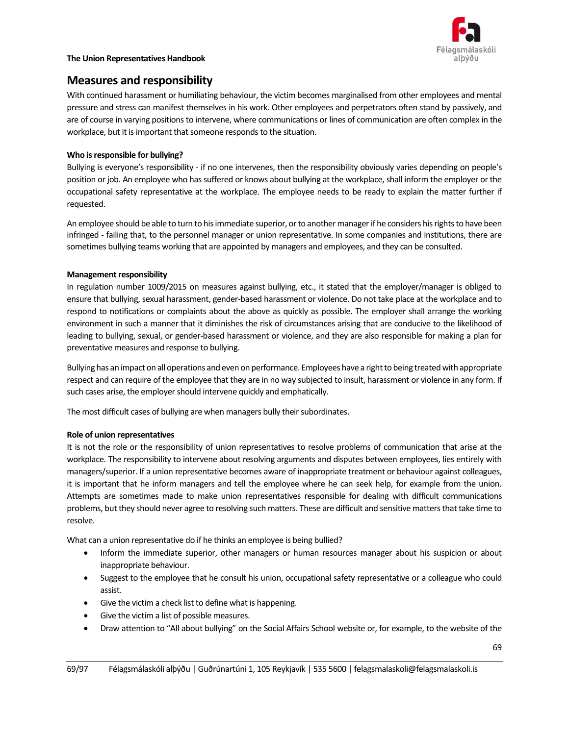## Measures and responsibility

With continued harassment or humiliating behaviour, the victim becomes marginalised from other employees and mental pressure and stress can manifest themselves in his work. Other employees and perpetrators often stand by passively, and are of course in varying positions to intervene, where communications or lines of communication are often complex in the workplace, but it is important that someone responds to the situation.

**Who is responsible for bullying?**

Bullying is everyone's responsibility - if no one intervenes, then the responsibility obviously varies depending on people's position or job. An employee who has suffered or knows about bullying at the workplace, shall inform the employer or the occupational safety representative at the workplace. The employee needs to be ready to explain the matter further if requested.

An employee should be able to turn to his immediate superior, or to another manager if he considers his rights to have been infringed - failing that, to the personnel manager or union representative. In some companies and institutions, there are sometimes bullying teams working that are appointed by managers and employees, and they can be consulted.

**Management responsibility**

In regulation number 1009/2015 on measures against bullying, etc., it stated that the employer/manager is obliged to ensure that bullying, sexual harassment, gender-based harassment or violence. Do not take place at the workplace and to respond to notifications or complaints about the above as quickly as possible. The employer shall arrange the working environment in such a manner that it diminishes the risk of circumstances arising that are conducive to the likelihood of leading to bullying, sexual, or gender-based harassment or violence, and they are also responsible for making a plan for preventative measures and response to bullying.

Bullying has an impact on all operations and even on performance. Employees have a right to being treated with appropriate respect and can require of the employee that they are in no way subjected to insult, harassment or violence in any form. If such cases arise, the employer should intervene quickly and emphatically.

The most difficult cases of bullying are when managers bully their subordinates.

**Role of union representatives**

It is not the role or the responsibility of union representatives to resolve problems of communication that arise at the workplace. The responsibility to intervene about resolving arguments and disputes between employees, lies entirely with managers/superior. If a union representative becomes aware of inappropriate treatment or behaviour against colleagues, it is important that he inform managers and tell the employee where he can seek help, for example from the union. Attempts are sometimes made to make union representatives responsible for dealing with difficult communications problems, but they should never agree to resolving such matters. These are difficult and sensitive matters that take time to resolve.

What can a union representative do if he thinks an employee is being bullied?

- Inform the immediate superior, other managers or human resources manager about his suspicion or about inappropriate behaviour.
- Suggest to the employee that he consult his union, occupational safety representative or a colleague who could assist.
- Give the victim a check list to define what is happening.
- Give the victim a list of possible measures.
- Draw attention to "All about bullying" on the Social Affairs School website or, for example, to the website of the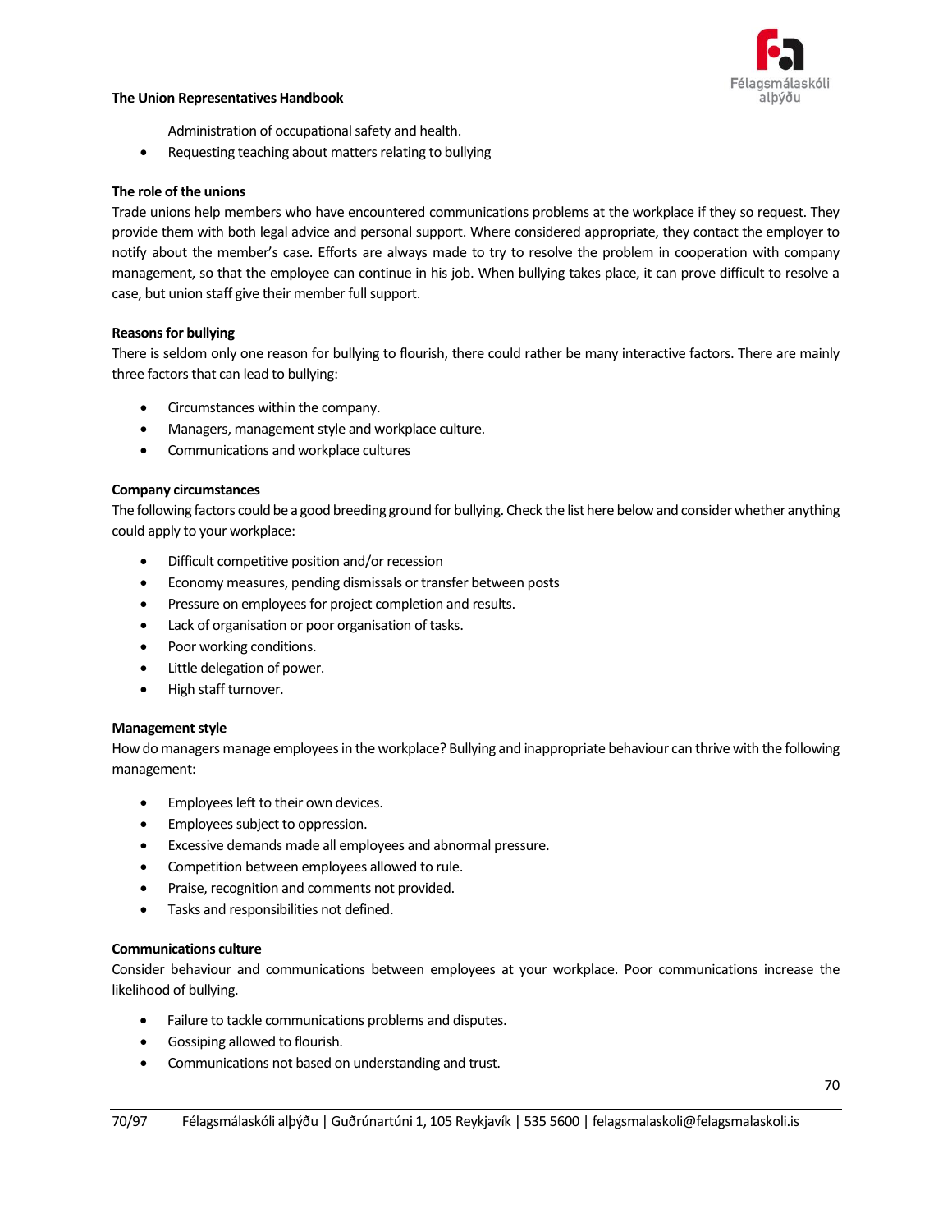Administration of occupational safety and health.

- Requesting teaching about matters relating to bullying

**The role of the unions**

Trade unions help members who have encountered communications problems at the workplace if they so request. They provide them with both legal advice and personal support. Where considered appropriate, they contact the employer to notify about the member's case. Efforts are always made to try to resolve the problem in cooperation with company management, so that the employee can continue in his job. When bullying takes place, it can prove difficult to resolve a case, but union staff give their member full support.

**Reasons for bullying**

There is seldom only one reason for bullying to flourish, there could rather be many interactive factors. There are mainly three factors that can lead to bullying:

- Circumstances within the company.
- Managers, management style and workplace culture.
- Communications and workplace cultures

**Company circumstances**

The following factors could be a good breeding ground for bullying. Check the list here below and consider whether anything could apply to your workplace:

- Difficult competitive position and/or recession
- Economy measures, pending dismissals or transfer between posts
- Pressure on employees for project completion and results.
- Lack of organisation or poor organisation of tasks.
- Poor working conditions.
- Little delegation of power.
- High staff turnover.

**Management style**

How do managers manage employees in the workplace? Bullying and inappropriate behaviour can thrive with the following management:

- Employees left to their own devices.
- Employees subject to oppression.
- Excessive demands made all employees and abnormal pressure.
- Competition between employees allowed to rule.
- Praise, recognition and comments not provided.
- Tasks and responsibilities not defined.

**Communications culture**

Consider behaviour and communications between employees at your workplace. Poor communications increase the likelihood of bullying.

- Failure to tackle communications problems and disputes.
- Gossiping allowed to flourish.
- Communications not based on understanding and trust.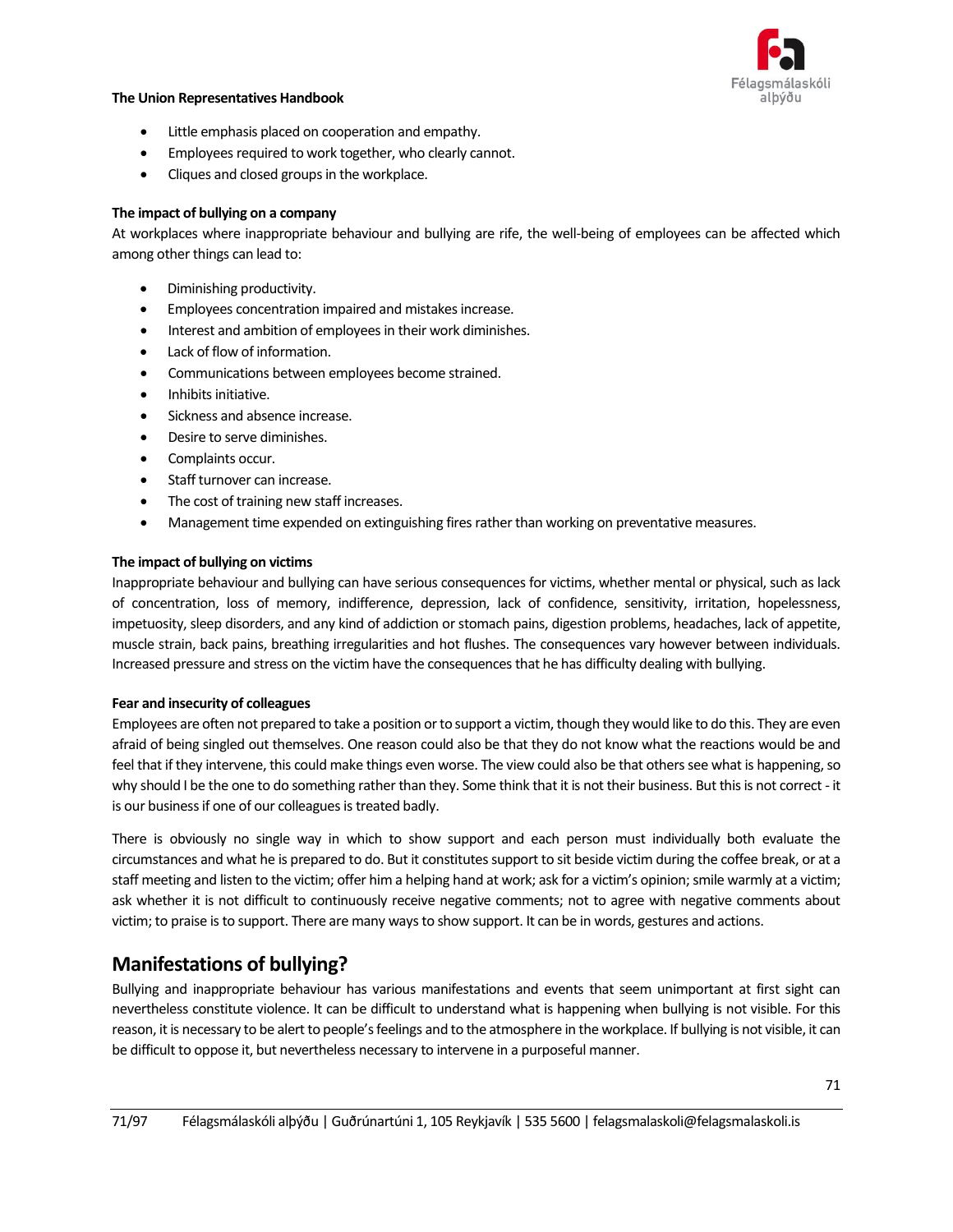- Little emphasis placed on cooperation and empathy.
- Employees required to work together, who clearly cannot.
- Cliques and closed groups in the workplace.

**The impact of bullying on a company**

At workplaces where inappropriate behaviour and bullying are rife, the well-being of employees can be affected which among other things can lead to:

- Diminishing productivity.
- Employees concentration impaired and mistakes increase.
- Interest and ambition of employees in their work diminishes.
- Lack of flow of information.
- Communications between employees become strained.
- Inhibits initiative.
- Sickness and absence increase.
- Desire to serve diminishes.
- Complaints occur.
- Staff turnover can increase.
- The cost of training new staff increases.
- Management time expended on extinguishing fires rather than working on preventative measures.

**The impact of bullying on victims**

Inappropriate behaviour and bullying can have serious consequences for victims, whether mental or physical, such as lack of concentration, loss of memory, indifference, depression, lack of confidence, sensitivity, irritation, hopelessness, impetuosity, sleep disorders, and any kind of addiction or stomach pains, digestion problems, headaches, lack of appetite, muscle strain, back pains, breathing irregularities and hot flushes. The consequences vary however between individuals. Increased pressure and stress on the victim have the consequences that he has difficulty dealing with bullying.

**Fear and insecurity of colleagues**

Employees are often not prepared to take a position or to support a victim, though they would like to do this. They are even afraid of being singled out themselves. One reason could also be that they do not know what the reactions would be and feel that if they intervene, this could make things even worse. The view could also be that others see what is happening, so why should I be the one to do something rather than they. Some think that it is not their business. But this is not correct - it is our business if one of our colleagues is treated badly.

There is obviously no single way in which to show support and each person must individually both evaluate the circumstances and what he is prepared to do. But it constitutes support to sit beside victim during the coffee break, or at a staff meeting and listen to the victim; offer him a helping hand at work; ask for a victim's opinion; smile warmly at a victim; ask whether it is not difficult to continuously receive negative comments; not to agree with negative comments about victim; to praise is to support. There are many ways to show support. It can be in words, gestures and actions.

## Manifestations of bullying?

Bullying and inappropriate behaviour has various manifestations and events that seem unimportant at first sight can nevertheless constitute violence. It can be difficult to understand what is happening when bullying is not visible. For this reason, it is necessary to be alert to people's feelings and to the atmosphere in the workplace. If bullying is not visible, it can be difficult to oppose it, but nevertheless necessary to intervene in a purposeful manner.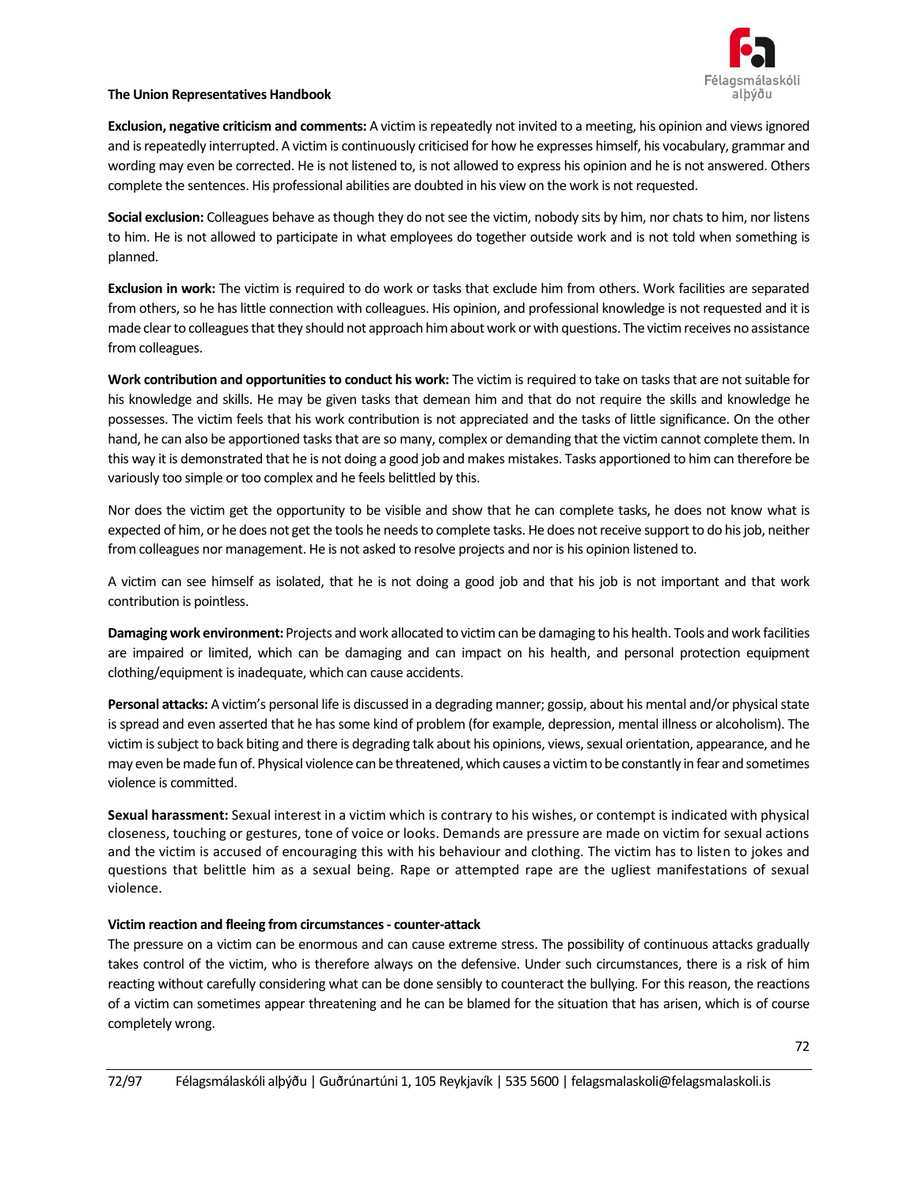**Exclusion, negative criticism and comments:** A victim is repeatedly not invited to a meeting, his opinion and views ignored and is repeatedly interrupted. A victim is continuously criticised for how he expresses himself, his vocabulary, grammar and wording may even be corrected. He is not listened to, is not allowed to express his opinion and he is not answered. Others complete the sentences. His professional abilities are doubted in his view on the work is not requested.

**Social exclusion:** Colleagues behave as though they do not see the victim, nobody sits by him, nor chats to him, nor listens to him. He is not allowed to participate in what employees do together outside work and is not told when something is planned.

**Exclusion in work:** The victim is required to do work or tasks that exclude him from others. Work facilities are separated from others, so he has little connection with colleagues. His opinion, and professional knowledge is not requested and it is made clear to colleagues that they should not approach him about work or with questions. The victim receives no assistance from colleagues.

**Work contribution and opportunities to conduct his work:** The victim is required to take on tasks that are not suitable for his knowledge and skills. He may be given tasks that demean him and that do not require the skills and knowledge he possesses. The victim feels that his work contribution is not appreciated and the tasks of little significance. On the other hand, he can also be apportioned tasks that are so many, complex or demanding that the victim cannot complete them. In this way it is demonstrated that he is not doing a good job and makes mistakes. Tasks apportioned to him can therefore be variously too simple or too complex and he feels belittled by this.

Nor does the victim get the opportunity to be visible and show that he can complete tasks, he does not know what is expected of him, or he does not get the tools he needs to complete tasks. He does not receive support to do his job, neither from colleagues nor management. He is not asked to resolve projects and nor is his opinion listened to.

A victim can see himself as isolated, that he is not doing a good job and that his job is not important and that work contribution is pointless.

**Damaging work environment:** Projects and work allocated to victim can be damaging to his health. Tools and work facilities are impaired or limited, which can be damaging and can impact on his health, and personal protection equipment clothing/equipment is inadequate, which can cause accidents.

**Personal attacks:** A victim's personal life is discussed in a degrading manner; gossip, about his mental and/or physical state is spread and even asserted that he has some kind of problem (for example, depression, mental illness or alcoholism). The victim is subject to back biting and there is degrading talk about his opinions, views, sexual orientation, appearance, and he may even be made fun of. Physical violence can be threatened, which causes a victim to be constantly in fear and sometimes violence is committed.

**Sexual harassment:** Sexual interest in a victim which is contrary to his wishes, or contempt is indicated with physical closeness, touching or gestures, tone of voice or looks. Demands are pressure are made on victim for sexual actions and the victim is accused of encouraging this with his behaviour and clothing. The victim has to listen to jokes and questions that belittle him as a sexual being. Rape or attempted rape are the ugliest manifestations of sexual violence.

### Victim reaction and fleeing from circumstances - counter-attack

The pressure on a victim can be enormous and can cause extreme stress. The possibility of continuous attacks gradually takes control of the victim, who is therefore always on the defensive. Under such circumstances, there is a risk of him reacting without carefully considering what can be done sensibly to counteract the bullying. For this reason, the reactions of a victim can sometimes appear threatening and he can be blamed for the situation that has arisen, which is of course completely wrong.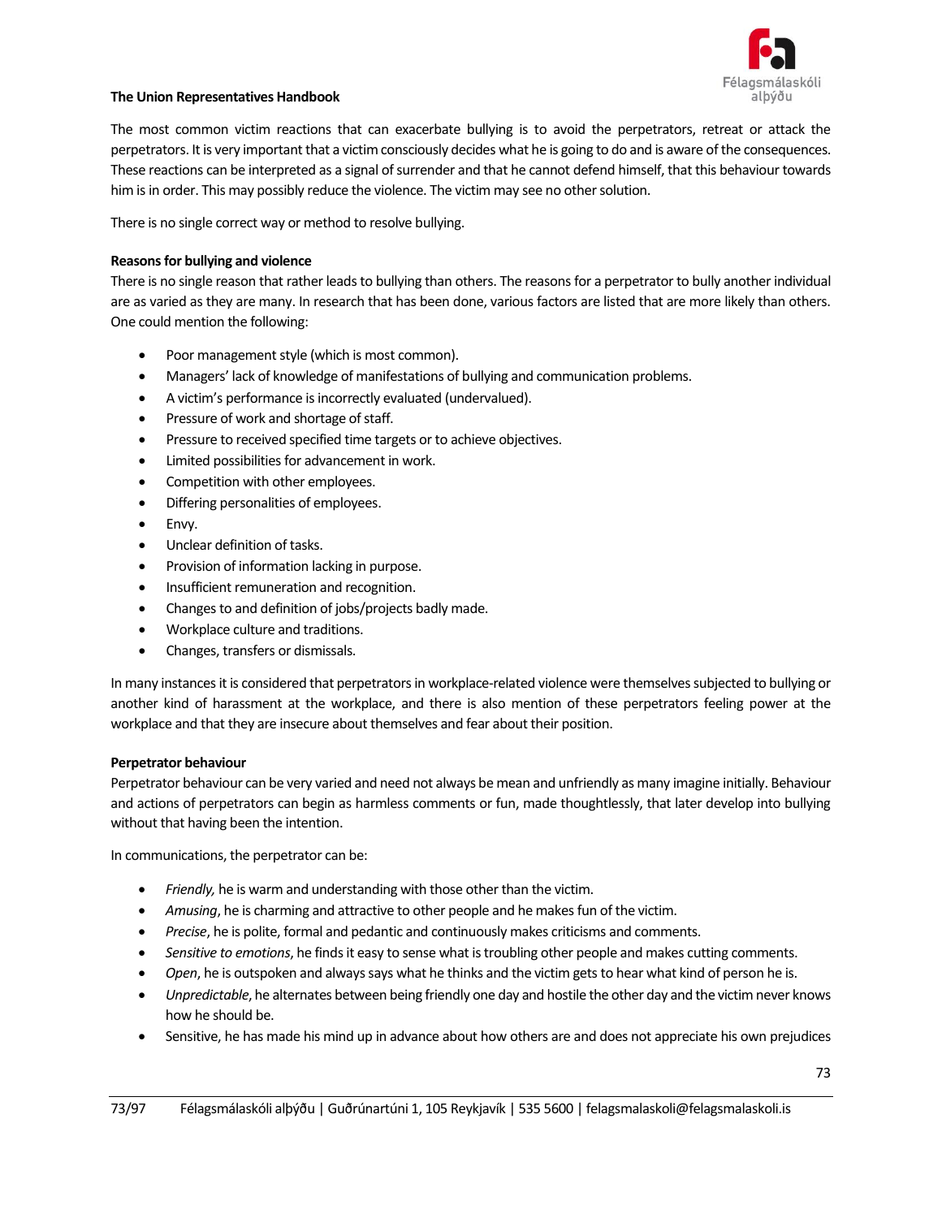The most common victim reactions that can exacerbate bullying is to avoid the perpetrators, retreat or attack the perpetrators. It is very important that a victim consciously decides what he is going to do and is aware of the consequences. These reactions can be interpreted as a signal of surrender and that he cannot defend himself, that this behaviour towards him is in order. This may possibly reduce the violence. The victim may see no other solution.

There is no single correct way or method to resolve bullying.

**Reasons for bullying and violence**

There is no single reason that rather leads to bullying than others. The reasons for a perpetrator to bully another individual are as varied as they are many. In research that has been done, various factors are listed that are more likely than others. One could mention the following:

- Poor management style (which is most common).
- Managers' lack of knowledge of manifestations of bullying and communication problems.
- A victim's performance is incorrectly evaluated (undervalued).
- Pressure of work and shortage of staff.
- Pressure to received specified time targets or to achieve objectives.
- Limited possibilities for advancement in work.
- Competition with other employees.
- Differing personalities of employees.
- Envy.
- Unclear definition of tasks.
- Provision of information lacking in purpose.
- Insufficient remuneration and recognition.
- Changes to and definition of jobs/projects badly made.
- Workplace culture and traditions.
- Changes, transfers or dismissals.

In many instances it is considered that perpetrators in workplace-related violence were themselves subjected to bullying or another kind of harassment at the workplace, and there is also mention of these perpetrators feeling power at the workplace and that they are insecure about themselves and fear about their position.

**Perpetrator behaviour**

Perpetrator behaviour can be very varied and need not always be mean and unfriendly as many imagine initially. Behaviour and actions of perpetrators can begin as harmless comments or fun, made thoughtlessly, that later develop into bullying without that having been the intention.

In communications, the perpetrator can be:

- *Friendly,* he is warm and understanding with those other than the victim.
- *Amusing*, he is charming and attractive to other people and he makes fun of the victim.
- *Precise*, he is polite, formal and pedantic and continuously makes criticisms and comments.
- *Sensitive to emotions*, he finds it easy to sense what is troubling other people and makes cutting comments.
- *Open*, he is outspoken and always says what he thinks and the victim gets to hear what kind of person he is.
- *Unpredictable*, he alternates between being friendly one day and hostile the other day and the victim never knows how he should be.
- Sensitive, he has made his mind up in advance about how others are and does not appreciate his own prejudices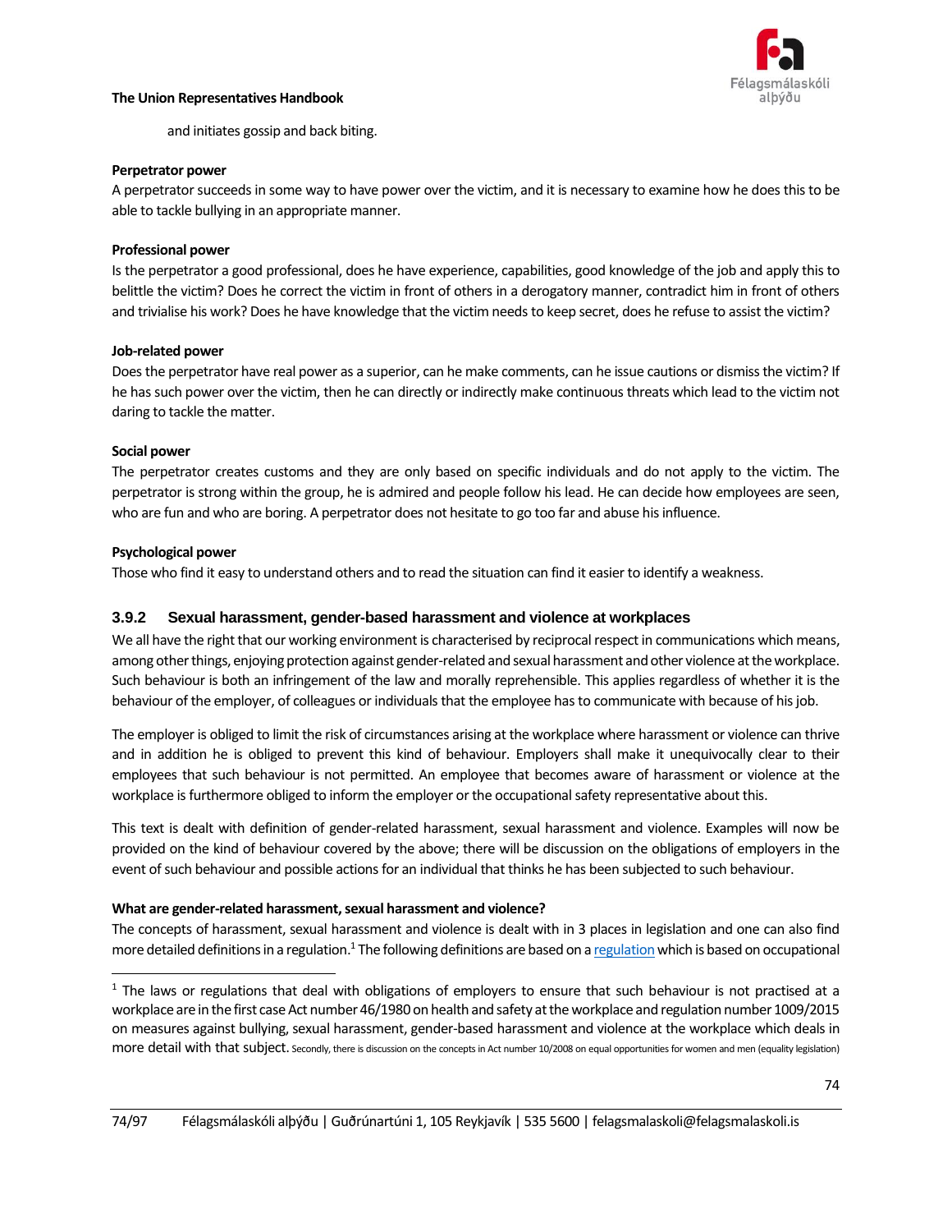and initiates gossip and back biting.

**Perpetrator power**

A perpetrator succeeds in some way to have power over the victim, and it is necessary to examine how he does this to be able to tackle bullying in an appropriate manner.

**Professional power**

Is the perpetrator a good professional, does he have experience, capabilities, good knowledge of the job and apply this to belittle the victim? Does he correct the victim in front of others in a derogatory manner, contradict him in front of others and trivialise his work? Does he have knowledge that the victim needs to keep secret, does he refuse to assist the victim?

**Job-related power**

Does the perpetrator have real power as a superior, can he make comments, can he issue cautions or dismiss the victim? If he has such power over the victim, then he can directly or indirectly make continuous threats which lead to the victim not daring to tackle the matter.

**Social power**

The perpetrator creates customs and they are only based on specific individuals and do not apply to the victim. The perpetrator is strong within the group, he is admired and people follow his lead. He can decide how employees are seen, who are fun and who are boring. A perpetrator does not hesitate to go too far and abuse his influence.

**Psychological power**

Those who find it easy to understand others and to read the situation can find it easier to identify a weakness.

### 3.9.2 Sexual harassment, gender-based harassment and violence at workplaces

We all have the right that our working environment is characterised by reciprocal respect in communications which means, among other things, enjoying protection against gender-related and sexual harassment and other violence at the workplace. Such behaviour is both an infringement of the law and morally reprehensible. This applies regardless of whether it is the behaviour of the employer, of colleagues or individuals that the employee has to communicate with because of his job.

The employer is obliged to limit the risk of circumstances arising at the workplace where harassment or violence can thrive and in addition he is obliged to prevent this kind of behaviour. Employers shall make it unequivocally clear to their employees that such behaviour is not permitted. An employee that becomes aware of harassment or violence at the workplace is furthermore obliged to inform the employer or the occupational safety representative about this.

This text is dealt with definition of gender-related harassment, sexual harassment and violence. Examples will now be provided on the kind of behaviour covered by the above; there will be discussion on the obligations of employers in the event of such behaviour and possible actions for an individual that thinks he has been subjected to such behaviour.

**What are gender-related harassment, sexual harassment and violence?**

The concepts of harassment, sexual harassment and violence is dealt with in 3 places in legislation and one can also find more detailed definitions in a regulation.[1] The following definitions are based on a regulation which is based on occupational

[1] The laws or regulations that deal with obligations of employers to ensure that such behaviour is not practised at a workplace are in the first case Act number 46/1980 on health and safety at the workplace and regulation number 1009/2015 on measures against bullying, sexual harassment, gender-based harassment and violence at the workplace which deals in more detail with that subject. Secondly, there is discussion on the concepts in Act number 10/2008 on equal opportunities for women and men (equality legislation)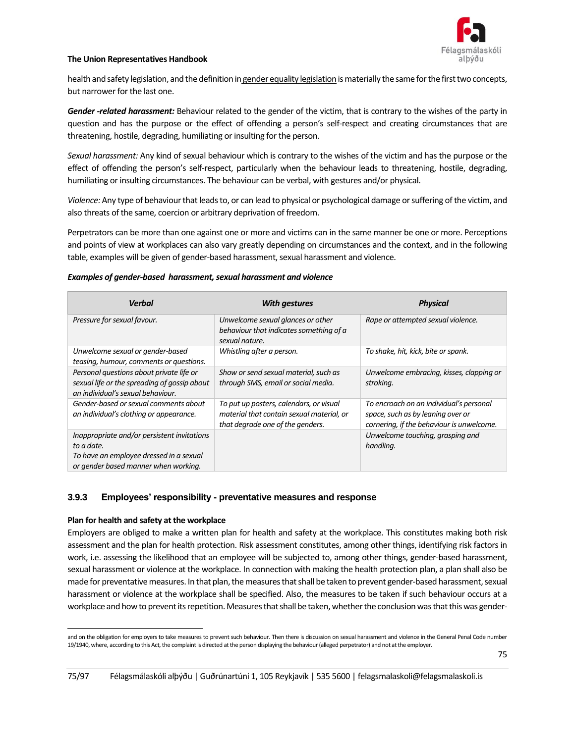health and safety legislation, and the definition in gender equality legislation is materially the same for the first two concepts, but narrower for the last one.

***Gender -related harassment:*** Behaviour related to the gender of the victim, that is contrary to the wishes of the party in question and has the purpose or the effect of offending a person's self-respect and creating circumstances that are threatening, hostile, degrading, humiliating or insulting for the person.

*Sexual harassment:* Any kind of sexual behaviour which is contrary to the wishes of the victim and has the purpose or the effect of offending the person's self-respect, particularly when the behaviour leads to threatening, hostile, degrading, humiliating or insulting circumstances. The behaviour can be verbal, with gestures and/or physical.

*Violence:* Any type of behaviour that leads to, or can lead to physical or psychological damage or suffering of the victim, and also threats of the same, coercion or arbitrary deprivation of freedom.

Perpetrators can be more than one against one or more and victims can in the same manner be one or more. Perceptions and points of view at workplaces can also vary greatly depending on circumstances and the context, and in the following table, examples will be given of gender-based harassment, sexual harassment and violence.

***Examples of gender-based harassment, sexual harassment and violence***

| ***Verbal*** | ***With gestures*** | ***Physical*** |
|---|---|---|
| *Pressure for sexual favour.* | *Unwelcome sexual glances or other behaviour that indicates something of a sexual nature.* | *Rape or attempted sexual violence.* |
| *Unwelcome sexual or gender-based teasing, humour, comments or questions.* | *Whistling after a person.* | *To shake, hit, kick, bite or spank.* |
| *Personal questions about private life or sexual life or the spreading of gossip about an individual's sexual behaviour.* | *Show or send sexual material, such as through SMS, email or social media.* | *Unwelcome embracing, kisses, clapping or stroking.* |
| *Gender-based or sexual comments about an individual's clothing or appearance.* | *To put up posters, calendars, or visual material that contain sexual material, or that degrade one of the genders.* | *To encroach on an individual's personal space, such as by leaning over or cornering, if the behaviour is unwelcome.* |
| *Inappropriate and/or persistent invitations to a date.* *To have an employee dressed in a sexual or gender based manner when working.* | | *Unwelcome touching, grasping and handling.* |

### 3.9.3 Employees' responsibility - preventative measures and response

**Plan for health and safety at the workplace**

Employers are obliged to make a written plan for health and safety at the workplace. This constitutes making both risk assessment and the plan for health protection. Risk assessment constitutes, among other things, identifying risk factors in work, i.e. assessing the likelihood that an employee will be subjected to, among other things, gender-based harassment, sexual harassment or violence at the workplace. In connection with making the health protection plan, a plan shall also be made for preventative measures. In that plan, the measures that shall be taken to prevent gender-based harassment, sexual harassment or violence at the workplace shall be specified. Also, the measures to be taken if such behaviour occurs at a workplace and how to prevent its repetition. Measures that shall be taken, whether the conclusion was that this was gender-

and on the obligation for employers to take measures to prevent such behaviour. Then there is discussion on sexual harassment and violence in the General Penal Code number 19/1940, where, according to this Act, the complaint is directed at the person displaying the behaviour (alleged perpetrator) and not at the employer.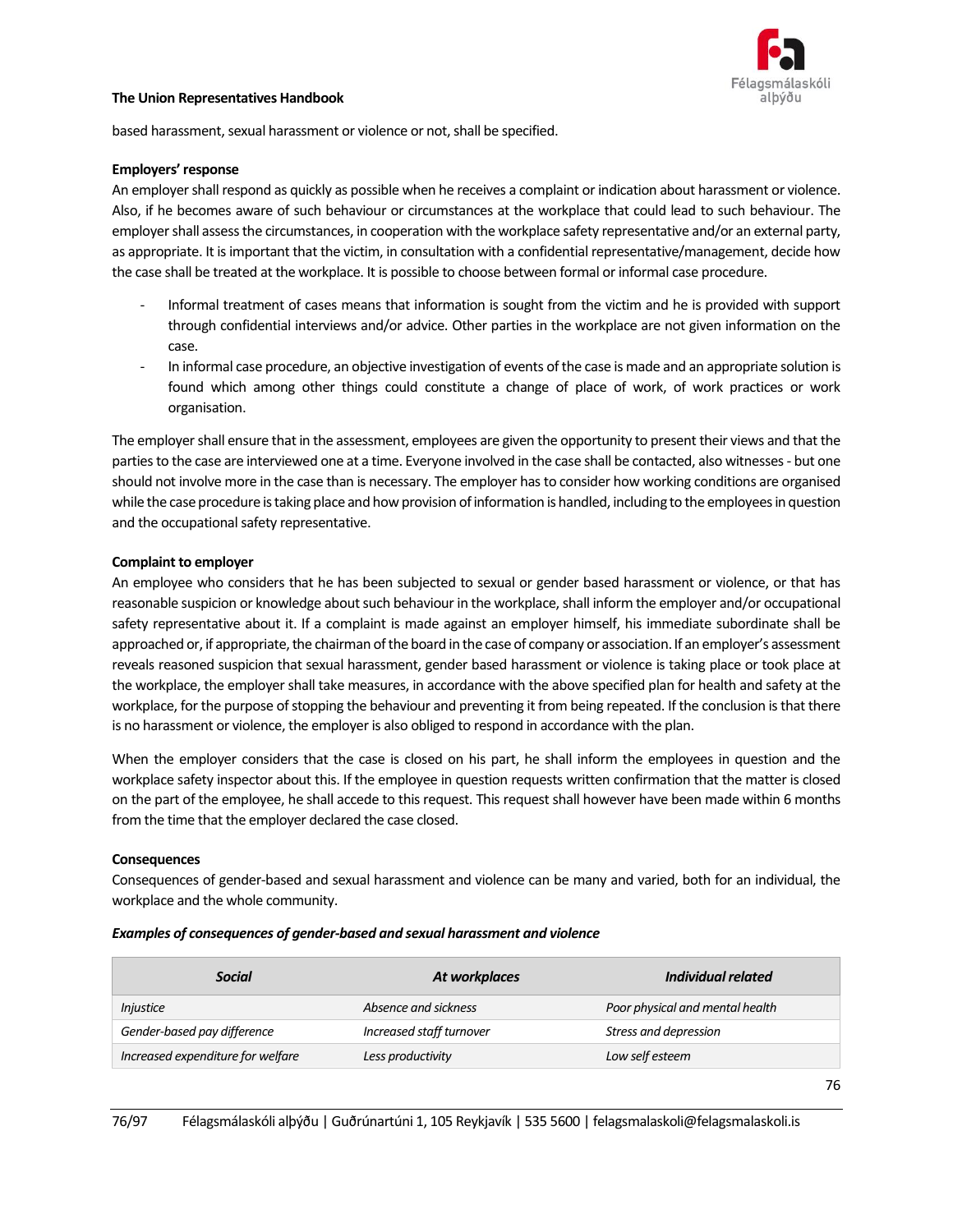based harassment, sexual harassment or violence or not, shall be specified.

**Employers' response**

An employer shall respond as quickly as possible when he receives a complaint or indication about harassment or violence. Also, if he becomes aware of such behaviour or circumstances at the workplace that could lead to such behaviour. The employer shall assess the circumstances, in cooperation with the workplace safety representative and/or an external party, as appropriate. It is important that the victim, in consultation with a confidential representative/management, decide how the case shall be treated at the workplace. It is possible to choose between formal or informal case procedure.

- Informal treatment of cases means that information is sought from the victim and he is provided with support through confidential interviews and/or advice. Other parties in the workplace are not given information on the case.
- In informal case procedure, an objective investigation of events of the case is made and an appropriate solution is found which among other things could constitute a change of place of work, of work practices or work organisation.

The employer shall ensure that in the assessment, employees are given the opportunity to present their views and that the parties to the case are interviewed one at a time. Everyone involved in the case shall be contacted, also witnesses - but one should not involve more in the case than is necessary. The employer has to consider how working conditions are organised while the case procedure is taking place and how provision of information is handled, including to the employees in question and the occupational safety representative.

**Complaint to employer**

An employee who considers that he has been subjected to sexual or gender based harassment or violence, or that has reasonable suspicion or knowledge about such behaviour in the workplace, shall inform the employer and/or occupational safety representative about it. If a complaint is made against an employer himself, his immediate subordinate shall be approached or, if appropriate, the chairman of the board in the case of company or association. If an employer's assessment reveals reasoned suspicion that sexual harassment, gender based harassment or violence is taking place or took place at the workplace, the employer shall take measures, in accordance with the above specified plan for health and safety at the workplace, for the purpose of stopping the behaviour and preventing it from being repeated. If the conclusion is that there is no harassment or violence, the employer is also obliged to respond in accordance with the plan.

When the employer considers that the case is closed on his part, he shall inform the employees in question and the workplace safety inspector about this. If the employee in question requests written confirmation that the matter is closed on the part of the employee, he shall accede to this request. This request shall however have been made within 6 months from the time that the employer declared the case closed.

**Consequences**

Consequences of gender-based and sexual harassment and violence can be many and varied, both for an individual, the workplace and the whole community.

***Examples of consequences of gender-based and sexual harassment and violence***

| *Social* | *At workplaces* | *Individual related* |
|---|---|---|
| *Injustice* | *Absence and sickness* | *Poor physical and mental health* |
| *Gender-based pay difference* | *Increased staff turnover* | *Stress and depression* |
| *Increased expenditure for welfare* | *Less productivity* | *Low self esteem* |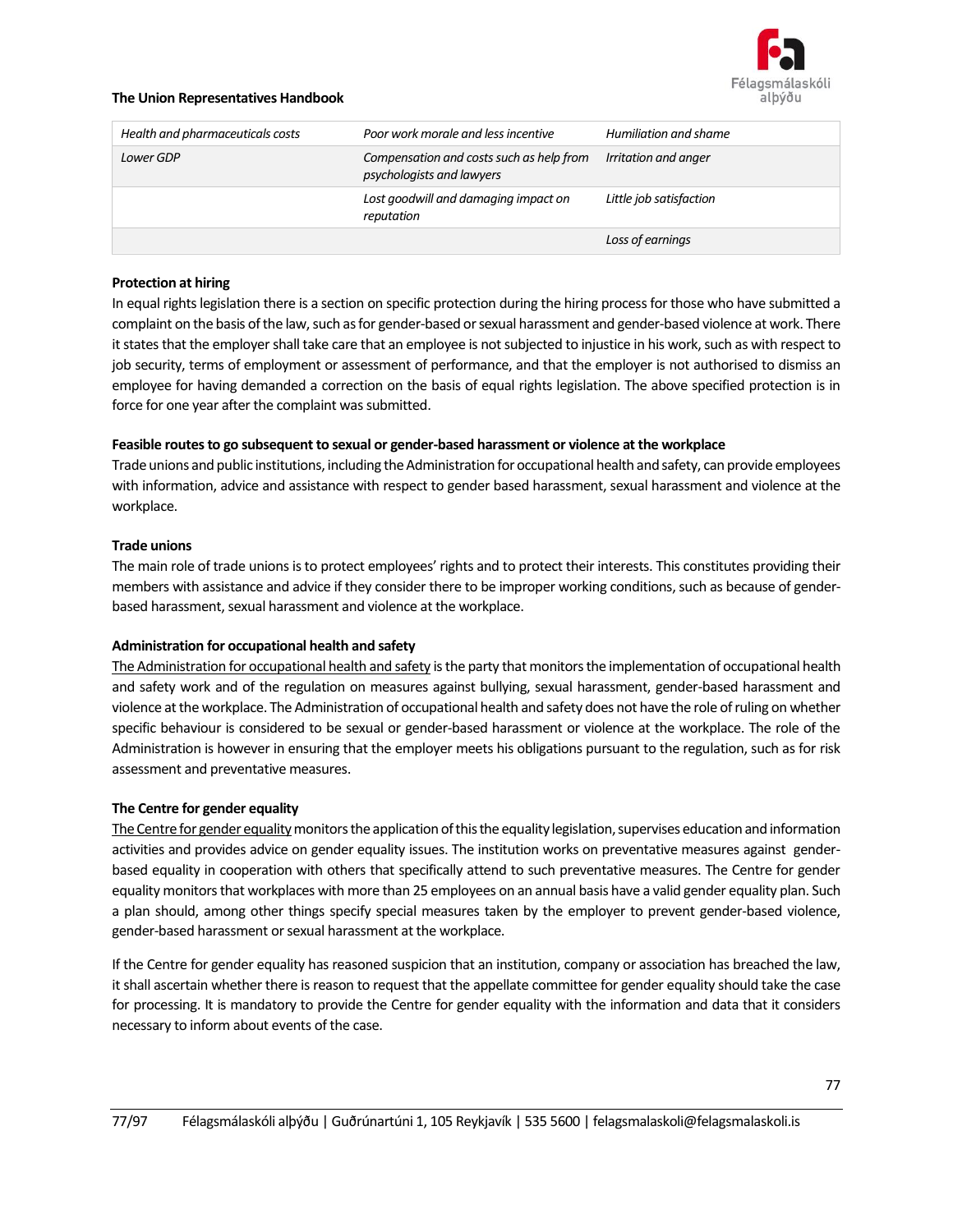| *Health and pharmaceuticals costs* | *Poor work morale and less incentive* | *Humiliation and shame* |
|---|---|---|
| *Lower GDP* | *Compensation and costs such as help from psychologists and lawyers* | *Irritation and anger* |
| | *Lost goodwill and damaging impact on reputation* | *Little job satisfaction* |
| | | *Loss of earnings* |

**Protection at hiring**

In equal rights legislation there is a section on specific protection during the hiring process for those who have submitted a complaint on the basis of the law, such as for gender-based or sexual harassment and gender-based violence at work. There it states that the employer shall take care that an employee is not subjected to injustice in his work, such as with respect to job security, terms of employment or assessment of performance, and that the employer is not authorised to dismiss an employee for having demanded a correction on the basis of equal rights legislation. The above specified protection is in force for one year after the complaint was submitted.

**Feasible routes to go subsequent to sexual or gender-based harassment or violence at the workplace**

Trade unions and public institutions, including the Administration for occupational health and safety, can provide employees with information, advice and assistance with respect to gender based harassment, sexual harassment and violence at the workplace.

**Trade unions**

The main role of trade unions is to protect employees' rights and to protect their interests. This constitutes providing their members with assistance and advice if they consider there to be improper working conditions, such as because of gender-based harassment, sexual harassment and violence at the workplace.

**Administration for occupational health and safety**

The Administration for occupational health and safety is the party that monitors the implementation of occupational health and safety work and of the regulation on measures against bullying, sexual harassment, gender-based harassment and violence at the workplace. The Administration of occupational health and safety does not have the role of ruling on whether specific behaviour is considered to be sexual or gender-based harassment or violence at the workplace. The role of the Administration is however in ensuring that the employer meets his obligations pursuant to the regulation, such as for risk assessment and preventative measures.

**The Centre for gender equality**

The Centre for gender equality monitors the application of this the equality legislation, supervises education and information activities and provides advice on gender equality issues. The institution works on preventative measures against gender-based equality in cooperation with others that specifically attend to such preventative measures. The Centre for gender equality monitors that workplaces with more than 25 employees on an annual basis have a valid gender equality plan. Such a plan should, among other things specify special measures taken by the employer to prevent gender-based violence, gender-based harassment or sexual harassment at the workplace.

If the Centre for gender equality has reasoned suspicion that an institution, company or association has breached the law, it shall ascertain whether there is reason to request that the appellate committee for gender equality should take the case for processing. It is mandatory to provide the Centre for gender equality with the information and data that it considers necessary to inform about events of the case.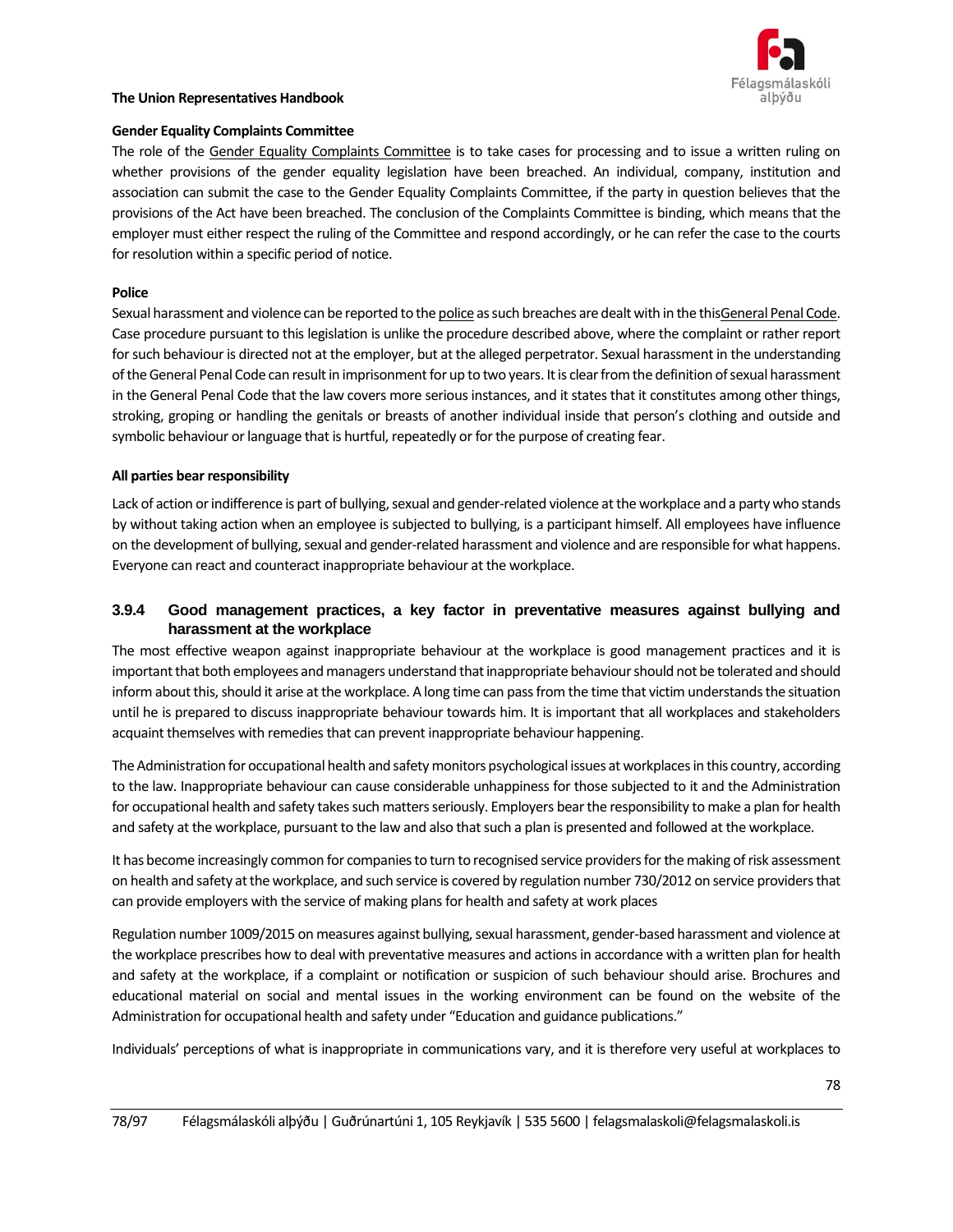**Gender Equality Complaints Committee**

The role of the Gender Equality Complaints Committee is to take cases for processing and to issue a written ruling on whether provisions of the gender equality legislation have been breached. An individual, company, institution and association can submit the case to the Gender Equality Complaints Committee, if the party in question believes that the provisions of the Act have been breached. The conclusion of the Complaints Committee is binding, which means that the employer must either respect the ruling of the Committee and respond accordingly, or he can refer the case to the courts for resolution within a specific period of notice.

**Police**

Sexual harassment and violence can be reported to the police as such breaches are dealt with in the thisGeneral Penal Code. Case procedure pursuant to this legislation is unlike the procedure described above, where the complaint or rather report for such behaviour is directed not at the employer, but at the alleged perpetrator. Sexual harassment in the understanding of the General Penal Code can result in imprisonment for up to two years. It is clear from the definition of sexual harassment in the General Penal Code that the law covers more serious instances, and it states that it constitutes among other things, stroking, groping or handling the genitals or breasts of another individual inside that person's clothing and outside and symbolic behaviour or language that is hurtful, repeatedly or for the purpose of creating fear.

**All parties bear responsibility**

Lack of action or indifference is part of bullying, sexual and gender-related violence at the workplace and a party who stands by without taking action when an employee is subjected to bullying, is a participant himself. All employees have influence on the development of bullying, sexual and gender-related harassment and violence and are responsible for what happens. Everyone can react and counteract inappropriate behaviour at the workplace.

### 3.9.4 Good management practices, a key factor in preventative measures against bullying and harassment at the workplace

The most effective weapon against inappropriate behaviour at the workplace is good management practices and it is important that both employees and managers understand that inappropriate behaviour should not be tolerated and should inform about this, should it arise at the workplace. A long time can pass from the time that victim understands the situation until he is prepared to discuss inappropriate behaviour towards him. It is important that all workplaces and stakeholders acquaint themselves with remedies that can prevent inappropriate behaviour happening.

The Administration for occupational health and safety monitors psychological issues at workplaces in this country, according to the law. Inappropriate behaviour can cause considerable unhappiness for those subjected to it and the Administration for occupational health and safety takes such matters seriously. Employers bear the responsibility to make a plan for health and safety at the workplace, pursuant to the law and also that such a plan is presented and followed at the workplace.

It has become increasingly common for companies to turn to recognised service providers for the making of risk assessment on health and safety at the workplace, and such service is covered by regulation number 730/2012 on service providers that can provide employers with the service of making plans for health and safety at work places

Regulation number 1009/2015 on measures against bullying, sexual harassment, gender-based harassment and violence at the workplace prescribes how to deal with preventative measures and actions in accordance with a written plan for health and safety at the workplace, if a complaint or notification or suspicion of such behaviour should arise. Brochures and educational material on social and mental issues in the working environment can be found on the website of the Administration for occupational health and safety under "Education and guidance publications."

Individuals' perceptions of what is inappropriate in communications vary, and it is therefore very useful at workplaces to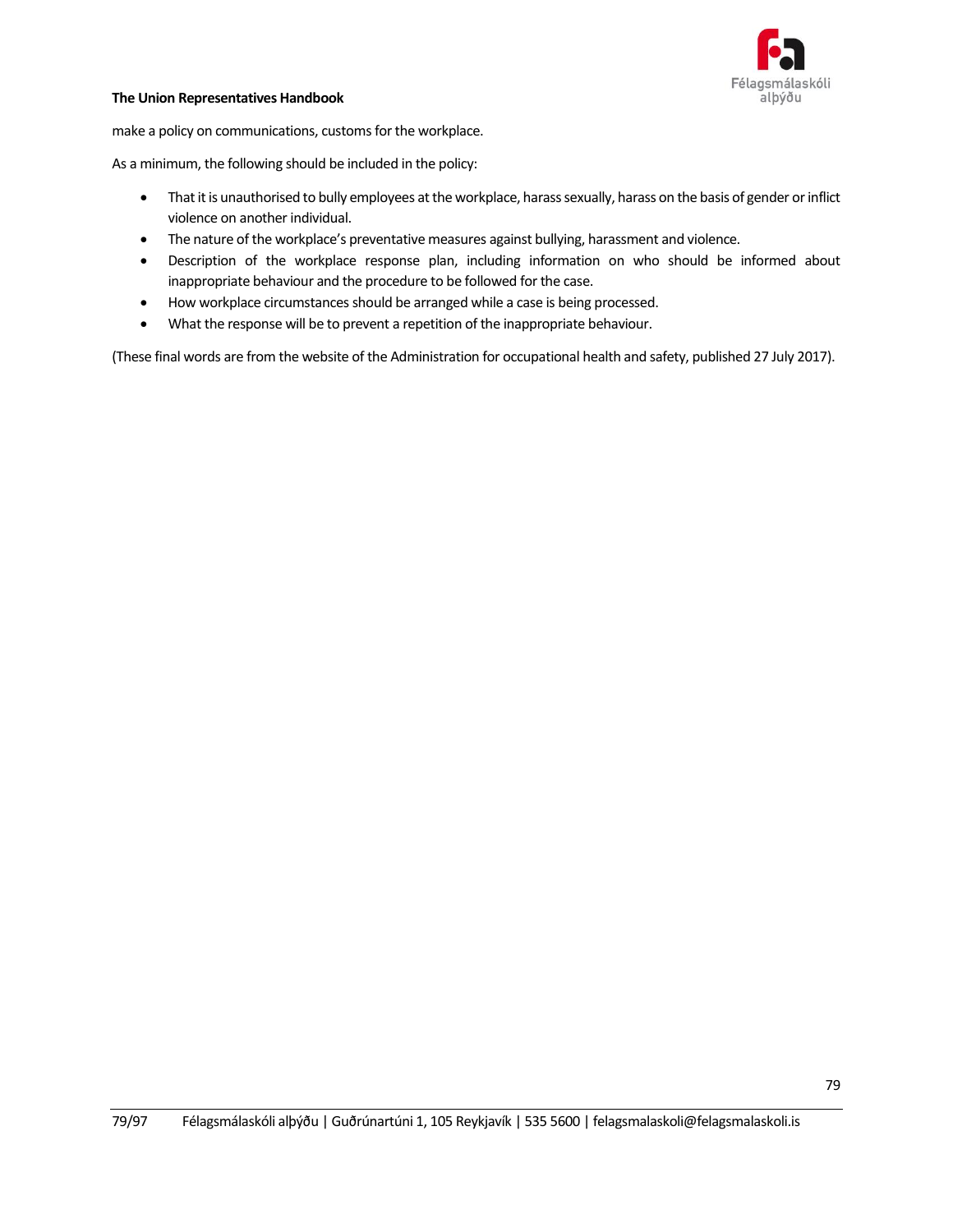make a policy on communications, customs for the workplace.

As a minimum, the following should be included in the policy:

- That it is unauthorised to bully employees at the workplace, harass sexually, harass on the basis of gender or inflict violence on another individual.
- The nature of the workplace's preventative measures against bullying, harassment and violence.
- Description of the workplace response plan, including information on who should be informed about inappropriate behaviour and the procedure to be followed for the case.
- How workplace circumstances should be arranged while a case is being processed.
- What the response will be to prevent a repetition of the inappropriate behaviour.

(These final words are from the website of the Administration for occupational health and safety, published 27 July 2017).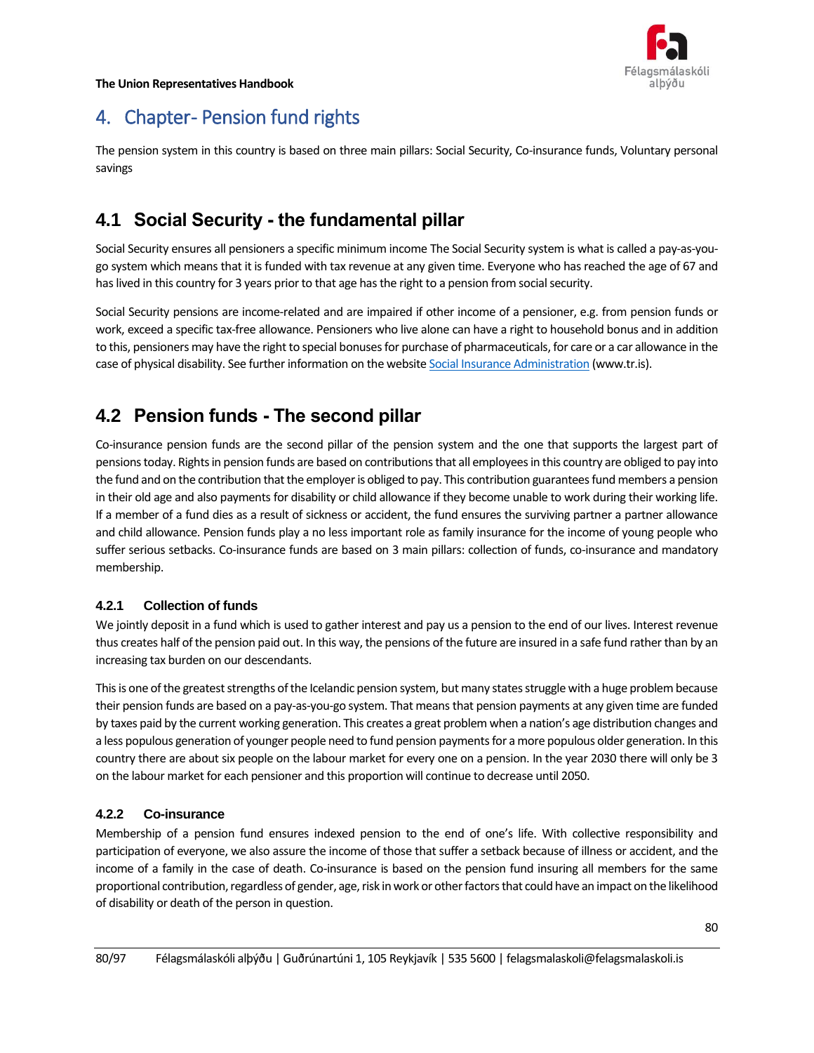# 4. Chapter- Pension fund rights

The pension system in this country is based on three main pillars: Social Security, Co-insurance funds, Voluntary personal savings

## 4.1 Social Security - the fundamental pillar

Social Security ensures all pensioners a specific minimum income The Social Security system is what is called a pay-as-you-go system which means that it is funded with tax revenue at any given time. Everyone who has reached the age of 67 and has lived in this country for 3 years prior to that age has the right to a pension from social security.

Social Security pensions are income-related and are impaired if other income of a pensioner, e.g. from pension funds or work, exceed a specific tax-free allowance. Pensioners who live alone can have a right to household bonus and in addition to this, pensioners may have the right to special bonuses for purchase of pharmaceuticals, for care or a car allowance in the case of physical disability. See further information on the website Social Insurance Administration (www.tr.is).

## 4.2 Pension funds - The second pillar

Co-insurance pension funds are the second pillar of the pension system and the one that supports the largest part of pensions today. Rights in pension funds are based on contributions that all employees in this country are obliged to pay into the fund and on the contribution that the employer is obliged to pay. This contribution guarantees fund members a pension in their old age and also payments for disability or child allowance if they become unable to work during their working life. If a member of a fund dies as a result of sickness or accident, the fund ensures the surviving partner a partner allowance and child allowance. Pension funds play a no less important role as family insurance for the income of young people who suffer serious setbacks. Co-insurance funds are based on 3 main pillars: collection of funds, co-insurance and mandatory membership.

### 4.2.1 Collection of funds

We jointly deposit in a fund which is used to gather interest and pay us a pension to the end of our lives. Interest revenue thus creates half of the pension paid out. In this way, the pensions of the future are insured in a safe fund rather than by an increasing tax burden on our descendants.

This is one of the greatest strengths of the Icelandic pension system, but many states struggle with a huge problem because their pension funds are based on a pay-as-you-go system. That means that pension payments at any given time are funded by taxes paid by the current working generation. This creates a great problem when a nation's age distribution changes and a less populous generation of younger people need to fund pension payments for a more populous older generation. In this country there are about six people on the labour market for every one on a pension. In the year 2030 there will only be 3 on the labour market for each pensioner and this proportion will continue to decrease until 2050.

### 4.2.2 Co-insurance

Membership of a pension fund ensures indexed pension to the end of one's life. With collective responsibility and participation of everyone, we also assure the income of those that suffer a setback because of illness or accident, and the income of a family in the case of death. Co-insurance is based on the pension fund insuring all members for the same proportional contribution, regardless of gender, age, risk in work or other factors that could have an impact on the likelihood of disability or death of the person in question.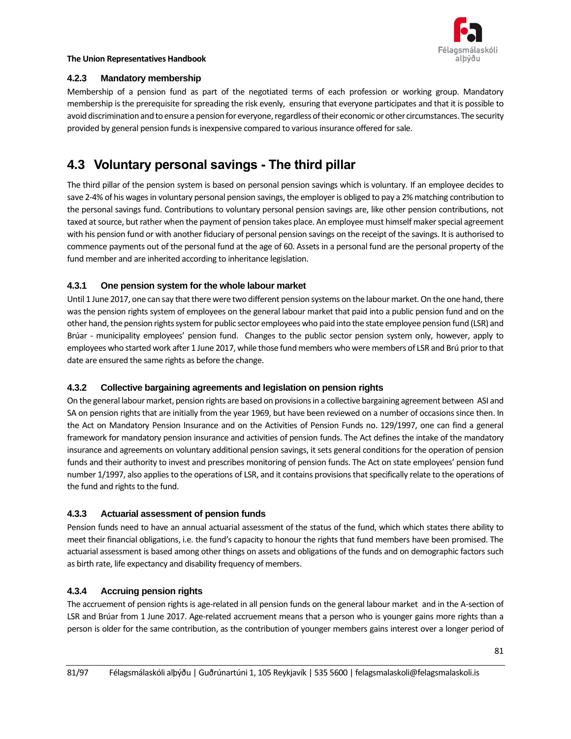### 4.2.3 Mandatory membership

Membership of a pension fund as part of the negotiated terms of each profession or working group. Mandatory membership is the prerequisite for spreading the risk evenly, ensuring that everyone participates and that it is possible to avoid discrimination and to ensure a pension for everyone, regardless of their economic or other circumstances. The security provided by general pension funds is inexpensive compared to various insurance offered for sale.

## 4.3 Voluntary personal savings - The third pillar

The third pillar of the pension system is based on personal pension savings which is voluntary. If an employee decides to save 2-4% of his wages in voluntary personal pension savings, the employer is obliged to pay a 2% matching contribution to the personal savings fund. Contributions to voluntary personal pension savings are, like other pension contributions, not taxed at source, but rather when the payment of pension takes place. An employee must himself maker special agreement with his pension fund or with another fiduciary of personal pension savings on the receipt of the savings. It is authorised to commence payments out of the personal fund at the age of 60. Assets in a personal fund are the personal property of the fund member and are inherited according to inheritance legislation.

### 4.3.1 One pension system for the whole labour market

Until 1 June 2017, one can say that there were two different pension systems on the labour market. On the one hand, there was the pension rights system of employees on the general labour market that paid into a public pension fund and on the other hand, the pension rights system for public sector employees who paid into the state employee pension fund (LSR) and Brúar - municipality employees' pension fund. Changes to the public sector pension system only, however, apply to employees who started work after 1 June 2017, while those fund members who were members of LSR and Brú prior to that date are ensured the same rights as before the change.

### 4.3.2 Collective bargaining agreements and legislation on pension rights

On the general labour market, pension rights are based on provisions in a collective bargaining agreement between ASI and SA on pension rights that are initially from the year 1969, but have been reviewed on a number of occasions since then. In the Act on Mandatory Pension Insurance and on the Activities of Pension Funds no. 129/1997, one can find a general framework for mandatory pension insurance and activities of pension funds. The Act defines the intake of the mandatory insurance and agreements on voluntary additional pension savings, it sets general conditions for the operation of pension funds and their authority to invest and prescribes monitoring of pension funds. The Act on state employees' pension fund number 1/1997, also applies to the operations of LSR, and it contains provisions that specifically relate to the operations of the fund and rights to the fund.

### 4.3.3 Actuarial assessment of pension funds

Pension funds need to have an annual actuarial assessment of the status of the fund, which which states there ability to meet their financial obligations, i.e. the fund's capacity to honour the rights that fund members have been promised. The actuarial assessment is based among other things on assets and obligations of the funds and on demographic factors such as birth rate, life expectancy and disability frequency of members.

### 4.3.4 Accruing pension rights

The accruement of pension rights is age-related in all pension funds on the general labour market and in the A-section of LSR and Brúar from 1 June 2017. Age-related accruement means that a person who is younger gains more rights than a person is older for the same contribution, as the contribution of younger members gains interest over a longer period of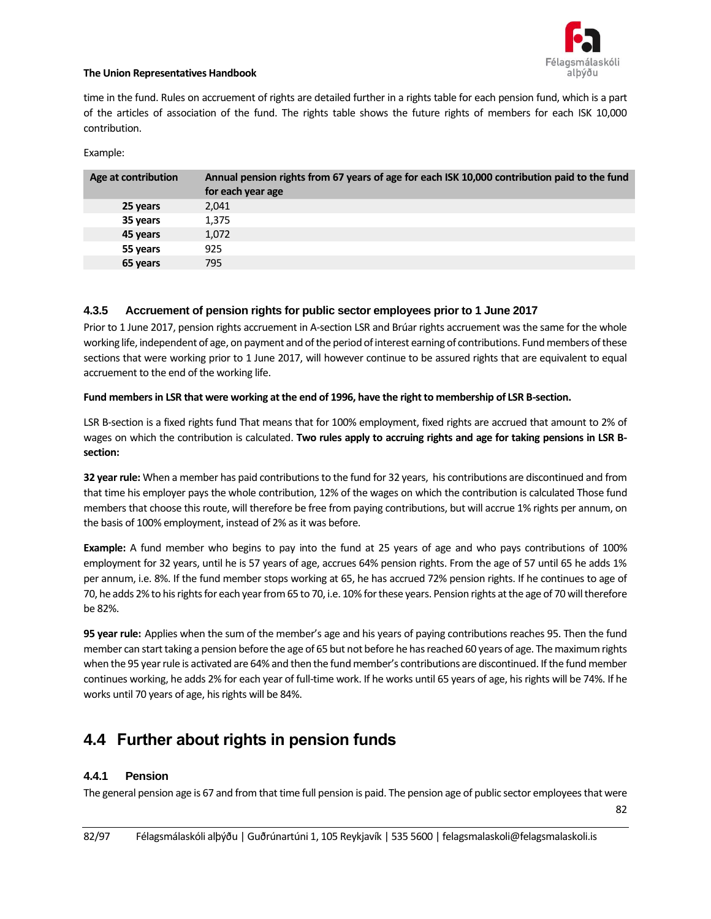time in the fund. Rules on accruement of rights are detailed further in a rights table for each pension fund, which is a part of the articles of association of the fund. The rights table shows the future rights of members for each ISK 10,000 contribution.

Example:

| Age at contribution | Annual pension rights from 67 years of age for each ISK 10,000 contribution paid to the fund for each year age |
|---|---|
| **25 years** | 2,041 |
| **35 years** | 1,375 |
| **45 years** | 1,072 |
| **55 years** | 925 |
| **65 years** | 795 |

### 4.3.5 Accruement of pension rights for public sector employees prior to 1 June 2017

Prior to 1 June 2017, pension rights accruement in A-section LSR and Brúar rights accruement was the same for the whole working life, independent of age, on payment and of the period of interest earning of contributions. Fund members of these sections that were working prior to 1 June 2017, will however continue to be assured rights that are equivalent to equal accruement to the end of the working life.

**Fund members in LSR that were working at the end of 1996, have the right to membership of LSR B-section.**

LSR B-section is a fixed rights fund That means that for 100% employment, fixed rights are accrued that amount to 2% of wages on which the contribution is calculated. **Two rules apply to accruing rights and age for taking pensions in LSR B-section:**

**32 year rule:** When a member has paid contributions to the fund for 32 years, his contributions are discontinued and from that time his employer pays the whole contribution, 12% of the wages on which the contribution is calculated Those fund members that choose this route, will therefore be free from paying contributions, but will accrue 1% rights per annum, on the basis of 100% employment, instead of 2% as it was before.

**Example:** A fund member who begins to pay into the fund at 25 years of age and who pays contributions of 100% employment for 32 years, until he is 57 years of age, accrues 64% pension rights. From the age of 57 until 65 he adds 1% per annum, i.e. 8%. If the fund member stops working at 65, he has accrued 72% pension rights. If he continues to age of 70, he adds 2% to his rights for each year from 65 to 70, i.e. 10% for these years. Pension rights at the age of 70 will therefore be 82%.

**95 year rule:** Applies when the sum of the member's age and his years of paying contributions reaches 95. Then the fund member can start taking a pension before the age of 65 but not before he has reached 60 years of age. The maximum rights when the 95 year rule is activated are 64% and then the fund member's contributions are discontinued. If the fund member continues working, he adds 2% for each year of full-time work. If he works until 65 years of age, his rights will be 74%. If he works until 70 years of age, his rights will be 84%.

## 4.4 Further about rights in pension funds

### 4.4.1 Pension

The general pension age is 67 and from that time full pension is paid. The pension age of public sector employees that were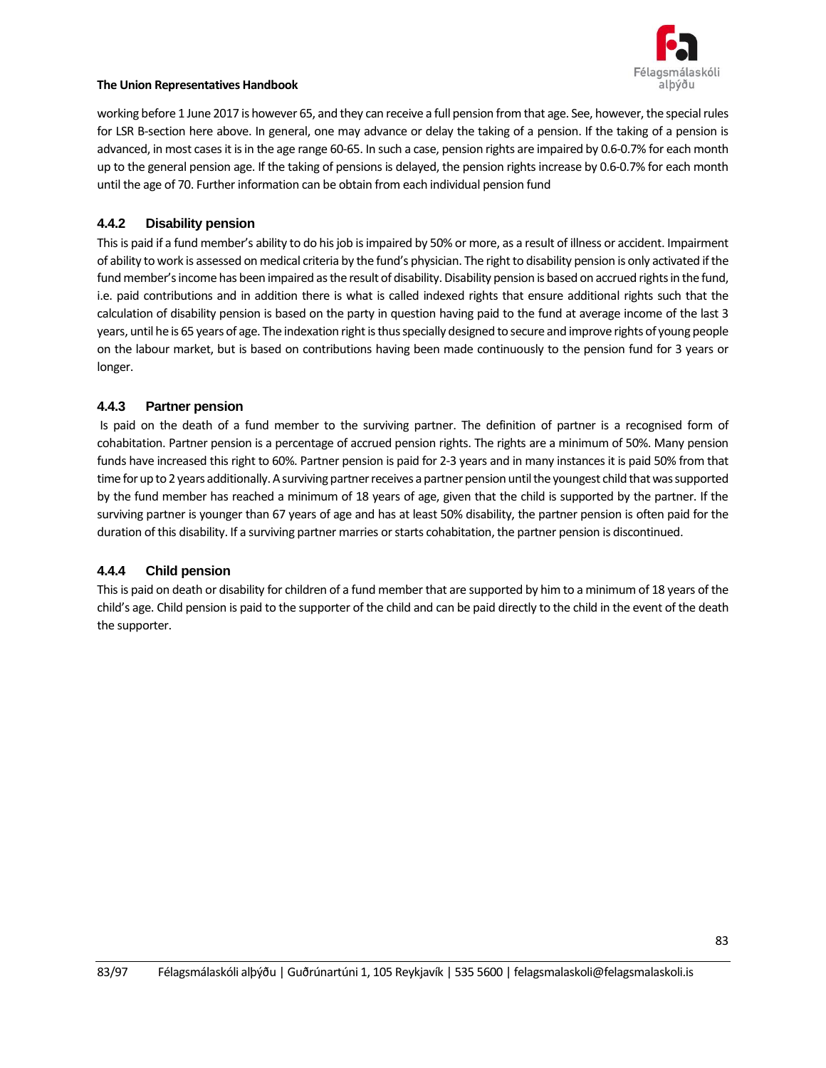working before 1 June 2017 is however 65, and they can receive a full pension from that age. See, however, the special rules for LSR B-section here above. In general, one may advance or delay the taking of a pension. If the taking of a pension is advanced, in most cases it is in the age range 60-65. In such a case, pension rights are impaired by 0.6-0.7% for each month up to the general pension age. If the taking of pensions is delayed, the pension rights increase by 0.6-0.7% for each month until the age of 70. Further information can be obtain from each individual pension fund

### 4.4.2 Disability pension

This is paid if a fund member's ability to do his job is impaired by 50% or more, as a result of illness or accident. Impairment of ability to work is assessed on medical criteria by the fund's physician. The right to disability pension is only activated if the fund member's income has been impaired as the result of disability. Disability pension is based on accrued rights in the fund, i.e. paid contributions and in addition there is what is called indexed rights that ensure additional rights such that the calculation of disability pension is based on the party in question having paid to the fund at average income of the last 3 years, until he is 65 years of age. The indexation right is thus specially designed to secure and improve rights of young people on the labour market, but is based on contributions having been made continuously to the pension fund for 3 years or longer.

### 4.4.3 Partner pension

Is paid on the death of a fund member to the surviving partner. The definition of partner is a recognised form of cohabitation. Partner pension is a percentage of accrued pension rights. The rights are a minimum of 50%. Many pension funds have increased this right to 60%. Partner pension is paid for 2-3 years and in many instances it is paid 50% from that time for up to 2 years additionally. A surviving partner receives a partner pension until the youngest child that was supported by the fund member has reached a minimum of 18 years of age, given that the child is supported by the partner. If the surviving partner is younger than 67 years of age and has at least 50% disability, the partner pension is often paid for the duration of this disability. If a surviving partner marries or starts cohabitation, the partner pension is discontinued.

### 4.4.4 Child pension

This is paid on death or disability for children of a fund member that are supported by him to a minimum of 18 years of the child's age. Child pension is paid to the supporter of the child and can be paid directly to the child in the event of the death the supporter.